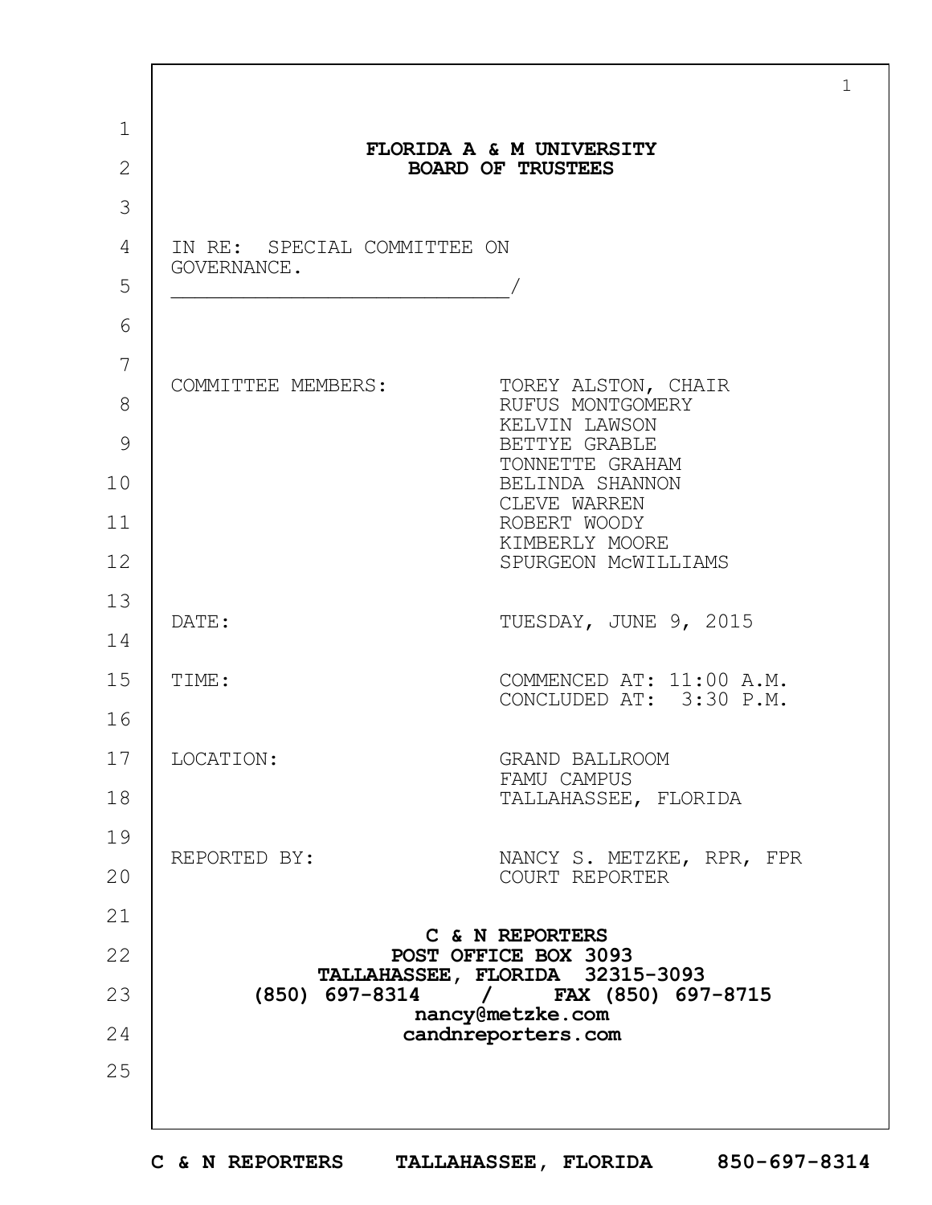**FLORIDA A & M UNIVERSITY**
**BOARD OF TRUSTEES**

IN RE: SPECIAL COMMITTEE ON GOVERNANCE.
_____________________________/

| | |
|---|---|
| COMMITTEE MEMBERS: | TOREY ALSTON, CHAIR<br>RUFUS MONTGOMERY<br>KELVIN LAWSON<br>BETTYE GRABLE<br>TONNETTE GRAHAM<br>BELINDA SHANNON<br>CLEVE WARREN<br>ROBERT WOODY<br>KIMBERLY MOORE<br>SPURGEON McWILLIAMS |
| DATE: | TUESDAY, JUNE 9, 2015 |
| TIME: | COMMENCED AT: 11:00 A.M.<br>CONCLUDED AT: 3:30 P.M. |
| LOCATION: | GRAND BALLROOM<br>FAMU CAMPUS<br>TALLAHASSEE, FLORIDA |
| REPORTED BY: | NANCY S. METZKE, RPR, FPR<br>COURT REPORTER |

**C & N REPORTERS**
**POST OFFICE BOX 3093**
**TALLAHASSEE, FLORIDA 32315-3093**
**(850) 697-8314 / FAX (850) 697-8715**
**nancy@metzke.com**
**candnreporters.com**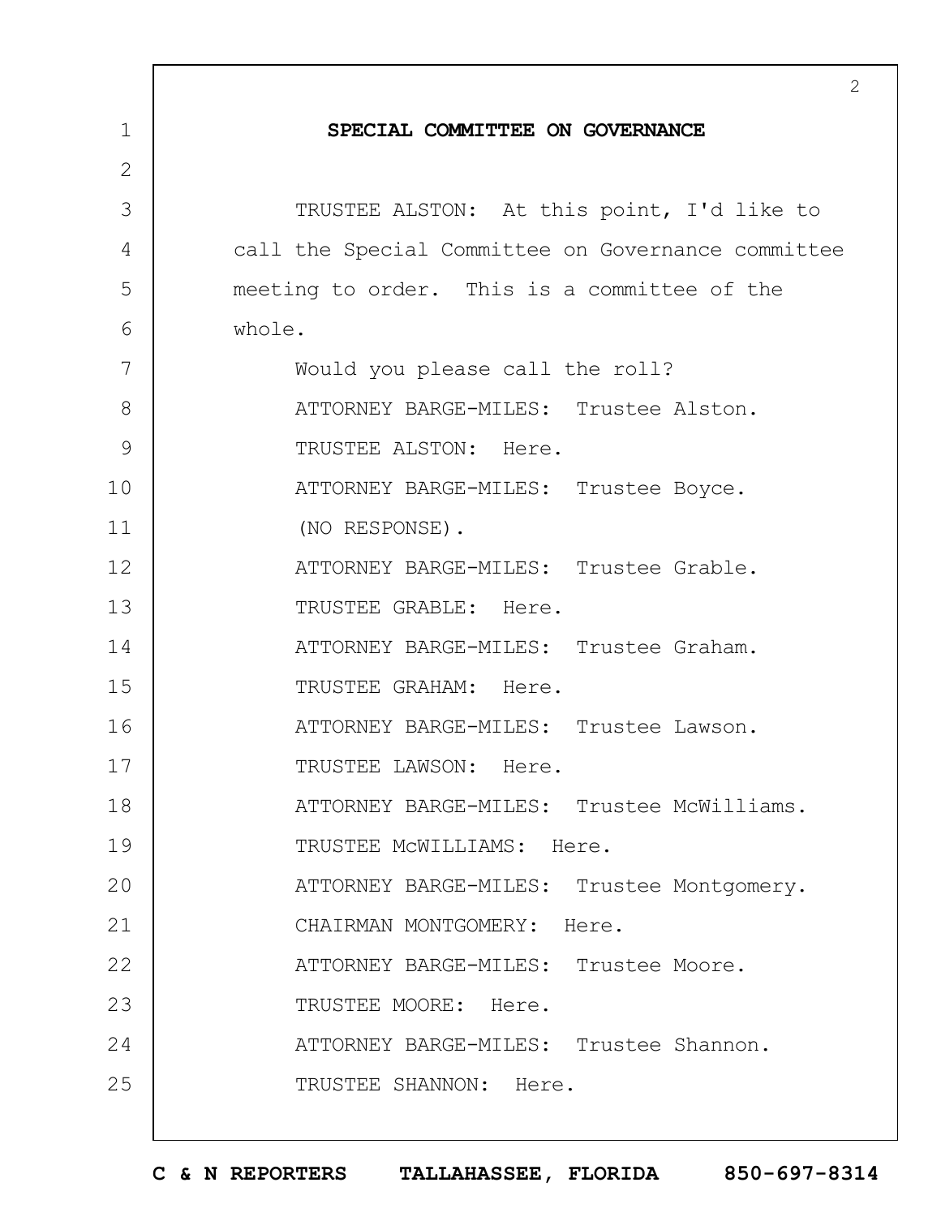## SPECIAL COMMITTEE ON GOVERNANCE

TRUSTEE ALSTON: At this point, I'd like to call the Special Committee on Governance committee meeting to order. This is a committee of the whole.

Would you please call the roll?

ATTORNEY BARGE-MILES: Trustee Alston.

TRUSTEE ALSTON: Here.

ATTORNEY BARGE-MILES: Trustee Boyce.

(NO RESPONSE).

ATTORNEY BARGE-MILES: Trustee Grable.

TRUSTEE GRABLE: Here.

ATTORNEY BARGE-MILES: Trustee Graham.

TRUSTEE GRAHAM: Here.

ATTORNEY BARGE-MILES: Trustee Lawson.

TRUSTEE LAWSON: Here.

ATTORNEY BARGE-MILES: Trustee McWilliams.

TRUSTEE McWILLIAMS: Here.

ATTORNEY BARGE-MILES: Trustee Montgomery.

CHAIRMAN MONTGOMERY: Here.

ATTORNEY BARGE-MILES: Trustee Moore.

TRUSTEE MOORE: Here.

ATTORNEY BARGE-MILES: Trustee Shannon.

TRUSTEE SHANNON: Here.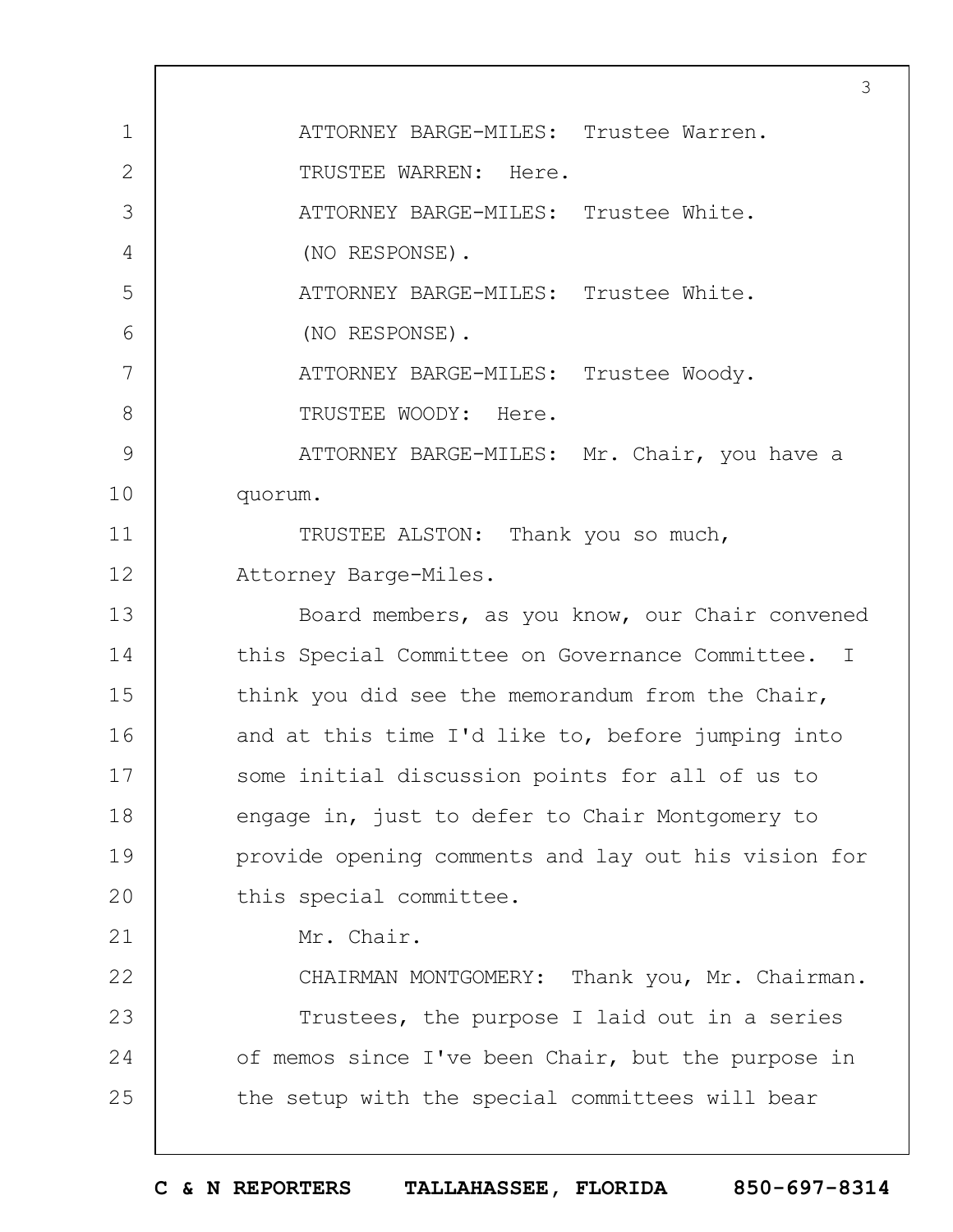ATTORNEY BARGE-MILES: Trustee Warren.

TRUSTEE WARREN: Here.

ATTORNEY BARGE-MILES: Trustee White.

(NO RESPONSE).

ATTORNEY BARGE-MILES: Trustee White.

(NO RESPONSE).

ATTORNEY BARGE-MILES: Trustee Woody.

TRUSTEE WOODY: Here.

ATTORNEY BARGE-MILES: Mr. Chair, you have a quorum.

TRUSTEE ALSTON: Thank you so much, Attorney Barge-Miles.

Board members, as you know, our Chair convened this Special Committee on Governance Committee. I think you did see the memorandum from the Chair, and at this time I'd like to, before jumping into some initial discussion points for all of us to engage in, just to defer to Chair Montgomery to provide opening comments and lay out his vision for this special committee.

Mr. Chair.

CHAIRMAN MONTGOMERY: Thank you, Mr. Chairman.

Trustees, the purpose I laid out in a series of memos since I've been Chair, but the purpose in the setup with the special committees will bear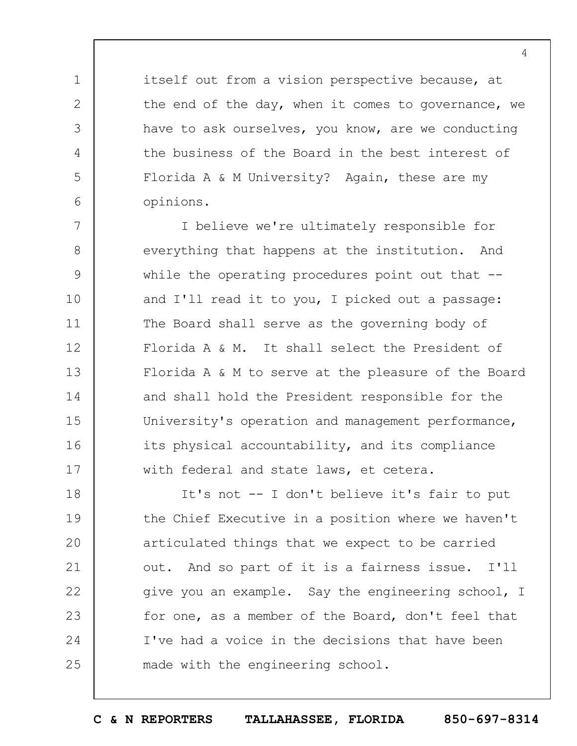itself out from a vision perspective because, at the end of the day, when it comes to governance, we have to ask ourselves, you know, are we conducting the business of the Board in the best interest of Florida A & M University? Again, these are my opinions.

I believe we're ultimately responsible for everything that happens at the institution. And while the operating procedures point out that -- and I'll read it to you, I picked out a passage: The Board shall serve as the governing body of Florida A & M. It shall select the President of Florida A & M to serve at the pleasure of the Board and shall hold the President responsible for the University's operation and management performance, its physical accountability, and its compliance with federal and state laws, et cetera.

It's not -- I don't believe it's fair to put the Chief Executive in a position where we haven't articulated things that we expect to be carried out. And so part of it is a fairness issue. I'll give you an example. Say the engineering school, I for one, as a member of the Board, don't feel that I've had a voice in the decisions that have been made with the engineering school.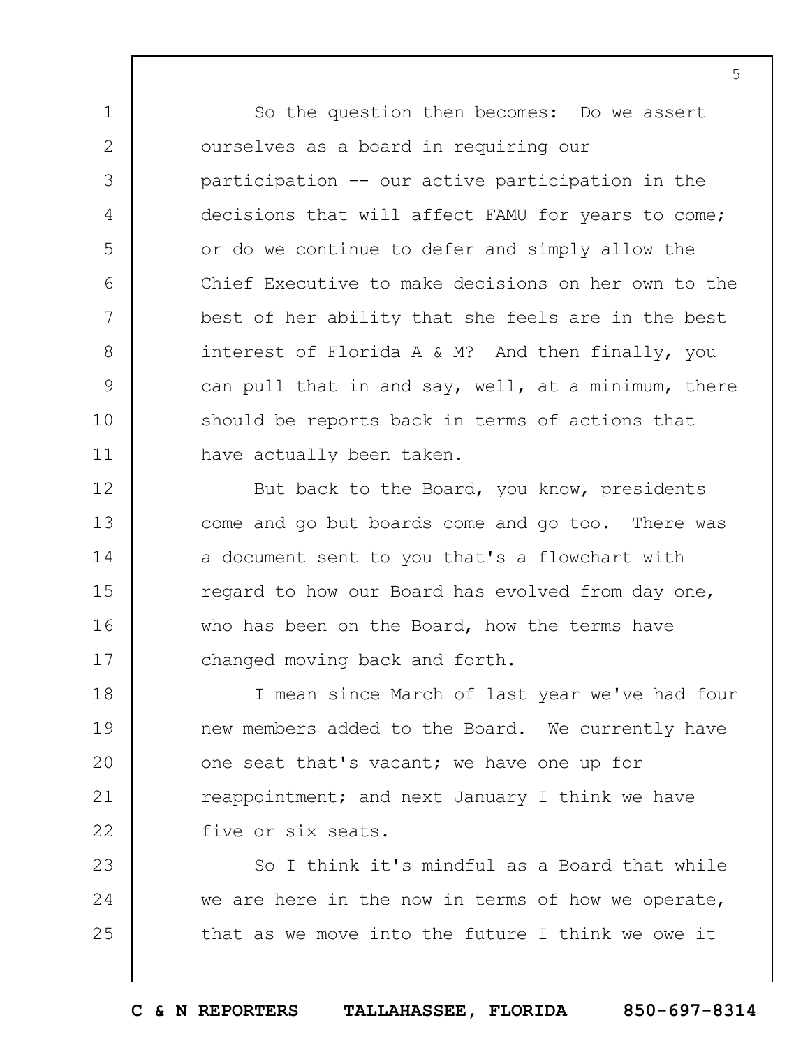So the question then becomes: Do we assert ourselves as a board in requiring our participation -- our active participation in the decisions that will affect FAMU for years to come; or do we continue to defer and simply allow the Chief Executive to make decisions on her own to the best of her ability that she feels are in the best interest of Florida A & M? And then finally, you can pull that in and say, well, at a minimum, there should be reports back in terms of actions that have actually been taken.

But back to the Board, you know, presidents come and go but boards come and go too. There was a document sent to you that's a flowchart with regard to how our Board has evolved from day one, who has been on the Board, how the terms have changed moving back and forth.

I mean since March of last year we've had four new members added to the Board. We currently have one seat that's vacant; we have one up for reappointment; and next January I think we have five or six seats.

So I think it's mindful as a Board that while we are here in the now in terms of how we operate, that as we move into the future I think we owe it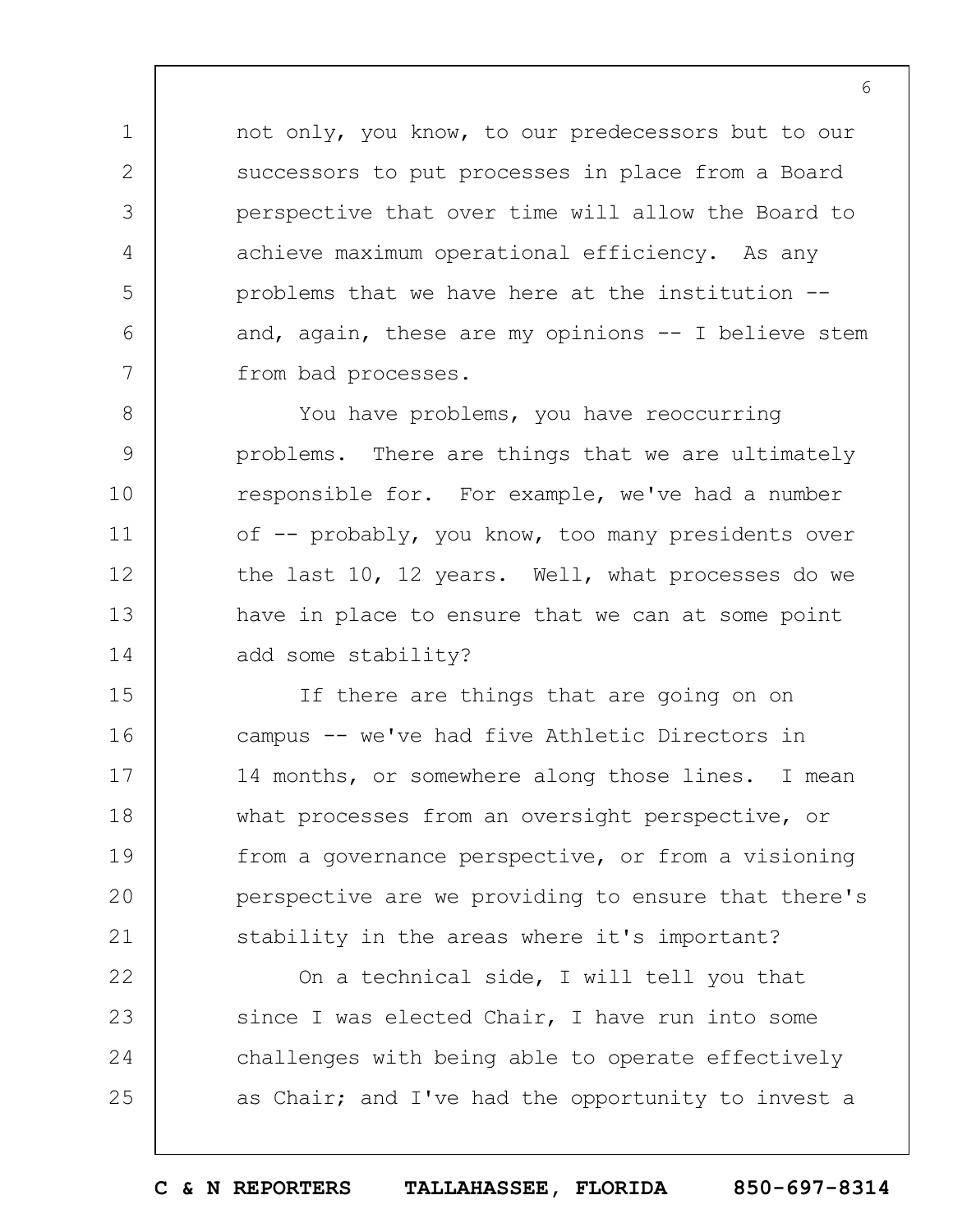not only, you know, to our predecessors but to our successors to put processes in place from a Board perspective that over time will allow the Board to achieve maximum operational efficiency. As any problems that we have here at the institution -- and, again, these are my opinions -- I believe stem from bad processes.

You have problems, you have reoccurring problems. There are things that we are ultimately responsible for. For example, we've had a number of -- probably, you know, too many presidents over the last 10, 12 years. Well, what processes do we have in place to ensure that we can at some point add some stability?

If there are things that are going on on campus -- we've had five Athletic Directors in 14 months, or somewhere along those lines. I mean what processes from an oversight perspective, or from a governance perspective, or from a visioning perspective are we providing to ensure that there's stability in the areas where it's important?

On a technical side, I will tell you that since I was elected Chair, I have run into some challenges with being able to operate effectively as Chair; and I've had the opportunity to invest a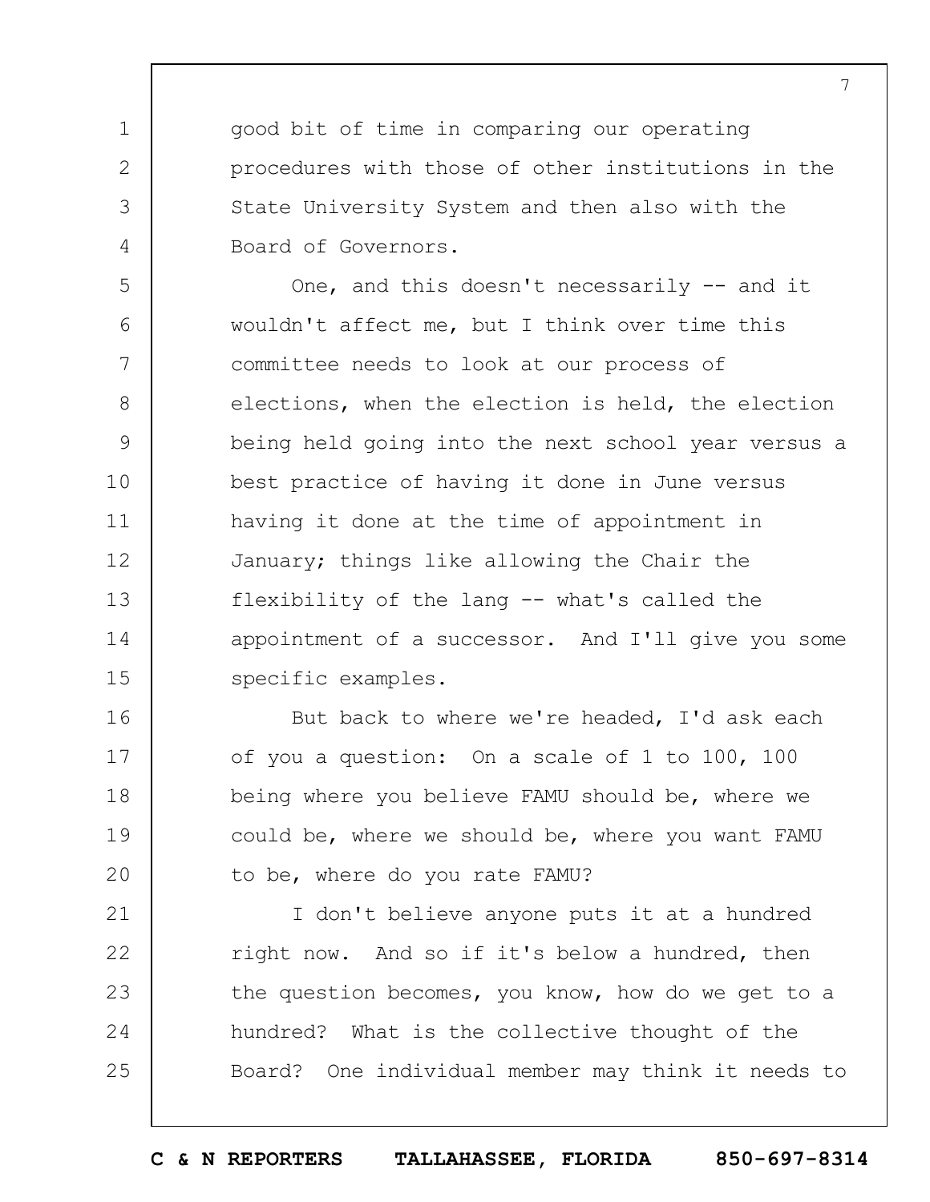good bit of time in comparing our operating procedures with those of other institutions in the State University System and then also with the Board of Governors.

One, and this doesn't necessarily -- and it wouldn't affect me, but I think over time this committee needs to look at our process of elections, when the election is held, the election being held going into the next school year versus a best practice of having it done in June versus having it done at the time of appointment in January; things like allowing the Chair the flexibility of the lang -- what's called the appointment of a successor. And I'll give you some specific examples.

But back to where we're headed, I'd ask each of you a question: On a scale of 1 to 100, 100 being where you believe FAMU should be, where we could be, where we should be, where you want FAMU to be, where do you rate FAMU?

I don't believe anyone puts it at a hundred right now. And so if it's below a hundred, then the question becomes, you know, how do we get to a hundred? What is the collective thought of the Board? One individual member may think it needs to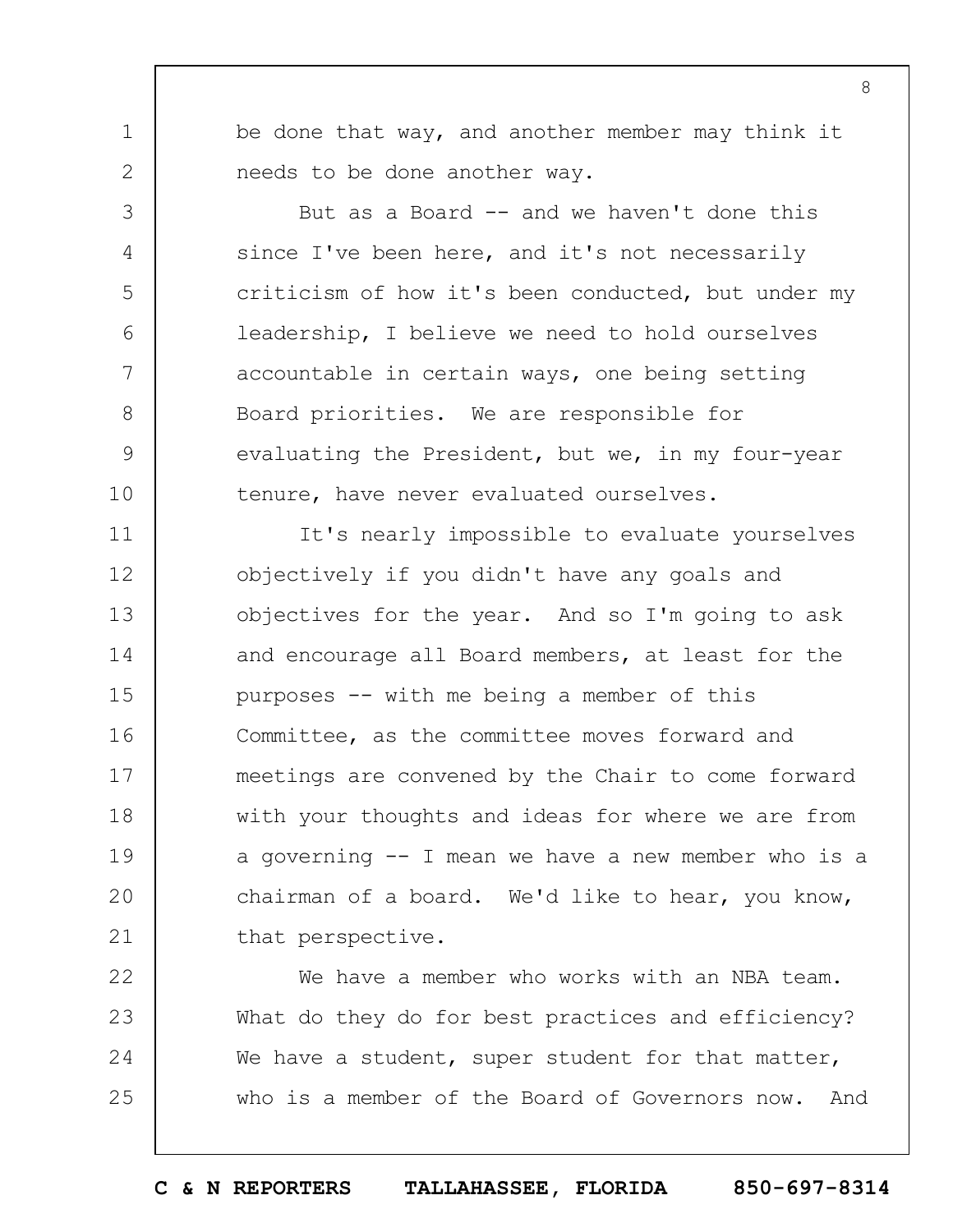be done that way, and another member may think it needs to be done another way.

But as a Board -- and we haven't done this since I've been here, and it's not necessarily criticism of how it's been conducted, but under my leadership, I believe we need to hold ourselves accountable in certain ways, one being setting Board priorities. We are responsible for evaluating the President, but we, in my four-year tenure, have never evaluated ourselves.

It's nearly impossible to evaluate yourselves objectively if you didn't have any goals and objectives for the year. And so I'm going to ask and encourage all Board members, at least for the purposes -- with me being a member of this Committee, as the committee moves forward and meetings are convened by the Chair to come forward with your thoughts and ideas for where we are from a governing -- I mean we have a new member who is a chairman of a board. We'd like to hear, you know, that perspective.

We have a member who works with an NBA team. What do they do for best practices and efficiency? We have a student, super student for that matter, who is a member of the Board of Governors now. And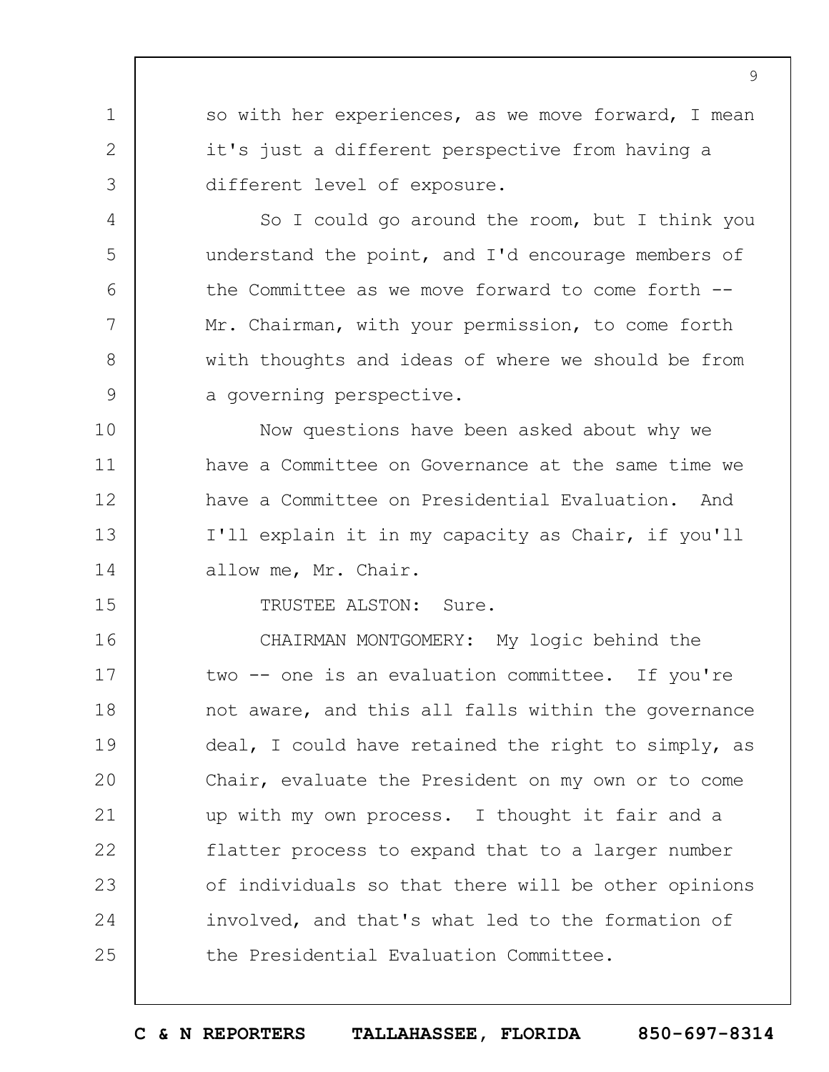so with her experiences, as we move forward, I mean it's just a different perspective from having a different level of exposure.

So I could go around the room, but I think you understand the point, and I'd encourage members of the Committee as we move forward to come forth -- Mr. Chairman, with your permission, to come forth with thoughts and ideas of where we should be from a governing perspective.

Now questions have been asked about why we have a Committee on Governance at the same time we have a Committee on Presidential Evaluation. And I'll explain it in my capacity as Chair, if you'll allow me, Mr. Chair.

TRUSTEE ALSTON: Sure.

CHAIRMAN MONTGOMERY: My logic behind the two -- one is an evaluation committee. If you're not aware, and this all falls within the governance deal, I could have retained the right to simply, as Chair, evaluate the President on my own or to come up with my own process. I thought it fair and a flatter process to expand that to a larger number of individuals so that there will be other opinions involved, and that's what led to the formation of the Presidential Evaluation Committee.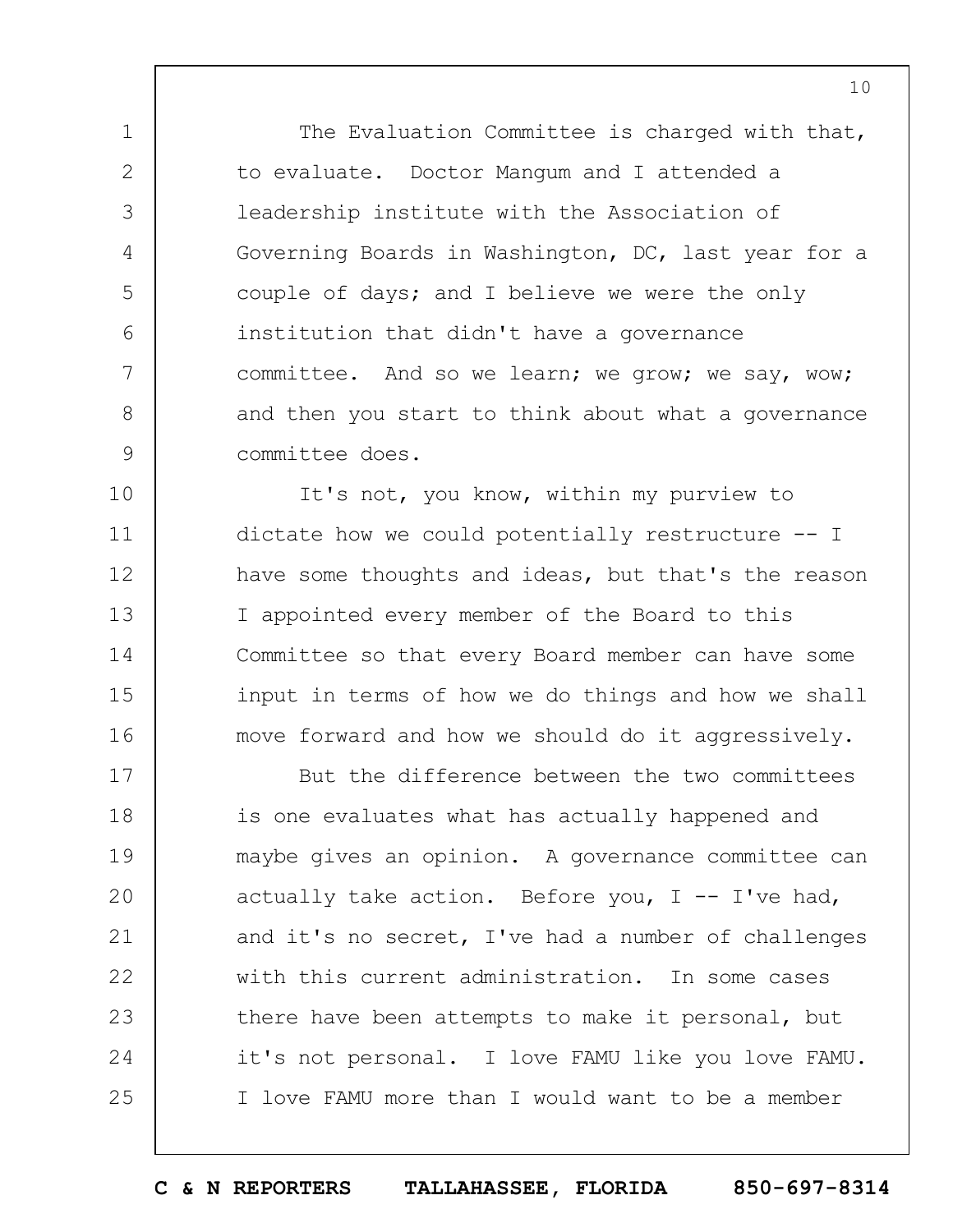The Evaluation Committee is charged with that, to evaluate. Doctor Mangum and I attended a leadership institute with the Association of Governing Boards in Washington, DC, last year for a couple of days; and I believe we were the only institution that didn't have a governance committee. And so we learn; we grow; we say, wow; and then you start to think about what a governance committee does.

It's not, you know, within my purview to dictate how we could potentially restructure -- I have some thoughts and ideas, but that's the reason I appointed every member of the Board to this Committee so that every Board member can have some input in terms of how we do things and how we shall move forward and how we should do it aggressively.

But the difference between the two committees is one evaluates what has actually happened and maybe gives an opinion. A governance committee can actually take action. Before you, I -- I've had, and it's no secret, I've had a number of challenges with this current administration. In some cases there have been attempts to make it personal, but it's not personal. I love FAMU like you love FAMU. I love FAMU more than I would want to be a member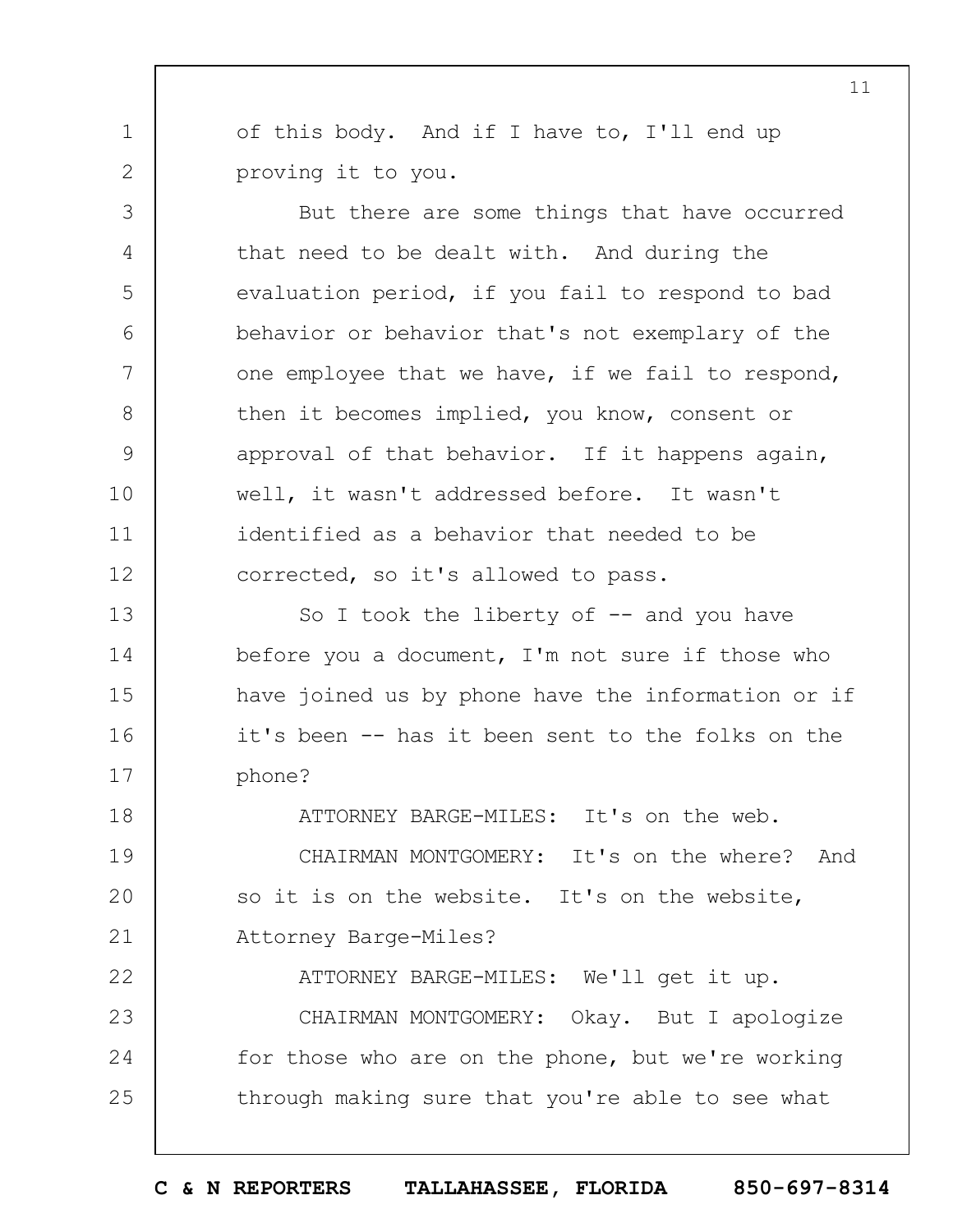of this body. And if I have to, I'll end up proving it to you.

But there are some things that have occurred that need to be dealt with. And during the evaluation period, if you fail to respond to bad behavior or behavior that's not exemplary of the one employee that we have, if we fail to respond, then it becomes implied, you know, consent or approval of that behavior. If it happens again, well, it wasn't addressed before. It wasn't identified as a behavior that needed to be corrected, so it's allowed to pass.

So I took the liberty of -- and you have before you a document, I'm not sure if those who have joined us by phone have the information or if it's been -- has it been sent to the folks on the phone?

ATTORNEY BARGE-MILES: It's on the web.

CHAIRMAN MONTGOMERY: It's on the where? And so it is on the website. It's on the website, Attorney Barge-Miles?

ATTORNEY BARGE-MILES: We'll get it up.

CHAIRMAN MONTGOMERY: Okay. But I apologize for those who are on the phone, but we're working through making sure that you're able to see what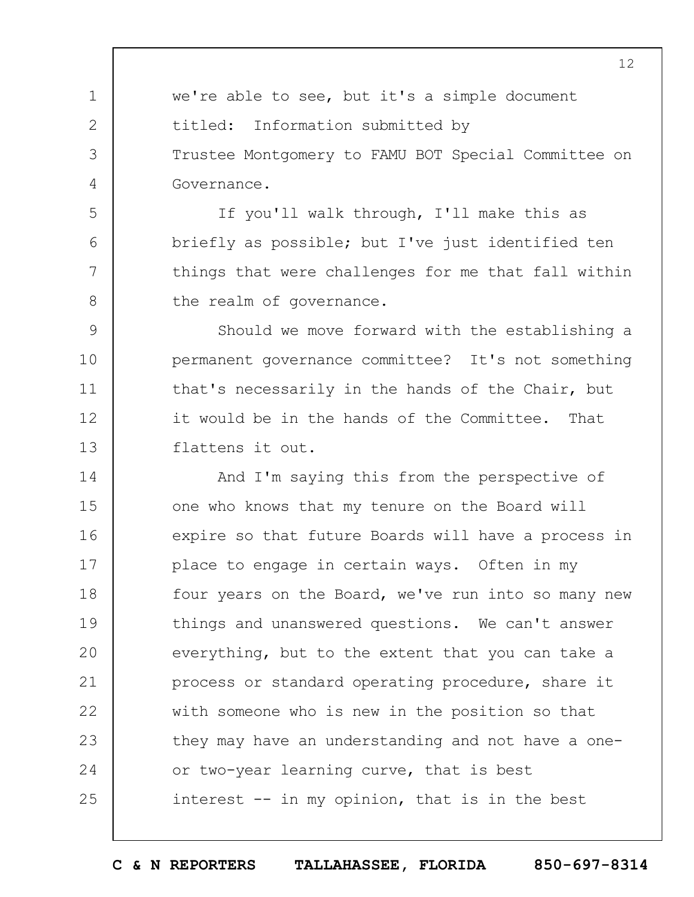we're able to see, but it's a simple document titled: Information submitted by Trustee Montgomery to FAMU BOT Special Committee on Governance.

If you'll walk through, I'll make this as briefly as possible; but I've just identified ten things that were challenges for me that fall within the realm of governance.

Should we move forward with the establishing a permanent governance committee? It's not something that's necessarily in the hands of the Chair, but it would be in the hands of the Committee. That flattens it out.

And I'm saying this from the perspective of one who knows that my tenure on the Board will expire so that future Boards will have a process in place to engage in certain ways. Often in my four years on the Board, we've run into so many new things and unanswered questions. We can't answer everything, but to the extent that you can take a process or standard operating procedure, share it with someone who is new in the position so that they may have an understanding and not have a one- or two-year learning curve, that is best interest -- in my opinion, that is in the best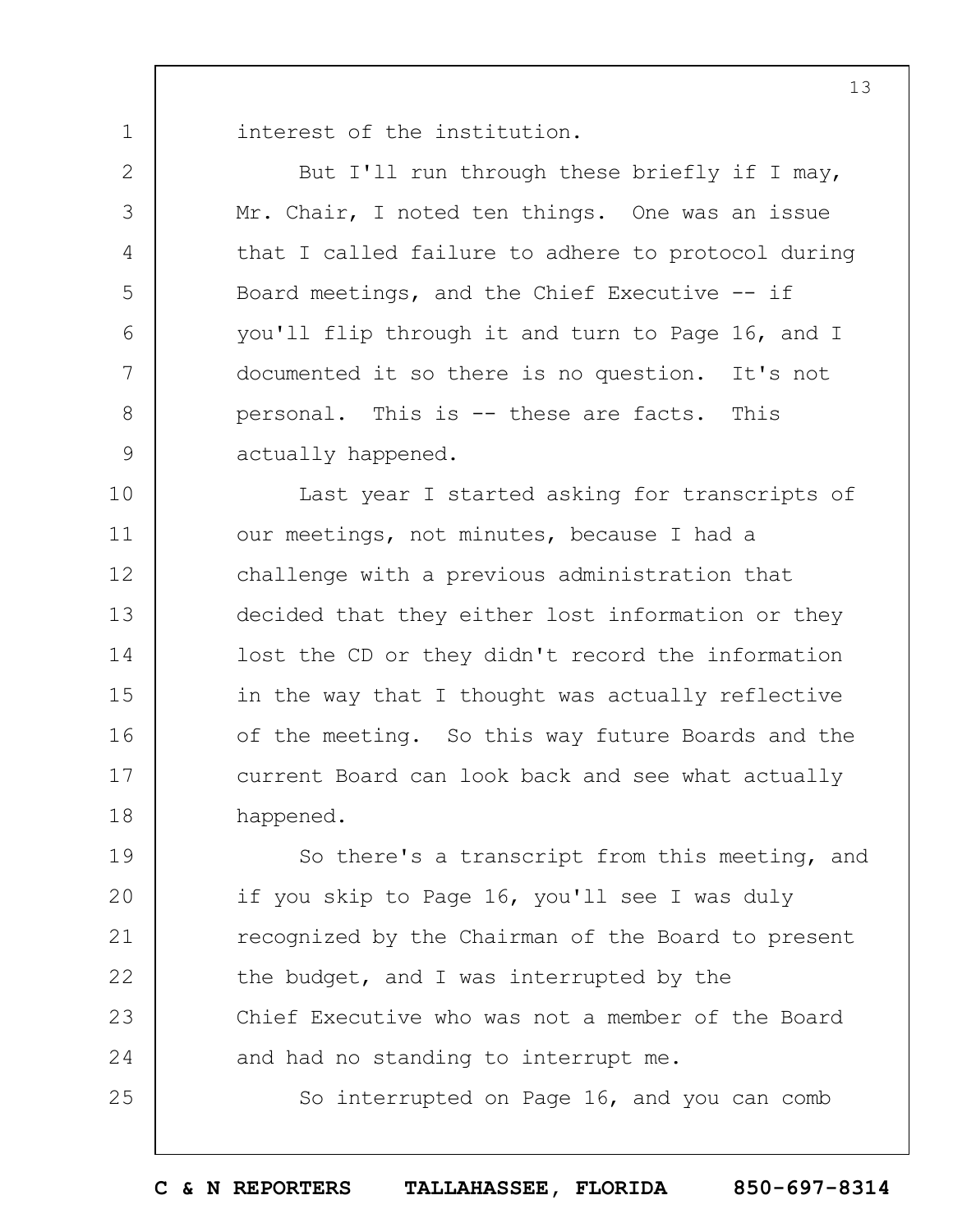interest of the institution.

But I'll run through these briefly if I may, Mr. Chair, I noted ten things. One was an issue that I called failure to adhere to protocol during Board meetings, and the Chief Executive -- if you'll flip through it and turn to Page 16, and I documented it so there is no question. It's not personal. This is -- these are facts. This actually happened.

Last year I started asking for transcripts of our meetings, not minutes, because I had a challenge with a previous administration that decided that they either lost information or they lost the CD or they didn't record the information in the way that I thought was actually reflective of the meeting. So this way future Boards and the current Board can look back and see what actually happened.

So there's a transcript from this meeting, and if you skip to Page 16, you'll see I was duly recognized by the Chairman of the Board to present the budget, and I was interrupted by the Chief Executive who was not a member of the Board and had no standing to interrupt me.

So interrupted on Page 16, and you can comb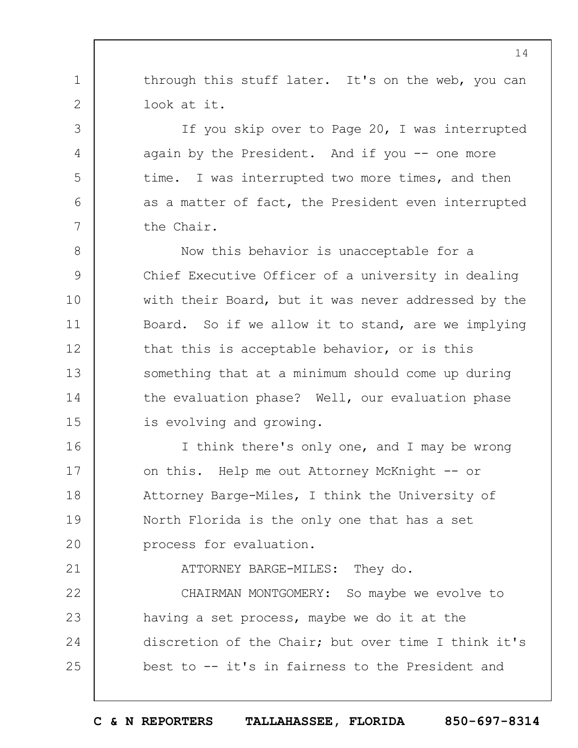through this stuff later. It's on the web, you can look at it.

If you skip over to Page 20, I was interrupted again by the President. And if you -- one more time. I was interrupted two more times, and then as a matter of fact, the President even interrupted the Chair.

Now this behavior is unacceptable for a Chief Executive Officer of a university in dealing with their Board, but it was never addressed by the Board. So if we allow it to stand, are we implying that this is acceptable behavior, or is this something that at a minimum should come up during the evaluation phase? Well, our evaluation phase is evolving and growing.

I think there's only one, and I may be wrong on this. Help me out Attorney McKnight -- or Attorney Barge-Miles, I think the University of North Florida is the only one that has a set process for evaluation.

ATTORNEY BARGE-MILES: They do.

CHAIRMAN MONTGOMERY: So maybe we evolve to having a set process, maybe we do it at the discretion of the Chair; but over time I think it's best to -- it's in fairness to the President and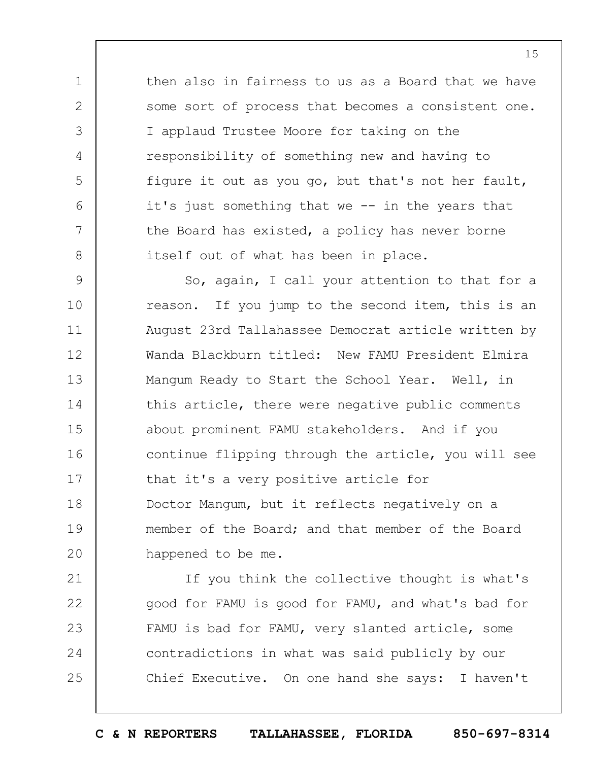then also in fairness to us as a Board that we have some sort of process that becomes a consistent one. I applaud Trustee Moore for taking on the responsibility of something new and having to figure it out as you go, but that's not her fault, it's just something that we -- in the years that the Board has existed, a policy has never borne itself out of what has been in place.

So, again, I call your attention to that for a reason. If you jump to the second item, this is an August 23rd Tallahassee Democrat article written by Wanda Blackburn titled: New FAMU President Elmira Mangum Ready to Start the School Year. Well, in this article, there were negative public comments about prominent FAMU stakeholders. And if you continue flipping through the article, you will see that it's a very positive article for Doctor Mangum, but it reflects negatively on a member of the Board; and that member of the Board happened to be me.

If you think the collective thought is what's good for FAMU is good for FAMU, and what's bad for FAMU is bad for FAMU, very slanted article, some contradictions in what was said publicly by our Chief Executive. On one hand she says: I haven't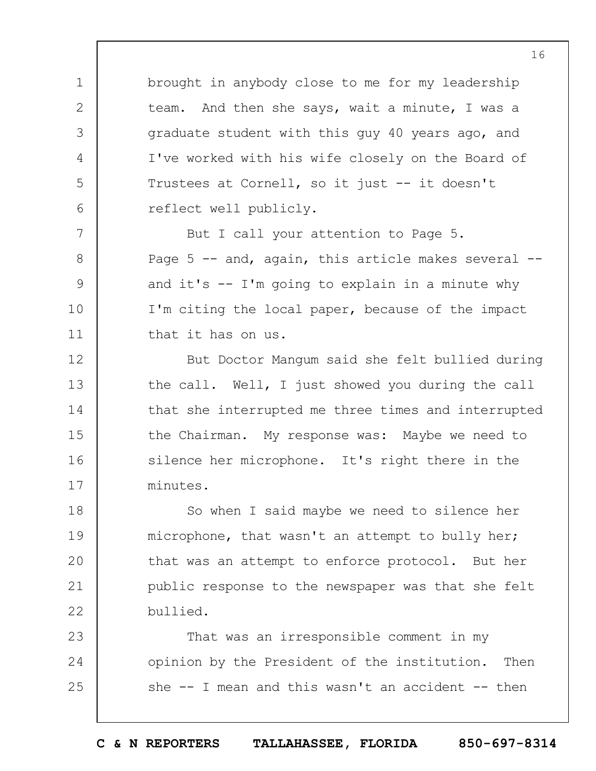brought in anybody close to me for my leadership team. And then she says, wait a minute, I was a graduate student with this guy 40 years ago, and I've worked with his wife closely on the Board of Trustees at Cornell, so it just -- it doesn't reflect well publicly.

But I call your attention to Page 5. Page 5 -- and, again, this article makes several -- and it's -- I'm going to explain in a minute why I'm citing the local paper, because of the impact that it has on us.

But Doctor Mangum said she felt bullied during the call. Well, I just showed you during the call that she interrupted me three times and interrupted the Chairman. My response was: Maybe we need to silence her microphone. It's right there in the minutes.

So when I said maybe we need to silence her microphone, that wasn't an attempt to bully her; that was an attempt to enforce protocol. But her public response to the newspaper was that she felt bullied.

That was an irresponsible comment in my opinion by the President of the institution. Then she -- I mean and this wasn't an accident -- then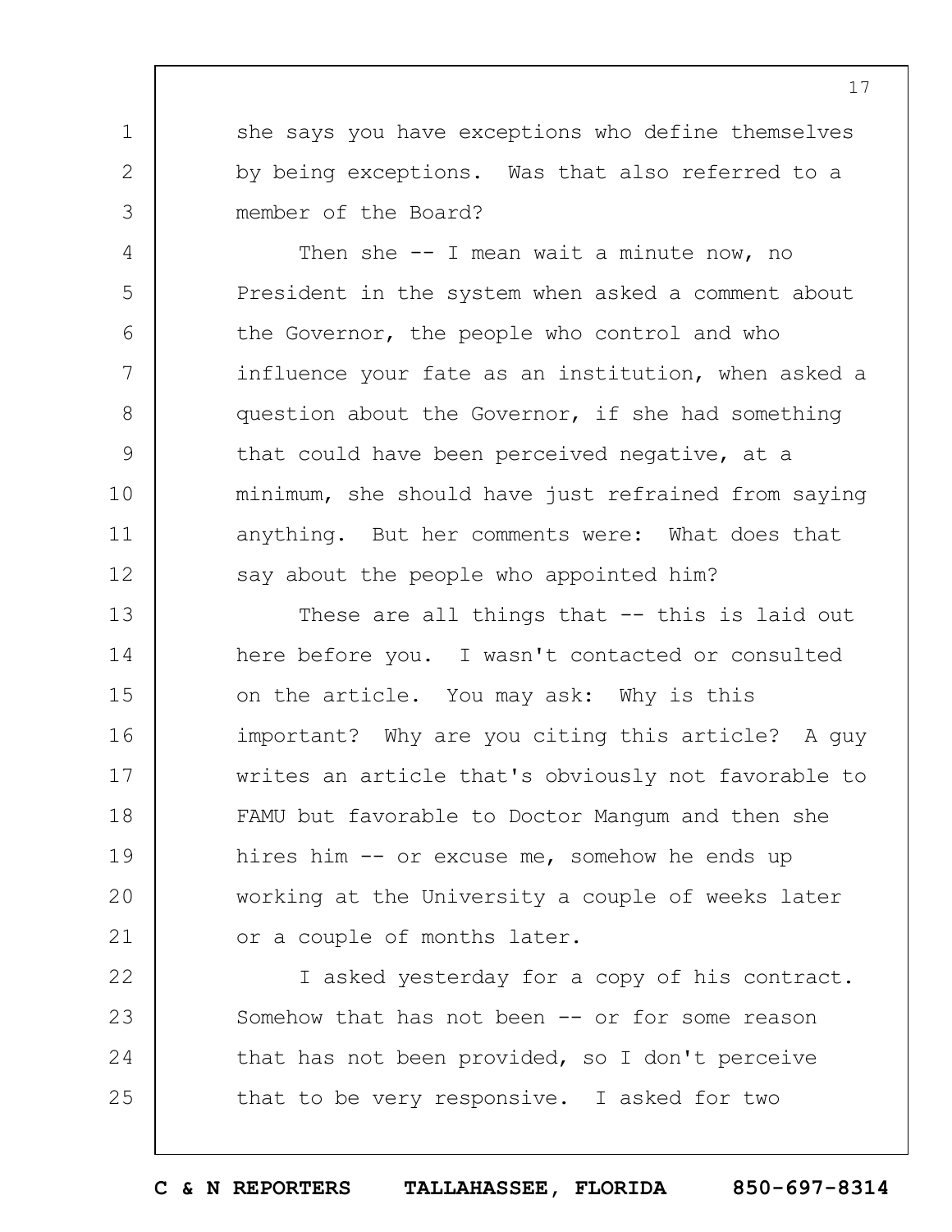she says you have exceptions who define themselves by being exceptions. Was that also referred to a member of the Board?

Then she -- I mean wait a minute now, no President in the system when asked a comment about the Governor, the people who control and who influence your fate as an institution, when asked a question about the Governor, if she had something that could have been perceived negative, at a minimum, she should have just refrained from saying anything. But her comments were: What does that say about the people who appointed him?

These are all things that -- this is laid out here before you. I wasn't contacted or consulted on the article. You may ask: Why is this important? Why are you citing this article? A guy writes an article that's obviously not favorable to FAMU but favorable to Doctor Mangum and then she hires him -- or excuse me, somehow he ends up working at the University a couple of weeks later or a couple of months later.

I asked yesterday for a copy of his contract. Somehow that has not been -- or for some reason that has not been provided, so I don't perceive that to be very responsive. I asked for two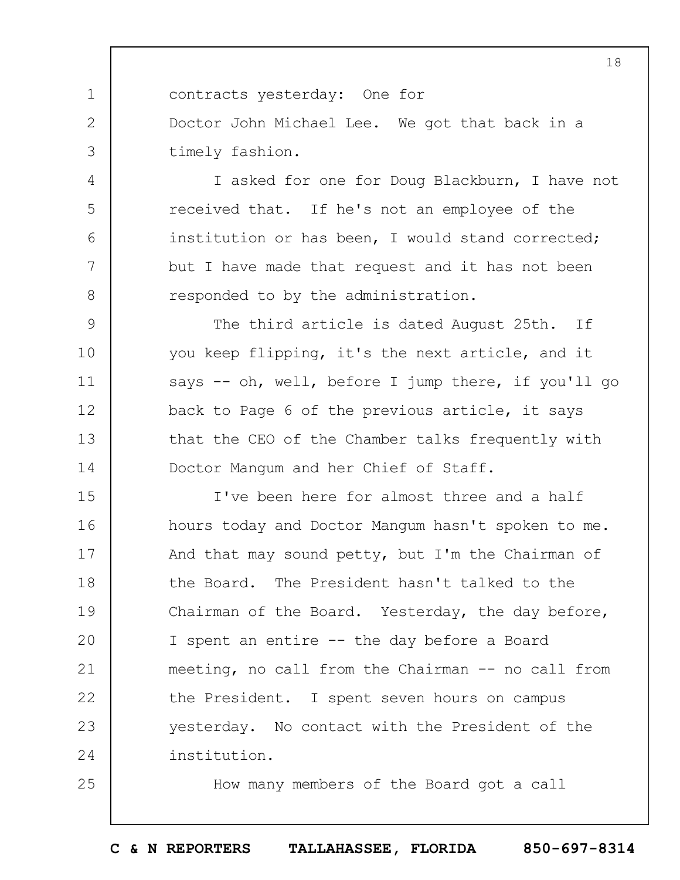contracts yesterday: One for Doctor John Michael Lee. We got that back in a timely fashion.

I asked for one for Doug Blackburn, I have not received that. If he's not an employee of the institution or has been, I would stand corrected; but I have made that request and it has not been responded to by the administration.

The third article is dated August 25th. If you keep flipping, it's the next article, and it says -- oh, well, before I jump there, if you'll go back to Page 6 of the previous article, it says that the CEO of the Chamber talks frequently with Doctor Mangum and her Chief of Staff.

I've been here for almost three and a half hours today and Doctor Mangum hasn't spoken to me. And that may sound petty, but I'm the Chairman of the Board. The President hasn't talked to the Chairman of the Board. Yesterday, the day before, I spent an entire -- the day before a Board meeting, no call from the Chairman -- no call from the President. I spent seven hours on campus yesterday. No contact with the President of the institution.

How many members of the Board got a call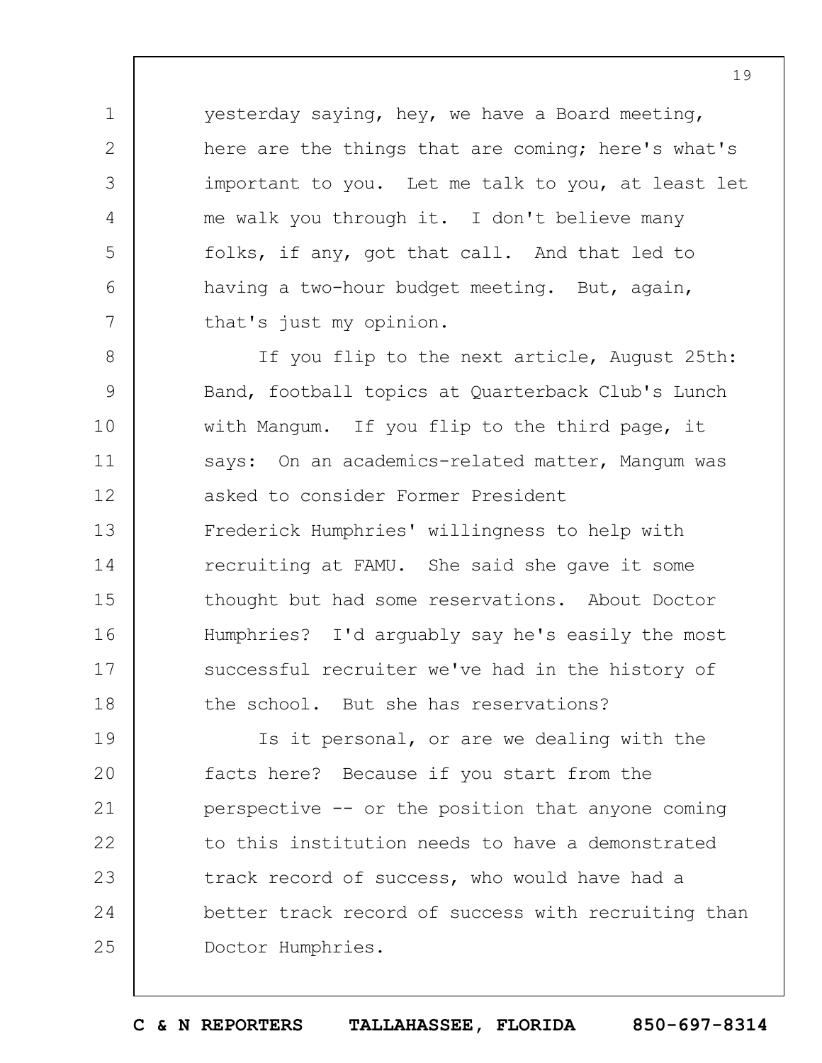yesterday saying, hey, we have a Board meeting, here are the things that are coming; here's what's important to you. Let me talk to you, at least let me walk you through it. I don't believe many folks, if any, got that call. And that led to having a two-hour budget meeting. But, again, that's just my opinion.

If you flip to the next article, August 25th: Band, football topics at Quarterback Club's Lunch with Mangum. If you flip to the third page, it says: On an academics-related matter, Mangum was asked to consider Former President Frederick Humphries' willingness to help with recruiting at FAMU. She said she gave it some thought but had some reservations. About Doctor Humphries? I'd arguably say he's easily the most successful recruiter we've had in the history of the school. But she has reservations?

Is it personal, or are we dealing with the facts here? Because if you start from the perspective -- or the position that anyone coming to this institution needs to have a demonstrated track record of success, who would have had a better track record of success with recruiting than Doctor Humphries.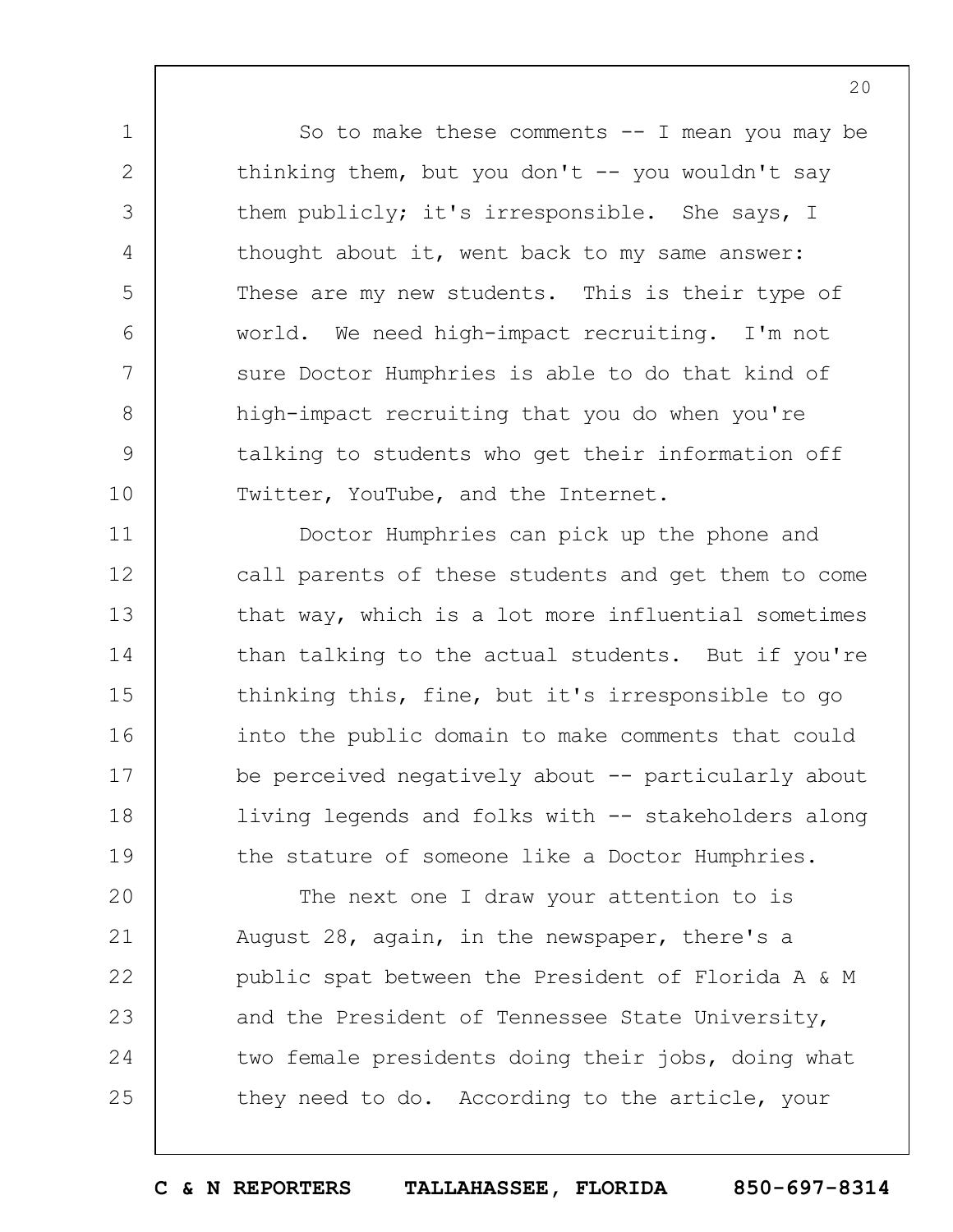So to make these comments -- I mean you may be thinking them, but you don't -- you wouldn't say them publicly; it's irresponsible. She says, I thought about it, went back to my same answer: These are my new students. This is their type of world. We need high-impact recruiting. I'm not sure Doctor Humphries is able to do that kind of high-impact recruiting that you do when you're talking to students who get their information off Twitter, YouTube, and the Internet.

Doctor Humphries can pick up the phone and call parents of these students and get them to come that way, which is a lot more influential sometimes than talking to the actual students. But if you're thinking this, fine, but it's irresponsible to go into the public domain to make comments that could be perceived negatively about -- particularly about living legends and folks with -- stakeholders along the stature of someone like a Doctor Humphries.

The next one I draw your attention to is August 28, again, in the newspaper, there's a public spat between the President of Florida A & M and the President of Tennessee State University, two female presidents doing their jobs, doing what they need to do. According to the article, your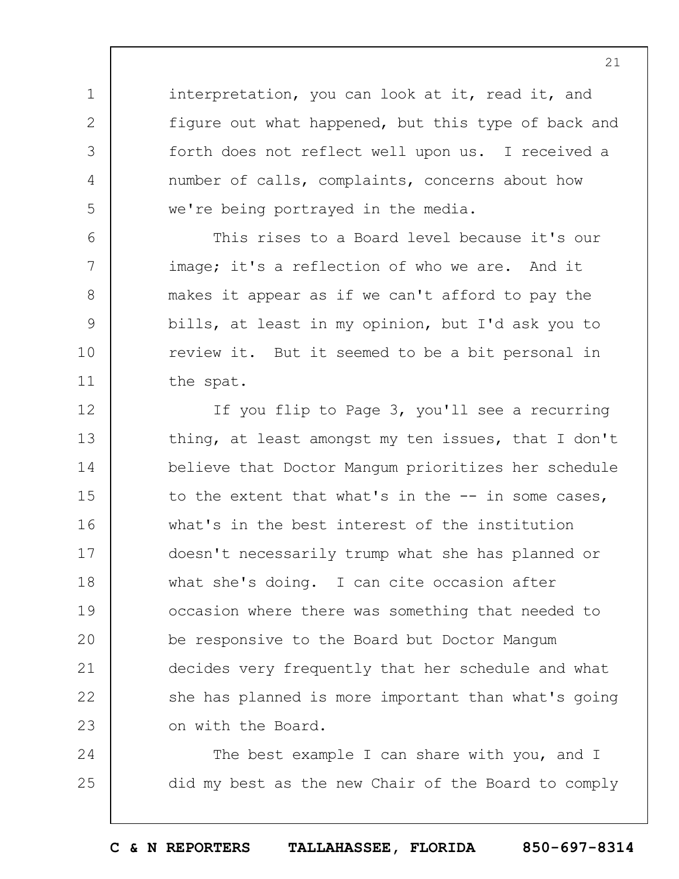interpretation, you can look at it, read it, and figure out what happened, but this type of back and forth does not reflect well upon us. I received a number of calls, complaints, concerns about how we're being portrayed in the media.

This rises to a Board level because it's our image; it's a reflection of who we are. And it makes it appear as if we can't afford to pay the bills, at least in my opinion, but I'd ask you to review it. But it seemed to be a bit personal in the spat.

If you flip to Page 3, you'll see a recurring thing, at least amongst my ten issues, that I don't believe that Doctor Mangum prioritizes her schedule to the extent that what's in the -- in some cases, what's in the best interest of the institution doesn't necessarily trump what she has planned or what she's doing. I can cite occasion after occasion where there was something that needed to be responsive to the Board but Doctor Mangum decides very frequently that her schedule and what she has planned is more important than what's going on with the Board.

The best example I can share with you, and I did my best as the new Chair of the Board to comply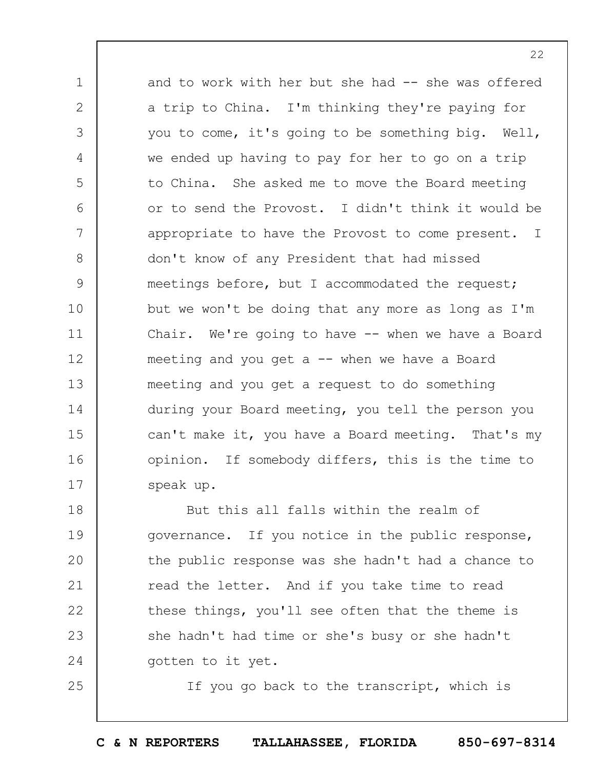and to work with her but she had -- she was offered a trip to China. I'm thinking they're paying for you to come, it's going to be something big. Well, we ended up having to pay for her to go on a trip to China. She asked me to move the Board meeting or to send the Provost. I didn't think it would be appropriate to have the Provost to come present. I don't know of any President that had missed meetings before, but I accommodated the request; but we won't be doing that any more as long as I'm Chair. We're going to have -- when we have a Board meeting and you get a -- when we have a Board meeting and you get a request to do something during your Board meeting, you tell the person you can't make it, you have a Board meeting. That's my opinion. If somebody differs, this is the time to speak up.

But this all falls within the realm of governance. If you notice in the public response, the public response was she hadn't had a chance to read the letter. And if you take time to read these things, you'll see often that the theme is she hadn't had time or she's busy or she hadn't gotten to it yet.

If you go back to the transcript, which is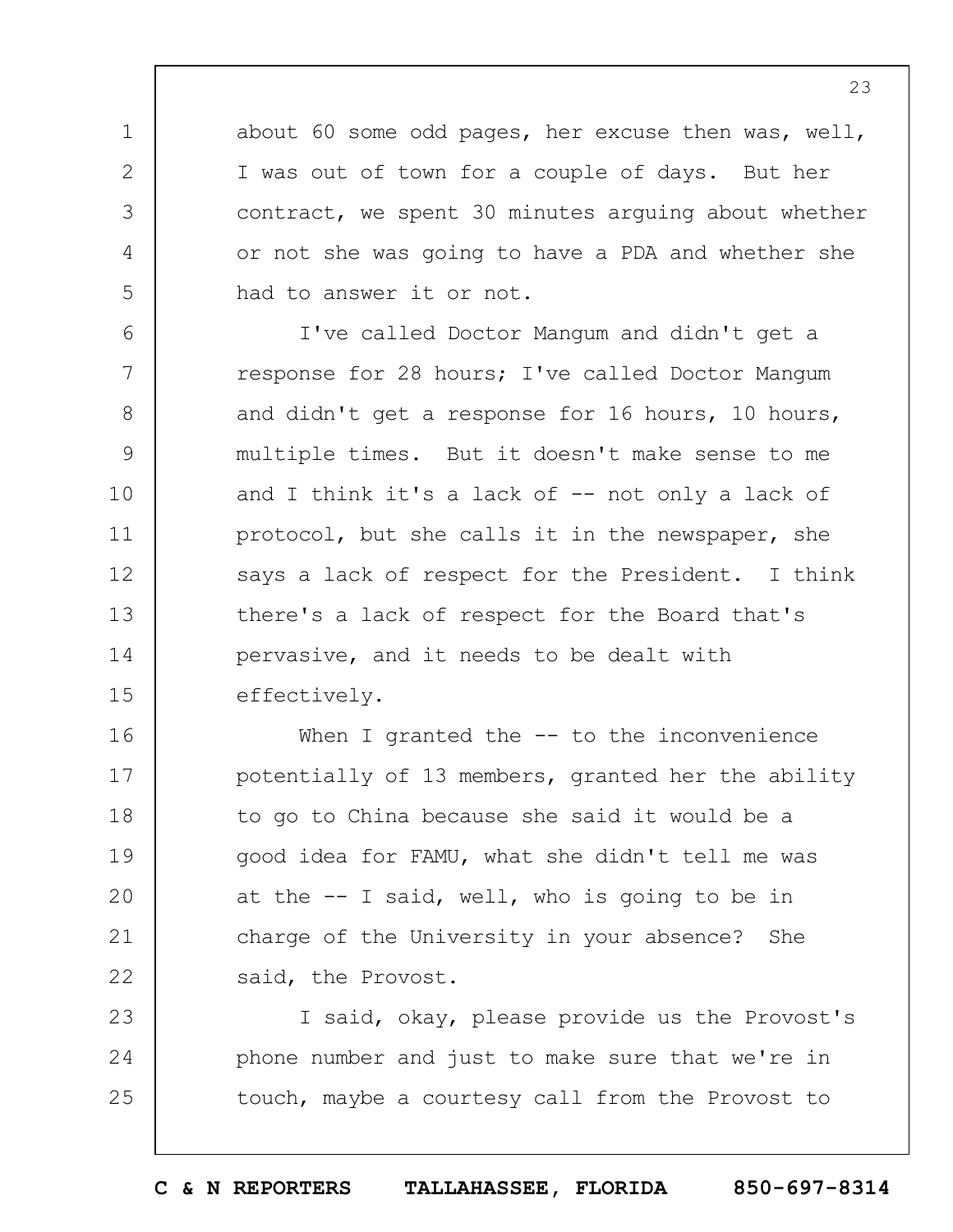about 60 some odd pages, her excuse then was, well, I was out of town for a couple of days. But her contract, we spent 30 minutes arguing about whether or not she was going to have a PDA and whether she had to answer it or not.

I've called Doctor Mangum and didn't get a response for 28 hours; I've called Doctor Mangum and didn't get a response for 16 hours, 10 hours, multiple times. But it doesn't make sense to me and I think it's a lack of -- not only a lack of protocol, but she calls it in the newspaper, she says a lack of respect for the President. I think there's a lack of respect for the Board that's pervasive, and it needs to be dealt with effectively.

When I granted the -- to the inconvenience potentially of 13 members, granted her the ability to go to China because she said it would be a good idea for FAMU, what she didn't tell me was at the -- I said, well, who is going to be in charge of the University in your absence? She said, the Provost.

I said, okay, please provide us the Provost's phone number and just to make sure that we're in touch, maybe a courtesy call from the Provost to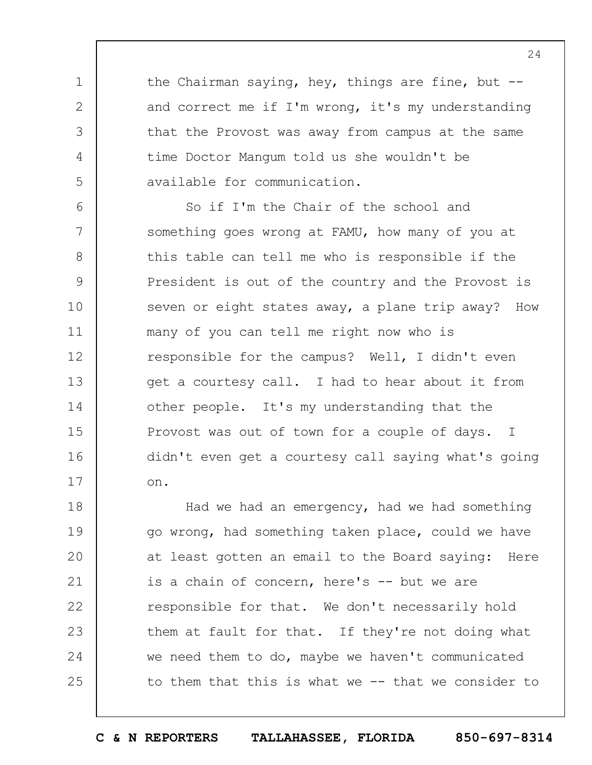the Chairman saying, hey, things are fine, but -- and correct me if I'm wrong, it's my understanding that the Provost was away from campus at the same time Doctor Mangum told us she wouldn't be available for communication.

So if I'm the Chair of the school and something goes wrong at FAMU, how many of you at this table can tell me who is responsible if the President is out of the country and the Provost is seven or eight states away, a plane trip away? How many of you can tell me right now who is responsible for the campus? Well, I didn't even get a courtesy call. I had to hear about it from other people. It's my understanding that the Provost was out of town for a couple of days. I didn't even get a courtesy call saying what's going on.

Had we had an emergency, had we had something go wrong, had something taken place, could we have at least gotten an email to the Board saying: Here is a chain of concern, here's -- but we are responsible for that. We don't necessarily hold them at fault for that. If they're not doing what we need them to do, maybe we haven't communicated to them that this is what we -- that we consider to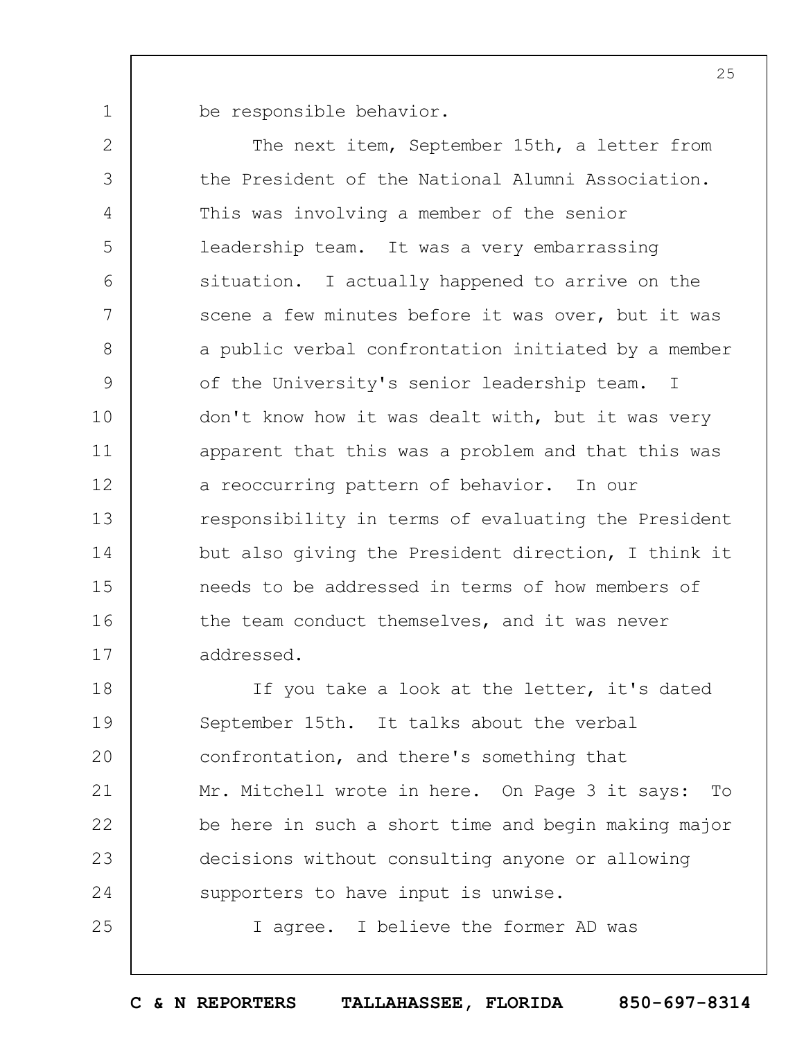be responsible behavior.

The next item, September 15th, a letter from the President of the National Alumni Association. This was involving a member of the senior leadership team. It was a very embarrassing situation. I actually happened to arrive on the scene a few minutes before it was over, but it was a public verbal confrontation initiated by a member of the University's senior leadership team. I don't know how it was dealt with, but it was very apparent that this was a problem and that this was a reoccurring pattern of behavior. In our responsibility in terms of evaluating the President but also giving the President direction, I think it needs to be addressed in terms of how members of the team conduct themselves, and it was never addressed.

If you take a look at the letter, it's dated September 15th. It talks about the verbal confrontation, and there's something that Mr. Mitchell wrote in here. On Page 3 it says: To be here in such a short time and begin making major decisions without consulting anyone or allowing supporters to have input is unwise.

I agree. I believe the former AD was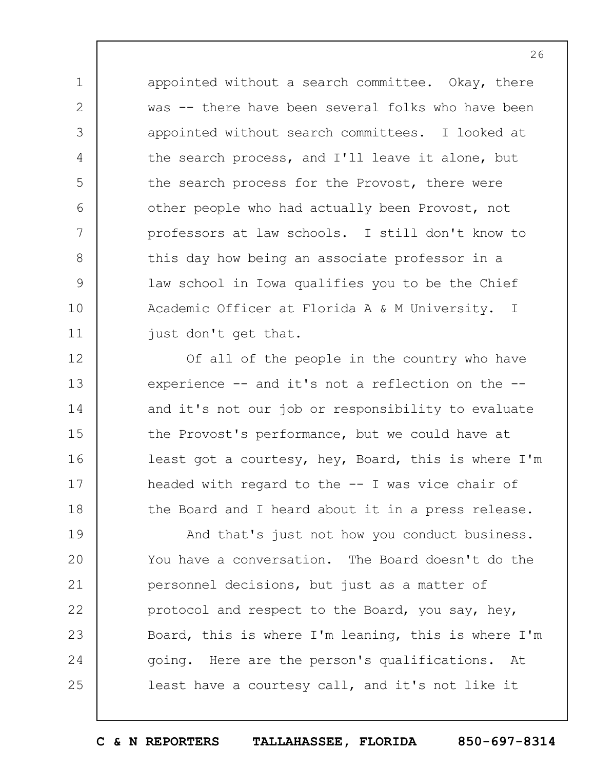appointed without a search committee. Okay, there was -- there have been several folks who have been appointed without search committees. I looked at the search process, and I'll leave it alone, but the search process for the Provost, there were other people who had actually been Provost, not professors at law schools. I still don't know to this day how being an associate professor in a law school in Iowa qualifies you to be the Chief Academic Officer at Florida A & M University. I just don't get that.

Of all of the people in the country who have experience -- and it's not a reflection on the -- and it's not our job or responsibility to evaluate the Provost's performance, but we could have at least got a courtesy, hey, Board, this is where I'm headed with regard to the -- I was vice chair of the Board and I heard about it in a press release.

And that's just not how you conduct business. You have a conversation. The Board doesn't do the personnel decisions, but just as a matter of protocol and respect to the Board, you say, hey, Board, this is where I'm leaning, this is where I'm going. Here are the person's qualifications. At least have a courtesy call, and it's not like it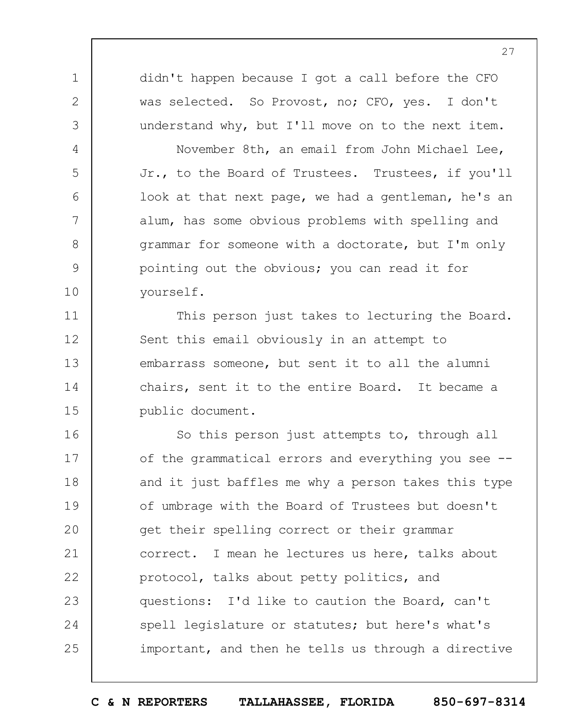didn't happen because I got a call before the CFO was selected. So Provost, no; CFO, yes. I don't understand why, but I'll move on to the next item.

November 8th, an email from John Michael Lee, Jr., to the Board of Trustees. Trustees, if you'll look at that next page, we had a gentleman, he's an alum, has some obvious problems with spelling and grammar for someone with a doctorate, but I'm only pointing out the obvious; you can read it for yourself.

This person just takes to lecturing the Board. Sent this email obviously in an attempt to embarrass someone, but sent it to all the alumni chairs, sent it to the entire Board. It became a public document.

So this person just attempts to, through all of the grammatical errors and everything you see -- and it just baffles me why a person takes this type of umbrage with the Board of Trustees but doesn't get their spelling correct or their grammar correct. I mean he lectures us here, talks about protocol, talks about petty politics, and questions: I'd like to caution the Board, can't spell legislature or statutes; but here's what's important, and then he tells us through a directive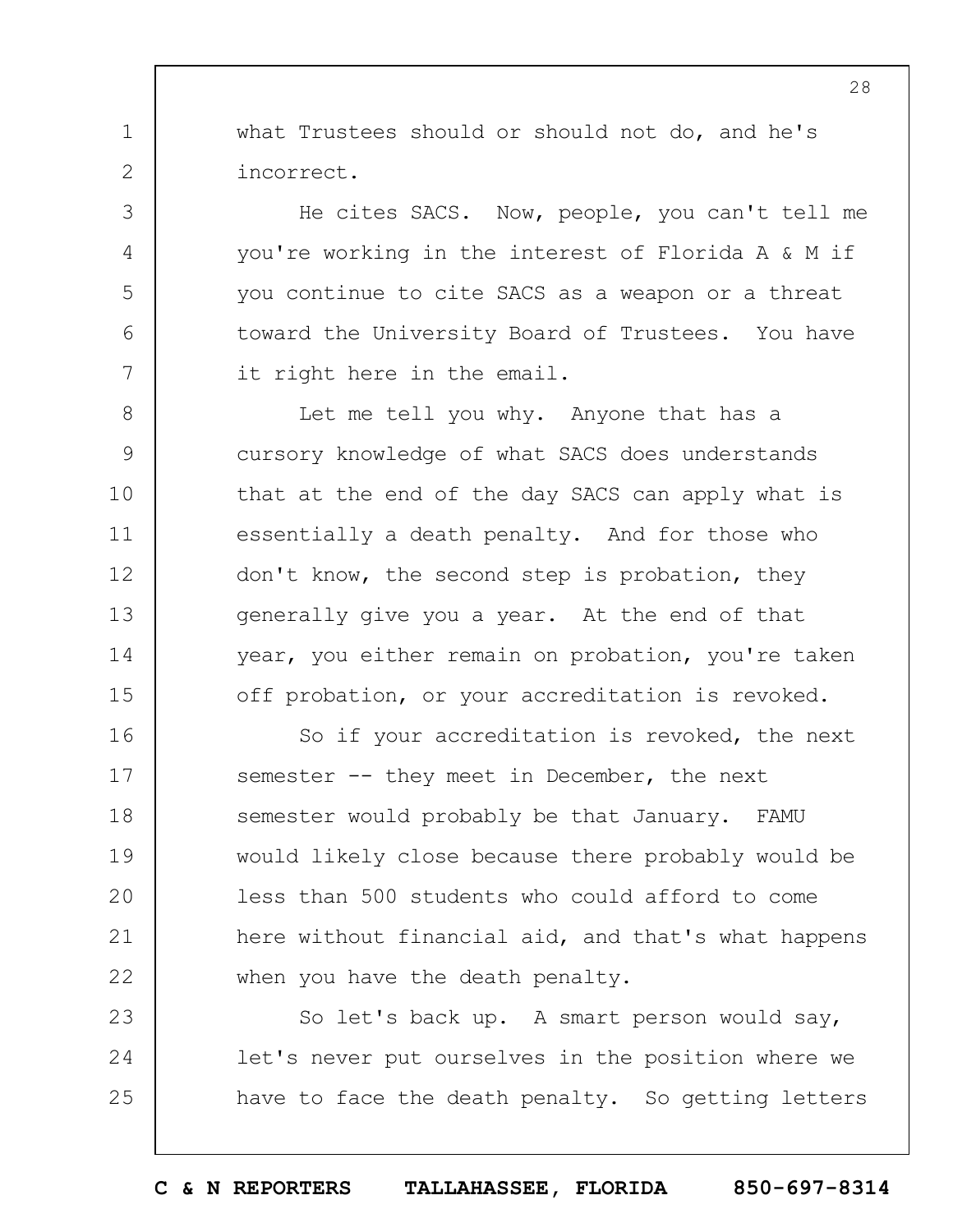what Trustees should or should not do, and he's incorrect.

He cites SACS. Now, people, you can't tell me you're working in the interest of Florida A & M if you continue to cite SACS as a weapon or a threat toward the University Board of Trustees. You have it right here in the email.

Let me tell you why. Anyone that has a cursory knowledge of what SACS does understands that at the end of the day SACS can apply what is essentially a death penalty. And for those who don't know, the second step is probation, they generally give you a year. At the end of that year, you either remain on probation, you're taken off probation, or your accreditation is revoked.

So if your accreditation is revoked, the next semester -- they meet in December, the next semester would probably be that January. FAMU would likely close because there probably would be less than 500 students who could afford to come here without financial aid, and that's what happens when you have the death penalty.

So let's back up. A smart person would say, let's never put ourselves in the position where we have to face the death penalty. So getting letters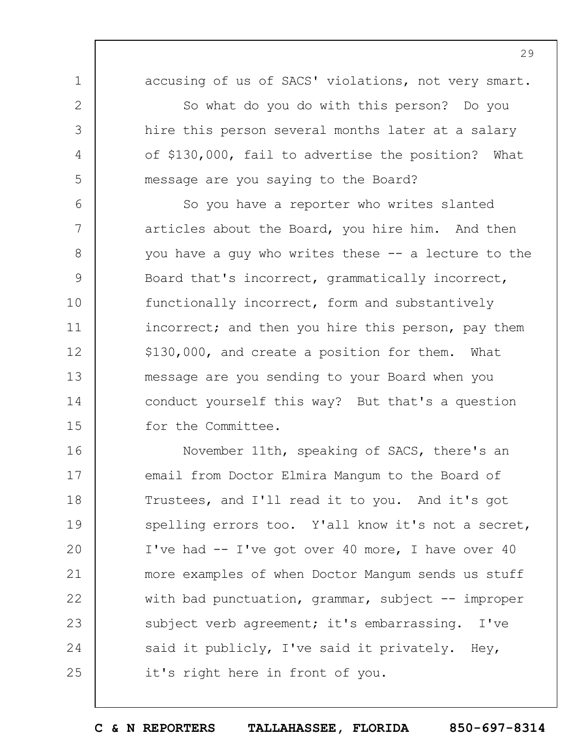accusing of us of SACS' violations, not very smart.

So what do you do with this person? Do you hire this person several months later at a salary of $130,000, fail to advertise the position? What message are you saying to the Board?

So you have a reporter who writes slanted articles about the Board, you hire him. And then you have a guy who writes these -- a lecture to the Board that's incorrect, grammatically incorrect, functionally incorrect, form and substantively incorrect; and then you hire this person, pay them $130,000, and create a position for them. What message are you sending to your Board when you conduct yourself this way? But that's a question for the Committee.

November 11th, speaking of SACS, there's an email from Doctor Elmira Mangum to the Board of Trustees, and I'll read it to you. And it's got spelling errors too. Y'all know it's not a secret, I've had -- I've got over 40 more, I have over 40 more examples of when Doctor Mangum sends us stuff with bad punctuation, grammar, subject -- improper subject verb agreement; it's embarrassing. I've said it publicly, I've said it privately. Hey, it's right here in front of you.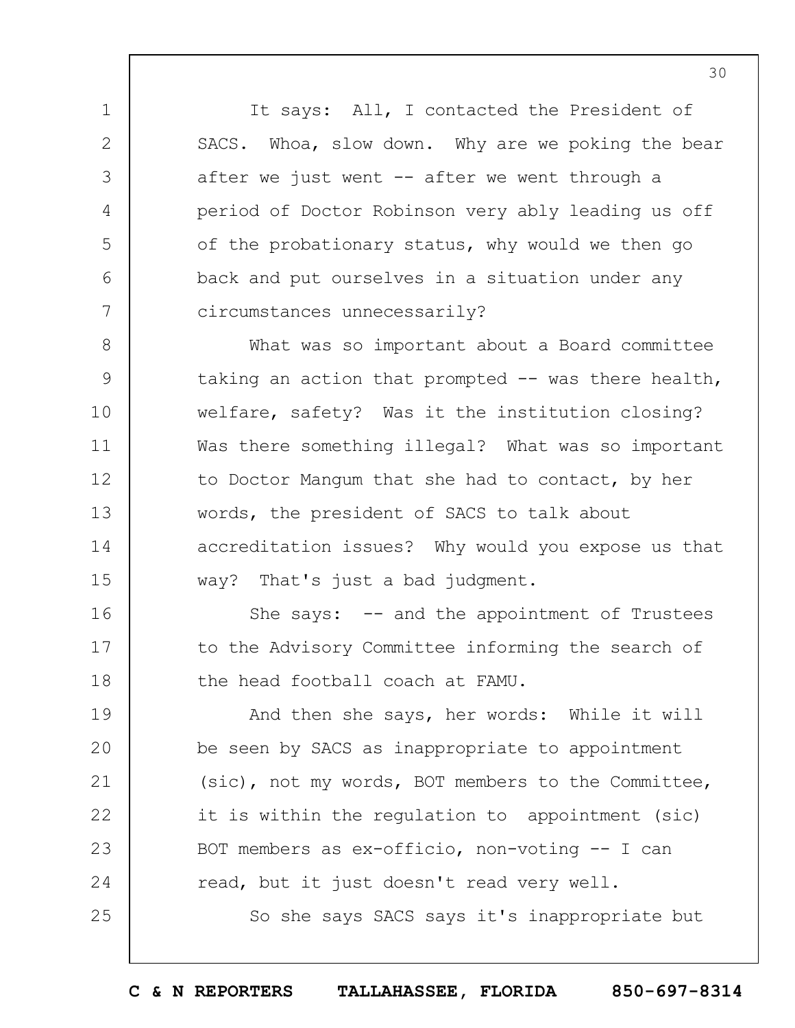It says: All, I contacted the President of SACS. Whoa, slow down. Why are we poking the bear after we just went -- after we went through a period of Doctor Robinson very ably leading us off of the probationary status, why would we then go back and put ourselves in a situation under any circumstances unnecessarily?

What was so important about a Board committee taking an action that prompted -- was there health, welfare, safety? Was it the institution closing? Was there something illegal? What was so important to Doctor Mangum that she had to contact, by her words, the president of SACS to talk about accreditation issues? Why would you expose us that way? That's just a bad judgment.

She says: -- and the appointment of Trustees to the Advisory Committee informing the search of the head football coach at FAMU.

And then she says, her words: While it will be seen by SACS as inappropriate to appointment (sic), not my words, BOT members to the Committee, it is within the regulation to appointment (sic) BOT members as ex-officio, non-voting -- I can read, but it just doesn't read very well.

So she says SACS says it's inappropriate but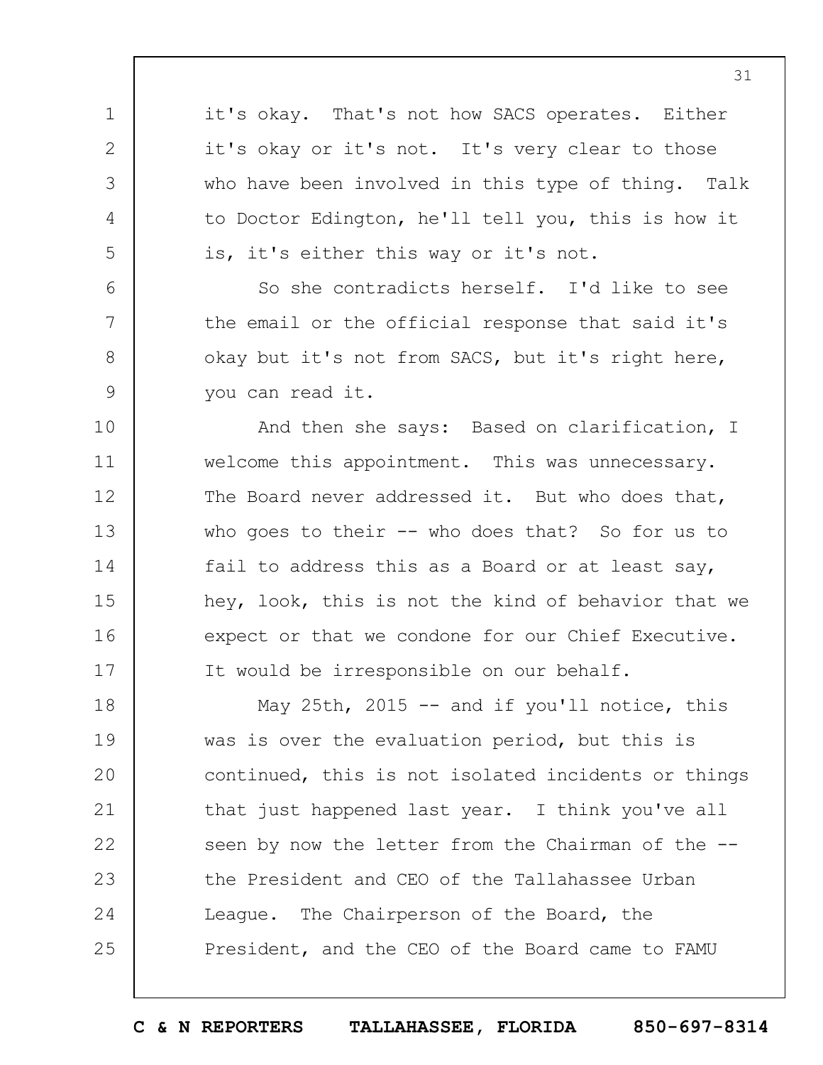it's okay. That's not how SACS operates. Either it's okay or it's not. It's very clear to those who have been involved in this type of thing. Talk to Doctor Edington, he'll tell you, this is how it is, it's either this way or it's not.

So she contradicts herself. I'd like to see the email or the official response that said it's okay but it's not from SACS, but it's right here, you can read it.

And then she says: Based on clarification, I welcome this appointment. This was unnecessary. The Board never addressed it. But who does that, who goes to their -- who does that? So for us to fail to address this as a Board or at least say, hey, look, this is not the kind of behavior that we expect or that we condone for our Chief Executive. It would be irresponsible on our behalf.

May 25th, 2015 -- and if you'll notice, this was is over the evaluation period, but this is continued, this is not isolated incidents or things that just happened last year. I think you've all seen by now the letter from the Chairman of the -- the President and CEO of the Tallahassee Urban League. The Chairperson of the Board, the President, and the CEO of the Board came to FAMU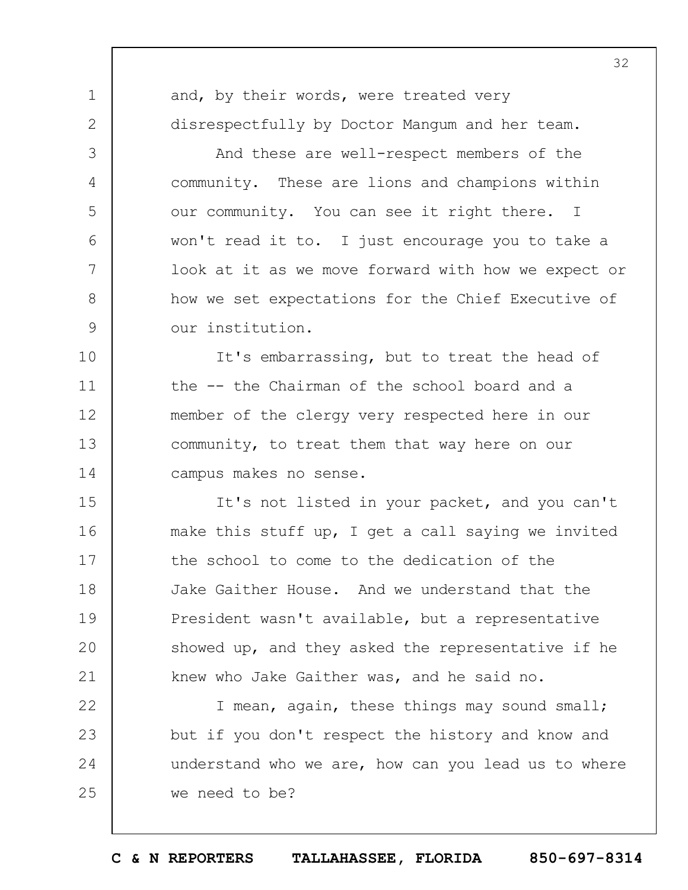and, by their words, were treated very disrespectfully by Doctor Mangum and her team.

And these are well-respect members of the community. These are lions and champions within our community. You can see it right there. I won't read it to. I just encourage you to take a look at it as we move forward with how we expect or how we set expectations for the Chief Executive of our institution.

It's embarrassing, but to treat the head of the -- the Chairman of the school board and a member of the clergy very respected here in our community, to treat them that way here on our campus makes no sense.

It's not listed in your packet, and you can't make this stuff up, I get a call saying we invited the school to come to the dedication of the Jake Gaither House. And we understand that the President wasn't available, but a representative showed up, and they asked the representative if he knew who Jake Gaither was, and he said no.

I mean, again, these things may sound small; but if you don't respect the history and know and understand who we are, how can you lead us to where we need to be?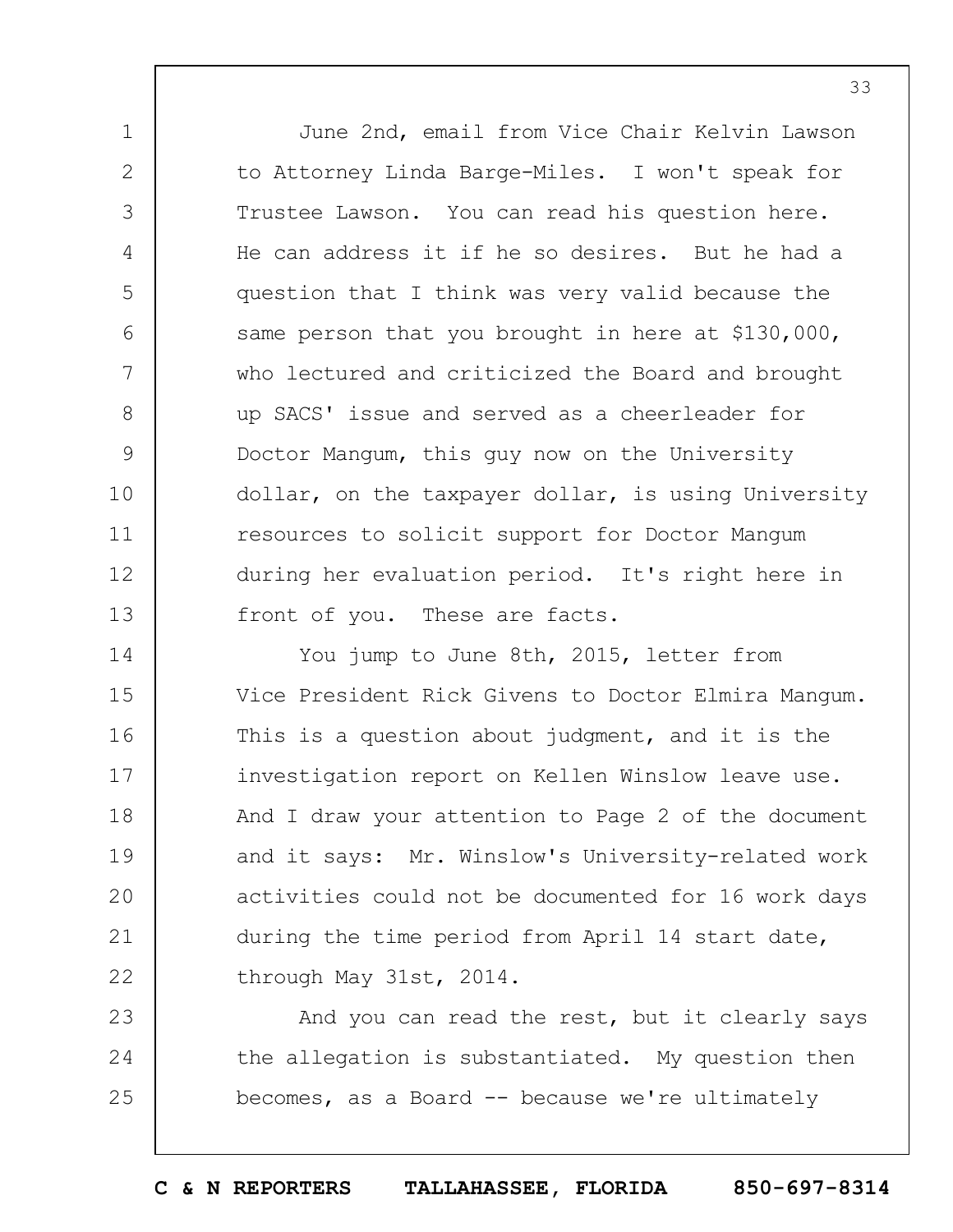June 2nd, email from Vice Chair Kelvin Lawson to Attorney Linda Barge-Miles. I won't speak for Trustee Lawson. You can read his question here. He can address it if he so desires. But he had a question that I think was very valid because the same person that you brought in here at $130,000, who lectured and criticized the Board and brought up SACS' issue and served as a cheerleader for Doctor Mangum, this guy now on the University dollar, on the taxpayer dollar, is using University resources to solicit support for Doctor Mangum during her evaluation period. It's right here in front of you. These are facts.

You jump to June 8th, 2015, letter from Vice President Rick Givens to Doctor Elmira Mangum. This is a question about judgment, and it is the investigation report on Kellen Winslow leave use. And I draw your attention to Page 2 of the document and it says: Mr. Winslow's University-related work activities could not be documented for 16 work days during the time period from April 14 start date, through May 31st, 2014.

And you can read the rest, but it clearly says the allegation is substantiated. My question then becomes, as a Board -- because we're ultimately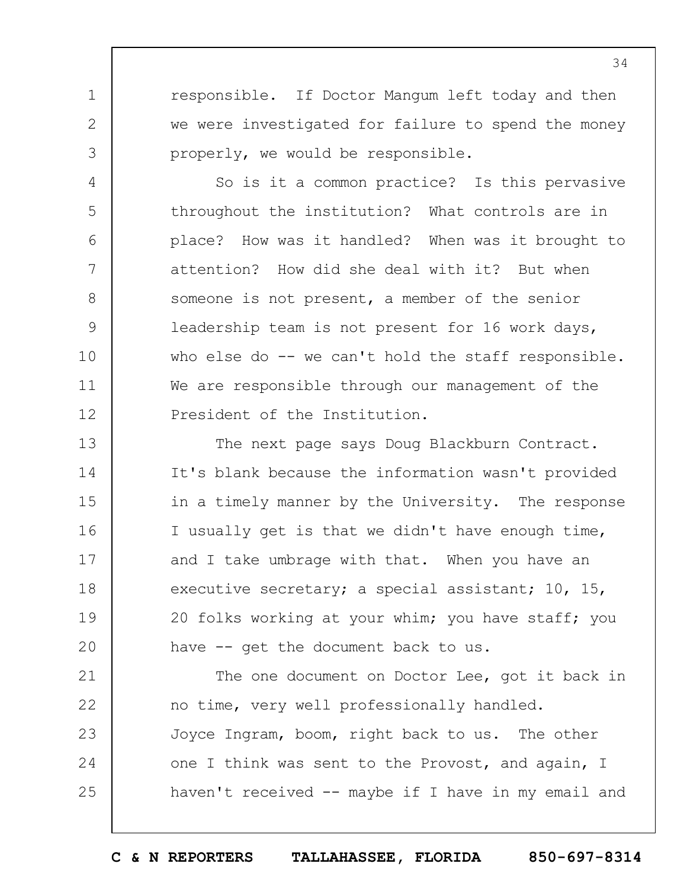responsible. If Doctor Mangum left today and then we were investigated for failure to spend the money properly, we would be responsible.

So is it a common practice? Is this pervasive throughout the institution? What controls are in place? How was it handled? When was it brought to attention? How did she deal with it? But when someone is not present, a member of the senior leadership team is not present for 16 work days, who else do -- we can't hold the staff responsible. We are responsible through our management of the President of the Institution.

The next page says Doug Blackburn Contract. It's blank because the information wasn't provided in a timely manner by the University. The response I usually get is that we didn't have enough time, and I take umbrage with that. When you have an executive secretary; a special assistant; 10, 15, 20 folks working at your whim; you have staff; you have -- get the document back to us.

The one document on Doctor Lee, got it back in no time, very well professionally handled. Joyce Ingram, boom, right back to us. The other one I think was sent to the Provost, and again, I haven't received -- maybe if I have in my email and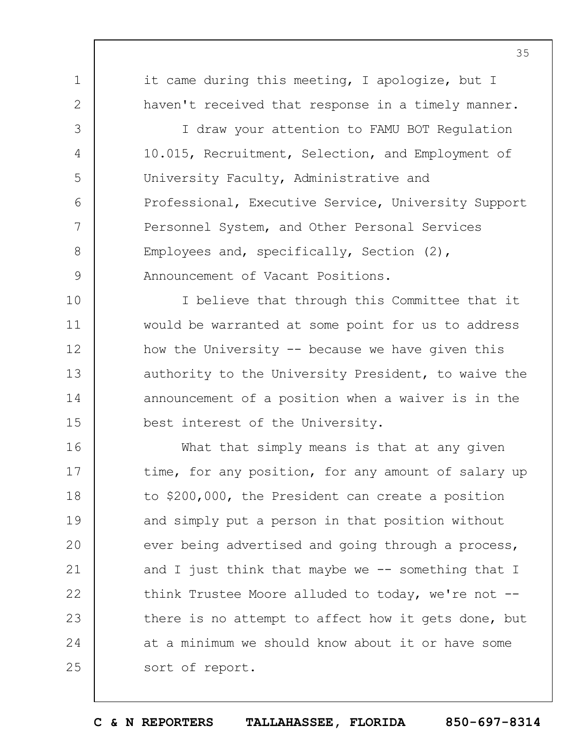it came during this meeting, I apologize, but I haven't received that response in a timely manner.

I draw your attention to FAMU BOT Regulation 10.015, Recruitment, Selection, and Employment of University Faculty, Administrative and Professional, Executive Service, University Support Personnel System, and Other Personal Services Employees and, specifically, Section (2), Announcement of Vacant Positions.

I believe that through this Committee that it would be warranted at some point for us to address how the University -- because we have given this authority to the University President, to waive the announcement of a position when a waiver is in the best interest of the University.

What that simply means is that at any given time, for any position, for any amount of salary up to $200,000, the President can create a position and simply put a person in that position without ever being advertised and going through a process, and I just think that maybe we -- something that I think Trustee Moore alluded to today, we're not -- there is no attempt to affect how it gets done, but at a minimum we should know about it or have some sort of report.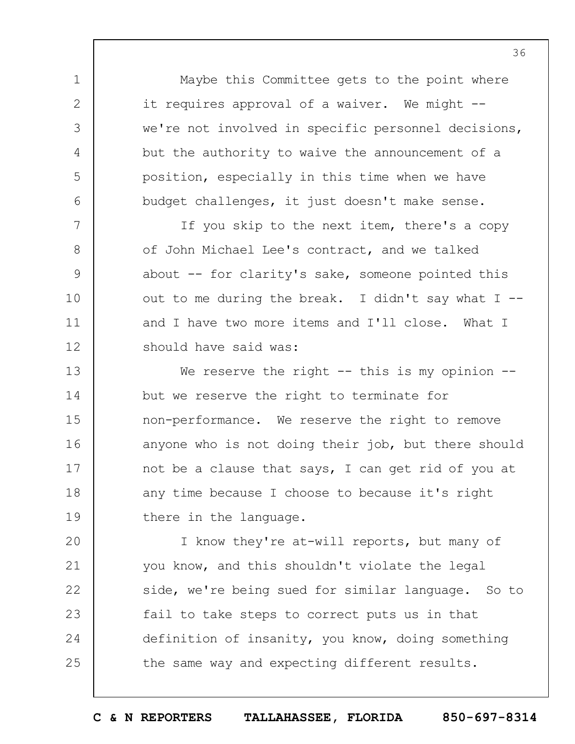Maybe this Committee gets to the point where it requires approval of a waiver. We might -- we're not involved in specific personnel decisions, but the authority to waive the announcement of a position, especially in this time when we have budget challenges, it just doesn't make sense.

If you skip to the next item, there's a copy of John Michael Lee's contract, and we talked about -- for clarity's sake, someone pointed this out to me during the break. I didn't say what I -- and I have two more items and I'll close. What I should have said was:

We reserve the right -- this is my opinion -- but we reserve the right to terminate for non-performance. We reserve the right to remove anyone who is not doing their job, but there should not be a clause that says, I can get rid of you at any time because I choose to because it's right there in the language.

I know they're at-will reports, but many of you know, and this shouldn't violate the legal side, we're being sued for similar language. So to fail to take steps to correct puts us in that definition of insanity, you know, doing something the same way and expecting different results.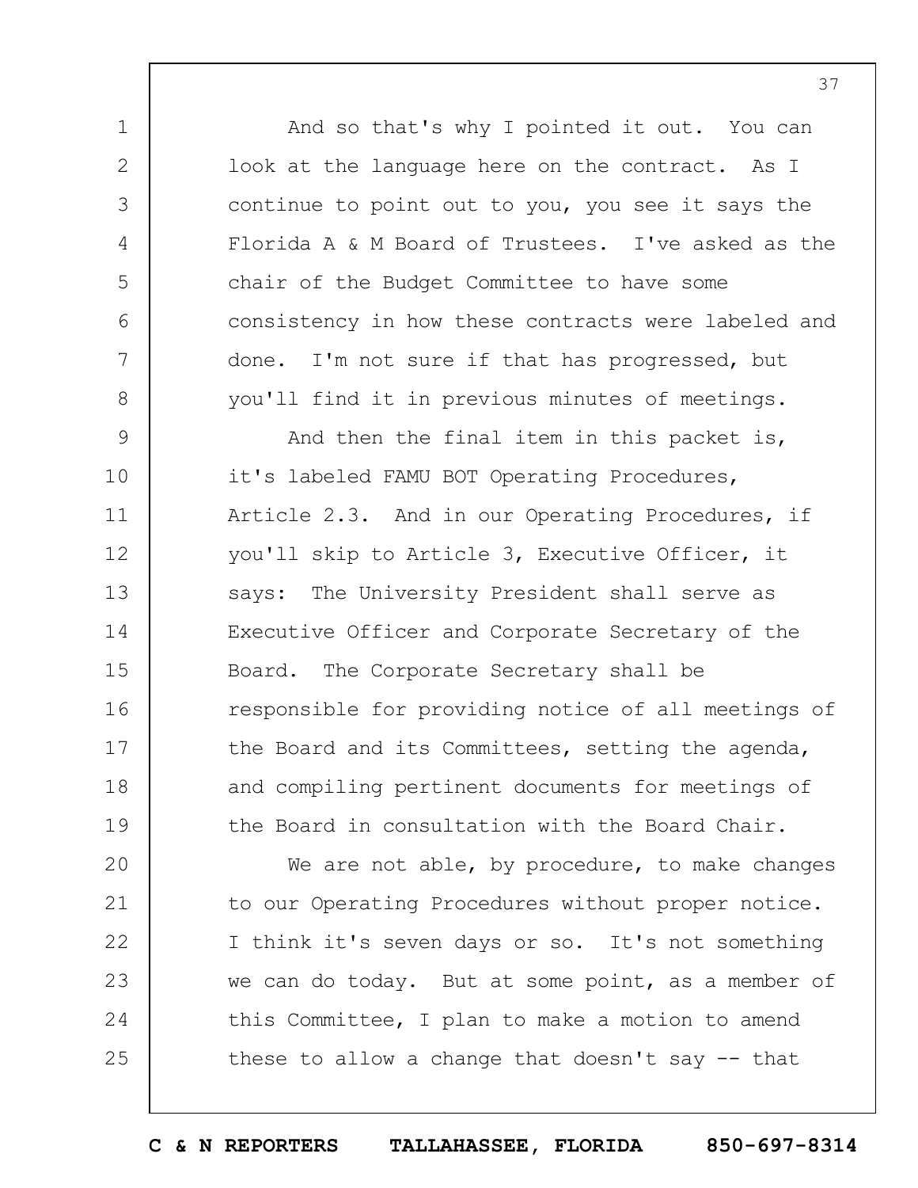And so that's why I pointed it out. You can look at the language here on the contract. As I continue to point out to you, you see it says the Florida A & M Board of Trustees. I've asked as the chair of the Budget Committee to have some consistency in how these contracts were labeled and done. I'm not sure if that has progressed, but you'll find it in previous minutes of meetings.

And then the final item in this packet is, it's labeled FAMU BOT Operating Procedures, Article 2.3. And in our Operating Procedures, if you'll skip to Article 3, Executive Officer, it says: The University President shall serve as Executive Officer and Corporate Secretary of the Board. The Corporate Secretary shall be responsible for providing notice of all meetings of the Board and its Committees, setting the agenda, and compiling pertinent documents for meetings of the Board in consultation with the Board Chair.

We are not able, by procedure, to make changes to our Operating Procedures without proper notice. I think it's seven days or so. It's not something we can do today. But at some point, as a member of this Committee, I plan to make a motion to amend these to allow a change that doesn't say -- that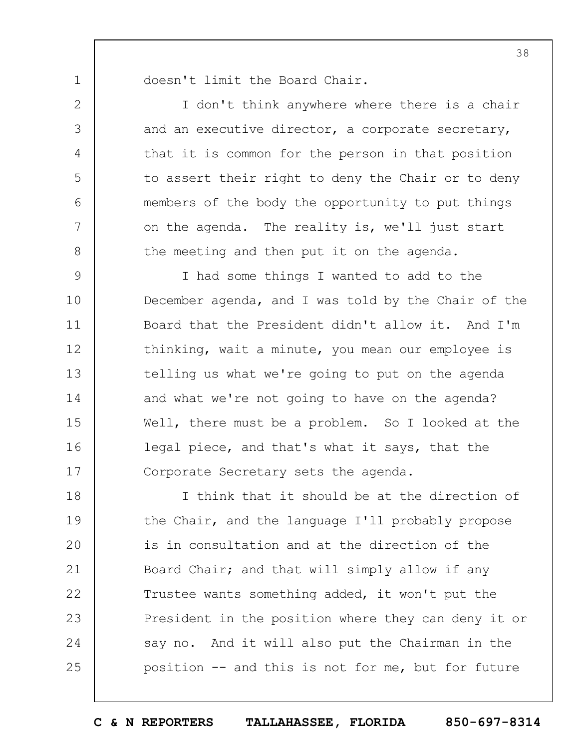doesn't limit the Board Chair.

I don't think anywhere where there is a chair and an executive director, a corporate secretary, that it is common for the person in that position to assert their right to deny the Chair or to deny members of the body the opportunity to put things on the agenda. The reality is, we'll just start the meeting and then put it on the agenda.

I had some things I wanted to add to the December agenda, and I was told by the Chair of the Board that the President didn't allow it. And I'm thinking, wait a minute, you mean our employee is telling us what we're going to put on the agenda and what we're not going to have on the agenda? Well, there must be a problem. So I looked at the legal piece, and that's what it says, that the Corporate Secretary sets the agenda.

I think that it should be at the direction of the Chair, and the language I'll probably propose is in consultation and at the direction of the Board Chair; and that will simply allow if any Trustee wants something added, it won't put the President in the position where they can deny it or say no. And it will also put the Chairman in the position -- and this is not for me, but for future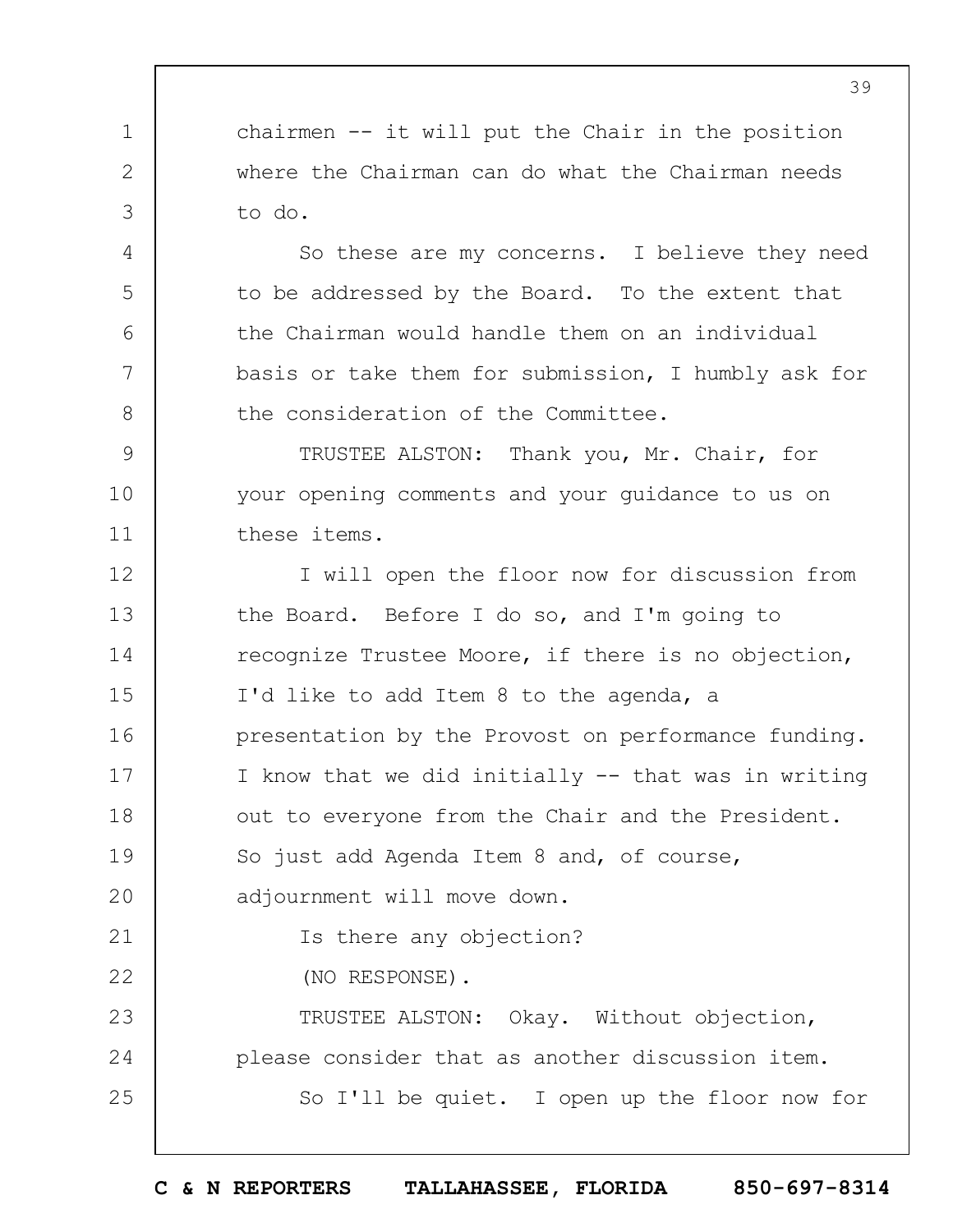chairmen -- it will put the Chair in the position where the Chairman can do what the Chairman needs to do.

So these are my concerns. I believe they need to be addressed by the Board. To the extent that the Chairman would handle them on an individual basis or take them for submission, I humbly ask for the consideration of the Committee.

TRUSTEE ALSTON: Thank you, Mr. Chair, for your opening comments and your guidance to us on these items.

I will open the floor now for discussion from the Board. Before I do so, and I'm going to recognize Trustee Moore, if there is no objection, I'd like to add Item 8 to the agenda, a presentation by the Provost on performance funding. I know that we did initially -- that was in writing out to everyone from the Chair and the President. So just add Agenda Item 8 and, of course, adjournment will move down.

Is there any objection?

(NO RESPONSE).

TRUSTEE ALSTON: Okay. Without objection, please consider that as another discussion item.

So I'll be quiet. I open up the floor now for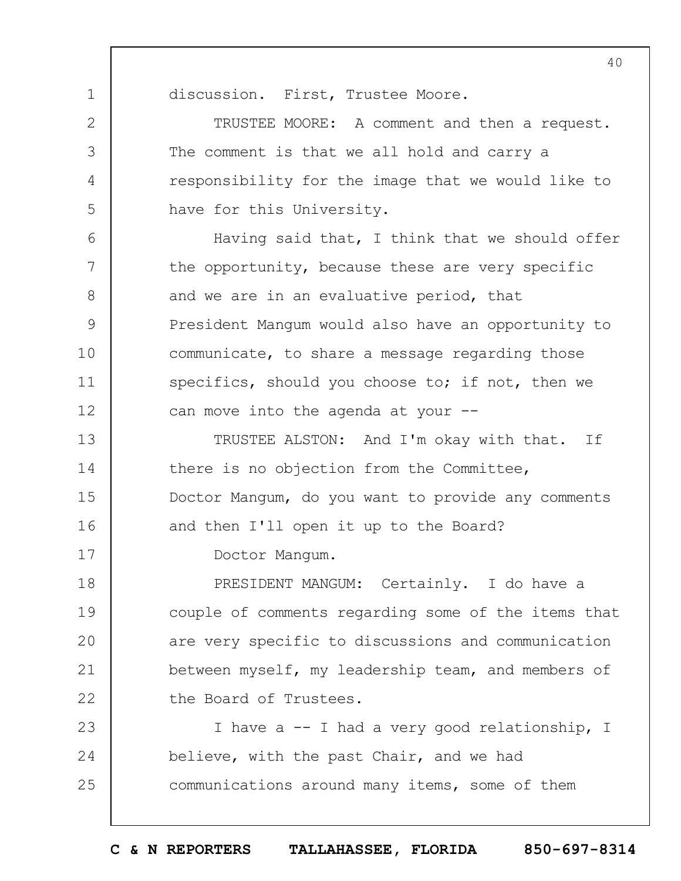discussion. First, Trustee Moore.

TRUSTEE MOORE: A comment and then a request. The comment is that we all hold and carry a responsibility for the image that we would like to have for this University.

Having said that, I think that we should offer the opportunity, because these are very specific and we are in an evaluative period, that President Mangum would also have an opportunity to communicate, to share a message regarding those specifics, should you choose to; if not, then we can move into the agenda at your --

TRUSTEE ALSTON: And I'm okay with that. If there is no objection from the Committee, Doctor Mangum, do you want to provide any comments and then I'll open it up to the Board?

Doctor Mangum.

PRESIDENT MANGUM: Certainly. I do have a couple of comments regarding some of the items that are very specific to discussions and communication between myself, my leadership team, and members of the Board of Trustees.

I have a -- I had a very good relationship, I believe, with the past Chair, and we had communications around many items, some of them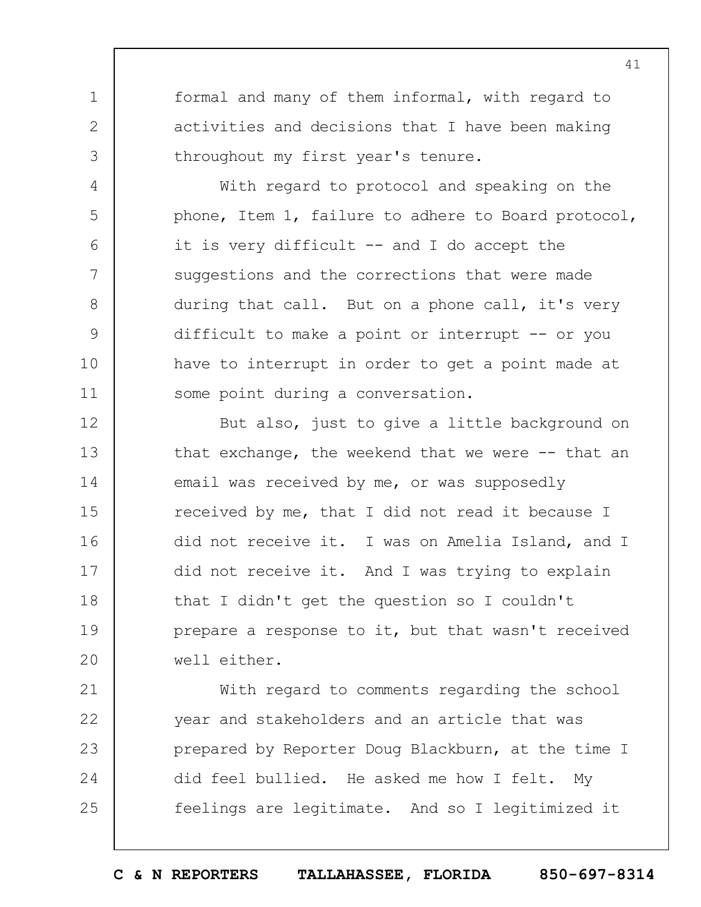formal and many of them informal, with regard to activities and decisions that I have been making throughout my first year's tenure.

With regard to protocol and speaking on the phone, Item 1, failure to adhere to Board protocol, it is very difficult -- and I do accept the suggestions and the corrections that were made during that call. But on a phone call, it's very difficult to make a point or interrupt -- or you have to interrupt in order to get a point made at some point during a conversation.

But also, just to give a little background on that exchange, the weekend that we were -- that an email was received by me, or was supposedly received by me, that I did not read it because I did not receive it. I was on Amelia Island, and I did not receive it. And I was trying to explain that I didn't get the question so I couldn't prepare a response to it, but that wasn't received well either.

With regard to comments regarding the school year and stakeholders and an article that was prepared by Reporter Doug Blackburn, at the time I did feel bullied. He asked me how I felt. My feelings are legitimate. And so I legitimized it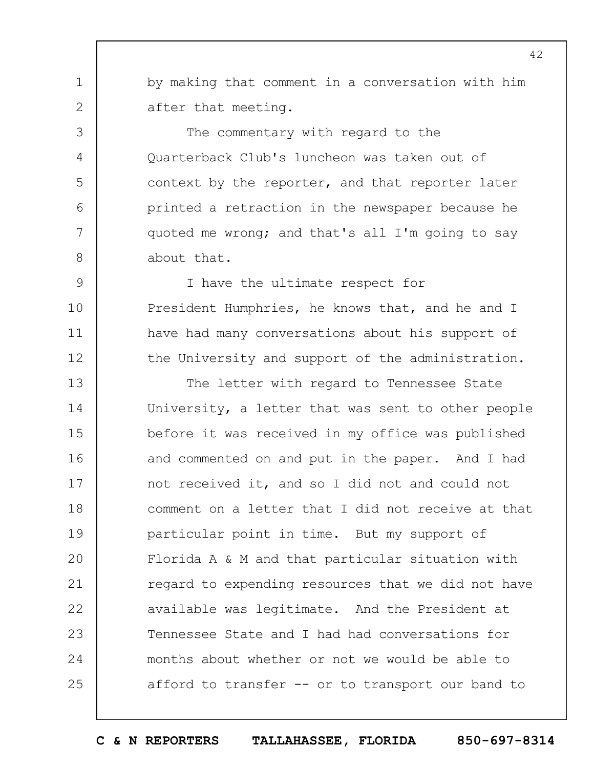by making that comment in a conversation with him after that meeting.

The commentary with regard to the Quarterback Club's luncheon was taken out of context by the reporter, and that reporter later printed a retraction in the newspaper because he quoted me wrong; and that's all I'm going to say about that.

I have the ultimate respect for President Humphries, he knows that, and he and I have had many conversations about his support of the University and support of the administration.

The letter with regard to Tennessee State University, a letter that was sent to other people before it was received in my office was published and commented on and put in the paper. And I had not received it, and so I did not and could not comment on a letter that I did not receive at that particular point in time. But my support of Florida A & M and that particular situation with regard to expending resources that we did not have available was legitimate. And the President at Tennessee State and I had had conversations for months about whether or not we would be able to afford to transfer -- or to transport our band to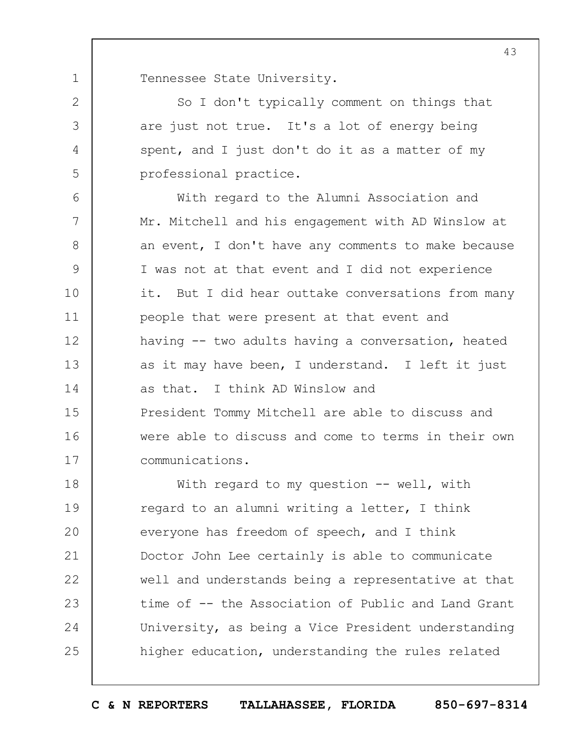Tennessee State University.

So I don't typically comment on things that are just not true. It's a lot of energy being spent, and I just don't do it as a matter of my professional practice.

With regard to the Alumni Association and Mr. Mitchell and his engagement with AD Winslow at an event, I don't have any comments to make because I was not at that event and I did not experience it. But I did hear outtake conversations from many people that were present at that event and having -- two adults having a conversation, heated as it may have been, I understand. I left it just as that. I think AD Winslow and President Tommy Mitchell are able to discuss and were able to discuss and come to terms in their own communications.

With regard to my question -- well, with regard to an alumni writing a letter, I think everyone has freedom of speech, and I think Doctor John Lee certainly is able to communicate well and understands being a representative at that time of -- the Association of Public and Land Grant University, as being a Vice President understanding higher education, understanding the rules related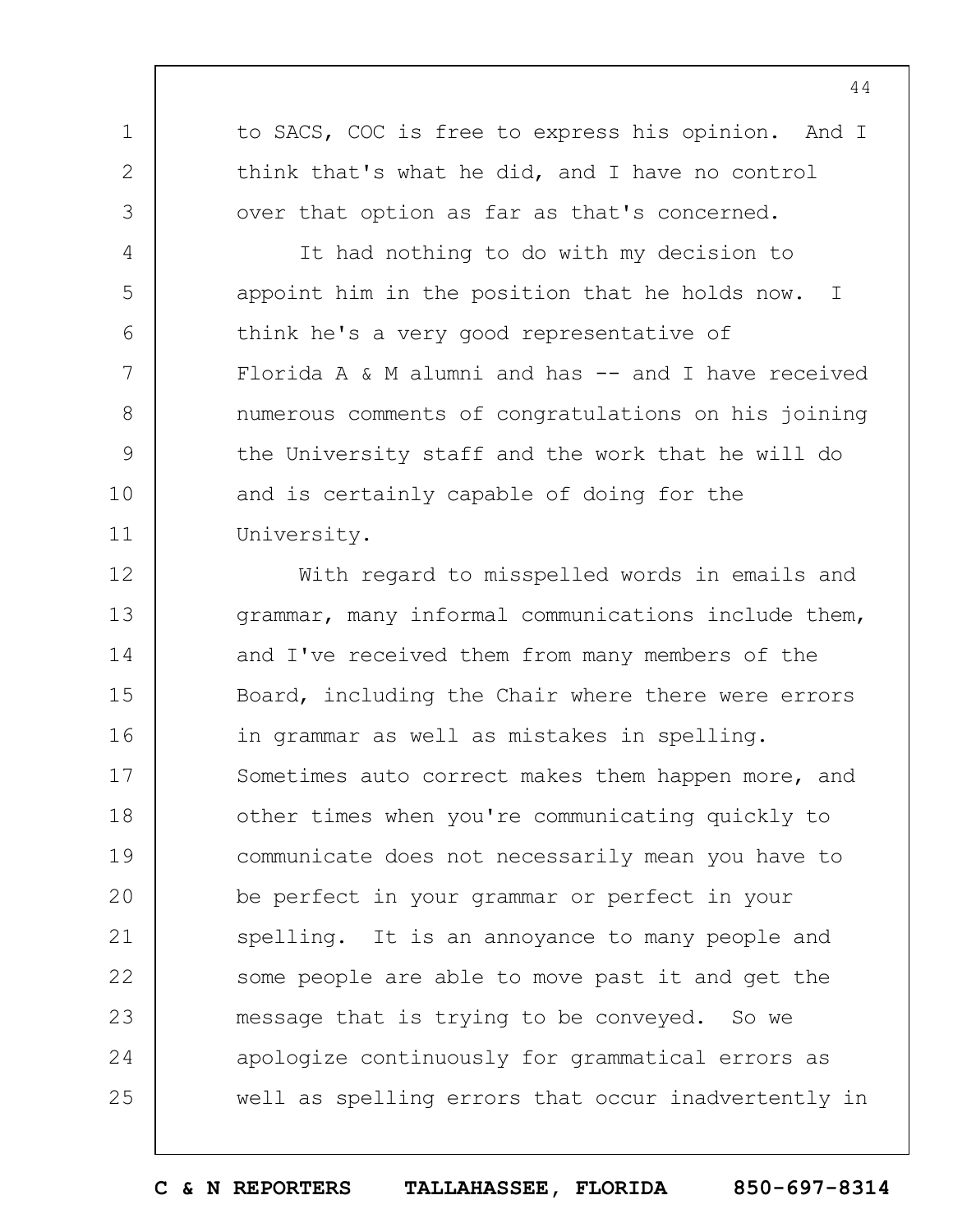to SACS, COC is free to express his opinion. And I think that's what he did, and I have no control over that option as far as that's concerned.

It had nothing to do with my decision to appoint him in the position that he holds now. I think he's a very good representative of Florida A & M alumni and has -- and I have received numerous comments of congratulations on his joining the University staff and the work that he will do and is certainly capable of doing for the University.

With regard to misspelled words in emails and grammar, many informal communications include them, and I've received them from many members of the Board, including the Chair where there were errors in grammar as well as mistakes in spelling. Sometimes auto correct makes them happen more, and other times when you're communicating quickly to communicate does not necessarily mean you have to be perfect in your grammar or perfect in your spelling. It is an annoyance to many people and some people are able to move past it and get the message that is trying to be conveyed. So we apologize continuously for grammatical errors as well as spelling errors that occur inadvertently in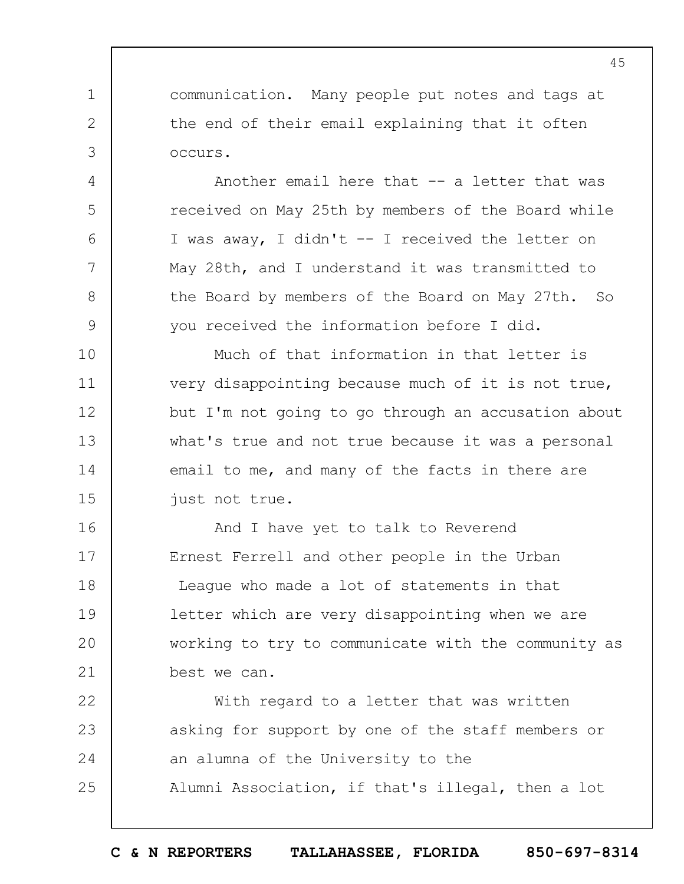communication. Many people put notes and tags at the end of their email explaining that it often occurs.

Another email here that -- a letter that was received on May 25th by members of the Board while I was away, I didn't -- I received the letter on May 28th, and I understand it was transmitted to the Board by members of the Board on May 27th. So you received the information before I did.

Much of that information in that letter is very disappointing because much of it is not true, but I'm not going to go through an accusation about what's true and not true because it was a personal email to me, and many of the facts in there are just not true.

And I have yet to talk to Reverend Ernest Ferrell and other people in the Urban League who made a lot of statements in that letter which are very disappointing when we are working to try to communicate with the community as best we can.

With regard to a letter that was written asking for support by one of the staff members or an alumna of the University to the Alumni Association, if that's illegal, then a lot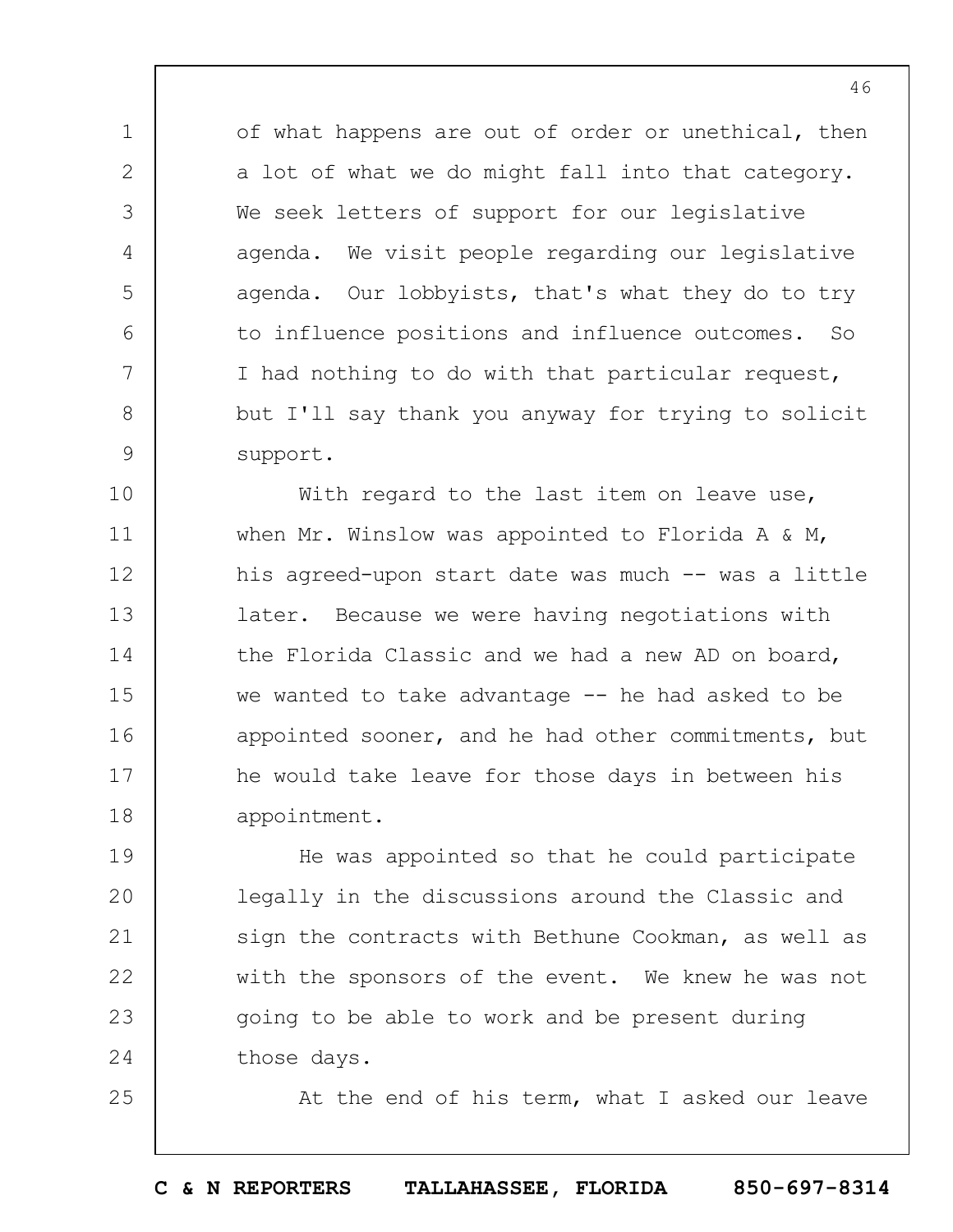of what happens are out of order or unethical, then a lot of what we do might fall into that category. We seek letters of support for our legislative agenda. We visit people regarding our legislative agenda. Our lobbyists, that's what they do to try to influence positions and influence outcomes. So I had nothing to do with that particular request, but I'll say thank you anyway for trying to solicit support.

With regard to the last item on leave use, when Mr. Winslow was appointed to Florida A & M, his agreed-upon start date was much -- was a little later. Because we were having negotiations with the Florida Classic and we had a new AD on board, we wanted to take advantage -- he had asked to be appointed sooner, and he had other commitments, but he would take leave for those days in between his appointment.

He was appointed so that he could participate legally in the discussions around the Classic and sign the contracts with Bethune Cookman, as well as with the sponsors of the event. We knew he was not going to be able to work and be present during those days.

At the end of his term, what I asked our leave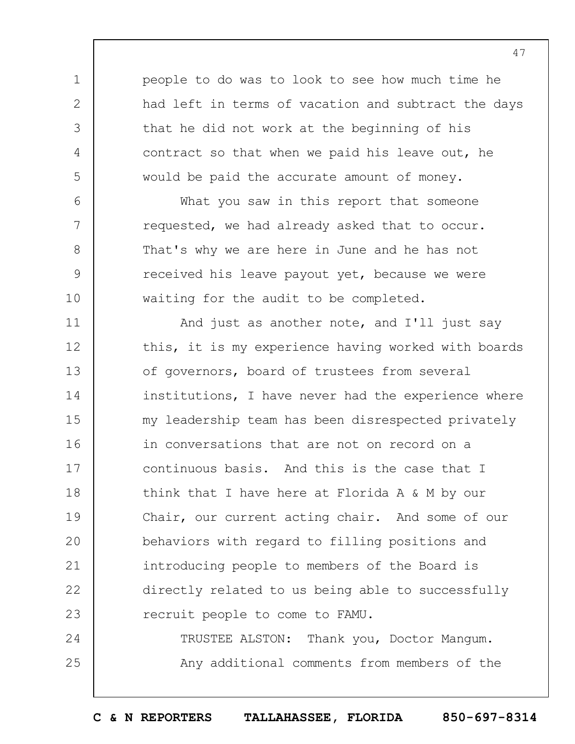people to do was to look to see how much time he had left in terms of vacation and subtract the days that he did not work at the beginning of his contract so that when we paid his leave out, he would be paid the accurate amount of money.

What you saw in this report that someone requested, we had already asked that to occur. That's why we are here in June and he has not received his leave payout yet, because we were waiting for the audit to be completed.

And just as another note, and I'll just say this, it is my experience having worked with boards of governors, board of trustees from several institutions, I have never had the experience where my leadership team has been disrespected privately in conversations that are not on record on a continuous basis. And this is the case that I think that I have here at Florida A & M by our Chair, our current acting chair. And some of our behaviors with regard to filling positions and introducing people to members of the Board is directly related to us being able to successfully recruit people to come to FAMU.

TRUSTEE ALSTON: Thank you, Doctor Mangum.

Any additional comments from members of the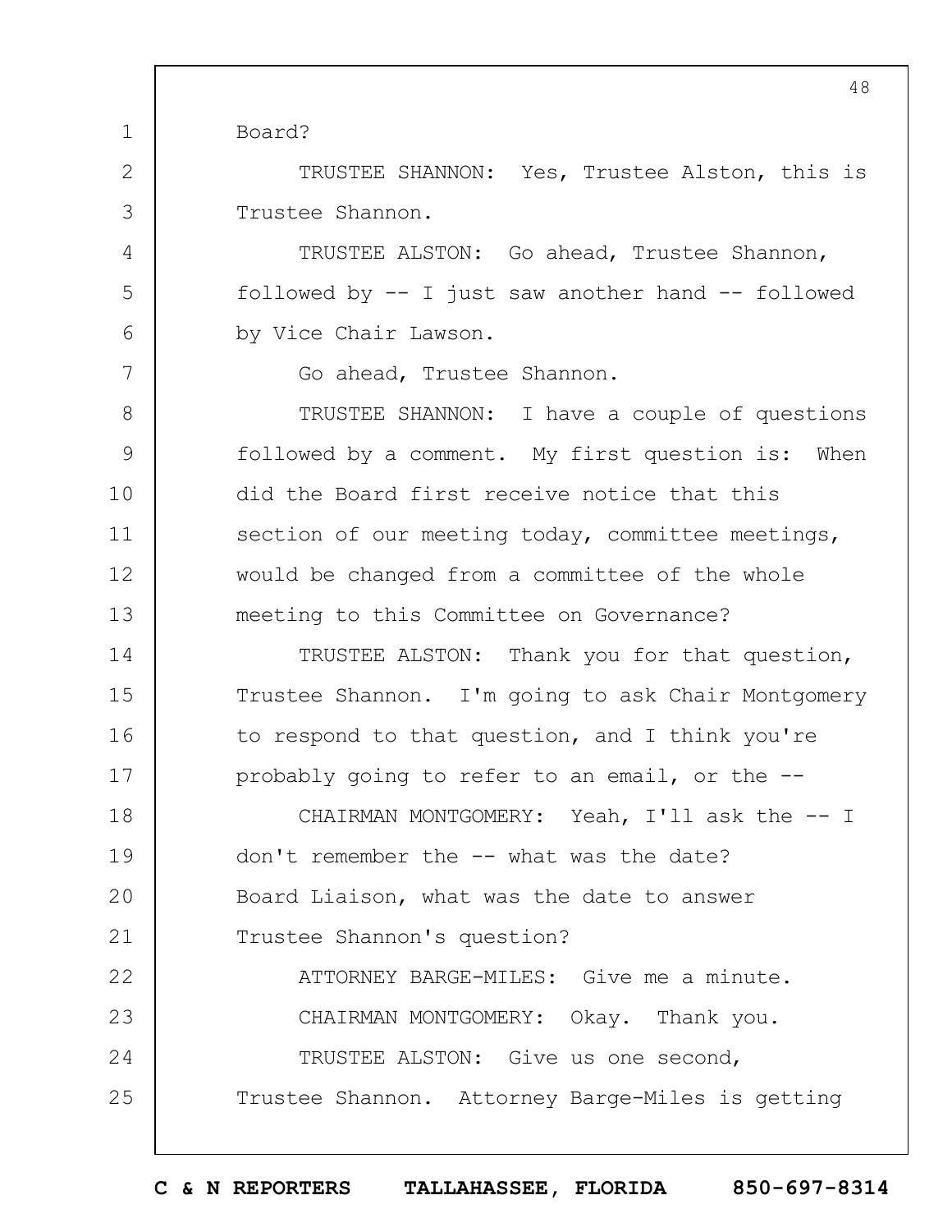Board?

TRUSTEE SHANNON: Yes, Trustee Alston, this is Trustee Shannon.

TRUSTEE ALSTON: Go ahead, Trustee Shannon, followed by -- I just saw another hand -- followed by Vice Chair Lawson.

Go ahead, Trustee Shannon.

TRUSTEE SHANNON: I have a couple of questions followed by a comment. My first question is: When did the Board first receive notice that this section of our meeting today, committee meetings, would be changed from a committee of the whole meeting to this Committee on Governance?

TRUSTEE ALSTON: Thank you for that question, Trustee Shannon. I'm going to ask Chair Montgomery to respond to that question, and I think you're probably going to refer to an email, or the --

CHAIRMAN MONTGOMERY: Yeah, I'll ask the -- I don't remember the -- what was the date? Board Liaison, what was the date to answer Trustee Shannon's question?

ATTORNEY BARGE-MILES: Give me a minute.

CHAIRMAN MONTGOMERY: Okay. Thank you.

TRUSTEE ALSTON: Give us one second, Trustee Shannon. Attorney Barge-Miles is getting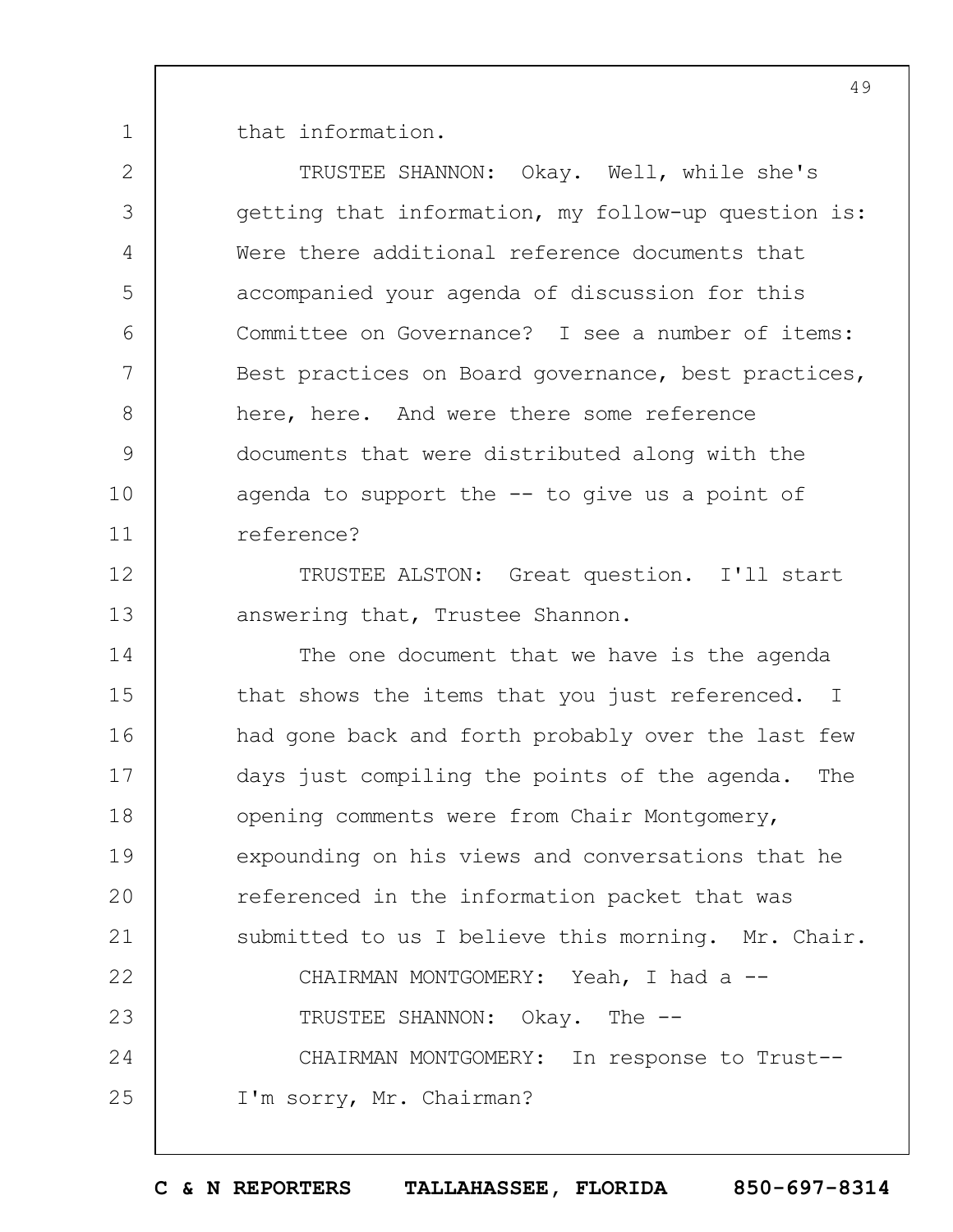that information.

TRUSTEE SHANNON: Okay. Well, while she's getting that information, my follow-up question is: Were there additional reference documents that accompanied your agenda of discussion for this Committee on Governance? I see a number of items: Best practices on Board governance, best practices, here, here. And were there some reference documents that were distributed along with the agenda to support the -- to give us a point of reference?

TRUSTEE ALSTON: Great question. I'll start answering that, Trustee Shannon.

The one document that we have is the agenda that shows the items that you just referenced. I had gone back and forth probably over the last few days just compiling the points of the agenda. The opening comments were from Chair Montgomery, expounding on his views and conversations that he referenced in the information packet that was submitted to us I believe this morning. Mr. Chair.

CHAIRMAN MONTGOMERY: Yeah, I had a --

TRUSTEE SHANNON: Okay. The --

CHAIRMAN MONTGOMERY: In response to Trust-- I'm sorry, Mr. Chairman?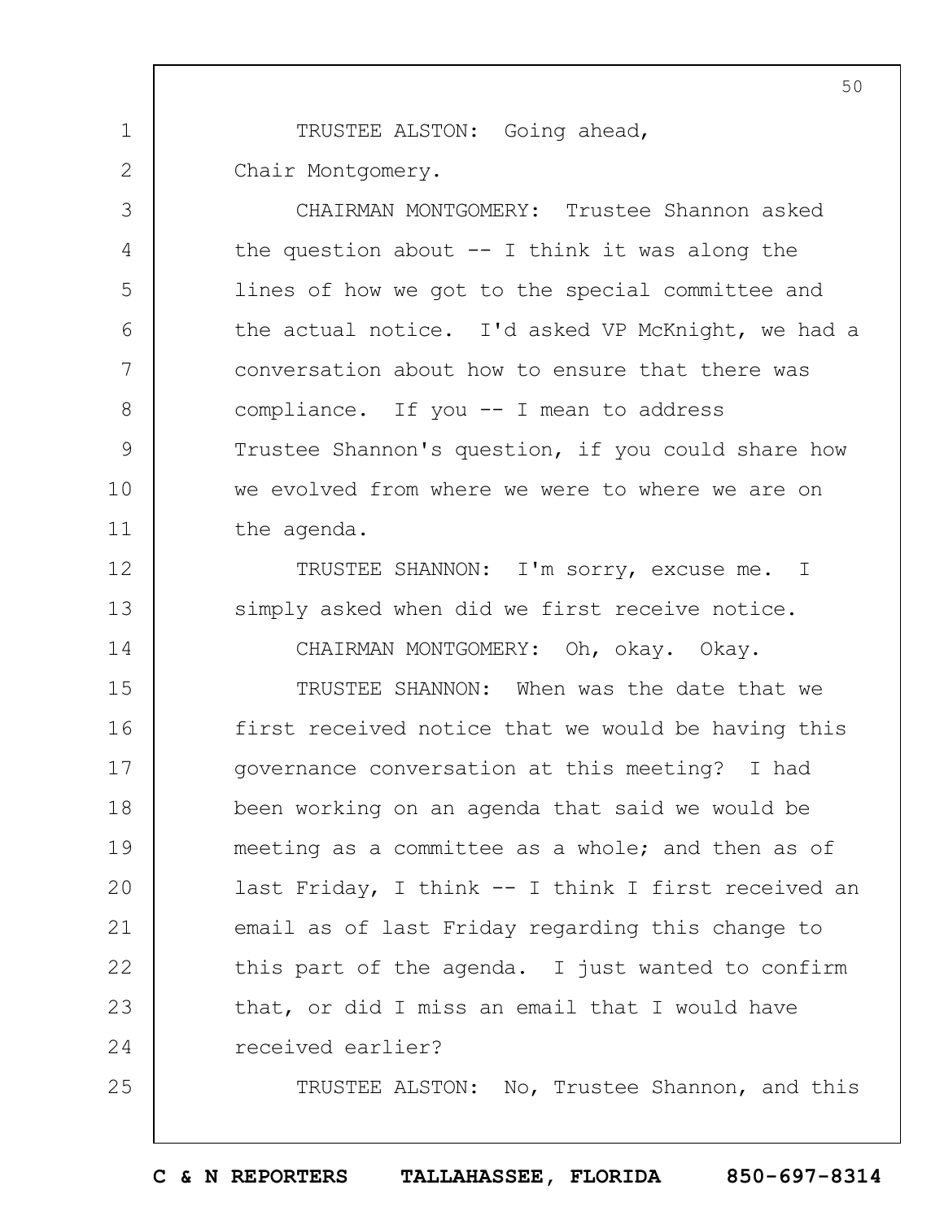TRUSTEE ALSTON: Going ahead, Chair Montgomery.

CHAIRMAN MONTGOMERY: Trustee Shannon asked the question about -- I think it was along the lines of how we got to the special committee and the actual notice. I'd asked VP McKnight, we had a conversation about how to ensure that there was compliance. If you -- I mean to address Trustee Shannon's question, if you could share how we evolved from where we were to where we are on the agenda.

TRUSTEE SHANNON: I'm sorry, excuse me. I simply asked when did we first receive notice.

CHAIRMAN MONTGOMERY: Oh, okay. Okay.

TRUSTEE SHANNON: When was the date that we first received notice that we would be having this governance conversation at this meeting? I had been working on an agenda that said we would be meeting as a committee as a whole; and then as of last Friday, I think -- I think I first received an email as of last Friday regarding this change to this part of the agenda. I just wanted to confirm that, or did I miss an email that I would have received earlier?

TRUSTEE ALSTON: No, Trustee Shannon, and this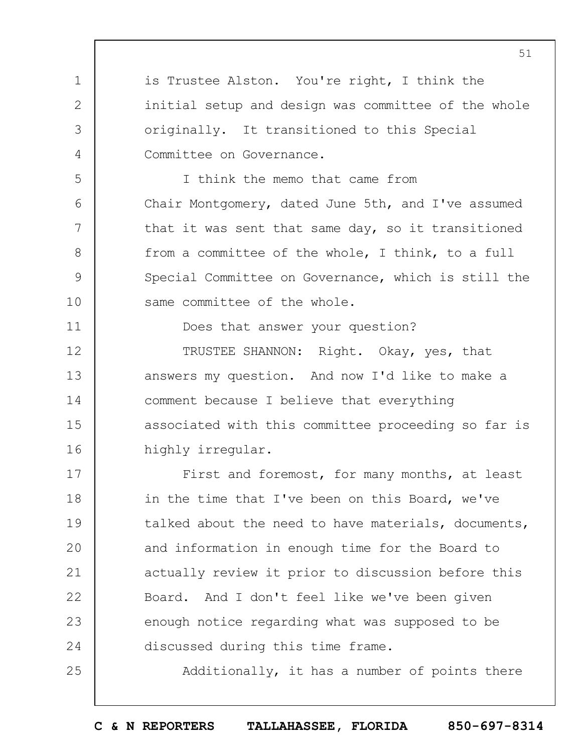is Trustee Alston. You're right, I think the initial setup and design was committee of the whole originally. It transitioned to this Special Committee on Governance.

I think the memo that came from Chair Montgomery, dated June 5th, and I've assumed that it was sent that same day, so it transitioned from a committee of the whole, I think, to a full Special Committee on Governance, which is still the same committee of the whole.

Does that answer your question?

TRUSTEE SHANNON: Right. Okay, yes, that answers my question. And now I'd like to make a comment because I believe that everything associated with this committee proceeding so far is highly irregular.

First and foremost, for many months, at least in the time that I've been on this Board, we've talked about the need to have materials, documents, and information in enough time for the Board to actually review it prior to discussion before this Board. And I don't feel like we've been given enough notice regarding what was supposed to be discussed during this time frame.

Additionally, it has a number of points there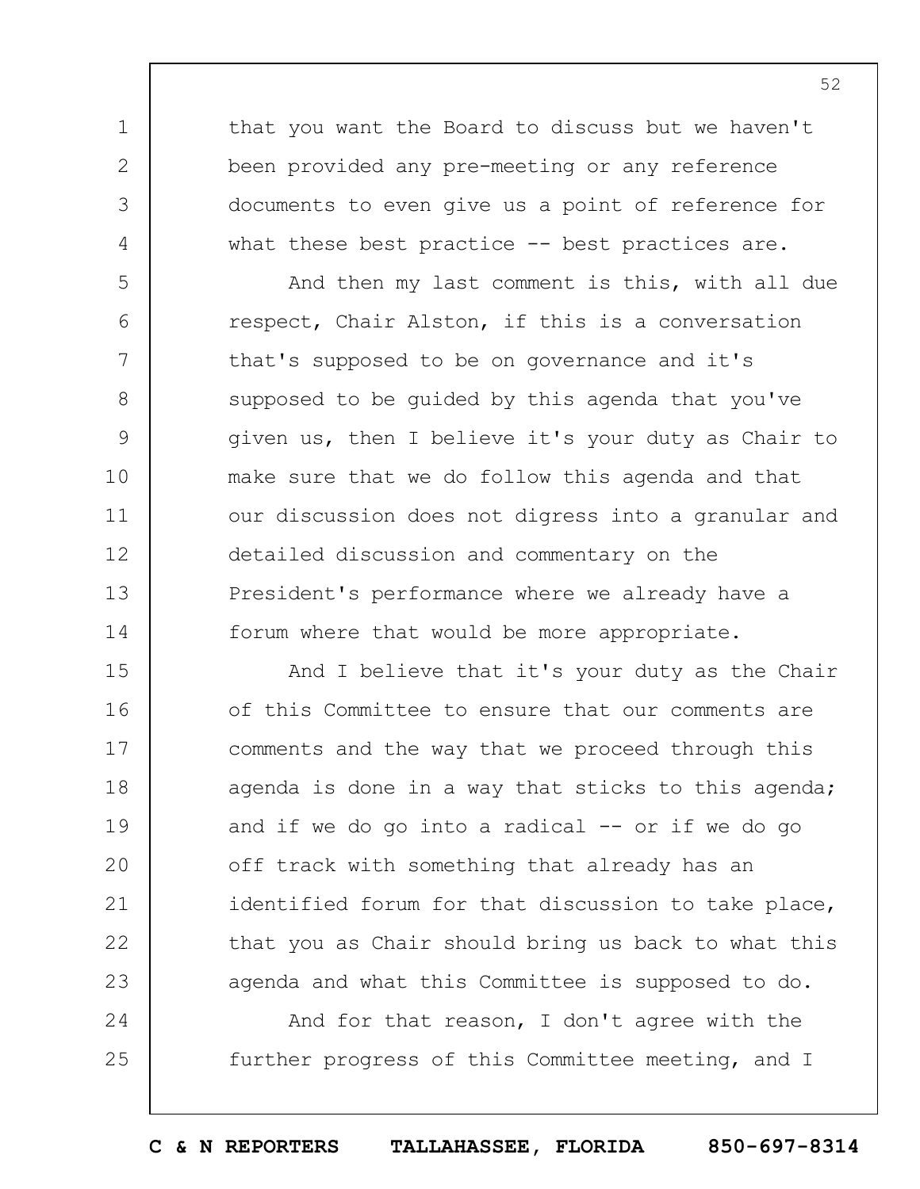that you want the Board to discuss but we haven't been provided any pre-meeting or any reference documents to even give us a point of reference for what these best practice -- best practices are.

And then my last comment is this, with all due respect, Chair Alston, if this is a conversation that's supposed to be on governance and it's supposed to be guided by this agenda that you've given us, then I believe it's your duty as Chair to make sure that we do follow this agenda and that our discussion does not digress into a granular and detailed discussion and commentary on the President's performance where we already have a forum where that would be more appropriate.

And I believe that it's your duty as the Chair of this Committee to ensure that our comments are comments and the way that we proceed through this agenda is done in a way that sticks to this agenda; and if we do go into a radical -- or if we do go off track with something that already has an identified forum for that discussion to take place, that you as Chair should bring us back to what this agenda and what this Committee is supposed to do.

And for that reason, I don't agree with the further progress of this Committee meeting, and I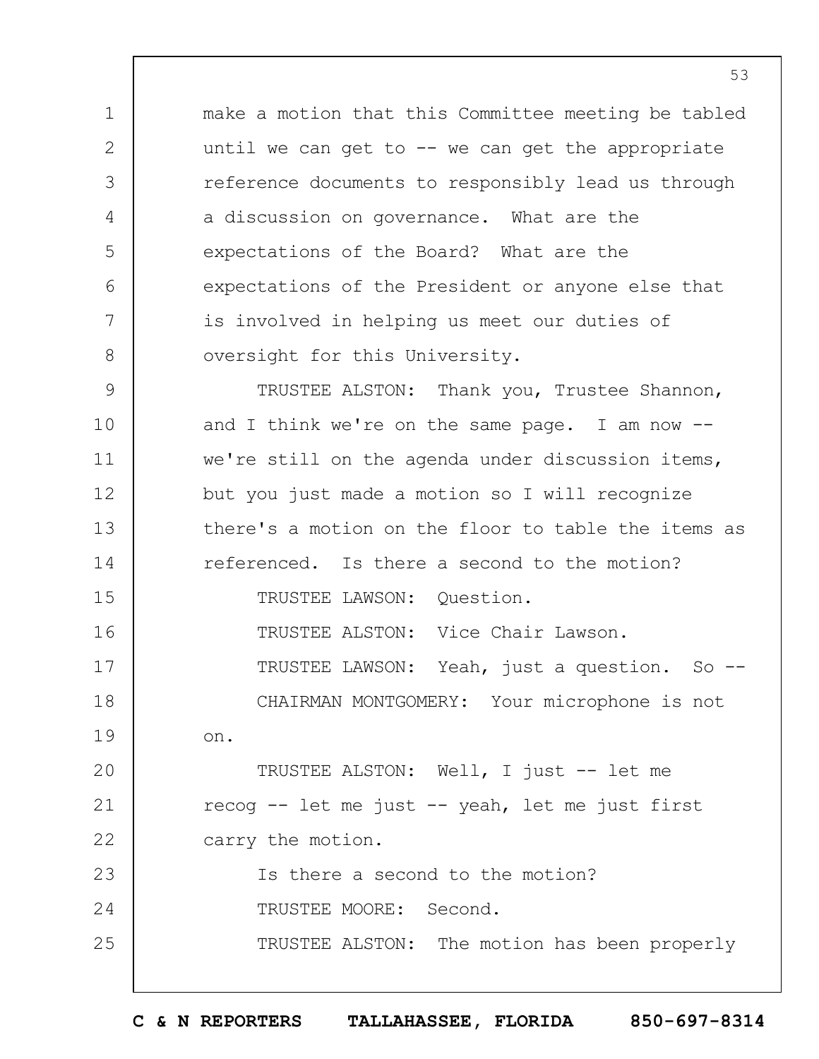make a motion that this Committee meeting be tabled until we can get to -- we can get the appropriate reference documents to responsibly lead us through a discussion on governance. What are the expectations of the Board? What are the expectations of the President or anyone else that is involved in helping us meet our duties of oversight for this University.

TRUSTEE ALSTON: Thank you, Trustee Shannon, and I think we're on the same page. I am now -- we're still on the agenda under discussion items, but you just made a motion so I will recognize there's a motion on the floor to table the items as referenced. Is there a second to the motion?

TRUSTEE LAWSON: Question.

TRUSTEE ALSTON: Vice Chair Lawson.

TRUSTEE LAWSON: Yeah, just a question. So --

CHAIRMAN MONTGOMERY: Your microphone is not on.

TRUSTEE ALSTON: Well, I just -- let me recog -- let me just -- yeah, let me just first carry the motion.

Is there a second to the motion?

TRUSTEE MOORE: Second.

TRUSTEE ALSTON: The motion has been properly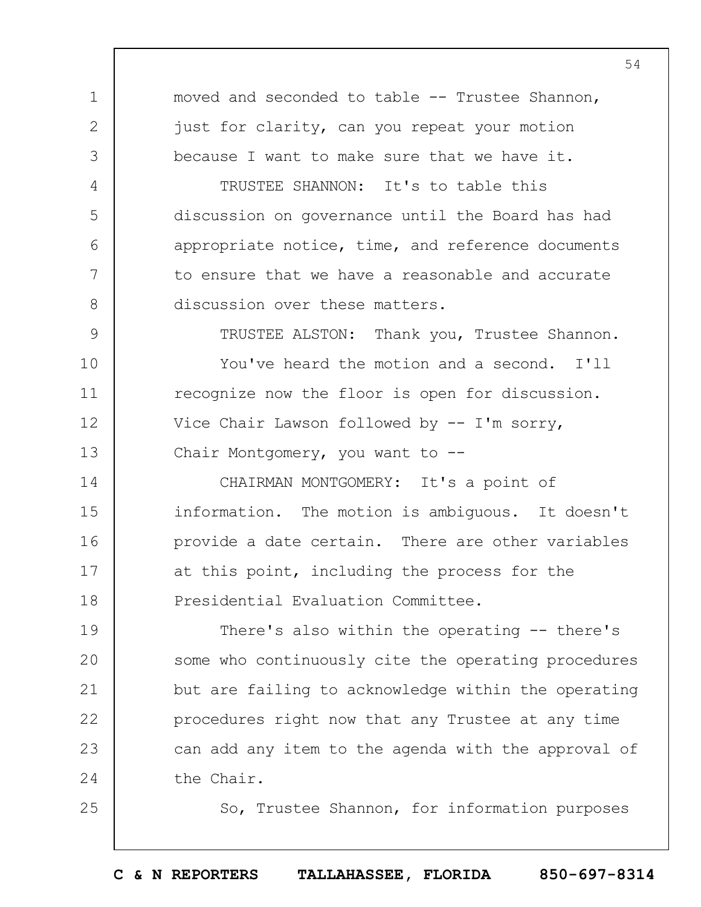moved and seconded to table -- Trustee Shannon, just for clarity, can you repeat your motion because I want to make sure that we have it.

TRUSTEE SHANNON: It's to table this discussion on governance until the Board has had appropriate notice, time, and reference documents to ensure that we have a reasonable and accurate discussion over these matters.

TRUSTEE ALSTON: Thank you, Trustee Shannon.

You've heard the motion and a second. I'll recognize now the floor is open for discussion. Vice Chair Lawson followed by -- I'm sorry, Chair Montgomery, you want to --

CHAIRMAN MONTGOMERY: It's a point of information. The motion is ambiguous. It doesn't provide a date certain. There are other variables at this point, including the process for the Presidential Evaluation Committee.

There's also within the operating -- there's some who continuously cite the operating procedures but are failing to acknowledge within the operating procedures right now that any Trustee at any time can add any item to the agenda with the approval of the Chair.

So, Trustee Shannon, for information purposes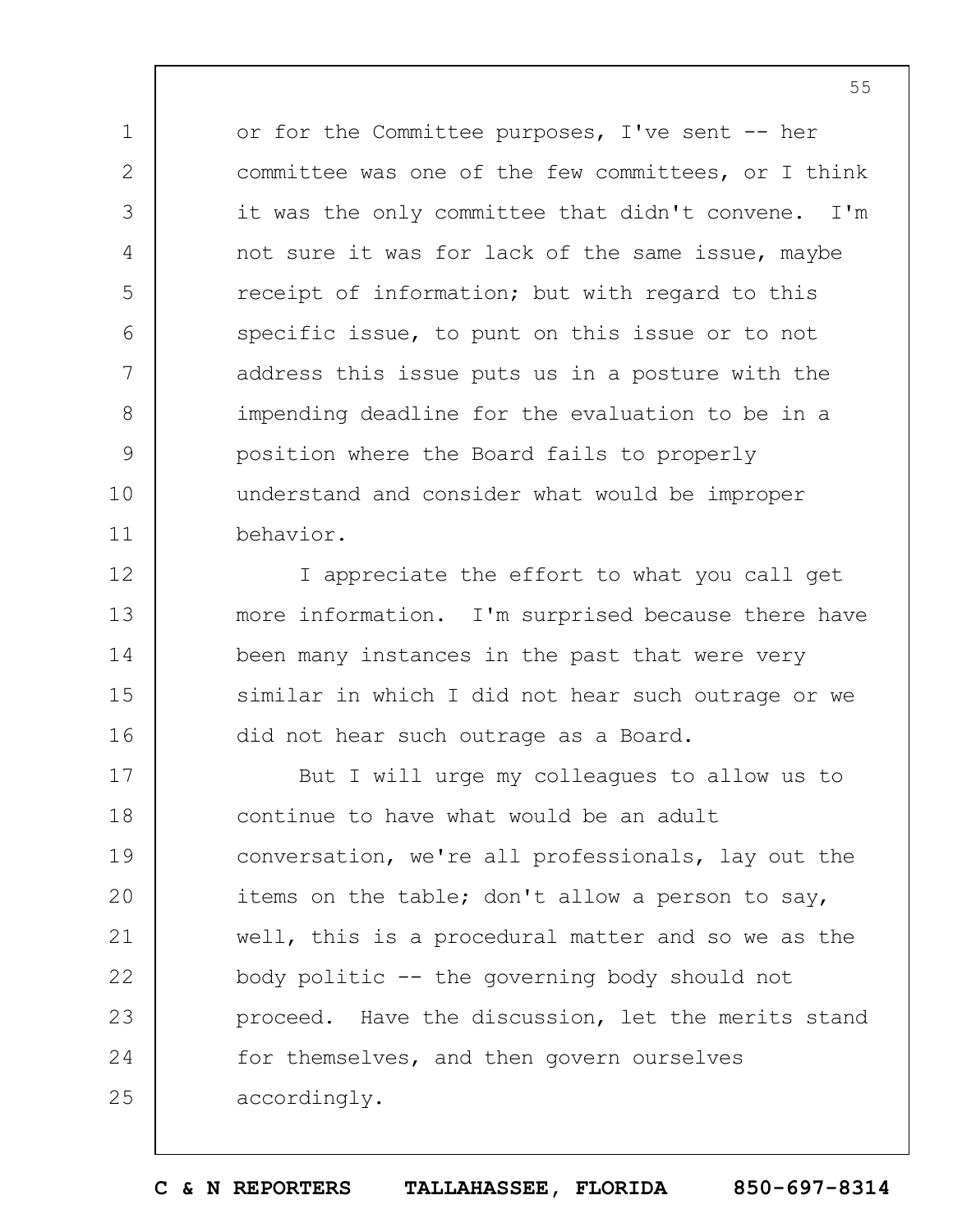or for the Committee purposes, I've sent -- her committee was one of the few committees, or I think it was the only committee that didn't convene. I'm not sure it was for lack of the same issue, maybe receipt of information; but with regard to this specific issue, to punt on this issue or to not address this issue puts us in a posture with the impending deadline for the evaluation to be in a position where the Board fails to properly understand and consider what would be improper behavior.

I appreciate the effort to what you call get more information. I'm surprised because there have been many instances in the past that were very similar in which I did not hear such outrage or we did not hear such outrage as a Board.

But I will urge my colleagues to allow us to continue to have what would be an adult conversation, we're all professionals, lay out the items on the table; don't allow a person to say, well, this is a procedural matter and so we as the body politic -- the governing body should not proceed. Have the discussion, let the merits stand for themselves, and then govern ourselves accordingly.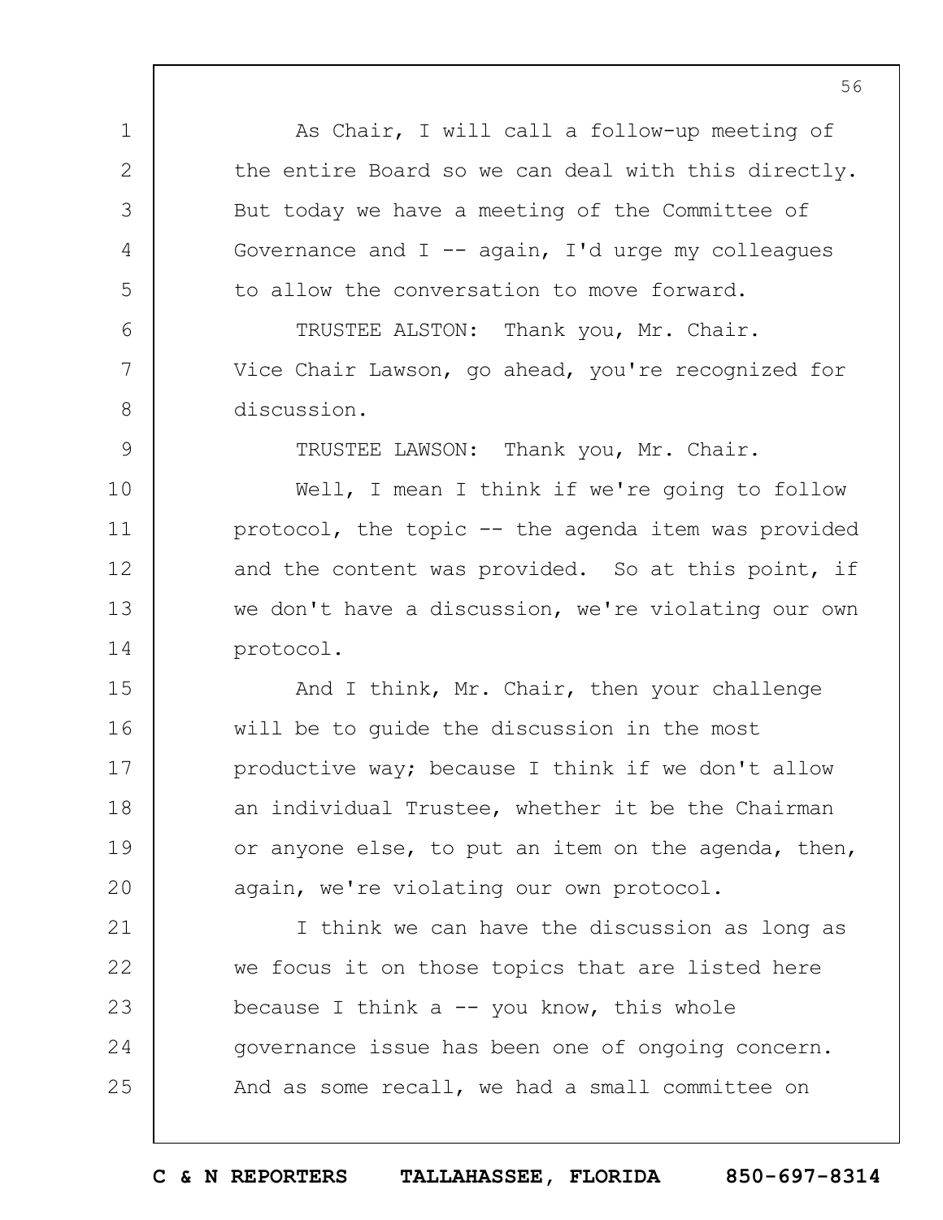As Chair, I will call a follow-up meeting of the entire Board so we can deal with this directly. But today we have a meeting of the Committee of Governance and I -- again, I'd urge my colleagues to allow the conversation to move forward.

TRUSTEE ALSTON: Thank you, Mr. Chair. Vice Chair Lawson, go ahead, you're recognized for discussion.

TRUSTEE LAWSON: Thank you, Mr. Chair.

Well, I mean I think if we're going to follow protocol, the topic -- the agenda item was provided and the content was provided. So at this point, if we don't have a discussion, we're violating our own protocol.

And I think, Mr. Chair, then your challenge will be to guide the discussion in the most productive way; because I think if we don't allow an individual Trustee, whether it be the Chairman or anyone else, to put an item on the agenda, then, again, we're violating our own protocol.

I think we can have the discussion as long as we focus it on those topics that are listed here because I think a -- you know, this whole governance issue has been one of ongoing concern. And as some recall, we had a small committee on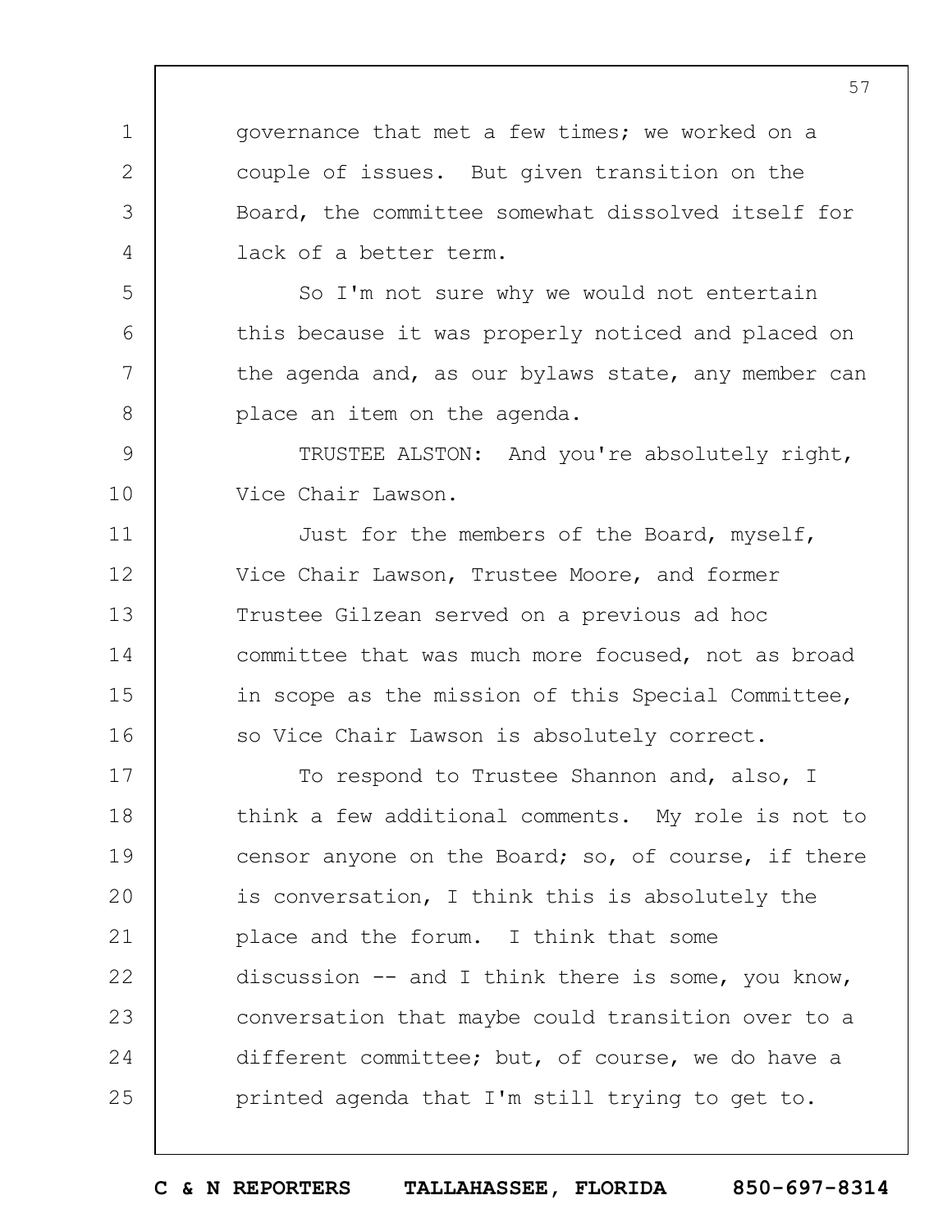governance that met a few times; we worked on a couple of issues. But given transition on the Board, the committee somewhat dissolved itself for lack of a better term.

So I'm not sure why we would not entertain this because it was properly noticed and placed on the agenda and, as our bylaws state, any member can place an item on the agenda.

TRUSTEE ALSTON: And you're absolutely right, Vice Chair Lawson.

Just for the members of the Board, myself, Vice Chair Lawson, Trustee Moore, and former Trustee Gilzean served on a previous ad hoc committee that was much more focused, not as broad in scope as the mission of this Special Committee, so Vice Chair Lawson is absolutely correct.

To respond to Trustee Shannon and, also, I think a few additional comments. My role is not to censor anyone on the Board; so, of course, if there is conversation, I think this is absolutely the place and the forum. I think that some discussion -- and I think there is some, you know, conversation that maybe could transition over to a different committee; but, of course, we do have a printed agenda that I'm still trying to get to.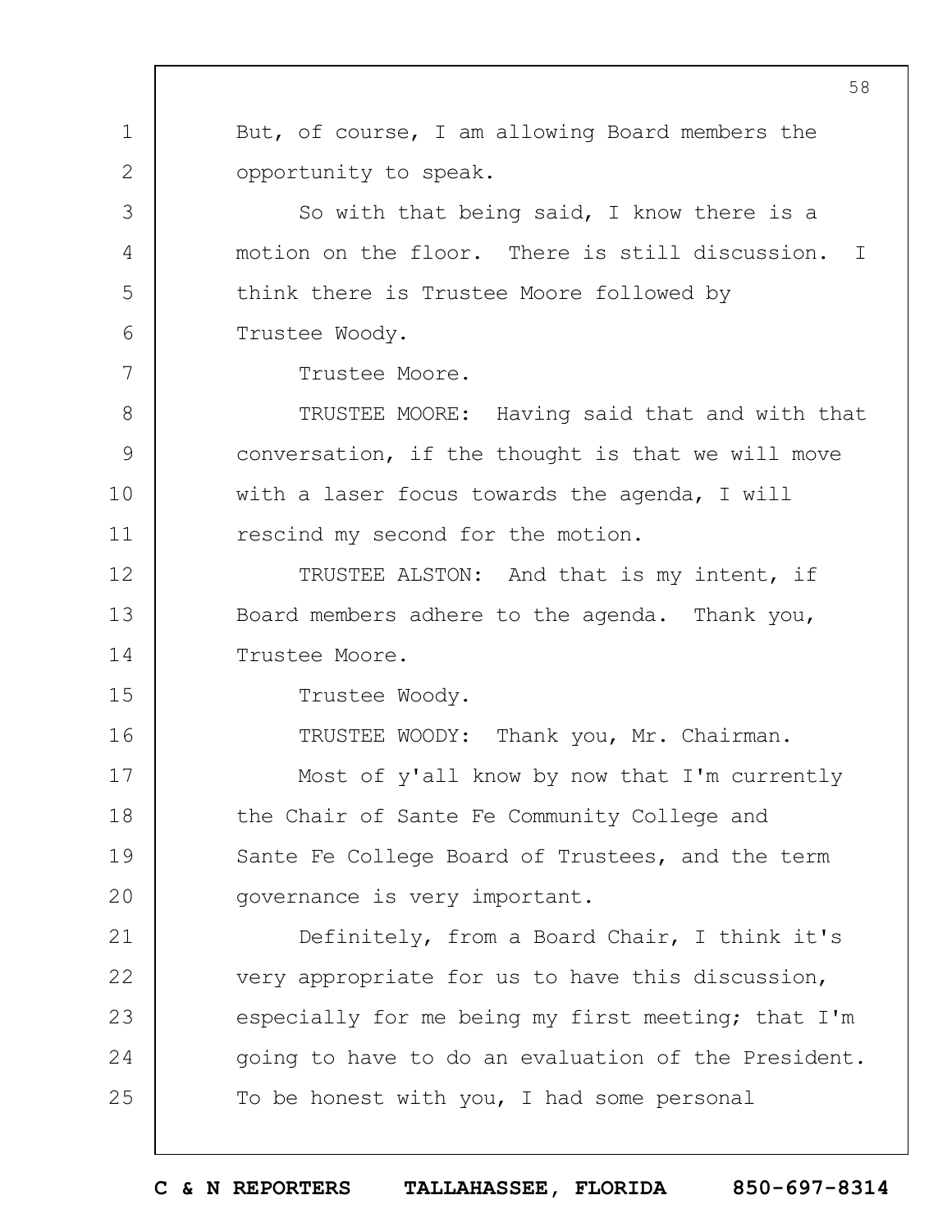But, of course, I am allowing Board members the opportunity to speak.

So with that being said, I know there is a motion on the floor. There is still discussion. I think there is Trustee Moore followed by Trustee Woody.

Trustee Moore.

TRUSTEE MOORE: Having said that and with that conversation, if the thought is that we will move with a laser focus towards the agenda, I will rescind my second for the motion.

TRUSTEE ALSTON: And that is my intent, if Board members adhere to the agenda. Thank you, Trustee Moore.

Trustee Woody.

TRUSTEE WOODY: Thank you, Mr. Chairman.

Most of y'all know by now that I'm currently the Chair of Sante Fe Community College and Sante Fe College Board of Trustees, and the term governance is very important.

Definitely, from a Board Chair, I think it's very appropriate for us to have this discussion, especially for me being my first meeting; that I'm going to have to do an evaluation of the President. To be honest with you, I had some personal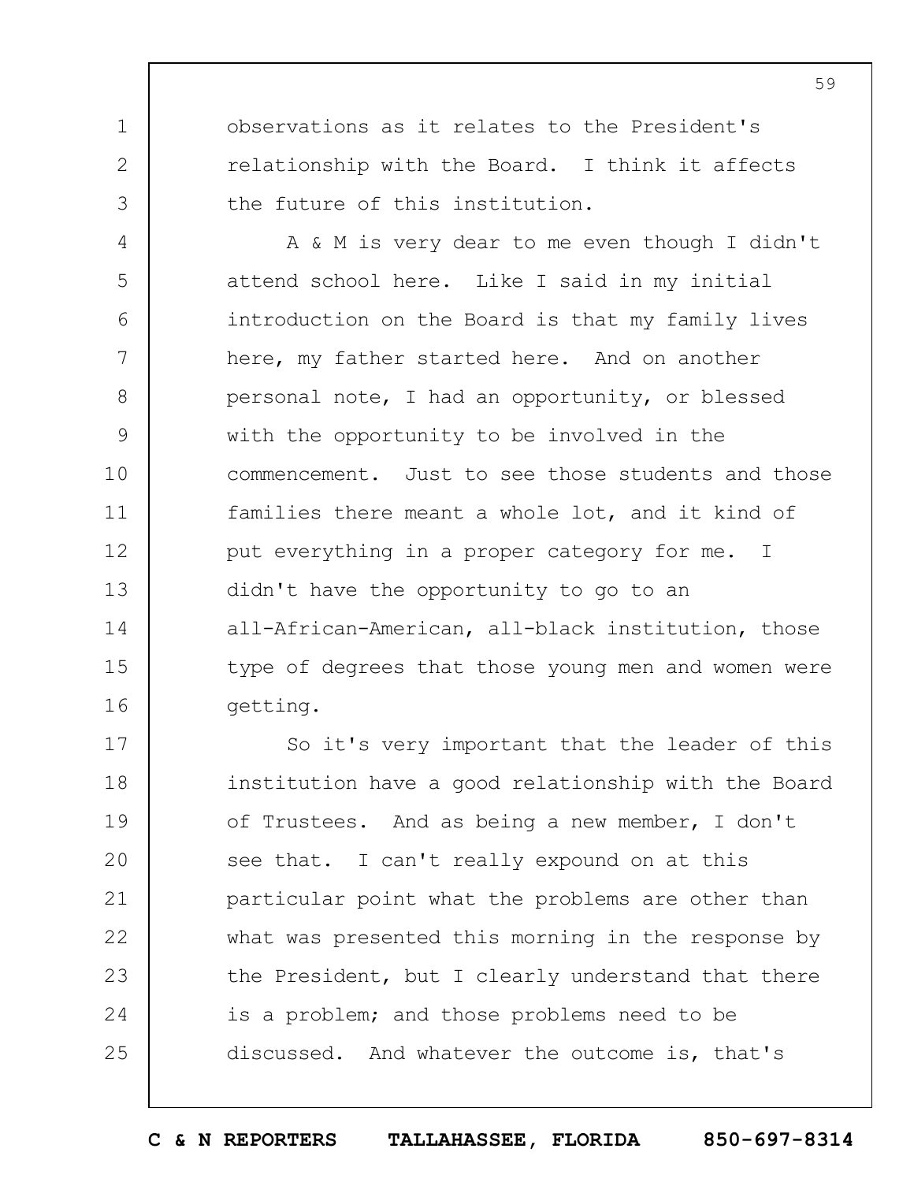observations as it relates to the President's relationship with the Board. I think it affects the future of this institution.

A & M is very dear to me even though I didn't attend school here. Like I said in my initial introduction on the Board is that my family lives here, my father started here. And on another personal note, I had an opportunity, or blessed with the opportunity to be involved in the commencement. Just to see those students and those families there meant a whole lot, and it kind of put everything in a proper category for me. I didn't have the opportunity to go to an all-African-American, all-black institution, those type of degrees that those young men and women were getting.

So it's very important that the leader of this institution have a good relationship with the Board of Trustees. And as being a new member, I don't see that. I can't really expound on at this particular point what the problems are other than what was presented this morning in the response by the President, but I clearly understand that there is a problem; and those problems need to be discussed. And whatever the outcome is, that's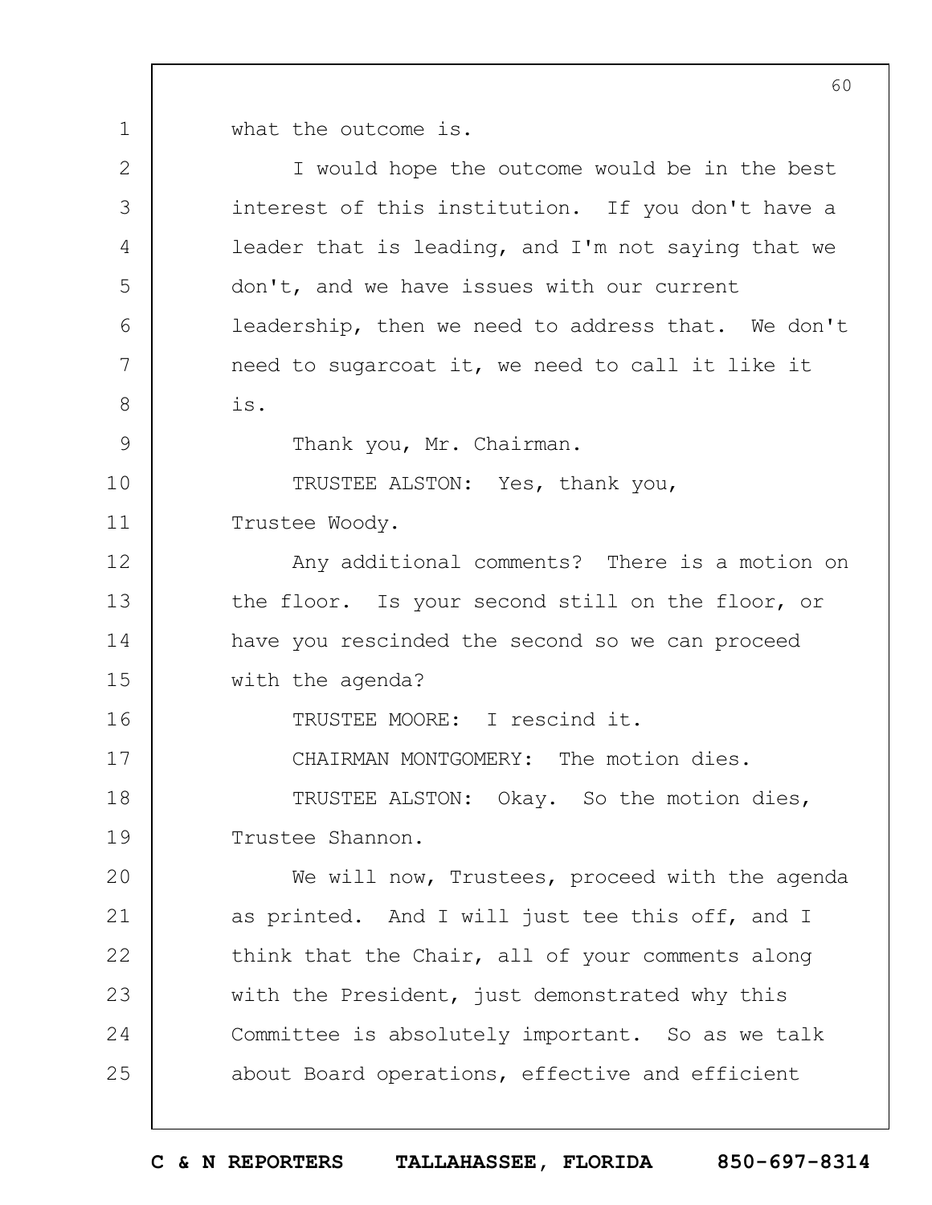what the outcome is.

I would hope the outcome would be in the best interest of this institution. If you don't have a leader that is leading, and I'm not saying that we don't, and we have issues with our current leadership, then we need to address that. We don't need to sugarcoat it, we need to call it like it is.

Thank you, Mr. Chairman.

TRUSTEE ALSTON: Yes, thank you, Trustee Woody.

Any additional comments? There is a motion on the floor. Is your second still on the floor, or have you rescinded the second so we can proceed with the agenda?

TRUSTEE MOORE: I rescind it.

CHAIRMAN MONTGOMERY: The motion dies.

TRUSTEE ALSTON: Okay. So the motion dies, Trustee Shannon.

We will now, Trustees, proceed with the agenda as printed. And I will just tee this off, and I think that the Chair, all of your comments along with the President, just demonstrated why this Committee is absolutely important. So as we talk about Board operations, effective and efficient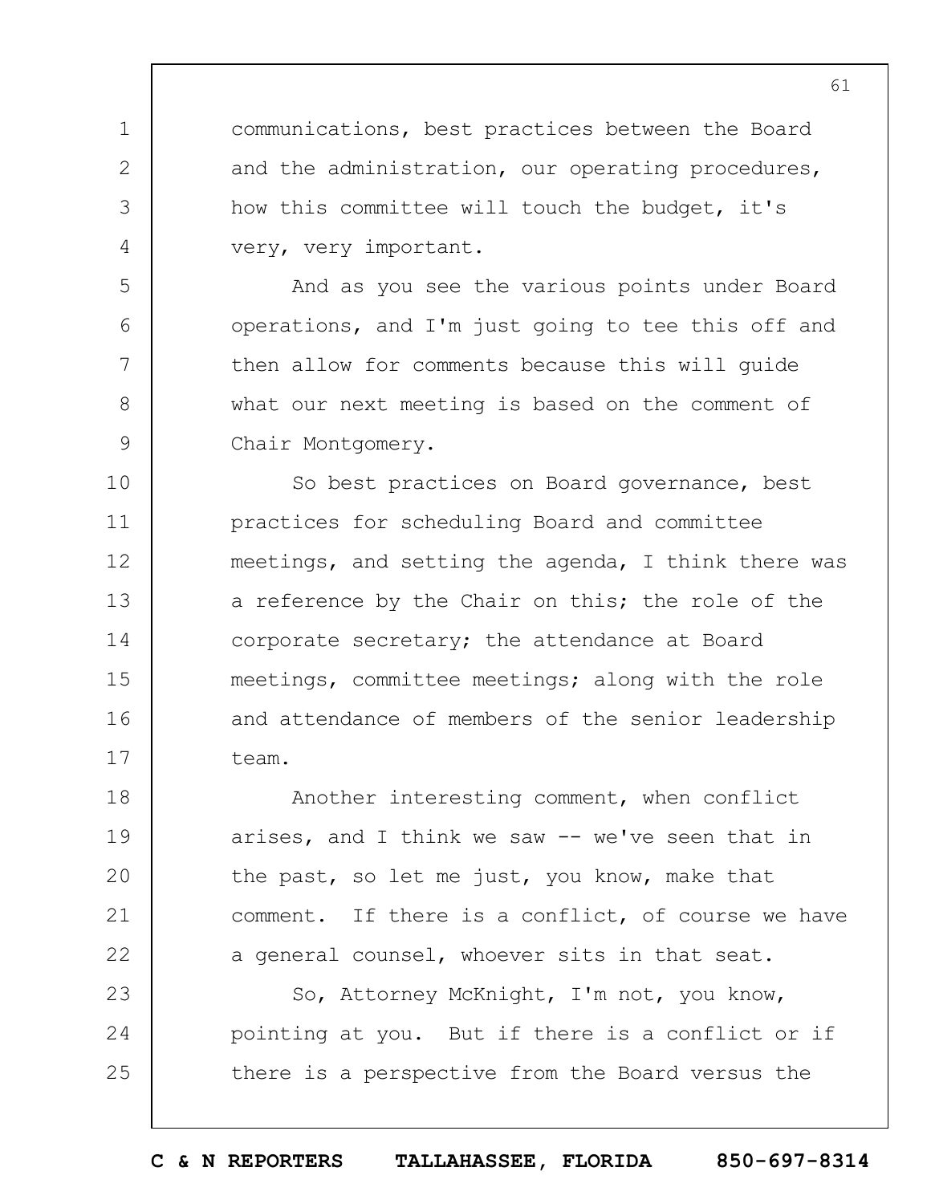communications, best practices between the Board and the administration, our operating procedures, how this committee will touch the budget, it's very, very important.

And as you see the various points under Board operations, and I'm just going to tee this off and then allow for comments because this will guide what our next meeting is based on the comment of Chair Montgomery.

So best practices on Board governance, best practices for scheduling Board and committee meetings, and setting the agenda, I think there was a reference by the Chair on this; the role of the corporate secretary; the attendance at Board meetings, committee meetings; along with the role and attendance of members of the senior leadership team.

Another interesting comment, when conflict arises, and I think we saw -- we've seen that in the past, so let me just, you know, make that comment. If there is a conflict, of course we have a general counsel, whoever sits in that seat.

So, Attorney McKnight, I'm not, you know, pointing at you. But if there is a conflict or if there is a perspective from the Board versus the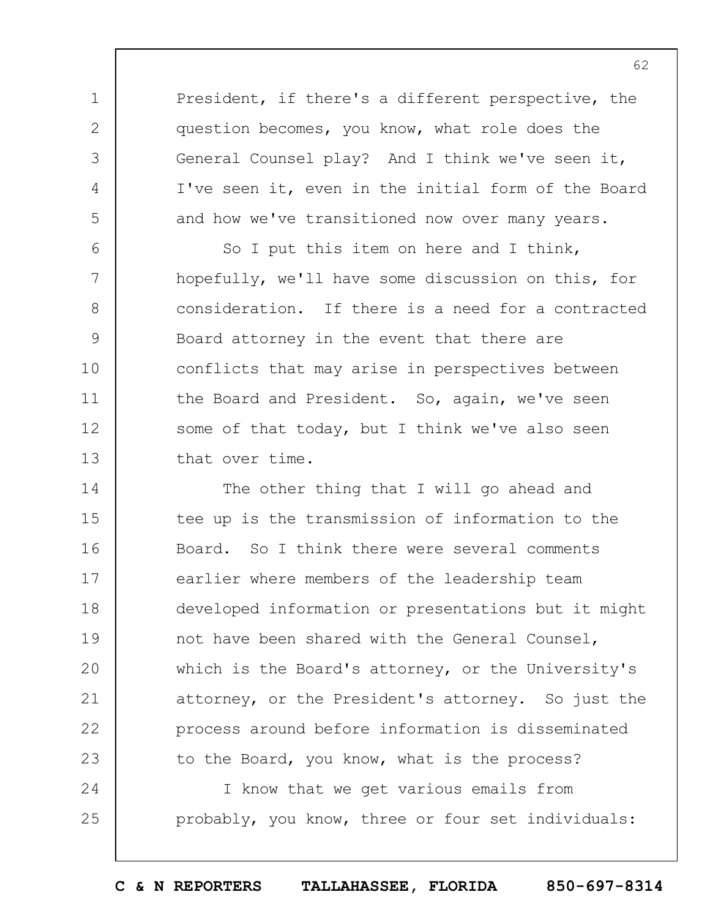President, if there's a different perspective, the question becomes, you know, what role does the General Counsel play? And I think we've seen it, I've seen it, even in the initial form of the Board and how we've transitioned now over many years.

So I put this item on here and I think, hopefully, we'll have some discussion on this, for consideration. If there is a need for a contracted Board attorney in the event that there are conflicts that may arise in perspectives between the Board and President. So, again, we've seen some of that today, but I think we've also seen that over time.

The other thing that I will go ahead and tee up is the transmission of information to the Board. So I think there were several comments earlier where members of the leadership team developed information or presentations but it might not have been shared with the General Counsel, which is the Board's attorney, or the University's attorney, or the President's attorney. So just the process around before information is disseminated to the Board, you know, what is the process?

I know that we get various emails from probably, you know, three or four set individuals: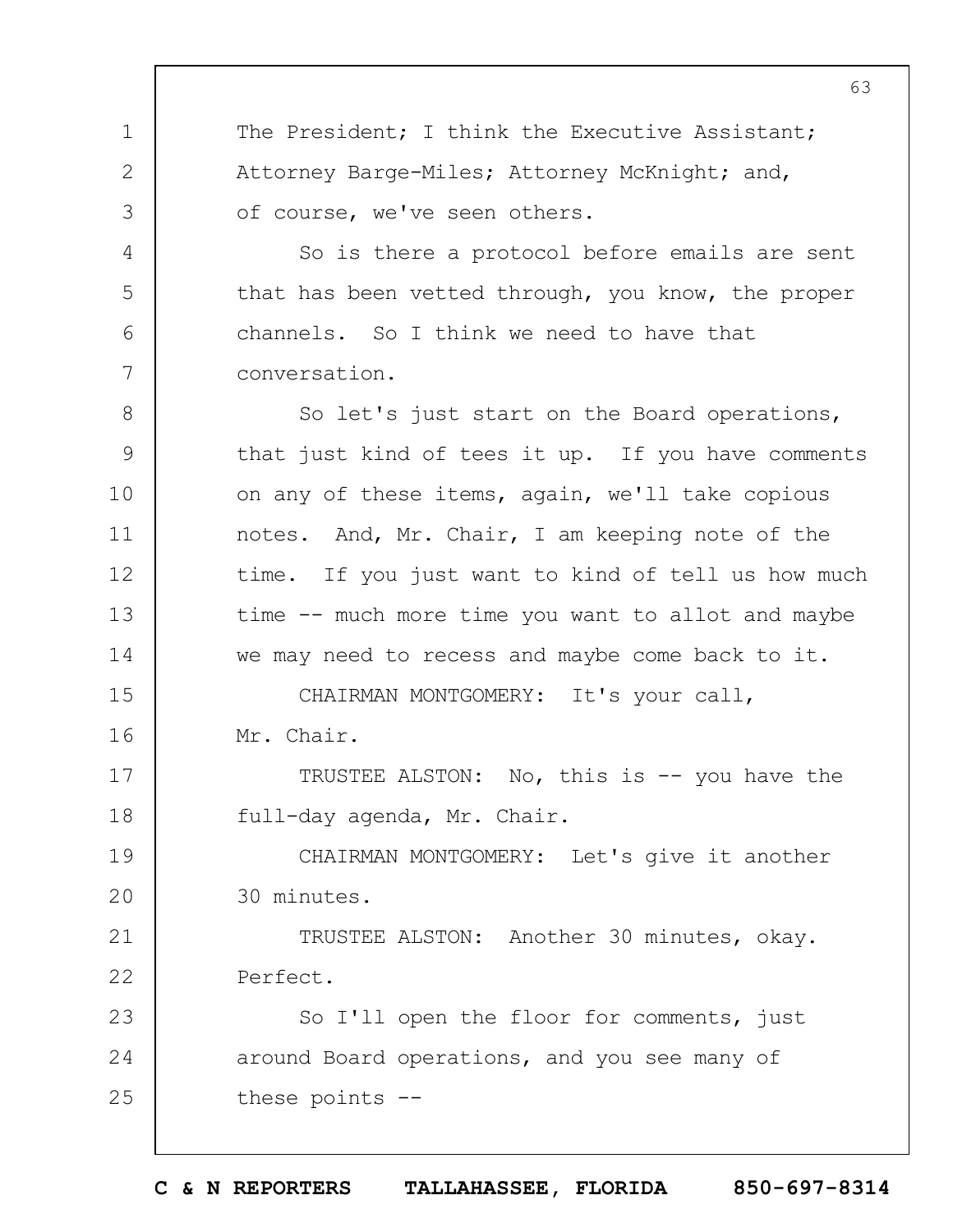The President; I think the Executive Assistant; Attorney Barge-Miles; Attorney McKnight; and, of course, we've seen others.

So is there a protocol before emails are sent that has been vetted through, you know, the proper channels. So I think we need to have that conversation.

So let's just start on the Board operations, that just kind of tees it up. If you have comments on any of these items, again, we'll take copious notes. And, Mr. Chair, I am keeping note of the time. If you just want to kind of tell us how much time -- much more time you want to allot and maybe we may need to recess and maybe come back to it.

CHAIRMAN MONTGOMERY: It's your call, Mr. Chair.

TRUSTEE ALSTON: No, this is -- you have the full-day agenda, Mr. Chair.

CHAIRMAN MONTGOMERY: Let's give it another 30 minutes.

TRUSTEE ALSTON: Another 30 minutes, okay. Perfect.

So I'll open the floor for comments, just around Board operations, and you see many of these points --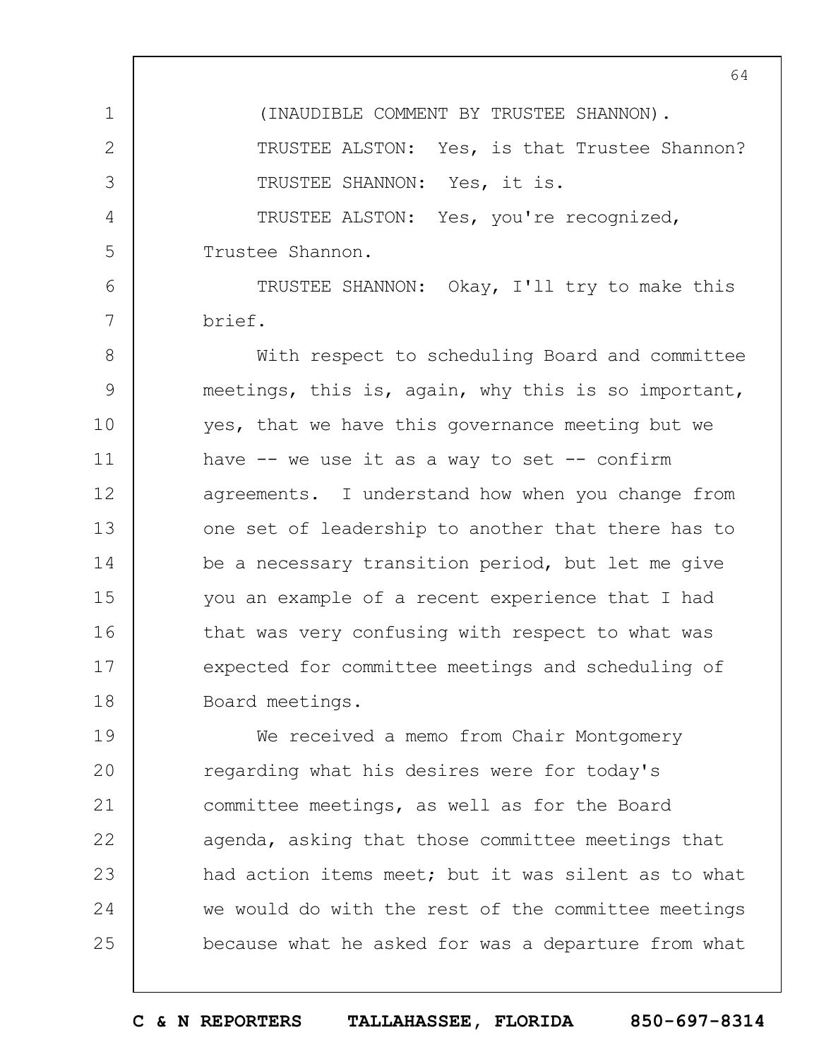(INAUDIBLE COMMENT BY TRUSTEE SHANNON).

TRUSTEE ALSTON: Yes, is that Trustee Shannon?

TRUSTEE SHANNON: Yes, it is.

TRUSTEE ALSTON: Yes, you're recognized, Trustee Shannon.

TRUSTEE SHANNON: Okay, I'll try to make this brief.

With respect to scheduling Board and committee meetings, this is, again, why this is so important, yes, that we have this governance meeting but we have -- we use it as a way to set -- confirm agreements. I understand how when you change from one set of leadership to another that there has to be a necessary transition period, but let me give you an example of a recent experience that I had that was very confusing with respect to what was expected for committee meetings and scheduling of Board meetings.

We received a memo from Chair Montgomery regarding what his desires were for today's committee meetings, as well as for the Board agenda, asking that those committee meetings that had action items meet; but it was silent as to what we would do with the rest of the committee meetings because what he asked for was a departure from what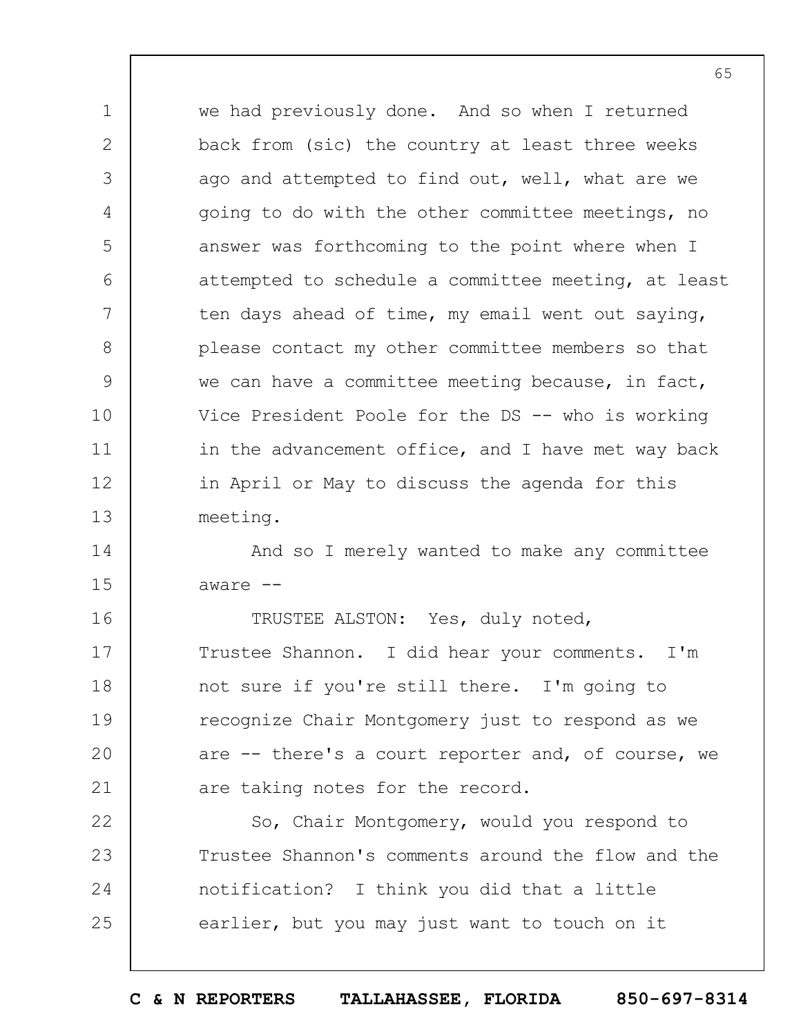we had previously done. And so when I returned back from (sic) the country at least three weeks ago and attempted to find out, well, what are we going to do with the other committee meetings, no answer was forthcoming to the point where when I attempted to schedule a committee meeting, at least ten days ahead of time, my email went out saying, please contact my other committee members so that we can have a committee meeting because, in fact, Vice President Poole for the DS -- who is working in the advancement office, and I have met way back in April or May to discuss the agenda for this meeting.

And so I merely wanted to make any committee aware --

TRUSTEE ALSTON: Yes, duly noted, Trustee Shannon. I did hear your comments. I'm not sure if you're still there. I'm going to recognize Chair Montgomery just to respond as we are -- there's a court reporter and, of course, we are taking notes for the record.

So, Chair Montgomery, would you respond to Trustee Shannon's comments around the flow and the notification? I think you did that a little earlier, but you may just want to touch on it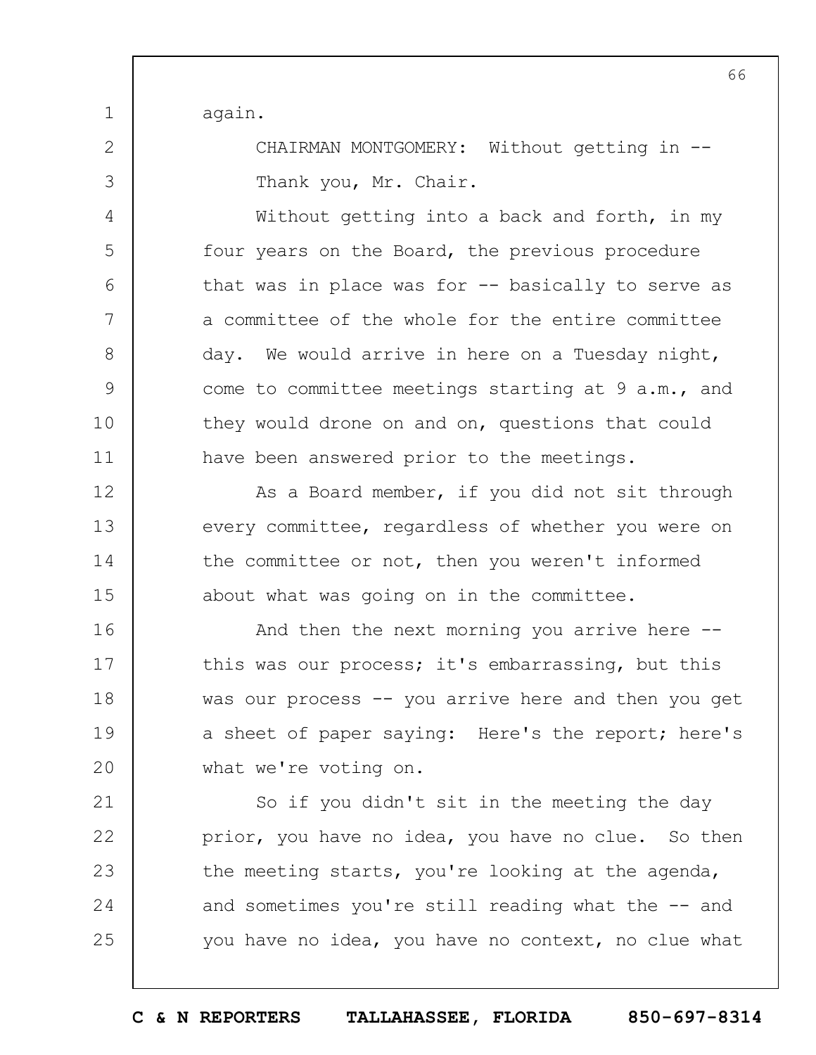again.

CHAIRMAN MONTGOMERY: Without getting in -- Thank you, Mr. Chair.

Without getting into a back and forth, in my four years on the Board, the previous procedure that was in place was for -- basically to serve as a committee of the whole for the entire committee day. We would arrive in here on a Tuesday night, come to committee meetings starting at 9 a.m., and they would drone on and on, questions that could have been answered prior to the meetings.

As a Board member, if you did not sit through every committee, regardless of whether you were on the committee or not, then you weren't informed about what was going on in the committee.

And then the next morning you arrive here -- this was our process; it's embarrassing, but this was our process -- you arrive here and then you get a sheet of paper saying: Here's the report; here's what we're voting on.

So if you didn't sit in the meeting the day prior, you have no idea, you have no clue. So then the meeting starts, you're looking at the agenda, and sometimes you're still reading what the -- and you have no idea, you have no context, no clue what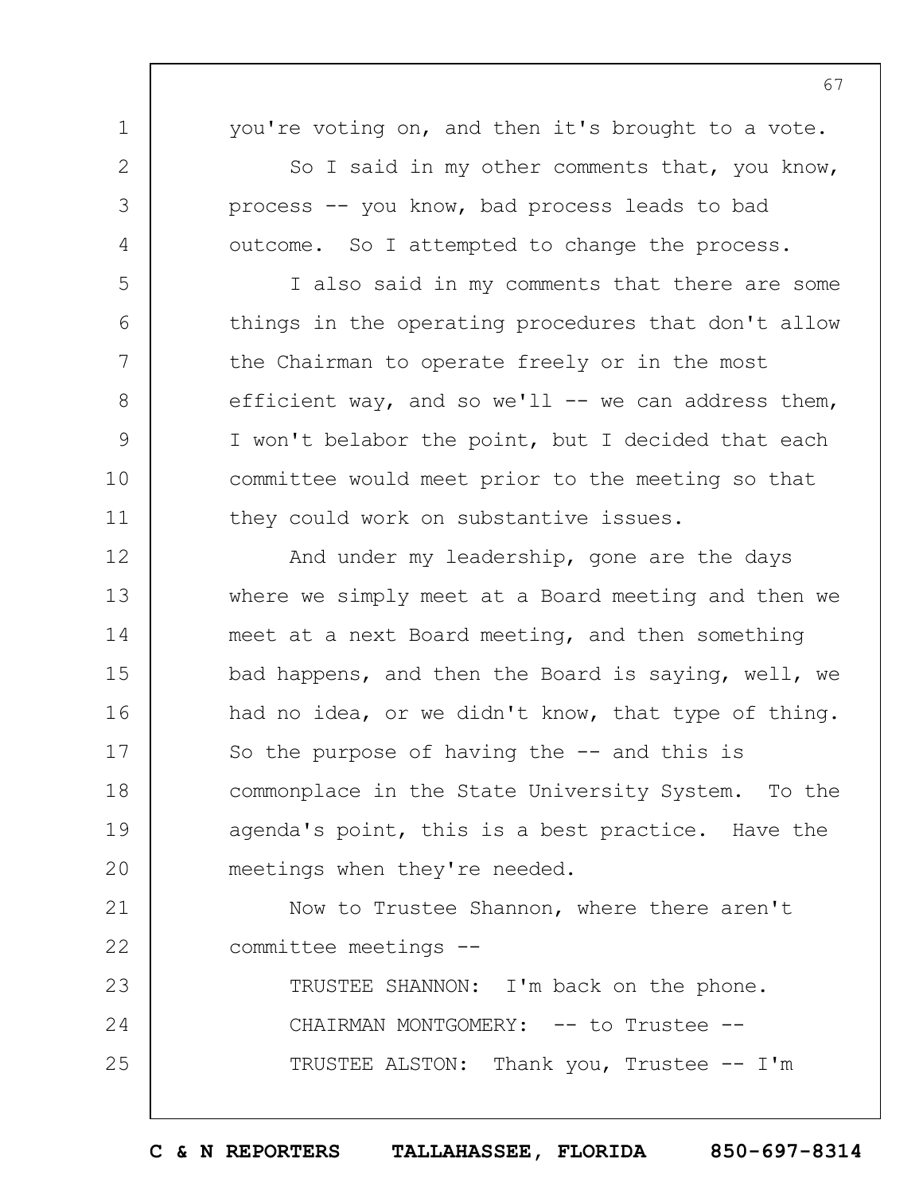you're voting on, and then it's brought to a vote.

So I said in my other comments that, you know, process -- you know, bad process leads to bad outcome. So I attempted to change the process.

I also said in my comments that there are some things in the operating procedures that don't allow the Chairman to operate freely or in the most efficient way, and so we'll -- we can address them, I won't belabor the point, but I decided that each committee would meet prior to the meeting so that they could work on substantive issues.

And under my leadership, gone are the days where we simply meet at a Board meeting and then we meet at a next Board meeting, and then something bad happens, and then the Board is saying, well, we had no idea, or we didn't know, that type of thing. So the purpose of having the -- and this is commonplace in the State University System. To the agenda's point, this is a best practice. Have the meetings when they're needed.

Now to Trustee Shannon, where there aren't committee meetings --

TRUSTEE SHANNON: I'm back on the phone.

CHAIRMAN MONTGOMERY: -- to Trustee --

TRUSTEE ALSTON: Thank you, Trustee -- I'm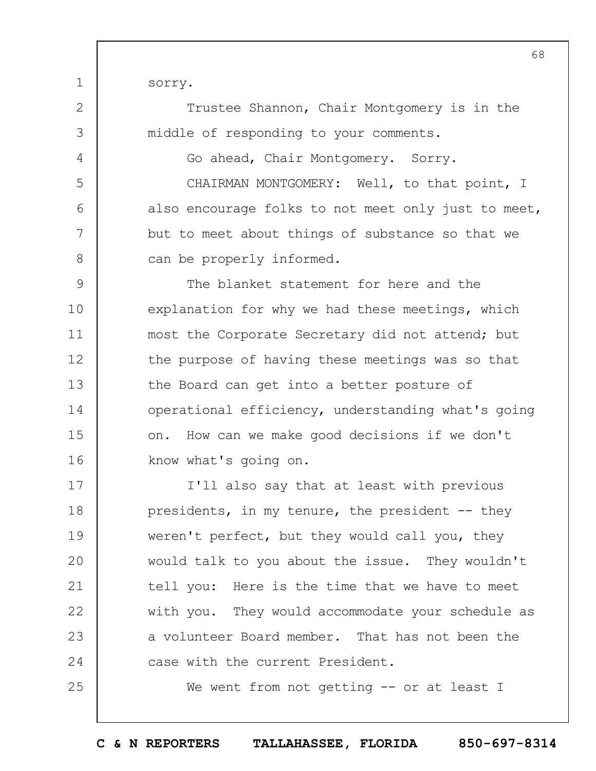sorry.

Trustee Shannon, Chair Montgomery is in the middle of responding to your comments.

Go ahead, Chair Montgomery. Sorry.

CHAIRMAN MONTGOMERY: Well, to that point, I also encourage folks to not meet only just to meet, but to meet about things of substance so that we can be properly informed.

The blanket statement for here and the explanation for why we had these meetings, which most the Corporate Secretary did not attend; but the purpose of having these meetings was so that the Board can get into a better posture of operational efficiency, understanding what's going on. How can we make good decisions if we don't know what's going on.

I'll also say that at least with previous presidents, in my tenure, the president -- they weren't perfect, but they would call you, they would talk to you about the issue. They wouldn't tell you: Here is the time that we have to meet with you. They would accommodate your schedule as a volunteer Board member. That has not been the case with the current President.

We went from not getting -- or at least I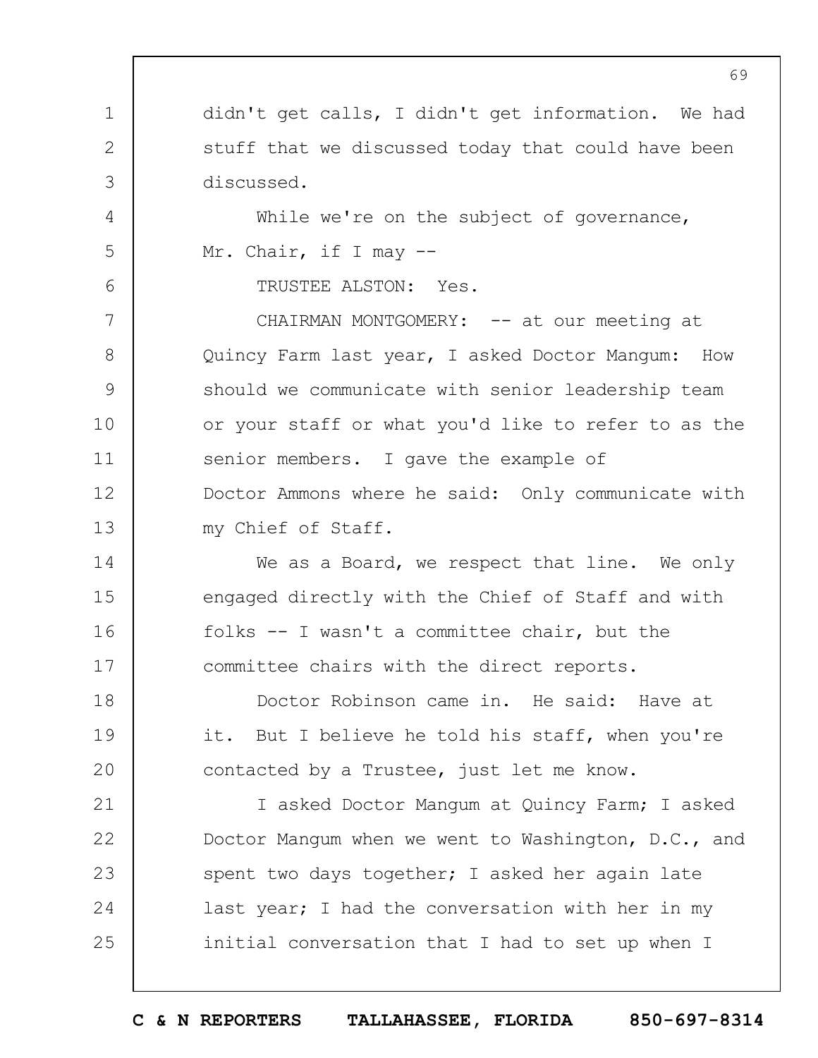didn't get calls, I didn't get information. We had stuff that we discussed today that could have been discussed.

While we're on the subject of governance, Mr. Chair, if I may --

TRUSTEE ALSTON: Yes.

CHAIRMAN MONTGOMERY: -- at our meeting at Quincy Farm last year, I asked Doctor Mangum: How should we communicate with senior leadership team or your staff or what you'd like to refer to as the senior members. I gave the example of Doctor Ammons where he said: Only communicate with my Chief of Staff.

We as a Board, we respect that line. We only engaged directly with the Chief of Staff and with folks -- I wasn't a committee chair, but the committee chairs with the direct reports.

Doctor Robinson came in. He said: Have at it. But I believe he told his staff, when you're contacted by a Trustee, just let me know.

I asked Doctor Mangum at Quincy Farm; I asked Doctor Mangum when we went to Washington, D.C., and spent two days together; I asked her again late last year; I had the conversation with her in my initial conversation that I had to set up when I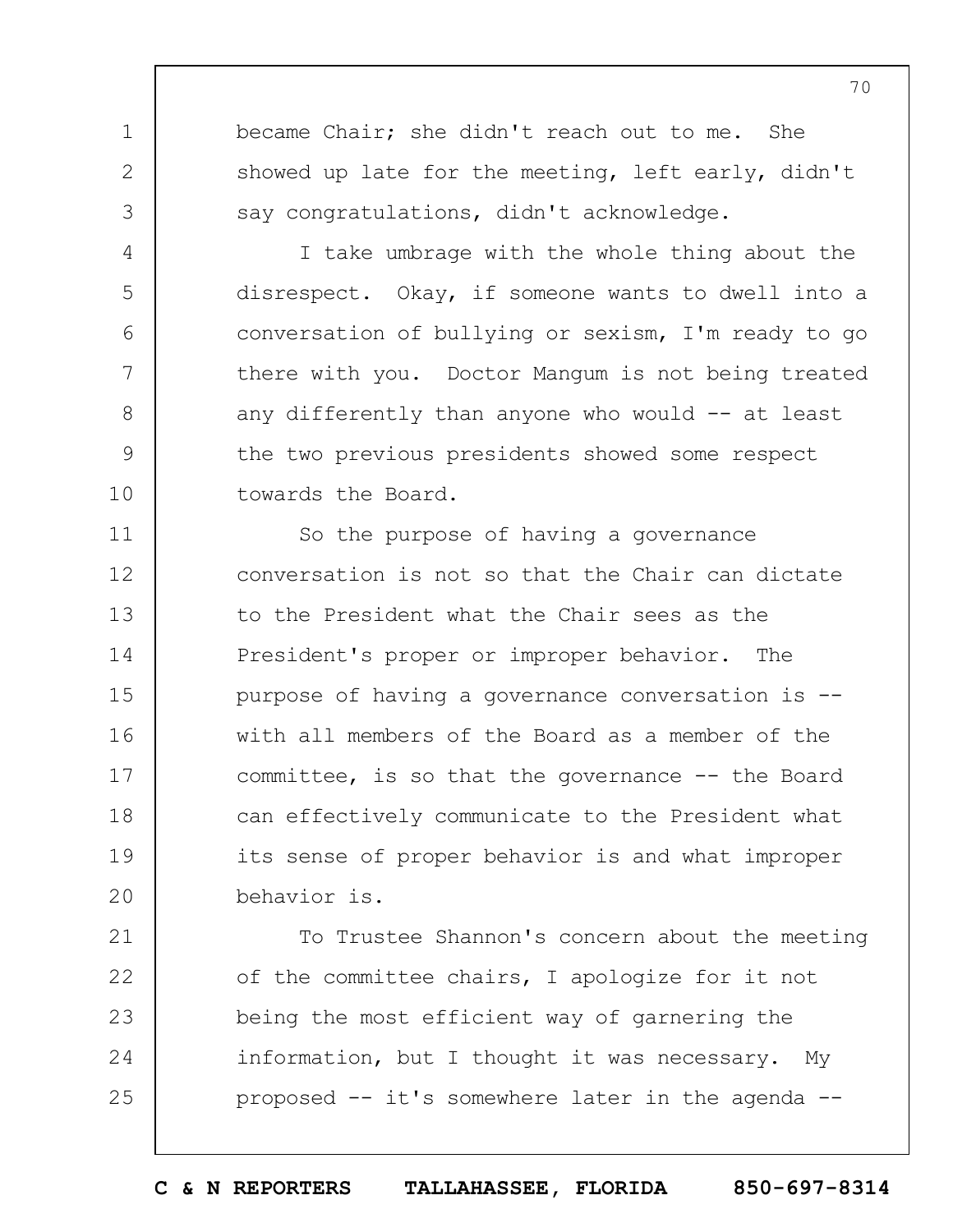became Chair; she didn't reach out to me. She showed up late for the meeting, left early, didn't say congratulations, didn't acknowledge.

I take umbrage with the whole thing about the disrespect. Okay, if someone wants to dwell into a conversation of bullying or sexism, I'm ready to go there with you. Doctor Mangum is not being treated any differently than anyone who would -- at least the two previous presidents showed some respect towards the Board.

So the purpose of having a governance conversation is not so that the Chair can dictate to the President what the Chair sees as the President's proper or improper behavior. The purpose of having a governance conversation is -- with all members of the Board as a member of the committee, is so that the governance -- the Board can effectively communicate to the President what its sense of proper behavior is and what improper behavior is.

To Trustee Shannon's concern about the meeting of the committee chairs, I apologize for it not being the most efficient way of garnering the information, but I thought it was necessary. My proposed -- it's somewhere later in the agenda --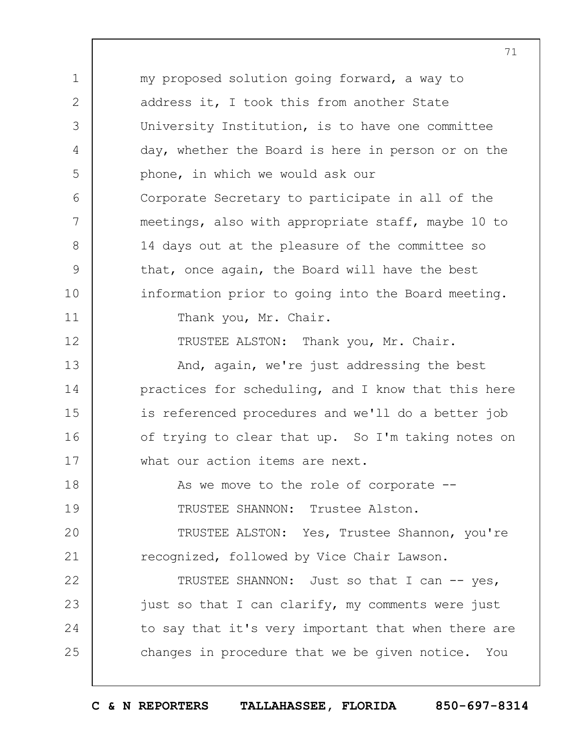my proposed solution going forward, a way to address it, I took this from another State University Institution, is to have one committee day, whether the Board is here in person or on the phone, in which we would ask our Corporate Secretary to participate in all of the meetings, also with appropriate staff, maybe 10 to 14 days out at the pleasure of the committee so that, once again, the Board will have the best information prior to going into the Board meeting.

Thank you, Mr. Chair.

TRUSTEE ALSTON: Thank you, Mr. Chair.

And, again, we're just addressing the best practices for scheduling, and I know that this here is referenced procedures and we'll do a better job of trying to clear that up. So I'm taking notes on what our action items are next.

As we move to the role of corporate --

TRUSTEE SHANNON: Trustee Alston.

TRUSTEE ALSTON: Yes, Trustee Shannon, you're recognized, followed by Vice Chair Lawson.

TRUSTEE SHANNON: Just so that I can -- yes, just so that I can clarify, my comments were just to say that it's very important that when there are changes in procedure that we be given notice. You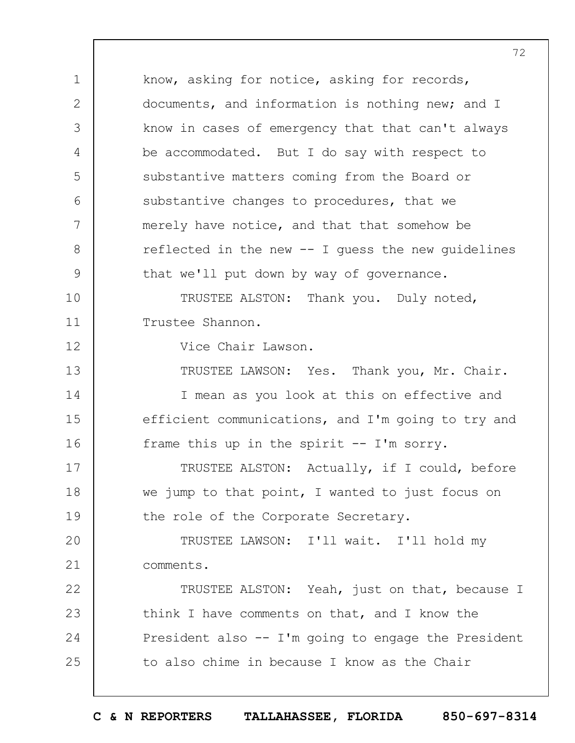know, asking for notice, asking for records, documents, and information is nothing new; and I know in cases of emergency that that can't always be accommodated. But I do say with respect to substantive matters coming from the Board or substantive changes to procedures, that we merely have notice, and that that somehow be reflected in the new -- I guess the new guidelines that we'll put down by way of governance.

TRUSTEE ALSTON: Thank you. Duly noted, Trustee Shannon.

Vice Chair Lawson.

TRUSTEE LAWSON: Yes. Thank you, Mr. Chair.

I mean as you look at this on effective and efficient communications, and I'm going to try and frame this up in the spirit -- I'm sorry.

TRUSTEE ALSTON: Actually, if I could, before we jump to that point, I wanted to just focus on the role of the Corporate Secretary.

TRUSTEE LAWSON: I'll wait. I'll hold my comments.

TRUSTEE ALSTON: Yeah, just on that, because I think I have comments on that, and I know the President also -- I'm going to engage the President to also chime in because I know as the Chair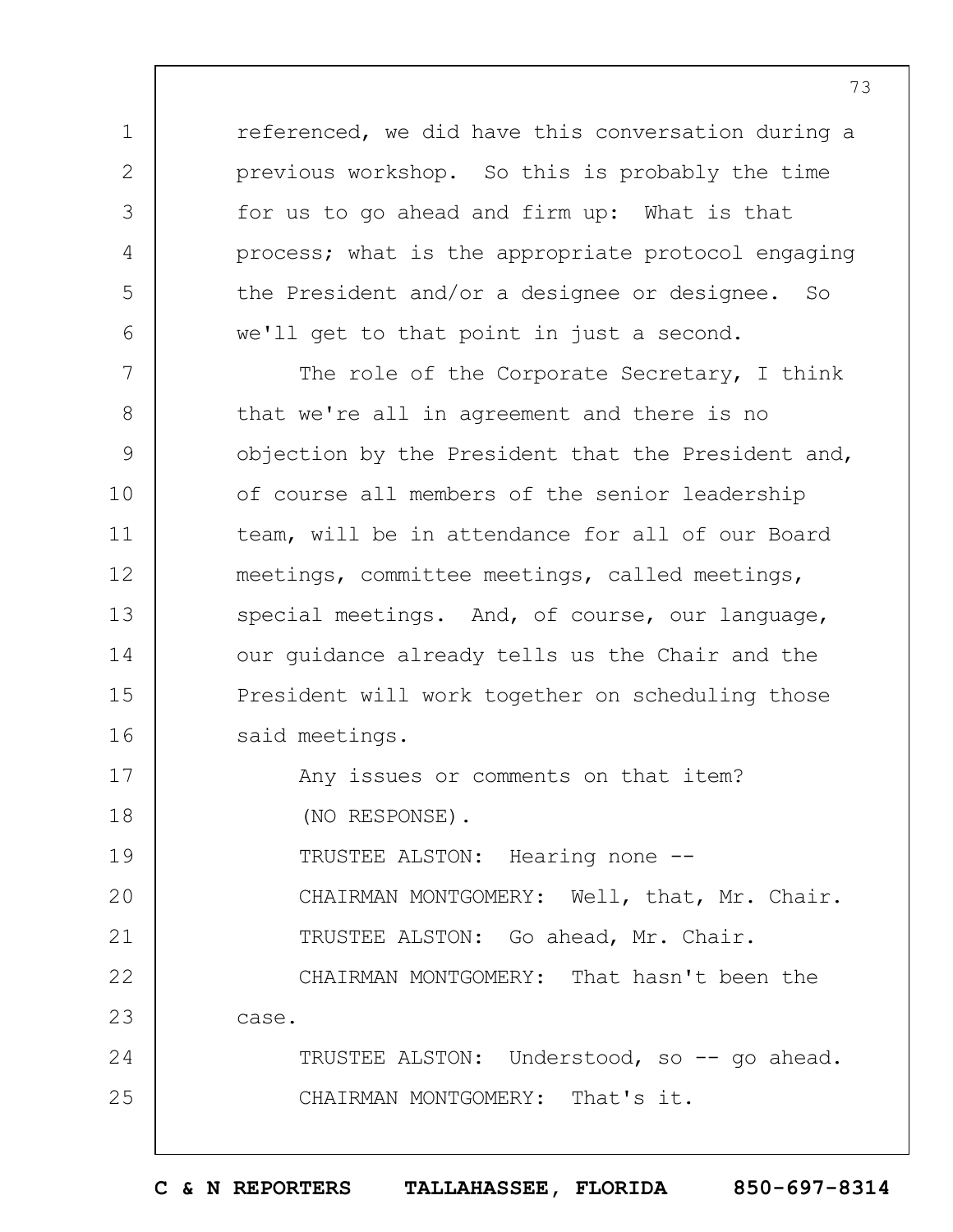referenced, we did have this conversation during a previous workshop. So this is probably the time for us to go ahead and firm up: What is that process; what is the appropriate protocol engaging the President and/or a designee or designee. So we'll get to that point in just a second.

The role of the Corporate Secretary, I think that we're all in agreement and there is no objection by the President that the President and, of course all members of the senior leadership team, will be in attendance for all of our Board meetings, committee meetings, called meetings, special meetings. And, of course, our language, our guidance already tells us the Chair and the President will work together on scheduling those said meetings.

Any issues or comments on that item?

(NO RESPONSE).

TRUSTEE ALSTON: Hearing none --

CHAIRMAN MONTGOMERY: Well, that, Mr. Chair.

TRUSTEE ALSTON: Go ahead, Mr. Chair.

CHAIRMAN MONTGOMERY: That hasn't been the case.

TRUSTEE ALSTON: Understood, so -- go ahead.

CHAIRMAN MONTGOMERY: That's it.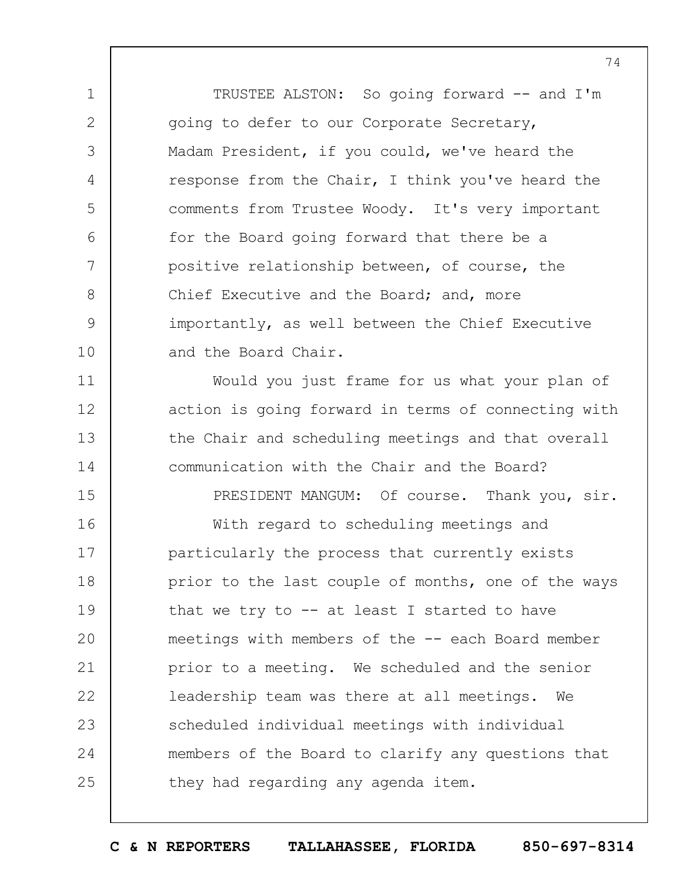TRUSTEE ALSTON: So going forward -- and I'm going to defer to our Corporate Secretary, Madam President, if you could, we've heard the response from the Chair, I think you've heard the comments from Trustee Woody. It's very important for the Board going forward that there be a positive relationship between, of course, the Chief Executive and the Board; and, more importantly, as well between the Chief Executive and the Board Chair.

Would you just frame for us what your plan of action is going forward in terms of connecting with the Chair and scheduling meetings and that overall communication with the Chair and the Board?

PRESIDENT MANGUM: Of course. Thank you, sir.

With regard to scheduling meetings and particularly the process that currently exists prior to the last couple of months, one of the ways that we try to -- at least I started to have meetings with members of the -- each Board member prior to a meeting. We scheduled and the senior leadership team was there at all meetings. We scheduled individual meetings with individual members of the Board to clarify any questions that they had regarding any agenda item.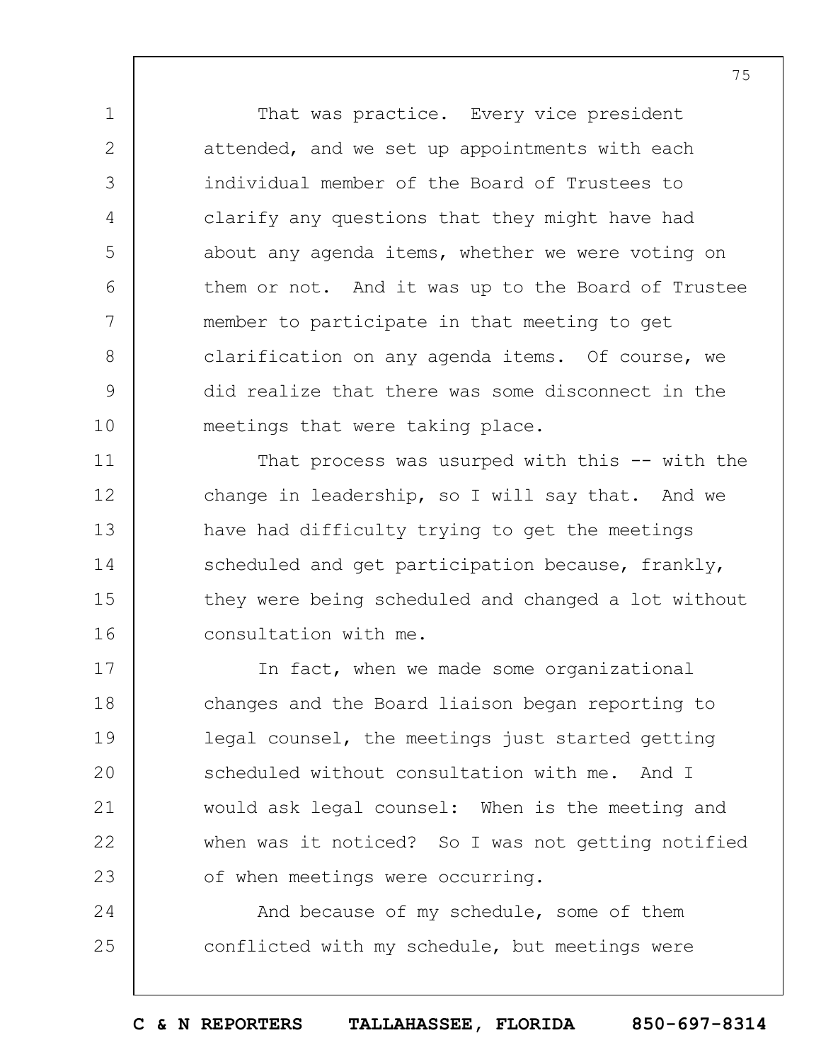That was practice. Every vice president attended, and we set up appointments with each individual member of the Board of Trustees to clarify any questions that they might have had about any agenda items, whether we were voting on them or not. And it was up to the Board of Trustee member to participate in that meeting to get clarification on any agenda items. Of course, we did realize that there was some disconnect in the meetings that were taking place.

That process was usurped with this -- with the change in leadership, so I will say that. And we have had difficulty trying to get the meetings scheduled and get participation because, frankly, they were being scheduled and changed a lot without consultation with me.

In fact, when we made some organizational changes and the Board liaison began reporting to legal counsel, the meetings just started getting scheduled without consultation with me. And I would ask legal counsel: When is the meeting and when was it noticed? So I was not getting notified of when meetings were occurring.

And because of my schedule, some of them conflicted with my schedule, but meetings were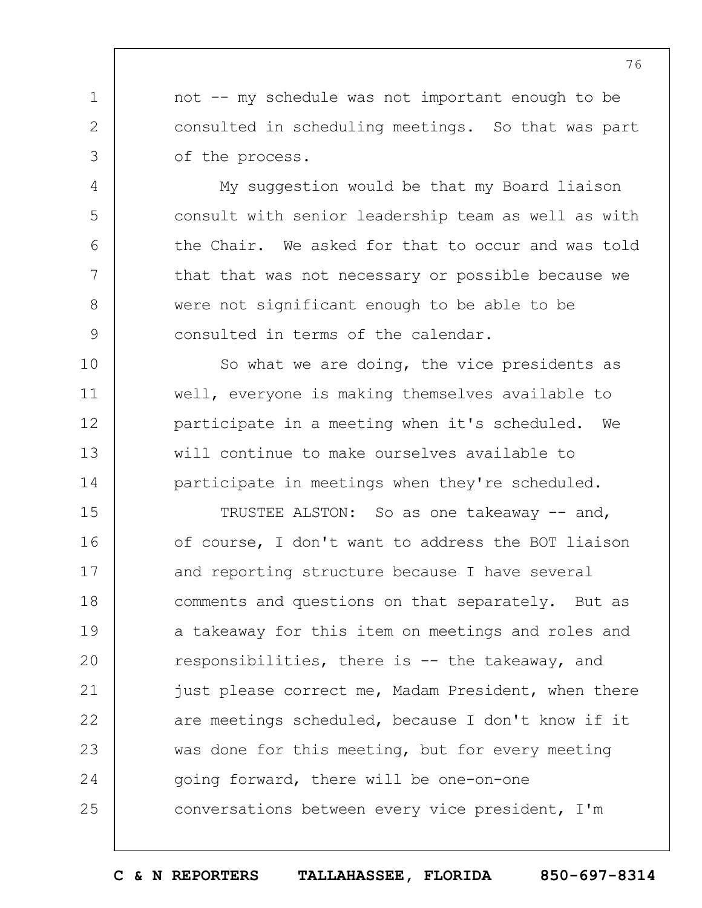not -- my schedule was not important enough to be consulted in scheduling meetings. So that was part of the process.

My suggestion would be that my Board liaison consult with senior leadership team as well as with the Chair. We asked for that to occur and was told that that was not necessary or possible because we were not significant enough to be able to be consulted in terms of the calendar.

So what we are doing, the vice presidents as well, everyone is making themselves available to participate in a meeting when it's scheduled. We will continue to make ourselves available to participate in meetings when they're scheduled.

TRUSTEE ALSTON: So as one takeaway -- and, of course, I don't want to address the BOT liaison and reporting structure because I have several comments and questions on that separately. But as a takeaway for this item on meetings and roles and responsibilities, there is -- the takeaway, and just please correct me, Madam President, when there are meetings scheduled, because I don't know if it was done for this meeting, but for every meeting going forward, there will be one-on-one conversations between every vice president, I'm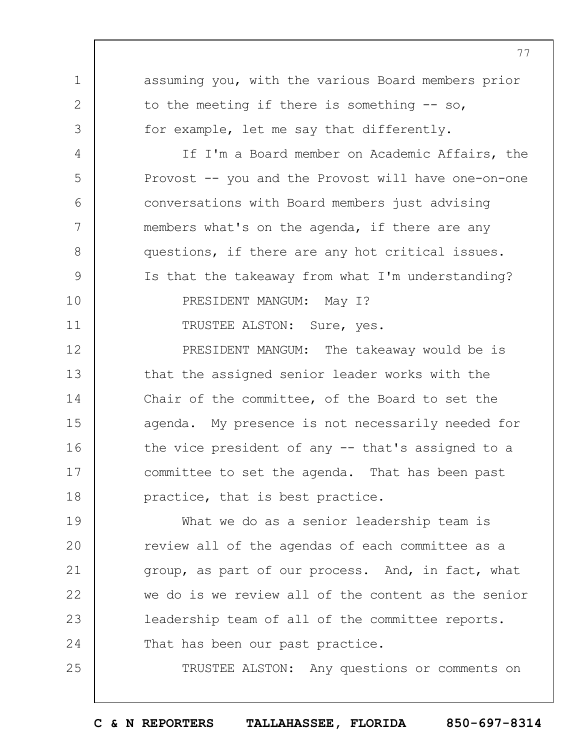assuming you, with the various Board members prior to the meeting if there is something -- so, for example, let me say that differently.

If I'm a Board member on Academic Affairs, the Provost -- you and the Provost will have one-on-one conversations with Board members just advising members what's on the agenda, if there are any questions, if there are any hot critical issues. Is that the takeaway from what I'm understanding?

PRESIDENT MANGUM: May I?

TRUSTEE ALSTON: Sure, yes.

PRESIDENT MANGUM: The takeaway would be is that the assigned senior leader works with the Chair of the committee, of the Board to set the agenda. My presence is not necessarily needed for the vice president of any -- that's assigned to a committee to set the agenda. That has been past practice, that is best practice.

What we do as a senior leadership team is review all of the agendas of each committee as a group, as part of our process. And, in fact, what we do is we review all of the content as the senior leadership team of all of the committee reports. That has been our past practice.

TRUSTEE ALSTON: Any questions or comments on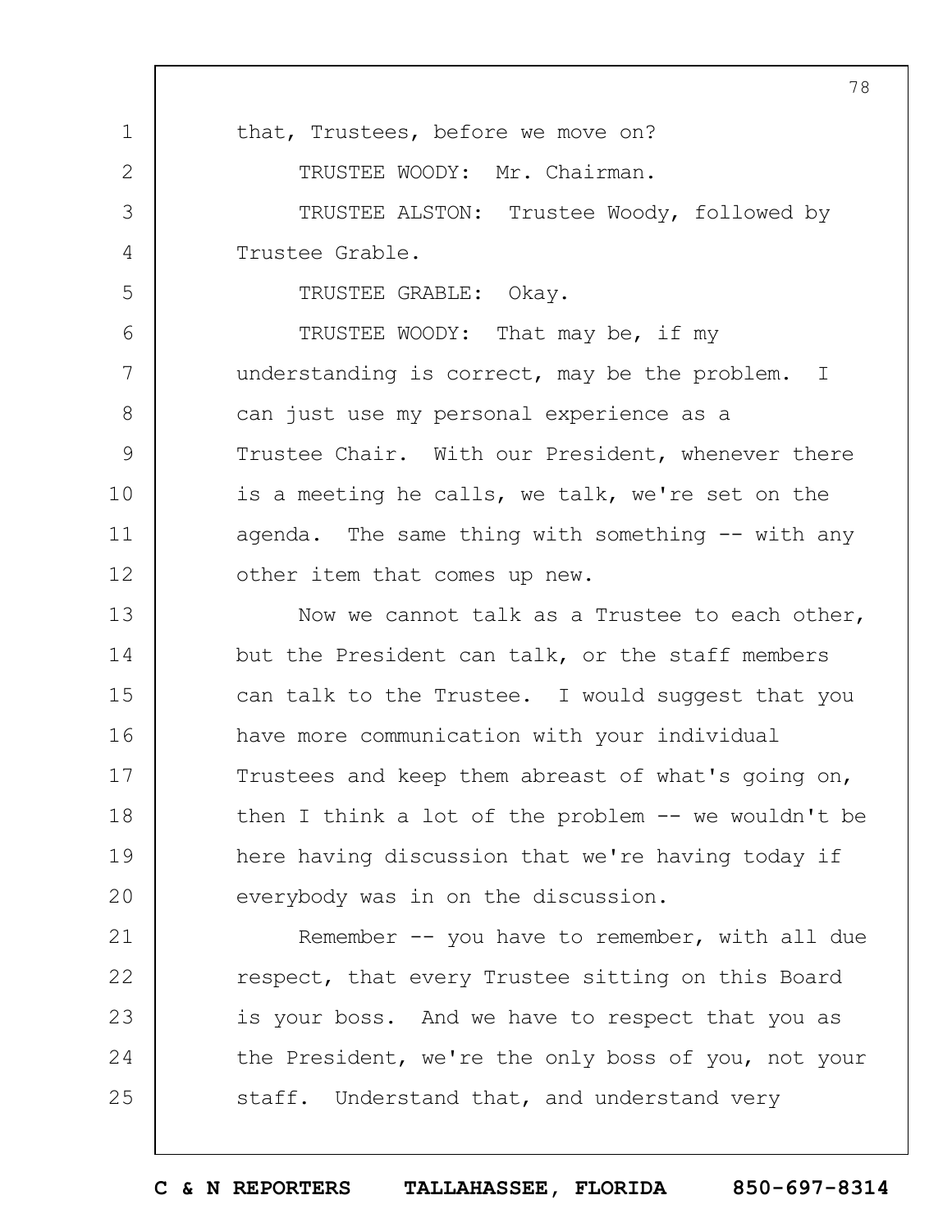that, Trustees, before we move on?

TRUSTEE WOODY: Mr. Chairman.

TRUSTEE ALSTON: Trustee Woody, followed by Trustee Grable.

TRUSTEE GRABLE: Okay.

TRUSTEE WOODY: That may be, if my understanding is correct, may be the problem. I can just use my personal experience as a Trustee Chair. With our President, whenever there is a meeting he calls, we talk, we're set on the agenda. The same thing with something -- with any other item that comes up new.

Now we cannot talk as a Trustee to each other, but the President can talk, or the staff members can talk to the Trustee. I would suggest that you have more communication with your individual Trustees and keep them abreast of what's going on, then I think a lot of the problem -- we wouldn't be here having discussion that we're having today if everybody was in on the discussion.

Remember -- you have to remember, with all due respect, that every Trustee sitting on this Board is your boss. And we have to respect that you as the President, we're the only boss of you, not your staff. Understand that, and understand very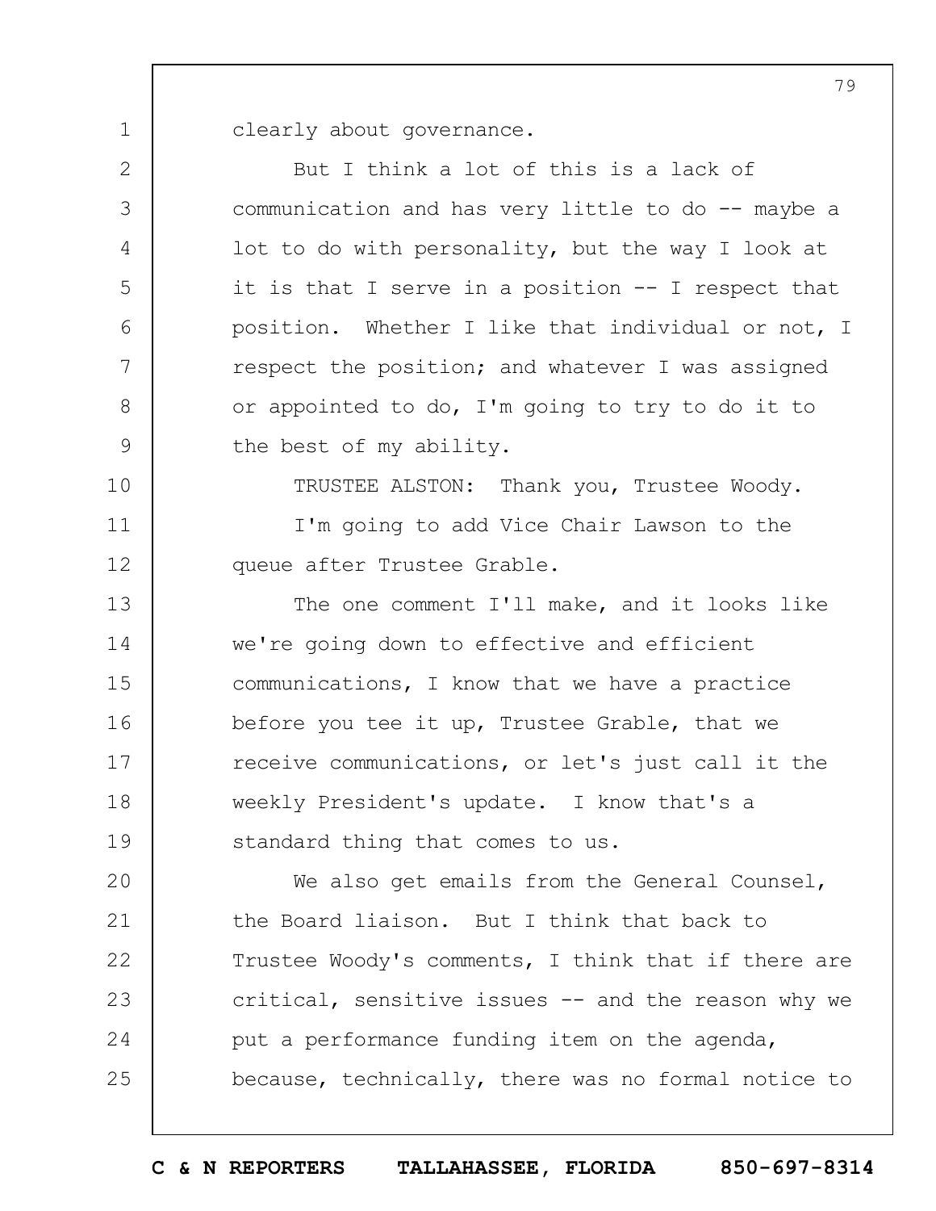clearly about governance.

But I think a lot of this is a lack of communication and has very little to do -- maybe a lot to do with personality, but the way I look at it is that I serve in a position -- I respect that position. Whether I like that individual or not, I respect the position; and whatever I was assigned or appointed to do, I'm going to try to do it to the best of my ability.

TRUSTEE ALSTON: Thank you, Trustee Woody.

I'm going to add Vice Chair Lawson to the queue after Trustee Grable.

The one comment I'll make, and it looks like we're going down to effective and efficient communications, I know that we have a practice before you tee it up, Trustee Grable, that we receive communications, or let's just call it the weekly President's update. I know that's a standard thing that comes to us.

We also get emails from the General Counsel, the Board liaison. But I think that back to Trustee Woody's comments, I think that if there are critical, sensitive issues -- and the reason why we put a performance funding item on the agenda, because, technically, there was no formal notice to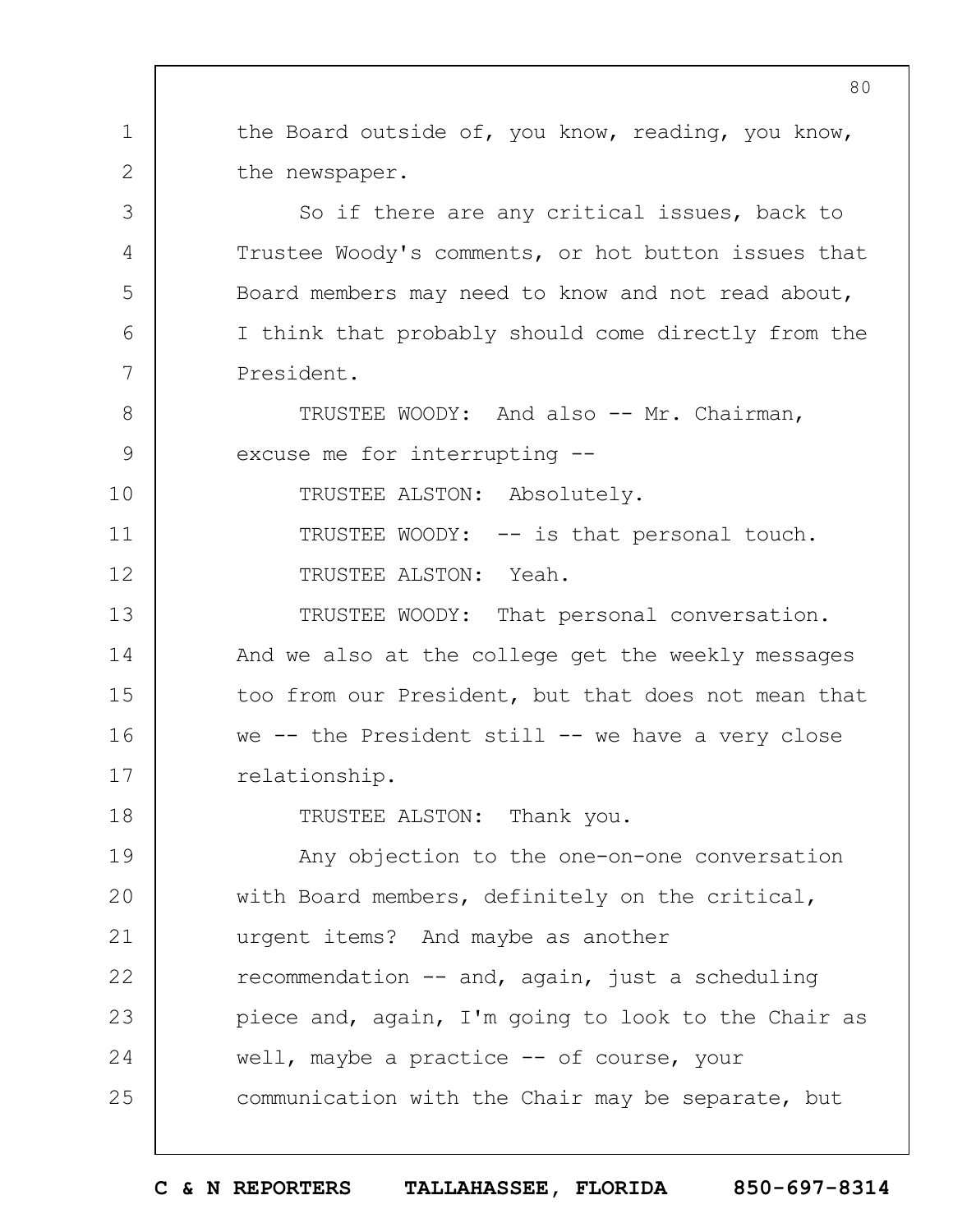the Board outside of, you know, reading, you know, the newspaper.

So if there are any critical issues, back to Trustee Woody's comments, or hot button issues that Board members may need to know and not read about, I think that probably should come directly from the President.

TRUSTEE WOODY: And also -- Mr. Chairman, excuse me for interrupting --

TRUSTEE ALSTON: Absolutely.

TRUSTEE WOODY: -- is that personal touch.

TRUSTEE ALSTON: Yeah.

TRUSTEE WOODY: That personal conversation. And we also at the college get the weekly messages too from our President, but that does not mean that we -- the President still -- we have a very close relationship.

TRUSTEE ALSTON: Thank you.

Any objection to the one-on-one conversation with Board members, definitely on the critical, urgent items? And maybe as another recommendation -- and, again, just a scheduling piece and, again, I'm going to look to the Chair as well, maybe a practice -- of course, your communication with the Chair may be separate, but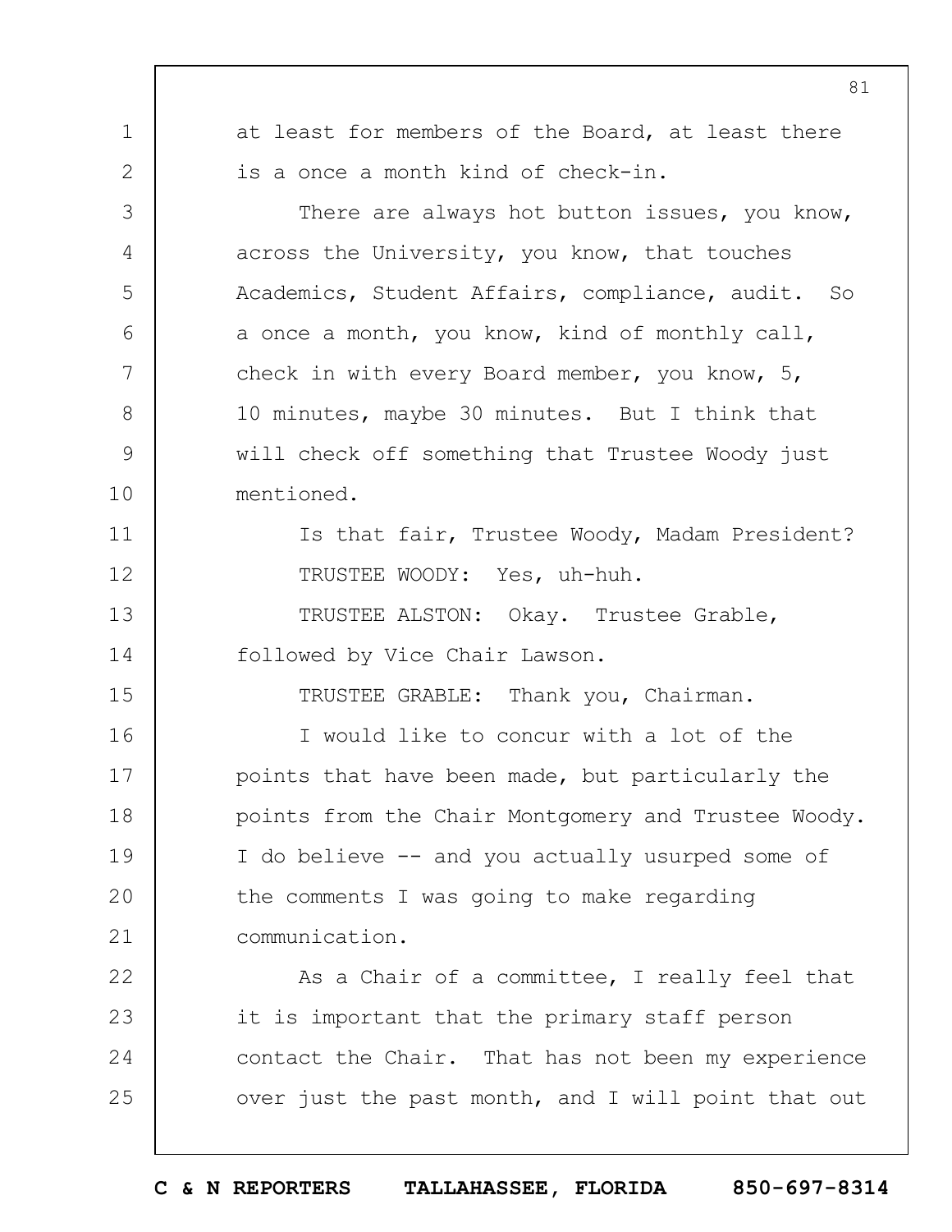at least for members of the Board, at least there is a once a month kind of check-in.

There are always hot button issues, you know, across the University, you know, that touches Academics, Student Affairs, compliance, audit. So a once a month, you know, kind of monthly call, check in with every Board member, you know, 5, 10 minutes, maybe 30 minutes. But I think that will check off something that Trustee Woody just mentioned.

Is that fair, Trustee Woody, Madam President?

TRUSTEE WOODY: Yes, uh-huh.

TRUSTEE ALSTON: Okay. Trustee Grable, followed by Vice Chair Lawson.

TRUSTEE GRABLE: Thank you, Chairman.

I would like to concur with a lot of the points that have been made, but particularly the points from the Chair Montgomery and Trustee Woody. I do believe -- and you actually usurped some of the comments I was going to make regarding communication.

As a Chair of a committee, I really feel that it is important that the primary staff person contact the Chair. That has not been my experience over just the past month, and I will point that out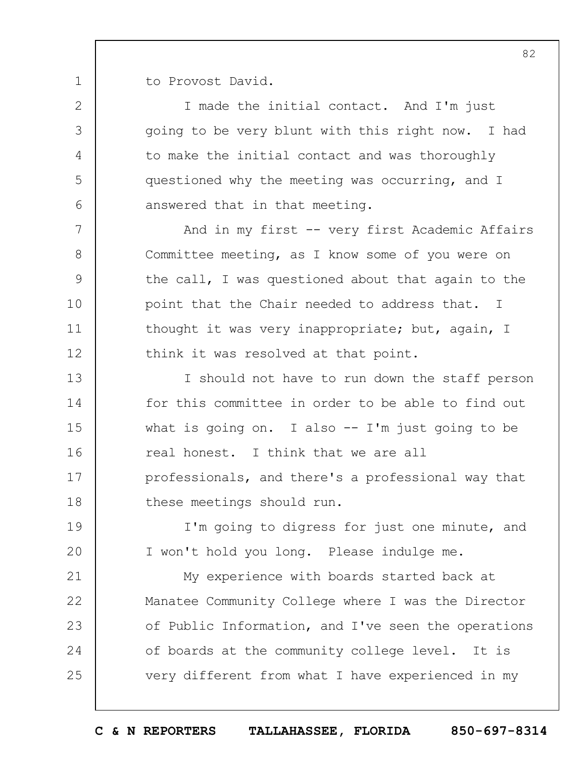to Provost David.

I made the initial contact. And I'm just going to be very blunt with this right now. I had to make the initial contact and was thoroughly questioned why the meeting was occurring, and I answered that in that meeting.

And in my first -- very first Academic Affairs Committee meeting, as I know some of you were on the call, I was questioned about that again to the point that the Chair needed to address that. I thought it was very inappropriate; but, again, I think it was resolved at that point.

I should not have to run down the staff person for this committee in order to be able to find out what is going on. I also -- I'm just going to be real honest. I think that we are all professionals, and there's a professional way that these meetings should run.

I'm going to digress for just one minute, and I won't hold you long. Please indulge me.

My experience with boards started back at Manatee Community College where I was the Director of Public Information, and I've seen the operations of boards at the community college level. It is very different from what I have experienced in my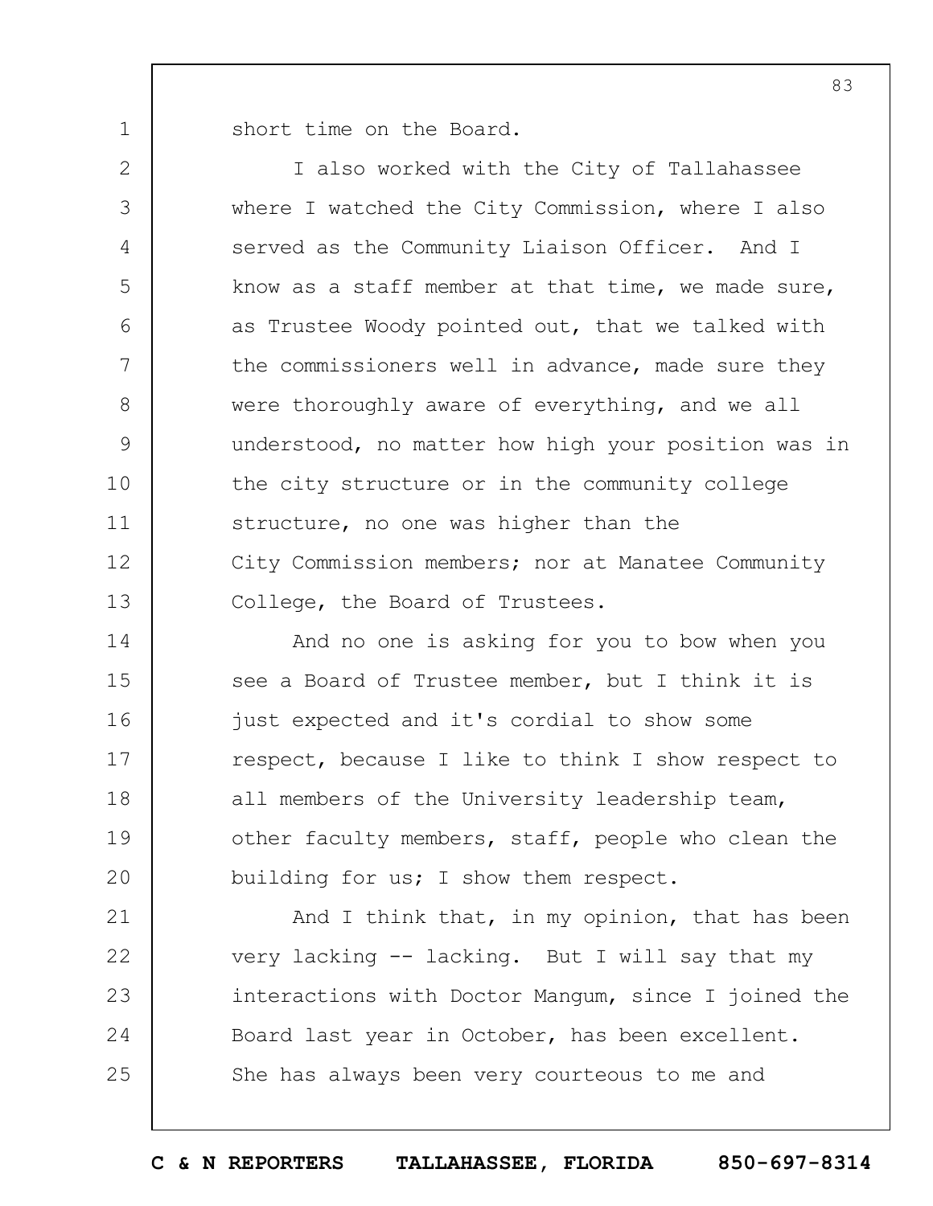short time on the Board.

I also worked with the City of Tallahassee where I watched the City Commission, where I also served as the Community Liaison Officer. And I know as a staff member at that time, we made sure, as Trustee Woody pointed out, that we talked with the commissioners well in advance, made sure they were thoroughly aware of everything, and we all understood, no matter how high your position was in the city structure or in the community college structure, no one was higher than the City Commission members; nor at Manatee Community College, the Board of Trustees.

And no one is asking for you to bow when you see a Board of Trustee member, but I think it is just expected and it's cordial to show some respect, because I like to think I show respect to all members of the University leadership team, other faculty members, staff, people who clean the building for us; I show them respect.

And I think that, in my opinion, that has been very lacking -- lacking. But I will say that my interactions with Doctor Mangum, since I joined the Board last year in October, has been excellent. She has always been very courteous to me and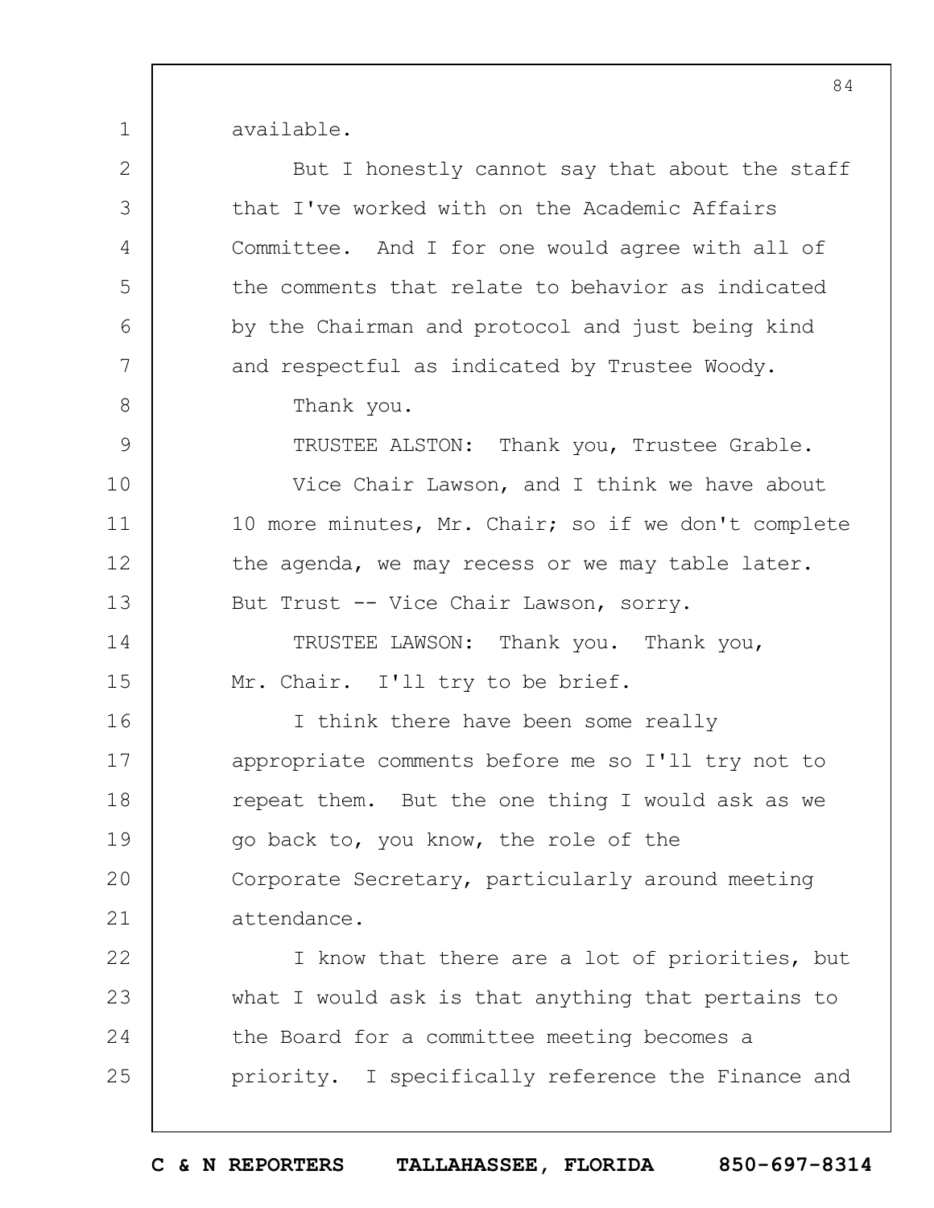available.

But I honestly cannot say that about the staff that I've worked with on the Academic Affairs Committee. And I for one would agree with all of the comments that relate to behavior as indicated by the Chairman and protocol and just being kind and respectful as indicated by Trustee Woody.

Thank you.

TRUSTEE ALSTON: Thank you, Trustee Grable.

Vice Chair Lawson, and I think we have about 10 more minutes, Mr. Chair; so if we don't complete the agenda, we may recess or we may table later. But Trust -- Vice Chair Lawson, sorry.

TRUSTEE LAWSON: Thank you. Thank you, Mr. Chair. I'll try to be brief.

I think there have been some really appropriate comments before me so I'll try not to repeat them. But the one thing I would ask as we go back to, you know, the role of the Corporate Secretary, particularly around meeting attendance.

I know that there are a lot of priorities, but what I would ask is that anything that pertains to the Board for a committee meeting becomes a priority. I specifically reference the Finance and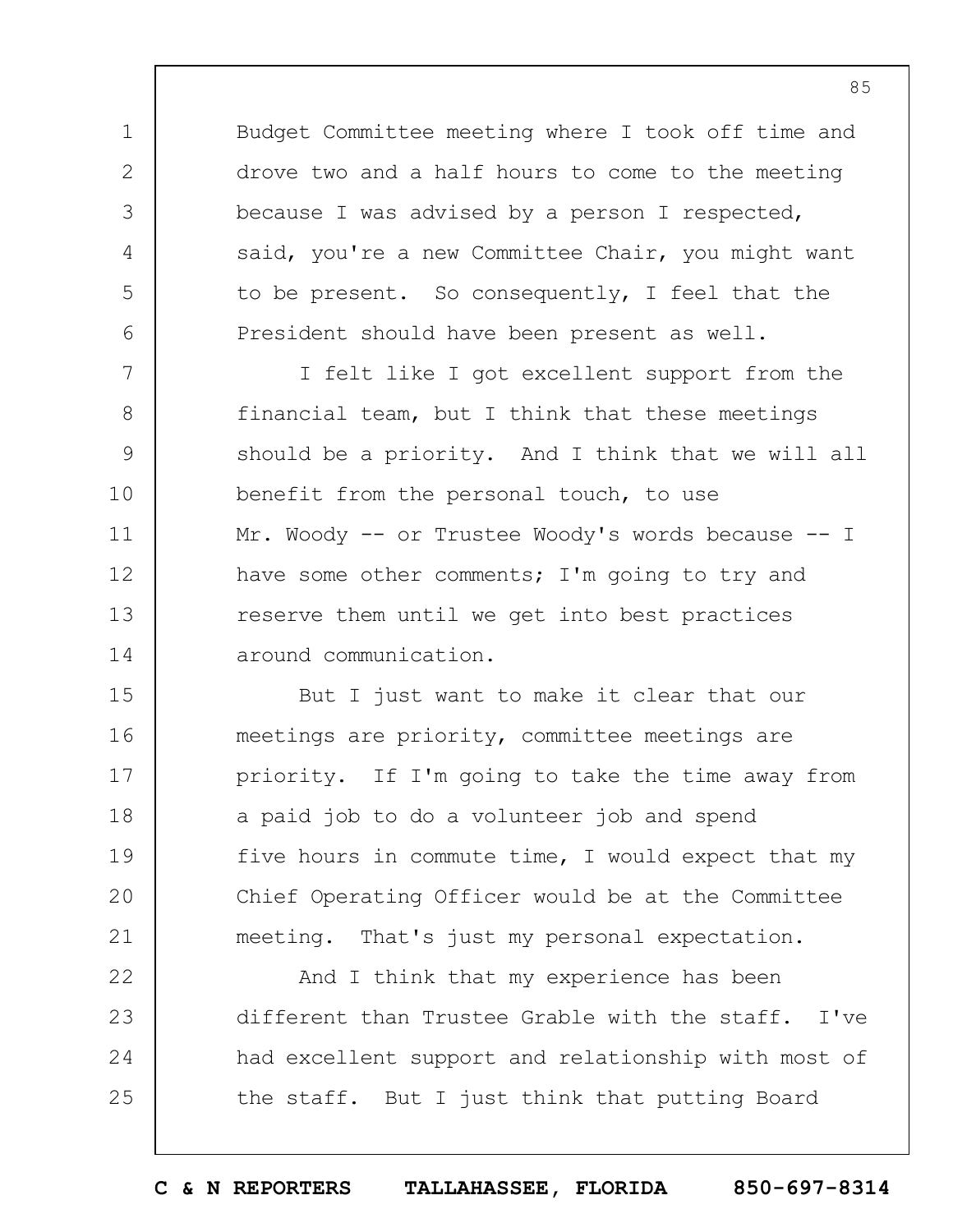Budget Committee meeting where I took off time and drove two and a half hours to come to the meeting because I was advised by a person I respected, said, you're a new Committee Chair, you might want to be present. So consequently, I feel that the President should have been present as well.

I felt like I got excellent support from the financial team, but I think that these meetings should be a priority. And I think that we will all benefit from the personal touch, to use Mr. Woody -- or Trustee Woody's words because -- I have some other comments; I'm going to try and reserve them until we get into best practices around communication.

But I just want to make it clear that our meetings are priority, committee meetings are priority. If I'm going to take the time away from a paid job to do a volunteer job and spend five hours in commute time, I would expect that my Chief Operating Officer would be at the Committee meeting. That's just my personal expectation.

And I think that my experience has been different than Trustee Grable with the staff. I've had excellent support and relationship with most of the staff. But I just think that putting Board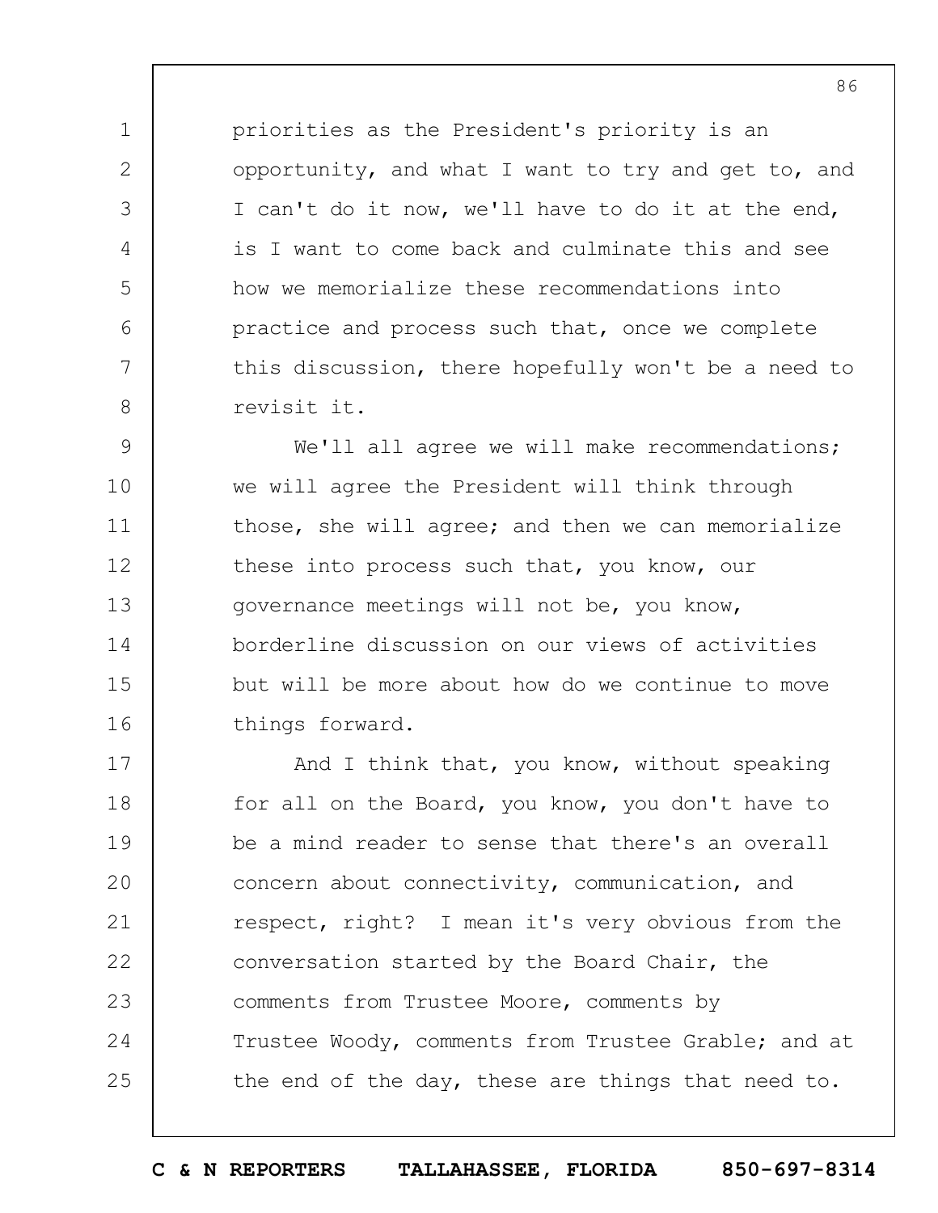priorities as the President's priority is an opportunity, and what I want to try and get to, and I can't do it now, we'll have to do it at the end, is I want to come back and culminate this and see how we memorialize these recommendations into practice and process such that, once we complete this discussion, there hopefully won't be a need to revisit it.

We'll all agree we will make recommendations; we will agree the President will think through those, she will agree; and then we can memorialize these into process such that, you know, our governance meetings will not be, you know, borderline discussion on our views of activities but will be more about how do we continue to move things forward.

And I think that, you know, without speaking for all on the Board, you know, you don't have to be a mind reader to sense that there's an overall concern about connectivity, communication, and respect, right? I mean it's very obvious from the conversation started by the Board Chair, the comments from Trustee Moore, comments by Trustee Woody, comments from Trustee Grable; and at the end of the day, these are things that need to.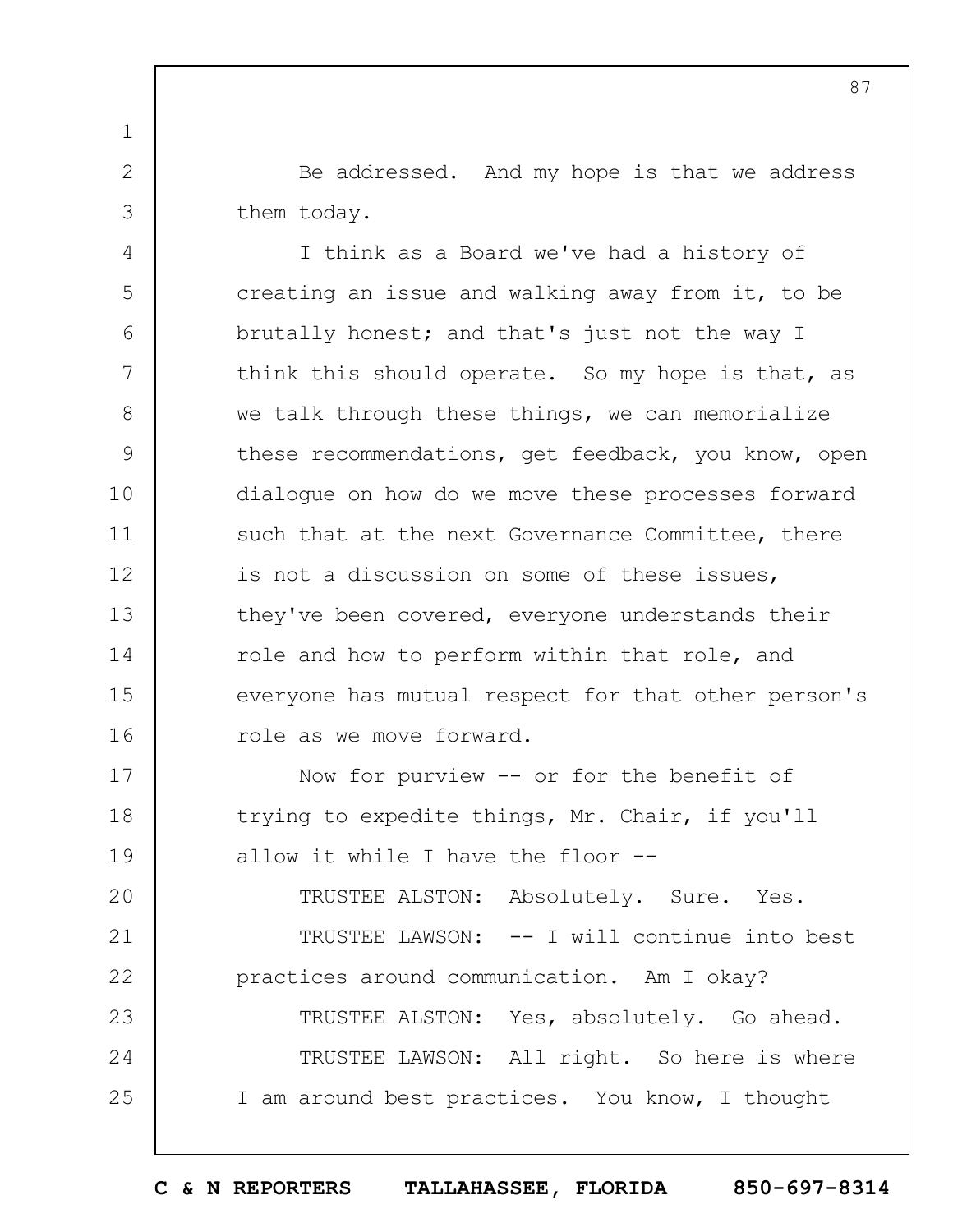Be addressed. And my hope is that we address them today.

I think as a Board we've had a history of creating an issue and walking away from it, to be brutally honest; and that's just not the way I think this should operate. So my hope is that, as we talk through these things, we can memorialize these recommendations, get feedback, you know, open dialogue on how do we move these processes forward such that at the next Governance Committee, there is not a discussion on some of these issues, they've been covered, everyone understands their role and how to perform within that role, and everyone has mutual respect for that other person's role as we move forward.

Now for purview -- or for the benefit of trying to expedite things, Mr. Chair, if you'll allow it while I have the floor --

TRUSTEE ALSTON: Absolutely. Sure. Yes.

TRUSTEE LAWSON: -- I will continue into best practices around communication. Am I okay?

TRUSTEE ALSTON: Yes, absolutely. Go ahead.

TRUSTEE LAWSON: All right. So here is where I am around best practices. You know, I thought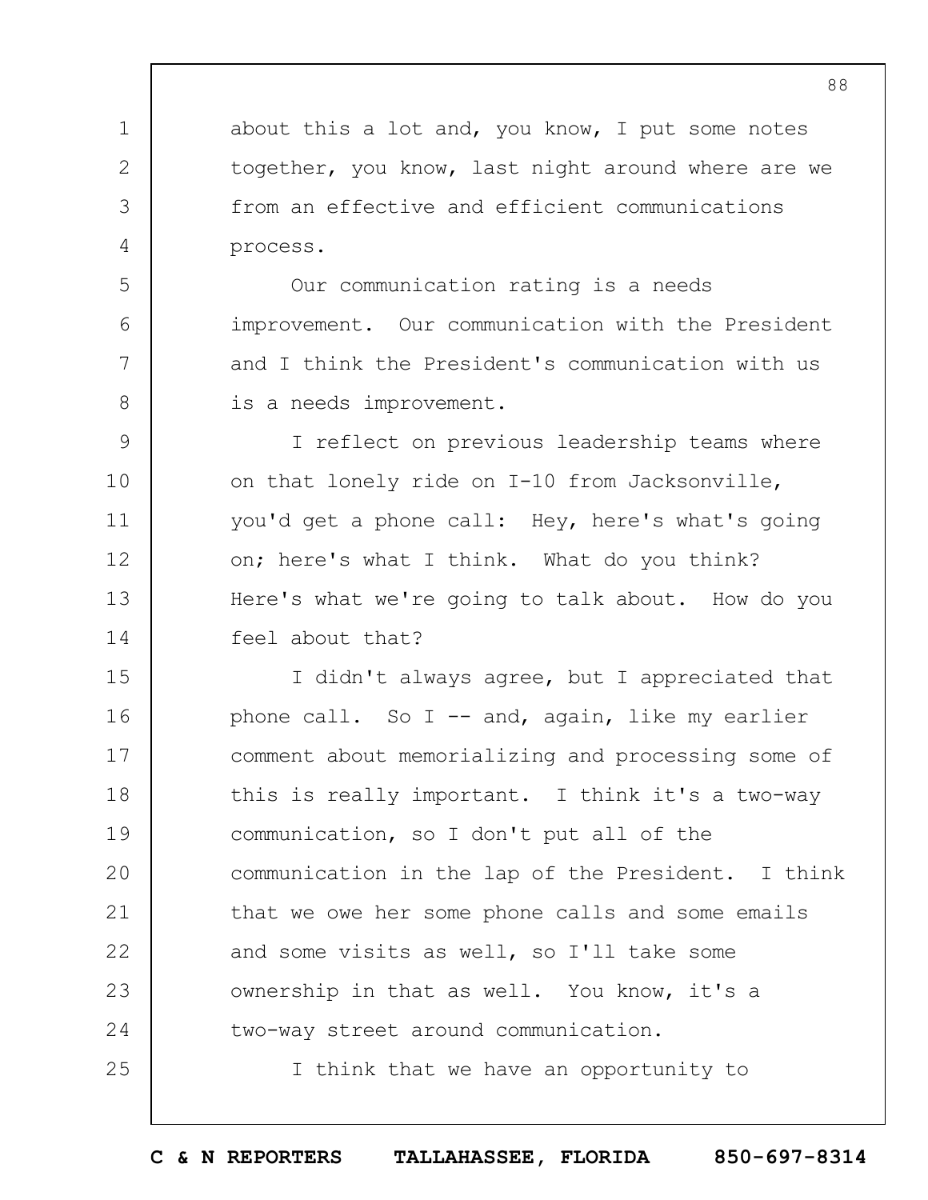about this a lot and, you know, I put some notes together, you know, last night around where are we from an effective and efficient communications process.

Our communication rating is a needs improvement. Our communication with the President and I think the President's communication with us is a needs improvement.

I reflect on previous leadership teams where on that lonely ride on I-10 from Jacksonville, you'd get a phone call: Hey, here's what's going on; here's what I think. What do you think? Here's what we're going to talk about. How do you feel about that?

I didn't always agree, but I appreciated that phone call. So I -- and, again, like my earlier comment about memorializing and processing some of this is really important. I think it's a two-way communication, so I don't put all of the communication in the lap of the President. I think that we owe her some phone calls and some emails and some visits as well, so I'll take some ownership in that as well. You know, it's a two-way street around communication.

I think that we have an opportunity to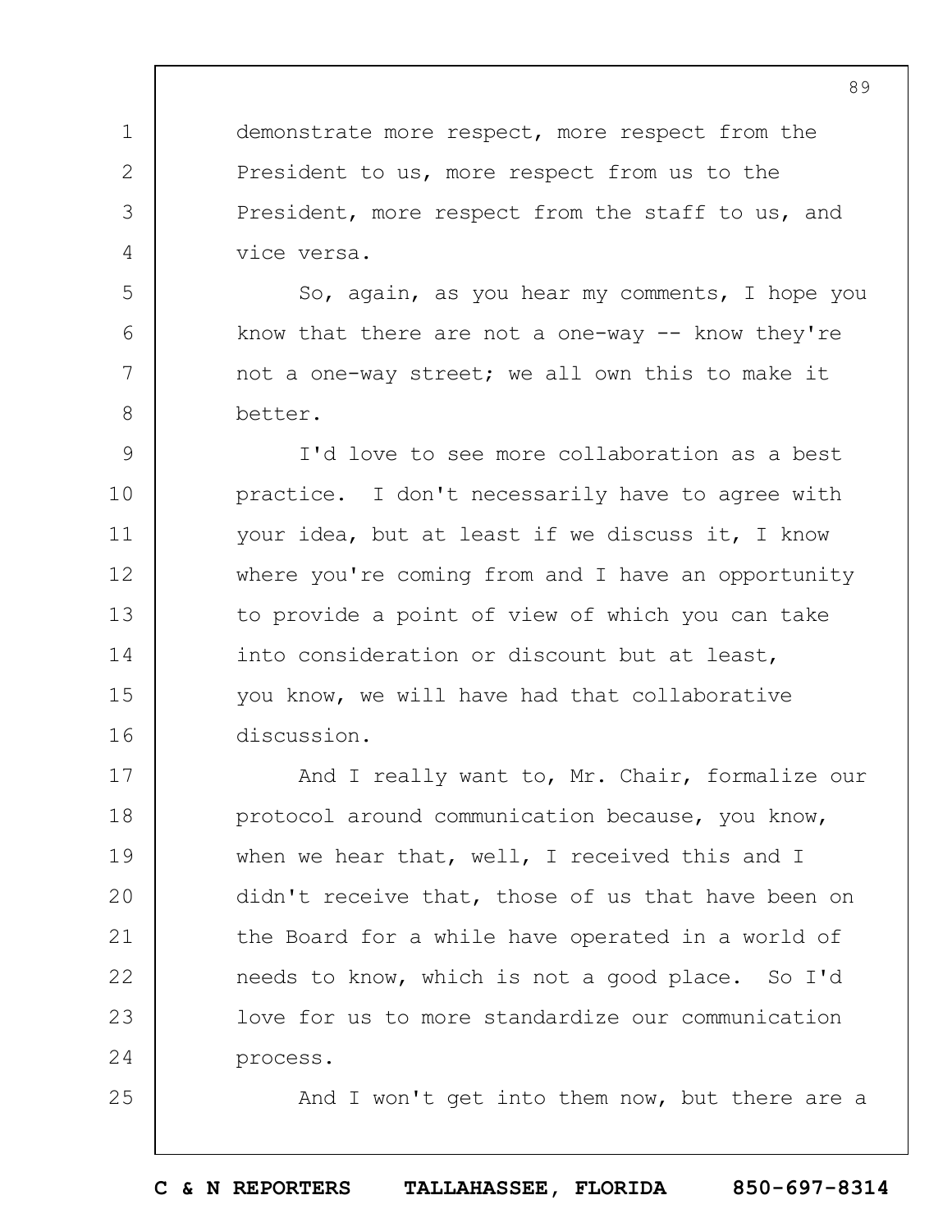demonstrate more respect, more respect from the President to us, more respect from us to the President, more respect from the staff to us, and vice versa.

So, again, as you hear my comments, I hope you know that there are not a one-way -- know they're not a one-way street; we all own this to make it better.

I'd love to see more collaboration as a best practice. I don't necessarily have to agree with your idea, but at least if we discuss it, I know where you're coming from and I have an opportunity to provide a point of view of which you can take into consideration or discount but at least, you know, we will have had that collaborative discussion.

And I really want to, Mr. Chair, formalize our protocol around communication because, you know, when we hear that, well, I received this and I didn't receive that, those of us that have been on the Board for a while have operated in a world of needs to know, which is not a good place. So I'd love for us to more standardize our communication process.

And I won't get into them now, but there are a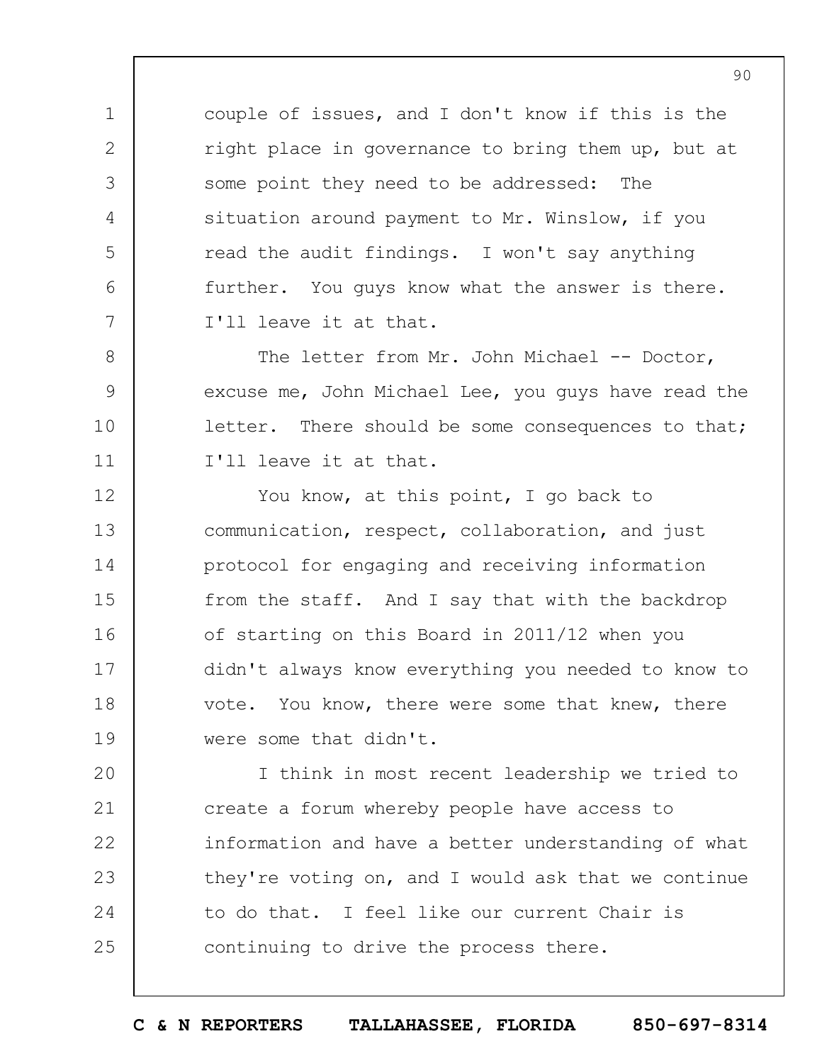couple of issues, and I don't know if this is the right place in governance to bring them up, but at some point they need to be addressed: The situation around payment to Mr. Winslow, if you read the audit findings. I won't say anything further. You guys know what the answer is there. I'll leave it at that.

The letter from Mr. John Michael -- Doctor, excuse me, John Michael Lee, you guys have read the letter. There should be some consequences to that; I'll leave it at that.

You know, at this point, I go back to communication, respect, collaboration, and just protocol for engaging and receiving information from the staff. And I say that with the backdrop of starting on this Board in 2011/12 when you didn't always know everything you needed to know to vote. You know, there were some that knew, there were some that didn't.

I think in most recent leadership we tried to create a forum whereby people have access to information and have a better understanding of what they're voting on, and I would ask that we continue to do that. I feel like our current Chair is continuing to drive the process there.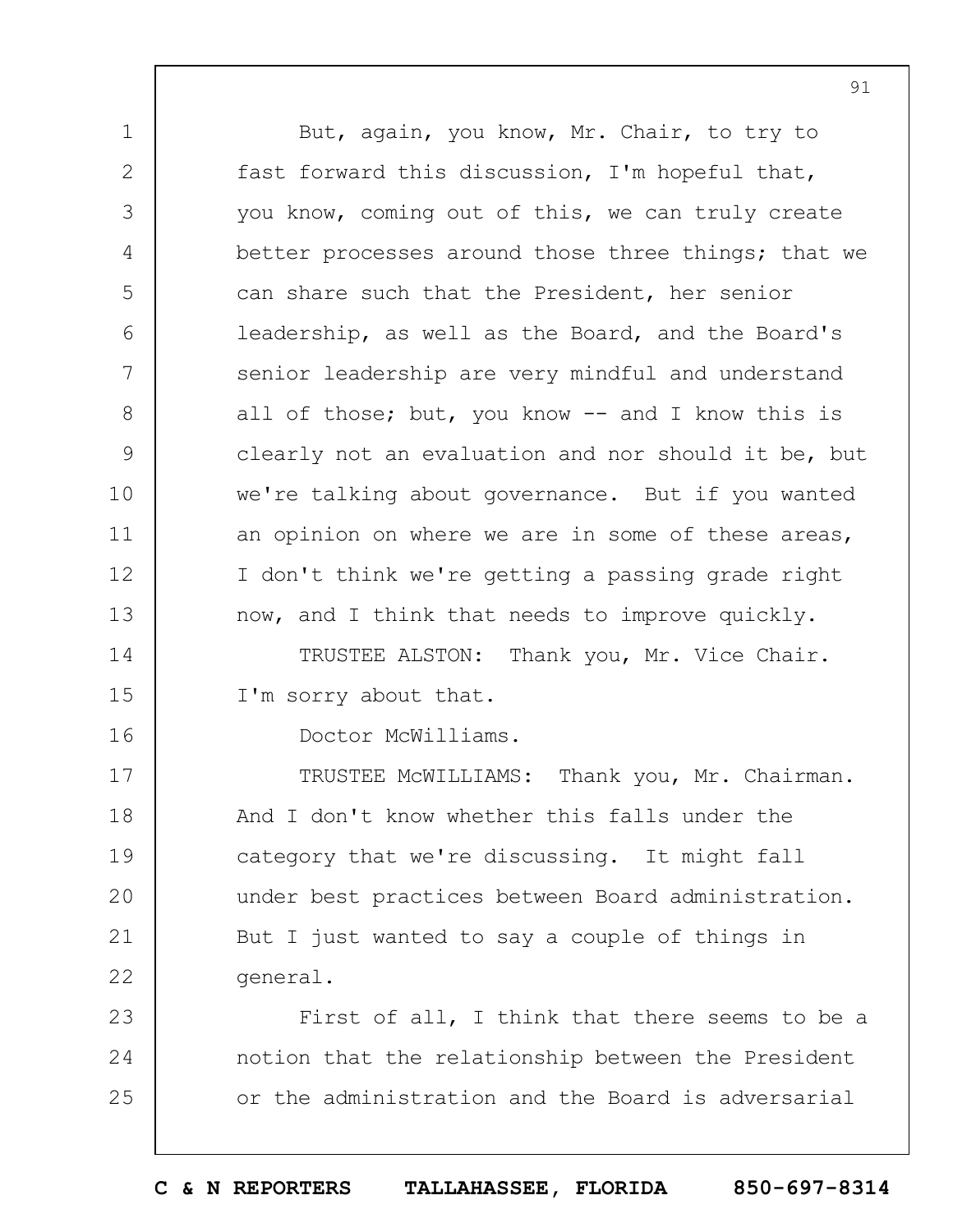But, again, you know, Mr. Chair, to try to fast forward this discussion, I'm hopeful that, you know, coming out of this, we can truly create better processes around those three things; that we can share such that the President, her senior leadership, as well as the Board, and the Board's senior leadership are very mindful and understand all of those; but, you know -- and I know this is clearly not an evaluation and nor should it be, but we're talking about governance. But if you wanted an opinion on where we are in some of these areas, I don't think we're getting a passing grade right now, and I think that needs to improve quickly.

TRUSTEE ALSTON: Thank you, Mr. Vice Chair. I'm sorry about that.

Doctor McWilliams.

TRUSTEE McWILLIAMS: Thank you, Mr. Chairman. And I don't know whether this falls under the category that we're discussing. It might fall under best practices between Board administration. But I just wanted to say a couple of things in general.

First of all, I think that there seems to be a notion that the relationship between the President or the administration and the Board is adversarial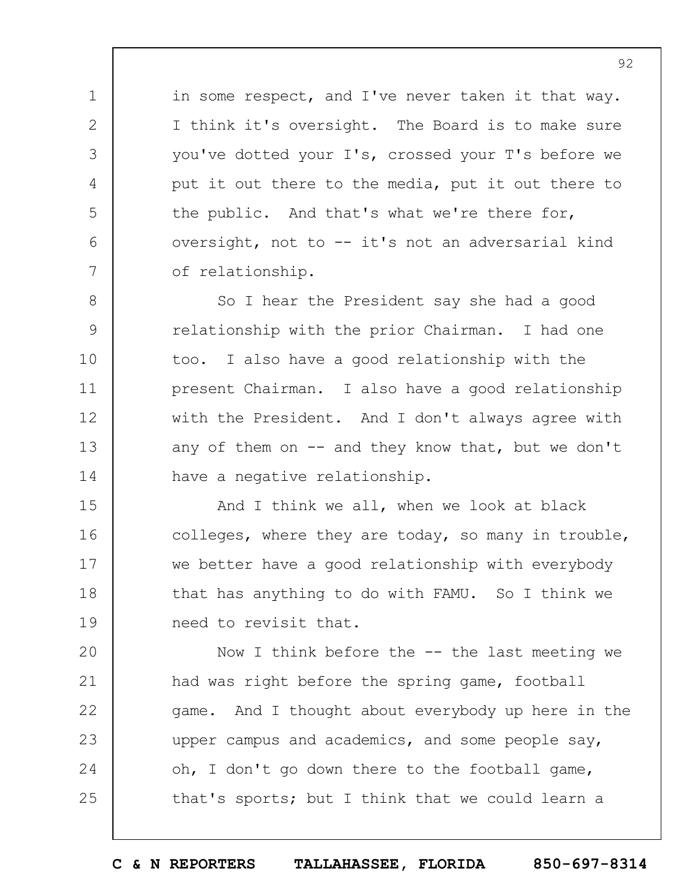in some respect, and I've never taken it that way. I think it's oversight. The Board is to make sure you've dotted your I's, crossed your T's before we put it out there to the media, put it out there to the public. And that's what we're there for, oversight, not to -- it's not an adversarial kind of relationship.

So I hear the President say she had a good relationship with the prior Chairman. I had one too. I also have a good relationship with the present Chairman. I also have a good relationship with the President. And I don't always agree with any of them on -- and they know that, but we don't have a negative relationship.

And I think we all, when we look at black colleges, where they are today, so many in trouble, we better have a good relationship with everybody that has anything to do with FAMU. So I think we need to revisit that.

Now I think before the -- the last meeting we had was right before the spring game, football game. And I thought about everybody up here in the upper campus and academics, and some people say, oh, I don't go down there to the football game, that's sports; but I think that we could learn a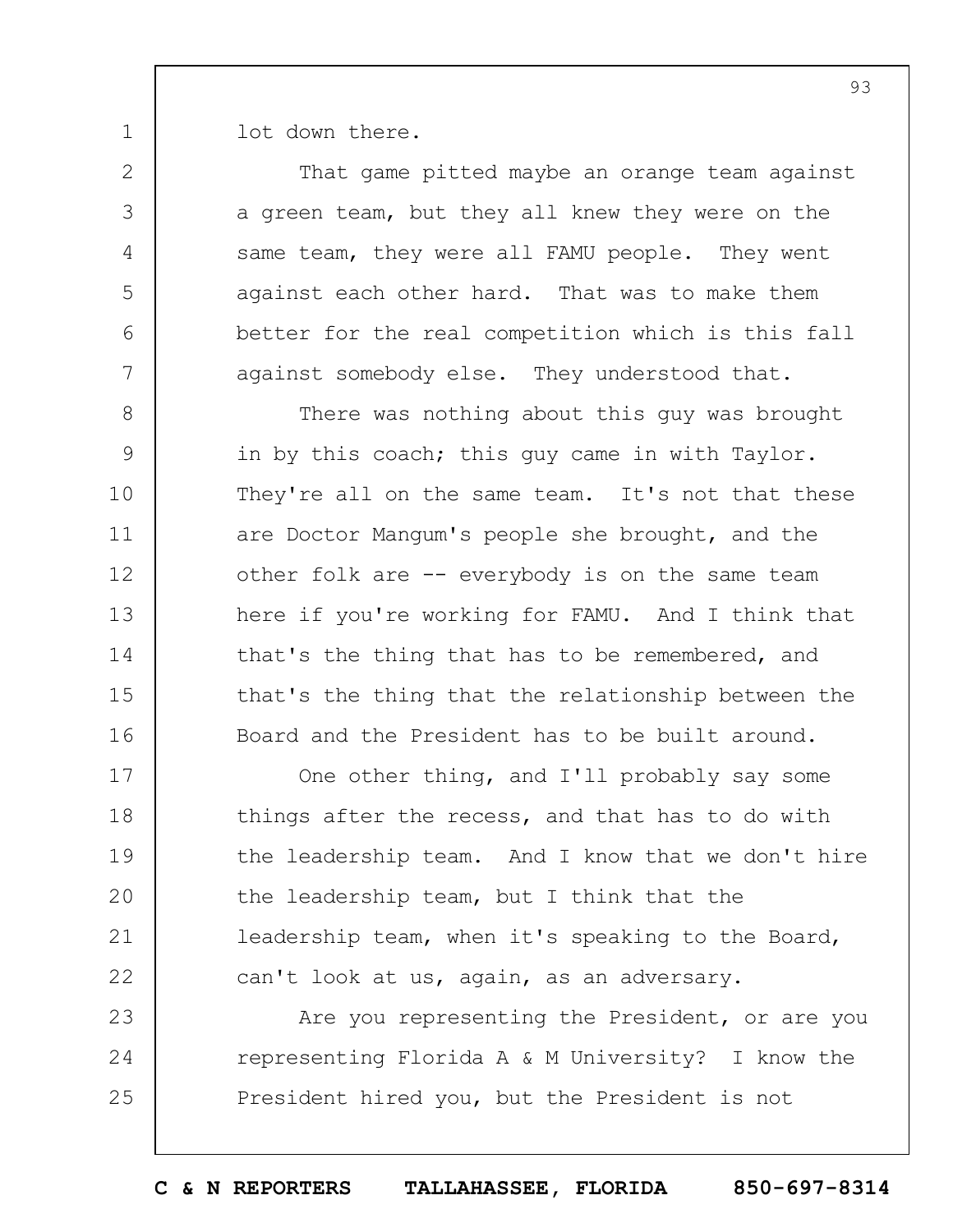lot down there.

That game pitted maybe an orange team against a green team, but they all knew they were on the same team, they were all FAMU people. They went against each other hard. That was to make them better for the real competition which is this fall against somebody else. They understood that.

There was nothing about this guy was brought in by this coach; this guy came in with Taylor. They're all on the same team. It's not that these are Doctor Mangum's people she brought, and the other folk are -- everybody is on the same team here if you're working for FAMU. And I think that that's the thing that has to be remembered, and that's the thing that the relationship between the Board and the President has to be built around.

One other thing, and I'll probably say some things after the recess, and that has to do with the leadership team. And I know that we don't hire the leadership team, but I think that the leadership team, when it's speaking to the Board, can't look at us, again, as an adversary.

Are you representing the President, or are you representing Florida A & M University? I know the President hired you, but the President is not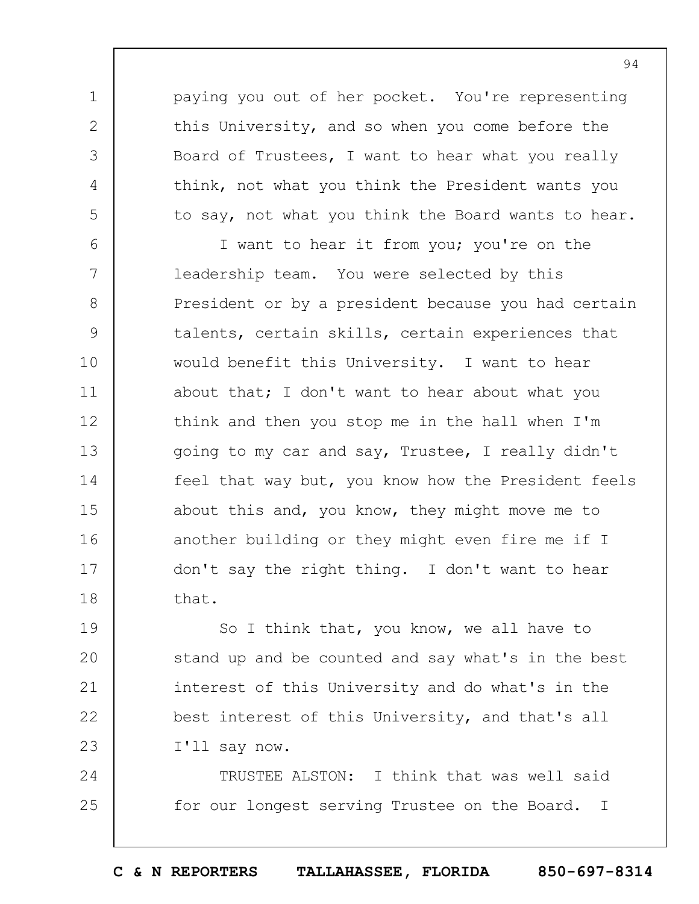paying you out of her pocket. You're representing this University, and so when you come before the Board of Trustees, I want to hear what you really think, not what you think the President wants you to say, not what you think the Board wants to hear.

I want to hear it from you; you're on the leadership team. You were selected by this President or by a president because you had certain talents, certain skills, certain experiences that would benefit this University. I want to hear about that; I don't want to hear about what you think and then you stop me in the hall when I'm going to my car and say, Trustee, I really didn't feel that way but, you know how the President feels about this and, you know, they might move me to another building or they might even fire me if I don't say the right thing. I don't want to hear that.

So I think that, you know, we all have to stand up and be counted and say what's in the best interest of this University and do what's in the best interest of this University, and that's all I'll say now.

TRUSTEE ALSTON: I think that was well said for our longest serving Trustee on the Board. I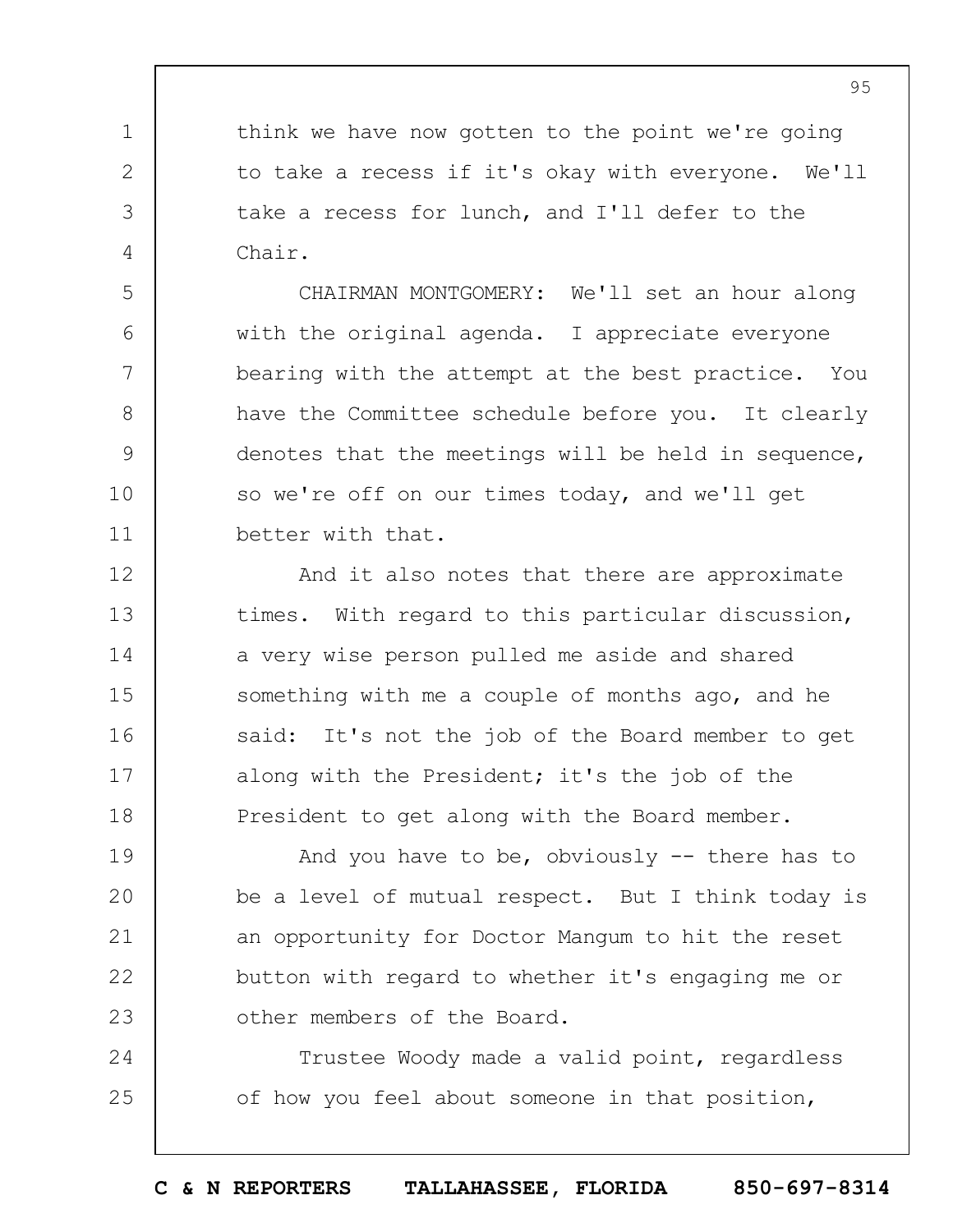think we have now gotten to the point we're going to take a recess if it's okay with everyone. We'll take a recess for lunch, and I'll defer to the Chair.

CHAIRMAN MONTGOMERY: We'll set an hour along with the original agenda. I appreciate everyone bearing with the attempt at the best practice. You have the Committee schedule before you. It clearly denotes that the meetings will be held in sequence, so we're off on our times today, and we'll get better with that.

And it also notes that there are approximate times. With regard to this particular discussion, a very wise person pulled me aside and shared something with me a couple of months ago, and he said: It's not the job of the Board member to get along with the President; it's the job of the President to get along with the Board member.

And you have to be, obviously -- there has to be a level of mutual respect. But I think today is an opportunity for Doctor Mangum to hit the reset button with regard to whether it's engaging me or other members of the Board.

Trustee Woody made a valid point, regardless of how you feel about someone in that position,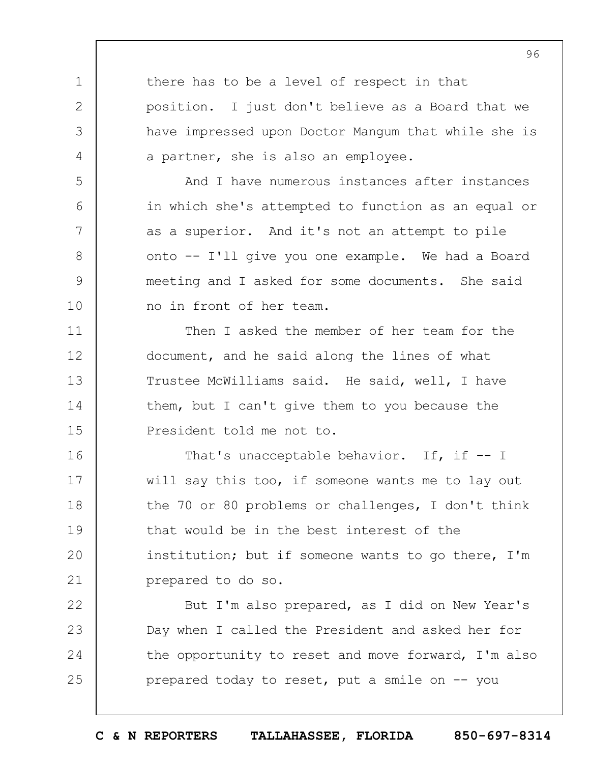there has to be a level of respect in that position. I just don't believe as a Board that we have impressed upon Doctor Mangum that while she is a partner, she is also an employee.

And I have numerous instances after instances in which she's attempted to function as an equal or as a superior. And it's not an attempt to pile onto -- I'll give you one example. We had a Board meeting and I asked for some documents. She said no in front of her team.

Then I asked the member of her team for the document, and he said along the lines of what Trustee McWilliams said. He said, well, I have them, but I can't give them to you because the President told me not to.

That's unacceptable behavior. If, if -- I will say this too, if someone wants me to lay out the 70 or 80 problems or challenges, I don't think that would be in the best interest of the institution; but if someone wants to go there, I'm prepared to do so.

But I'm also prepared, as I did on New Year's Day when I called the President and asked her for the opportunity to reset and move forward, I'm also prepared today to reset, put a smile on -- you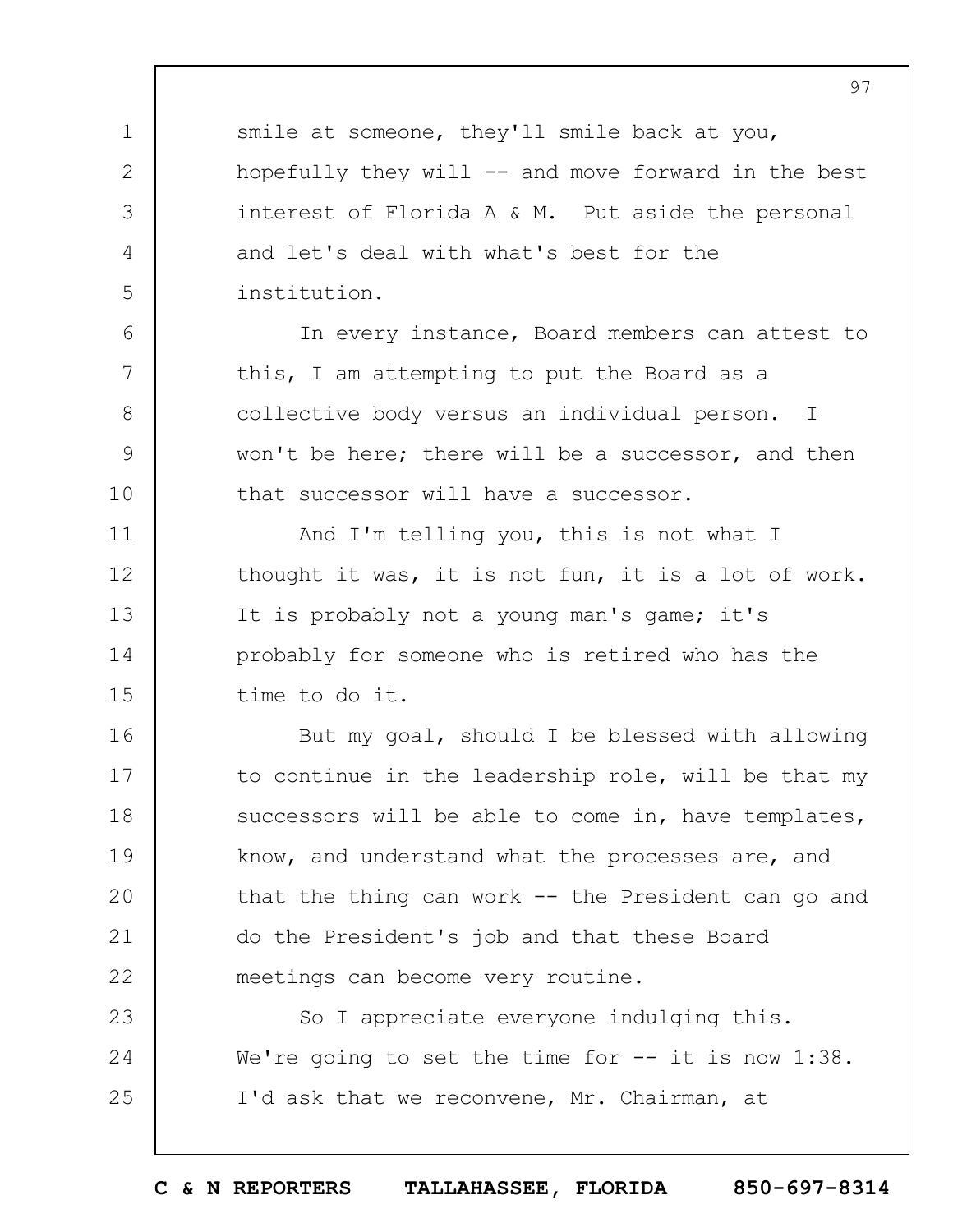smile at someone, they'll smile back at you, hopefully they will -- and move forward in the best interest of Florida A & M. Put aside the personal and let's deal with what's best for the institution.

In every instance, Board members can attest to this, I am attempting to put the Board as a collective body versus an individual person. I won't be here; there will be a successor, and then that successor will have a successor.

And I'm telling you, this is not what I thought it was, it is not fun, it is a lot of work. It is probably not a young man's game; it's probably for someone who is retired who has the time to do it.

But my goal, should I be blessed with allowing to continue in the leadership role, will be that my successors will be able to come in, have templates, know, and understand what the processes are, and that the thing can work -- the President can go and do the President's job and that these Board meetings can become very routine.

So I appreciate everyone indulging this. We're going to set the time for -- it is now 1:38. I'd ask that we reconvene, Mr. Chairman, at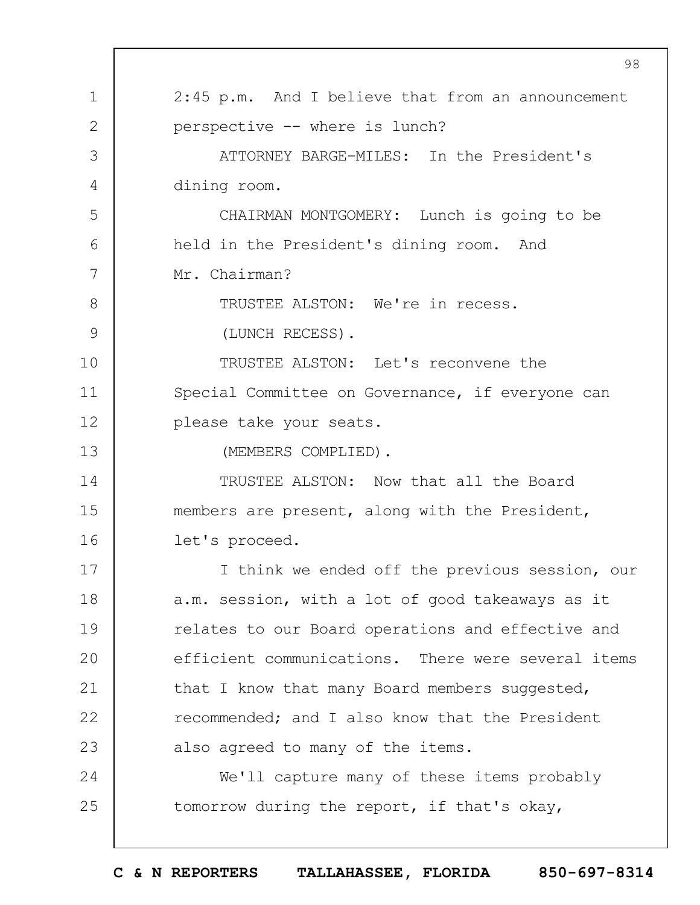2:45 p.m. And I believe that from an announcement perspective -- where is lunch?

ATTORNEY BARGE-MILES: In the President's dining room.

CHAIRMAN MONTGOMERY: Lunch is going to be held in the President's dining room. And Mr. Chairman?

TRUSTEE ALSTON: We're in recess.

(LUNCH RECESS).

TRUSTEE ALSTON: Let's reconvene the Special Committee on Governance, if everyone can please take your seats.

(MEMBERS COMPLIED).

TRUSTEE ALSTON: Now that all the Board members are present, along with the President, let's proceed.

I think we ended off the previous session, our a.m. session, with a lot of good takeaways as it relates to our Board operations and effective and efficient communications. There were several items that I know that many Board members suggested, recommended; and I also know that the President also agreed to many of the items.

We'll capture many of these items probably tomorrow during the report, if that's okay,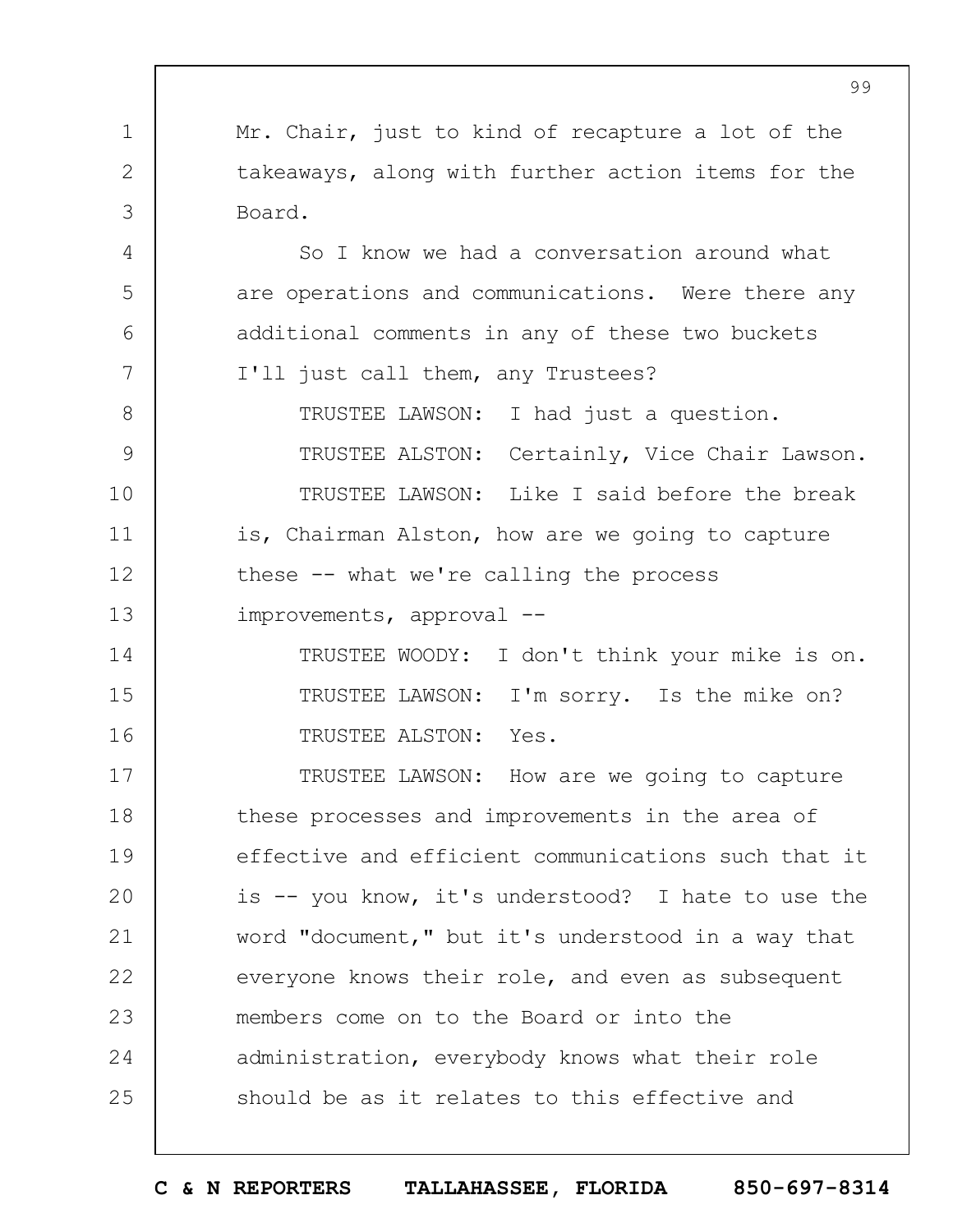Mr. Chair, just to kind of recapture a lot of the takeaways, along with further action items for the Board.

So I know we had a conversation around what are operations and communications. Were there any additional comments in any of these two buckets I'll just call them, any Trustees?

TRUSTEE LAWSON: I had just a question.

TRUSTEE ALSTON: Certainly, Vice Chair Lawson.

TRUSTEE LAWSON: Like I said before the break is, Chairman Alston, how are we going to capture these -- what we're calling the process improvements, approval --

TRUSTEE WOODY: I don't think your mike is on.

TRUSTEE LAWSON: I'm sorry. Is the mike on?

TRUSTEE ALSTON: Yes.

TRUSTEE LAWSON: How are we going to capture these processes and improvements in the area of effective and efficient communications such that it is -- you know, it's understood? I hate to use the word "document," but it's understood in a way that everyone knows their role, and even as subsequent members come on to the Board or into the administration, everybody knows what their role should be as it relates to this effective and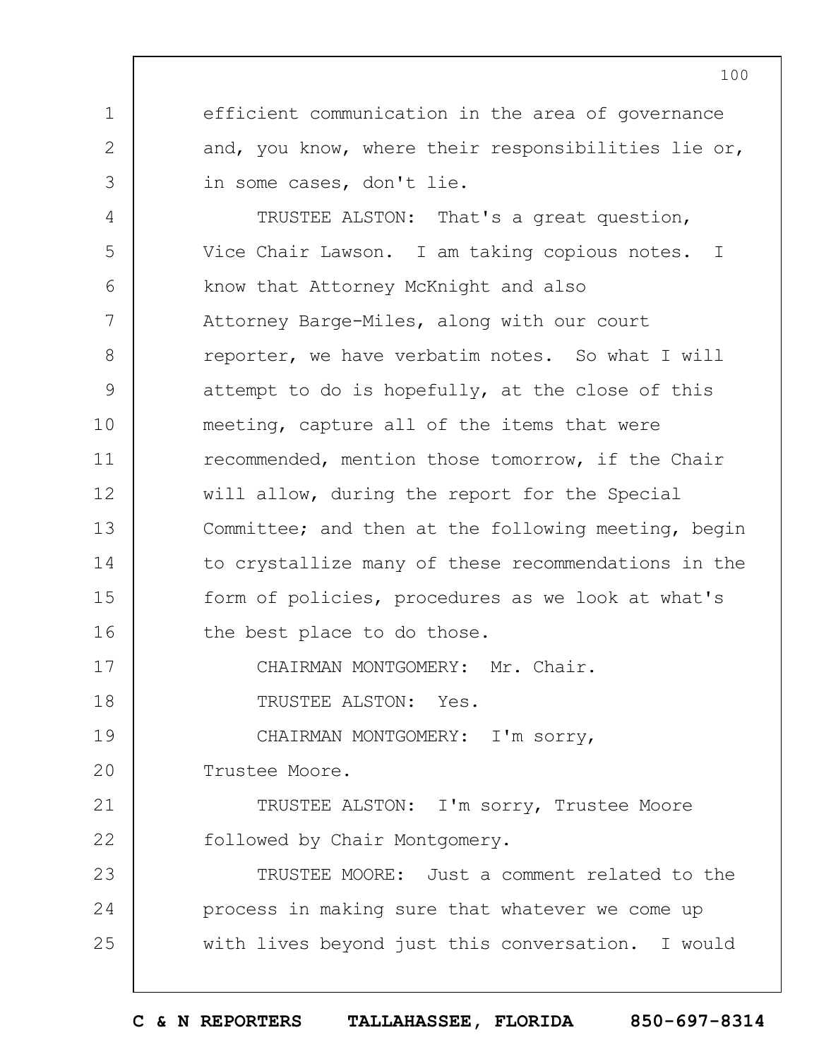efficient communication in the area of governance and, you know, where their responsibilities lie or, in some cases, don't lie.

TRUSTEE ALSTON: That's a great question, Vice Chair Lawson. I am taking copious notes. I know that Attorney McKnight and also Attorney Barge-Miles, along with our court reporter, we have verbatim notes. So what I will attempt to do is hopefully, at the close of this meeting, capture all of the items that were recommended, mention those tomorrow, if the Chair will allow, during the report for the Special Committee; and then at the following meeting, begin to crystallize many of these recommendations in the form of policies, procedures as we look at what's the best place to do those.

CHAIRMAN MONTGOMERY: Mr. Chair.

TRUSTEE ALSTON: Yes.

CHAIRMAN MONTGOMERY: I'm sorry, Trustee Moore.

TRUSTEE ALSTON: I'm sorry, Trustee Moore followed by Chair Montgomery.

TRUSTEE MOORE: Just a comment related to the process in making sure that whatever we come up with lives beyond just this conversation. I would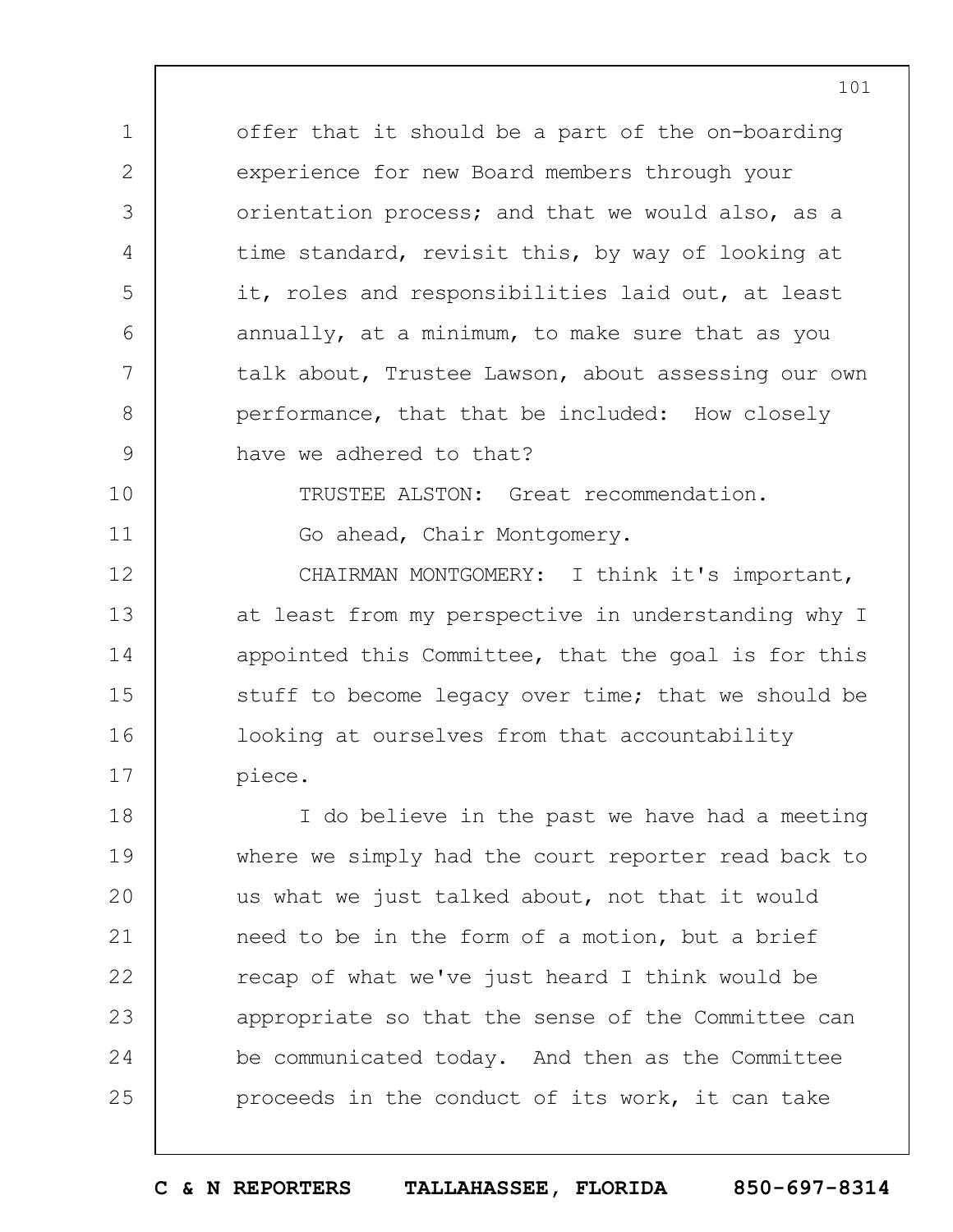offer that it should be a part of the on-boarding experience for new Board members through your orientation process; and that we would also, as a time standard, revisit this, by way of looking at it, roles and responsibilities laid out, at least annually, at a minimum, to make sure that as you talk about, Trustee Lawson, about assessing our own performance, that that be included: How closely have we adhered to that?

TRUSTEE ALSTON: Great recommendation.

Go ahead, Chair Montgomery.

CHAIRMAN MONTGOMERY: I think it's important, at least from my perspective in understanding why I appointed this Committee, that the goal is for this stuff to become legacy over time; that we should be looking at ourselves from that accountability piece.

I do believe in the past we have had a meeting where we simply had the court reporter read back to us what we just talked about, not that it would need to be in the form of a motion, but a brief recap of what we've just heard I think would be appropriate so that the sense of the Committee can be communicated today. And then as the Committee proceeds in the conduct of its work, it can take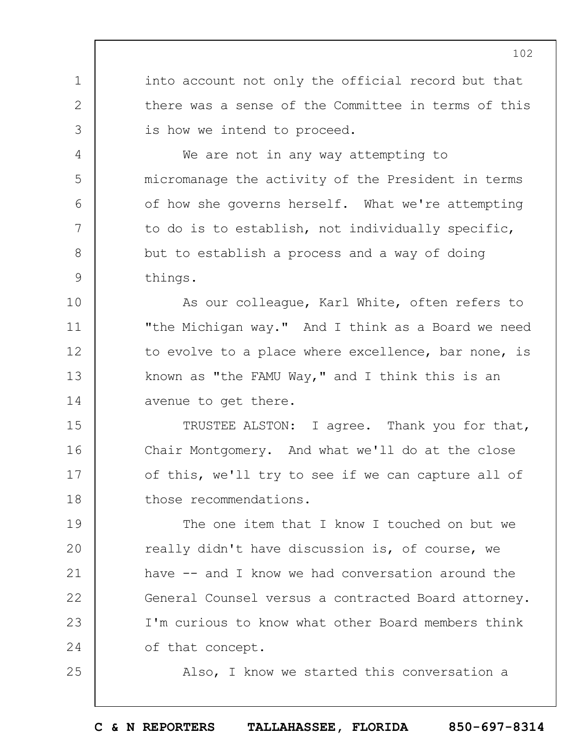into account not only the official record but that there was a sense of the Committee in terms of this is how we intend to proceed.

We are not in any way attempting to micromanage the activity of the President in terms of how she governs herself. What we're attempting to do is to establish, not individually specific, but to establish a process and a way of doing things.

As our colleague, Karl White, often refers to "the Michigan way." And I think as a Board we need to evolve to a place where excellence, bar none, is known as "the FAMU Way," and I think this is an avenue to get there.

TRUSTEE ALSTON: I agree. Thank you for that, Chair Montgomery. And what we'll do at the close of this, we'll try to see if we can capture all of those recommendations.

The one item that I know I touched on but we really didn't have discussion is, of course, we have -- and I know we had conversation around the General Counsel versus a contracted Board attorney. I'm curious to know what other Board members think of that concept.

Also, I know we started this conversation a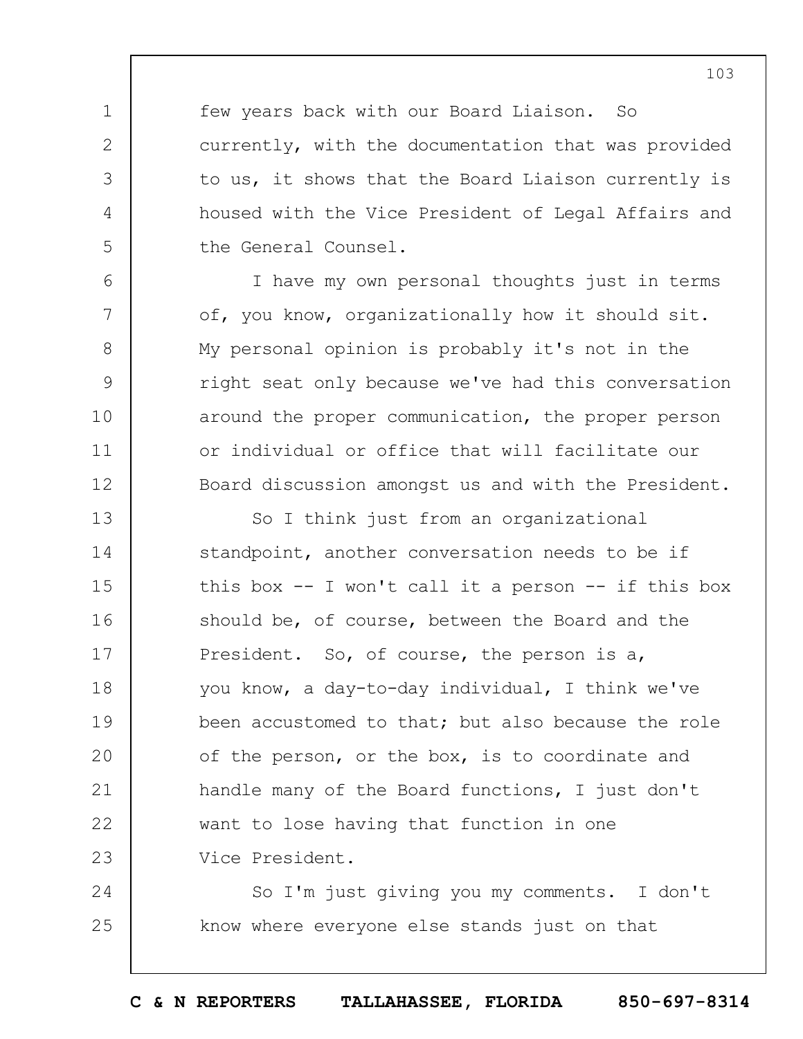few years back with our Board Liaison. So currently, with the documentation that was provided to us, it shows that the Board Liaison currently is housed with the Vice President of Legal Affairs and the General Counsel.

I have my own personal thoughts just in terms of, you know, organizationally how it should sit. My personal opinion is probably it's not in the right seat only because we've had this conversation around the proper communication, the proper person or individual or office that will facilitate our Board discussion amongst us and with the President.

So I think just from an organizational standpoint, another conversation needs to be if this box -- I won't call it a person -- if this box should be, of course, between the Board and the President. So, of course, the person is a, you know, a day-to-day individual, I think we've been accustomed to that; but also because the role of the person, or the box, is to coordinate and handle many of the Board functions, I just don't want to lose having that function in one Vice President.

So I'm just giving you my comments. I don't know where everyone else stands just on that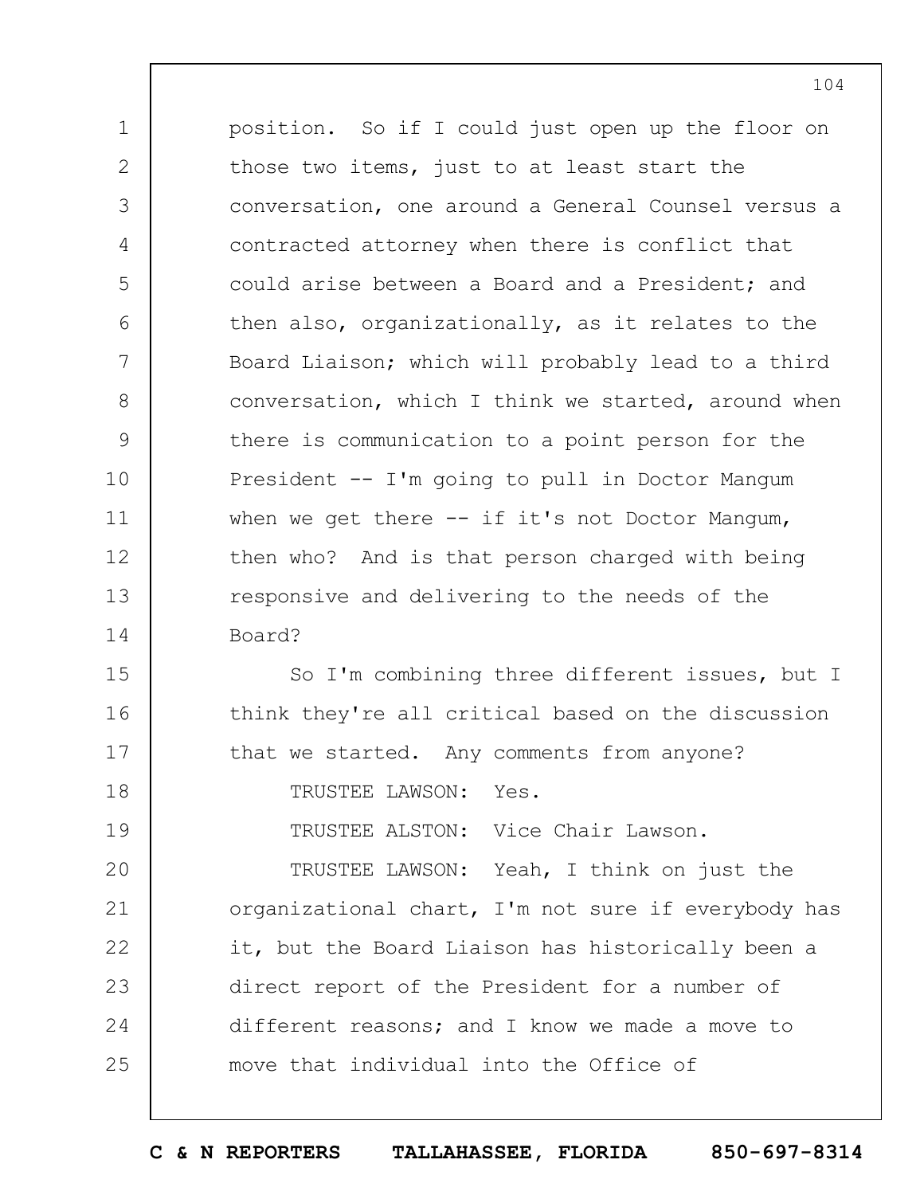position. So if I could just open up the floor on those two items, just to at least start the conversation, one around a General Counsel versus a contracted attorney when there is conflict that could arise between a Board and a President; and then also, organizationally, as it relates to the Board Liaison; which will probably lead to a third conversation, which I think we started, around when there is communication to a point person for the President -- I'm going to pull in Doctor Mangum when we get there -- if it's not Doctor Mangum, then who? And is that person charged with being responsive and delivering to the needs of the Board?

So I'm combining three different issues, but I think they're all critical based on the discussion that we started. Any comments from anyone?

TRUSTEE LAWSON: Yes.

TRUSTEE ALSTON: Vice Chair Lawson.

TRUSTEE LAWSON: Yeah, I think on just the organizational chart, I'm not sure if everybody has it, but the Board Liaison has historically been a direct report of the President for a number of different reasons; and I know we made a move to move that individual into the Office of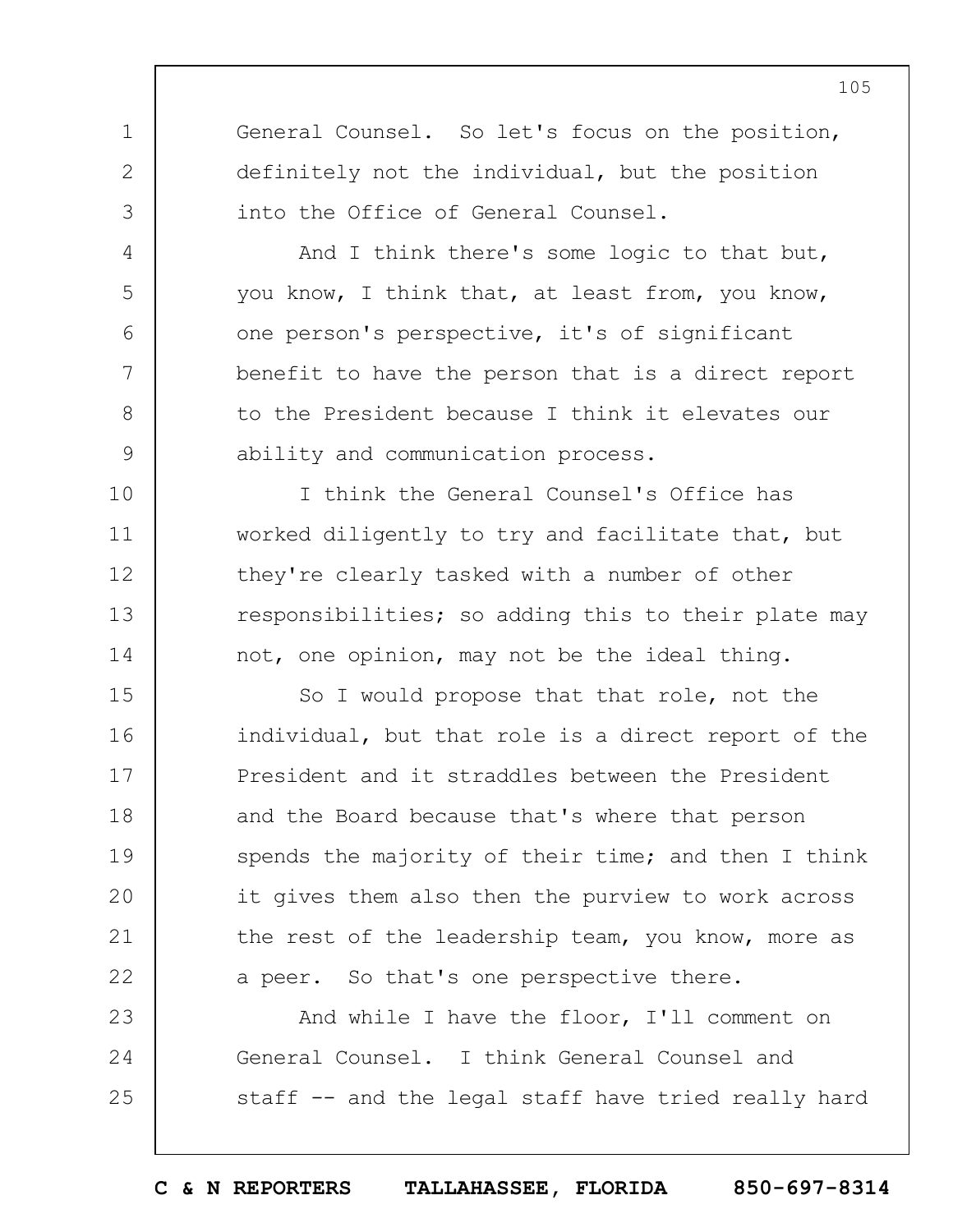General Counsel. So let's focus on the position, definitely not the individual, but the position into the Office of General Counsel.

And I think there's some logic to that but, you know, I think that, at least from, you know, one person's perspective, it's of significant benefit to have the person that is a direct report to the President because I think it elevates our ability and communication process.

I think the General Counsel's Office has worked diligently to try and facilitate that, but they're clearly tasked with a number of other responsibilities; so adding this to their plate may not, one opinion, may not be the ideal thing.

So I would propose that that role, not the individual, but that role is a direct report of the President and it straddles between the President and the Board because that's where that person spends the majority of their time; and then I think it gives them also then the purview to work across the rest of the leadership team, you know, more as a peer. So that's one perspective there.

And while I have the floor, I'll comment on General Counsel. I think General Counsel and staff -- and the legal staff have tried really hard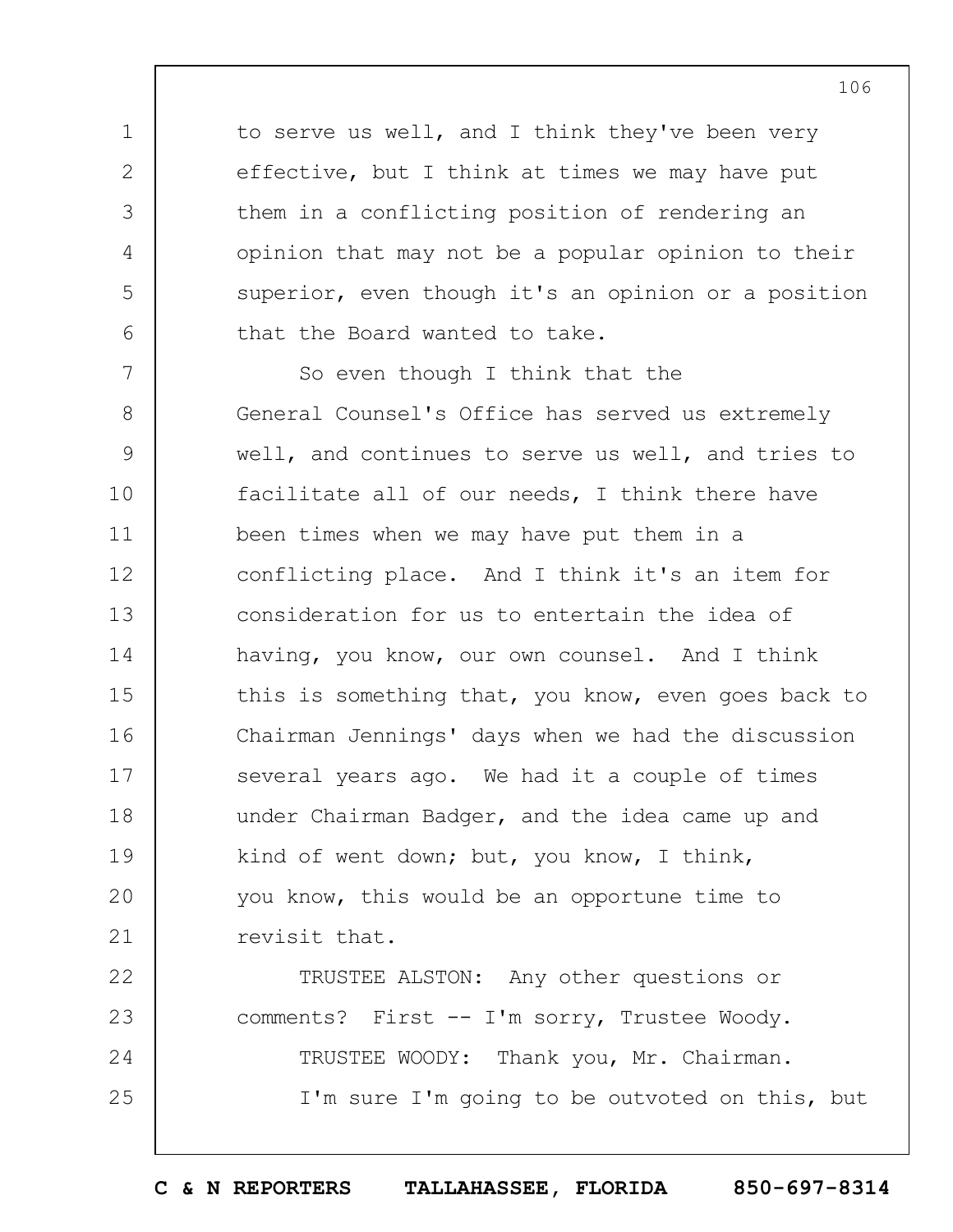to serve us well, and I think they've been very effective, but I think at times we may have put them in a conflicting position of rendering an opinion that may not be a popular opinion to their superior, even though it's an opinion or a position that the Board wanted to take.

So even though I think that the General Counsel's Office has served us extremely well, and continues to serve us well, and tries to facilitate all of our needs, I think there have been times when we may have put them in a conflicting place. And I think it's an item for consideration for us to entertain the idea of having, you know, our own counsel. And I think this is something that, you know, even goes back to Chairman Jennings' days when we had the discussion several years ago. We had it a couple of times under Chairman Badger, and the idea came up and kind of went down; but, you know, I think, you know, this would be an opportune time to revisit that.

TRUSTEE ALSTON: Any other questions or comments? First -- I'm sorry, Trustee Woody.

TRUSTEE WOODY: Thank you, Mr. Chairman. I'm sure I'm going to be outvoted on this, but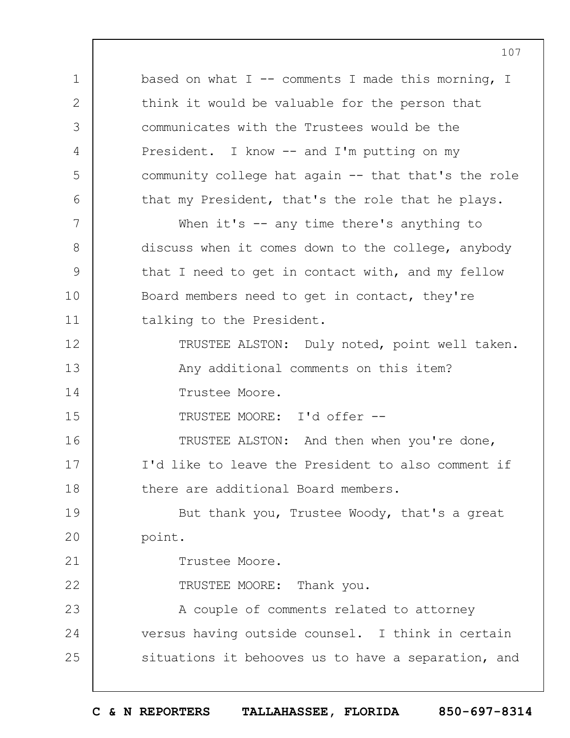based on what I -- comments I made this morning, I think it would be valuable for the person that communicates with the Trustees would be the President. I know -- and I'm putting on my community college hat again -- that that's the role that my President, that's the role that he plays.

When it's -- any time there's anything to discuss when it comes down to the college, anybody that I need to get in contact with, and my fellow Board members need to get in contact, they're talking to the President.

TRUSTEE ALSTON: Duly noted, point well taken.

Any additional comments on this item?

Trustee Moore.

TRUSTEE MOORE: I'd offer --

TRUSTEE ALSTON: And then when you're done, I'd like to leave the President to also comment if there are additional Board members.

But thank you, Trustee Woody, that's a great point.

Trustee Moore.

TRUSTEE MOORE: Thank you.

A couple of comments related to attorney versus having outside counsel. I think in certain situations it behooves us to have a separation, and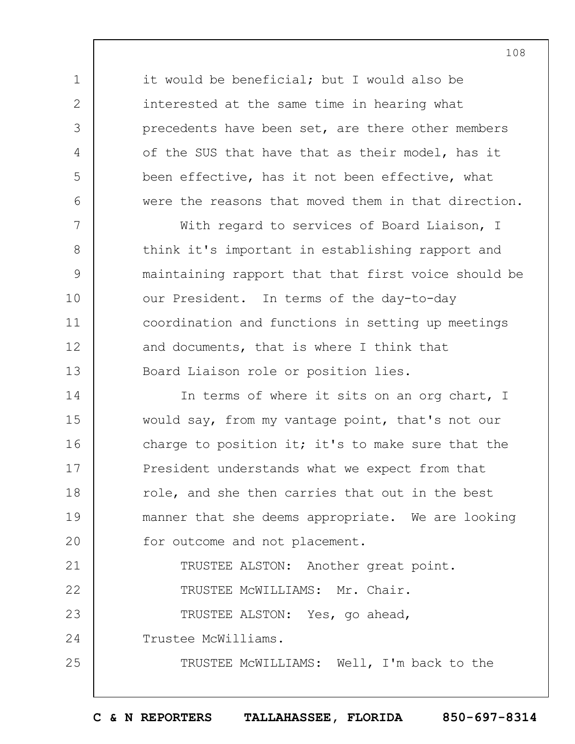it would be beneficial; but I would also be interested at the same time in hearing what precedents have been set, are there other members of the SUS that have that as their model, has it been effective, has it not been effective, what were the reasons that moved them in that direction.

With regard to services of Board Liaison, I think it's important in establishing rapport and maintaining rapport that that first voice should be our President. In terms of the day-to-day coordination and functions in setting up meetings and documents, that is where I think that Board Liaison role or position lies.

In terms of where it sits on an org chart, I would say, from my vantage point, that's not our charge to position it; it's to make sure that the President understands what we expect from that role, and she then carries that out in the best manner that she deems appropriate. We are looking for outcome and not placement.

TRUSTEE ALSTON: Another great point.

TRUSTEE McWILLIAMS: Mr. Chair.

TRUSTEE ALSTON: Yes, go ahead, Trustee McWilliams.

TRUSTEE McWILLIAMS: Well, I'm back to the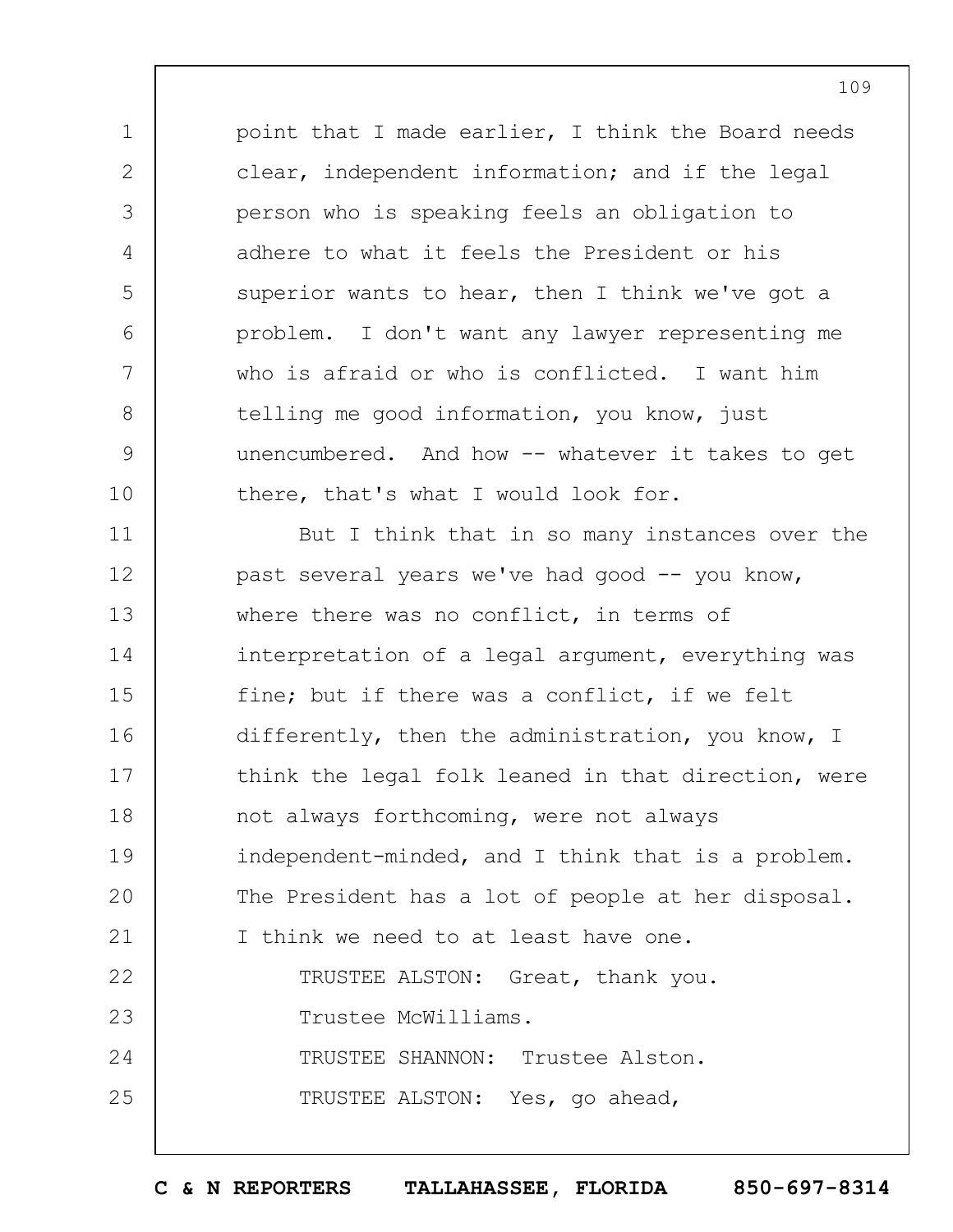point that I made earlier, I think the Board needs clear, independent information; and if the legal person who is speaking feels an obligation to adhere to what it feels the President or his superior wants to hear, then I think we've got a problem. I don't want any lawyer representing me who is afraid or who is conflicted. I want him telling me good information, you know, just unencumbered. And how -- whatever it takes to get there, that's what I would look for.

But I think that in so many instances over the past several years we've had good -- you know, where there was no conflict, in terms of interpretation of a legal argument, everything was fine; but if there was a conflict, if we felt differently, then the administration, you know, I think the legal folk leaned in that direction, were not always forthcoming, were not always independent-minded, and I think that is a problem. The President has a lot of people at her disposal. I think we need to at least have one.

TRUSTEE ALSTON: Great, thank you.

Trustee McWilliams.

TRUSTEE SHANNON: Trustee Alston.

TRUSTEE ALSTON: Yes, go ahead,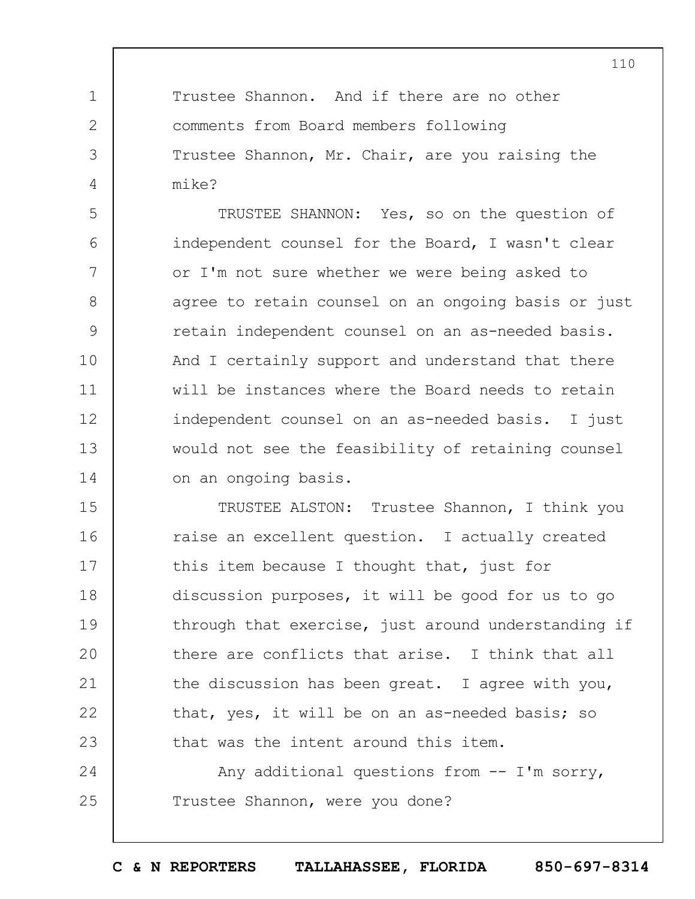Trustee Shannon. And if there are no other comments from Board members following Trustee Shannon, Mr. Chair, are you raising the mike?

TRUSTEE SHANNON: Yes, so on the question of independent counsel for the Board, I wasn't clear or I'm not sure whether we were being asked to agree to retain counsel on an ongoing basis or just retain independent counsel on an as-needed basis. And I certainly support and understand that there will be instances where the Board needs to retain independent counsel on an as-needed basis. I just would not see the feasibility of retaining counsel on an ongoing basis.

TRUSTEE ALSTON: Trustee Shannon, I think you raise an excellent question. I actually created this item because I thought that, just for discussion purposes, it will be good for us to go through that exercise, just around understanding if there are conflicts that arise. I think that all the discussion has been great. I agree with you, that, yes, it will be on an as-needed basis; so that was the intent around this item.

Any additional questions from -- I'm sorry, Trustee Shannon, were you done?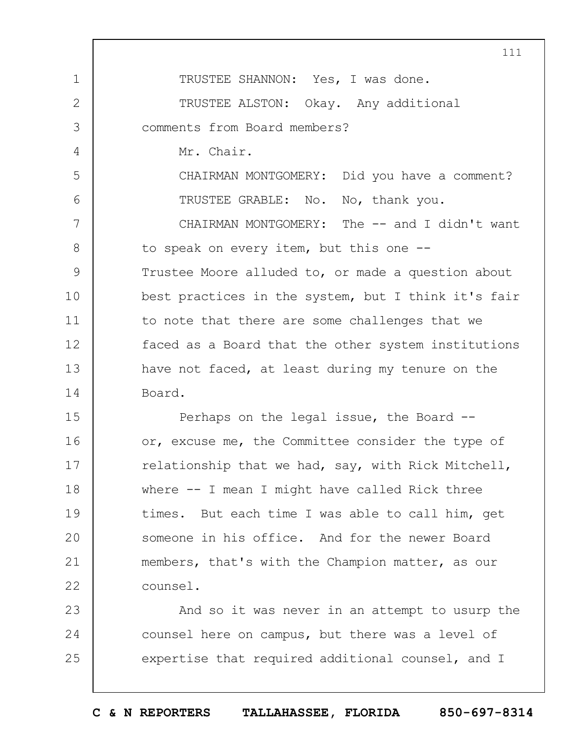TRUSTEE SHANNON: Yes, I was done.

TRUSTEE ALSTON: Okay. Any additional comments from Board members?

Mr. Chair.

CHAIRMAN MONTGOMERY: Did you have a comment?

TRUSTEE GRABLE: No. No, thank you.

CHAIRMAN MONTGOMERY: The -- and I didn't want to speak on every item, but this one -- Trustee Moore alluded to, or made a question about best practices in the system, but I think it's fair to note that there are some challenges that we faced as a Board that the other system institutions have not faced, at least during my tenure on the Board.

Perhaps on the legal issue, the Board -- or, excuse me, the Committee consider the type of relationship that we had, say, with Rick Mitchell, where -- I mean I might have called Rick three times. But each time I was able to call him, get someone in his office. And for the newer Board members, that's with the Champion matter, as our counsel.

And so it was never in an attempt to usurp the counsel here on campus, but there was a level of expertise that required additional counsel, and I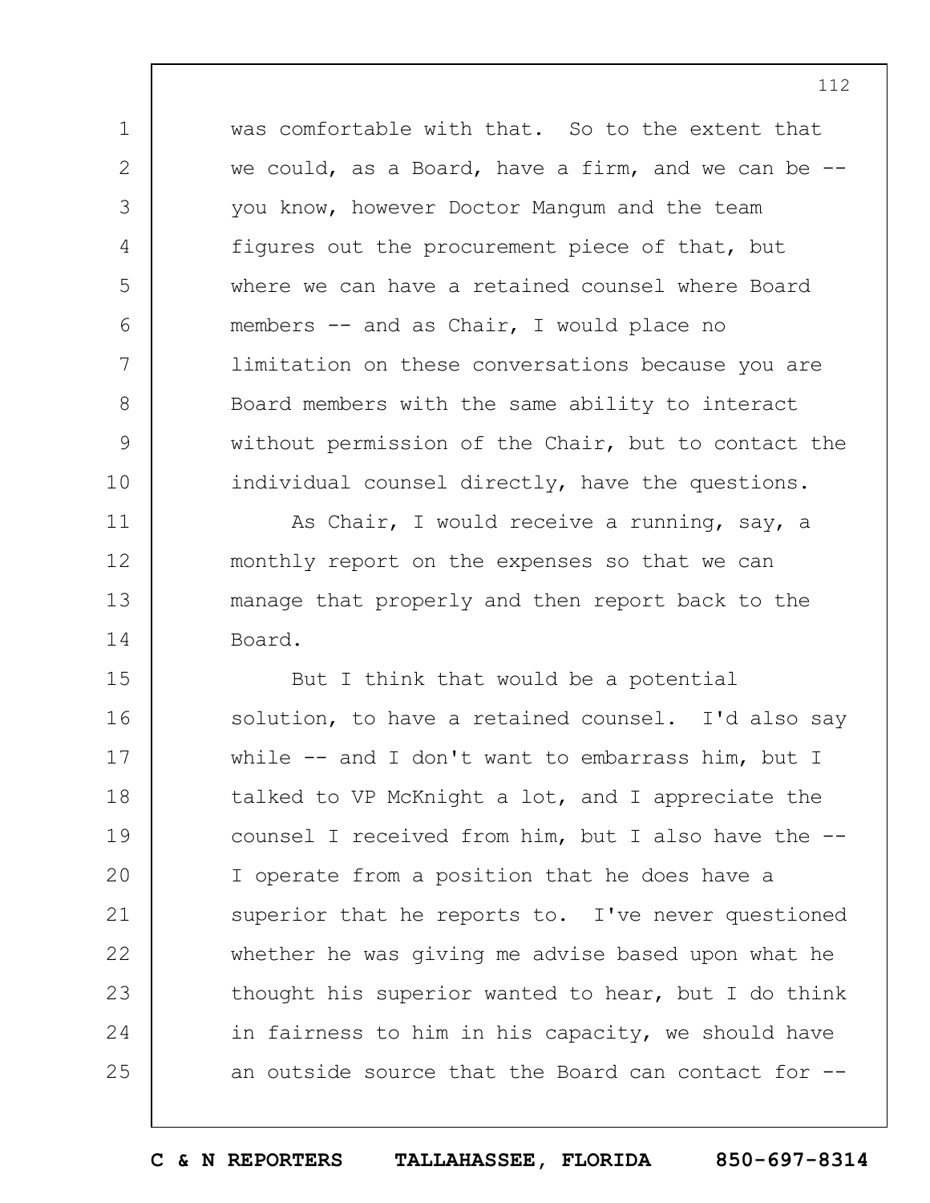was comfortable with that. So to the extent that we could, as a Board, have a firm, and we can be -- you know, however Doctor Mangum and the team figures out the procurement piece of that, but where we can have a retained counsel where Board members -- and as Chair, I would place no limitation on these conversations because you are Board members with the same ability to interact without permission of the Chair, but to contact the individual counsel directly, have the questions.

As Chair, I would receive a running, say, a monthly report on the expenses so that we can manage that properly and then report back to the Board.

But I think that would be a potential solution, to have a retained counsel. I'd also say while -- and I don't want to embarrass him, but I talked to VP McKnight a lot, and I appreciate the counsel I received from him, but I also have the -- I operate from a position that he does have a superior that he reports to. I've never questioned whether he was giving me advise based upon what he thought his superior wanted to hear, but I do think in fairness to him in his capacity, we should have an outside source that the Board can contact for --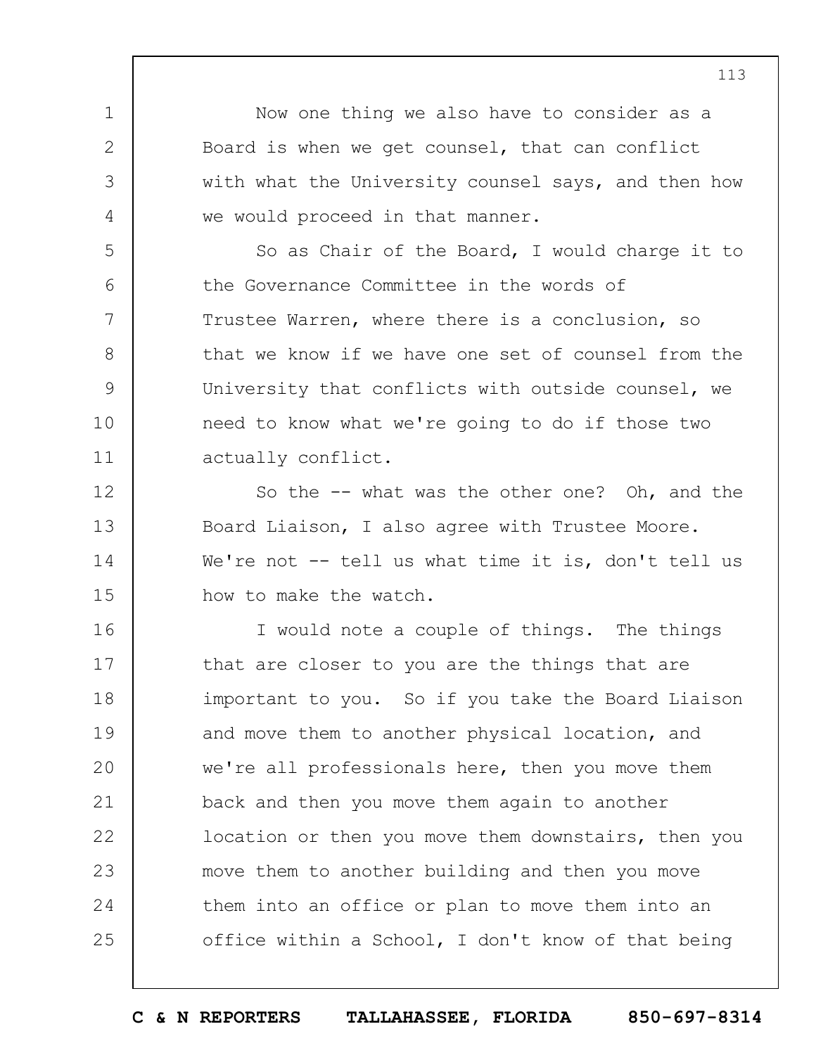Now one thing we also have to consider as a Board is when we get counsel, that can conflict with what the University counsel says, and then how we would proceed in that manner.

So as Chair of the Board, I would charge it to the Governance Committee in the words of Trustee Warren, where there is a conclusion, so that we know if we have one set of counsel from the University that conflicts with outside counsel, we need to know what we're going to do if those two actually conflict.

So the -- what was the other one? Oh, and the Board Liaison, I also agree with Trustee Moore. We're not -- tell us what time it is, don't tell us how to make the watch.

I would note a couple of things. The things that are closer to you are the things that are important to you. So if you take the Board Liaison and move them to another physical location, and we're all professionals here, then you move them back and then you move them again to another location or then you move them downstairs, then you move them to another building and then you move them into an office or plan to move them into an office within a School, I don't know of that being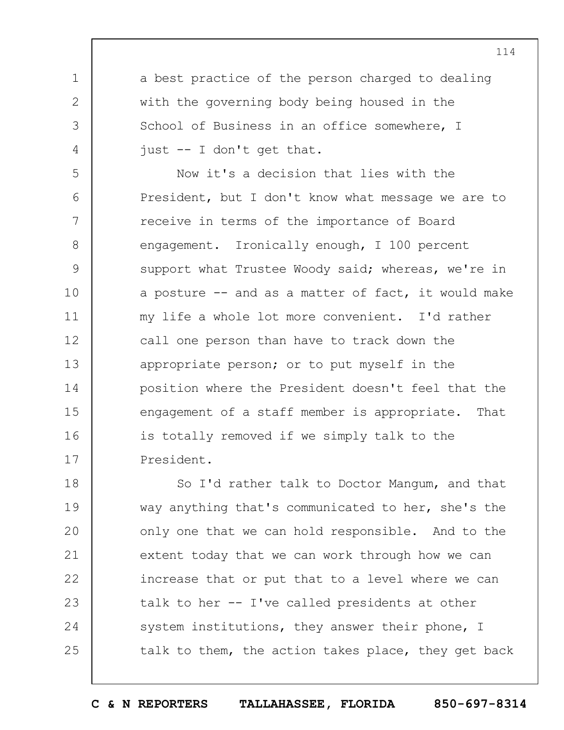a best practice of the person charged to dealing with the governing body being housed in the School of Business in an office somewhere, I just -- I don't get that.

Now it's a decision that lies with the President, but I don't know what message we are to receive in terms of the importance of Board engagement. Ironically enough, I 100 percent support what Trustee Woody said; whereas, we're in a posture -- and as a matter of fact, it would make my life a whole lot more convenient. I'd rather call one person than have to track down the appropriate person; or to put myself in the position where the President doesn't feel that the engagement of a staff member is appropriate. That is totally removed if we simply talk to the President.

So I'd rather talk to Doctor Mangum, and that way anything that's communicated to her, she's the only one that we can hold responsible. And to the extent today that we can work through how we can increase that or put that to a level where we can talk to her -- I've called presidents at other system institutions, they answer their phone, I talk to them, the action takes place, they get back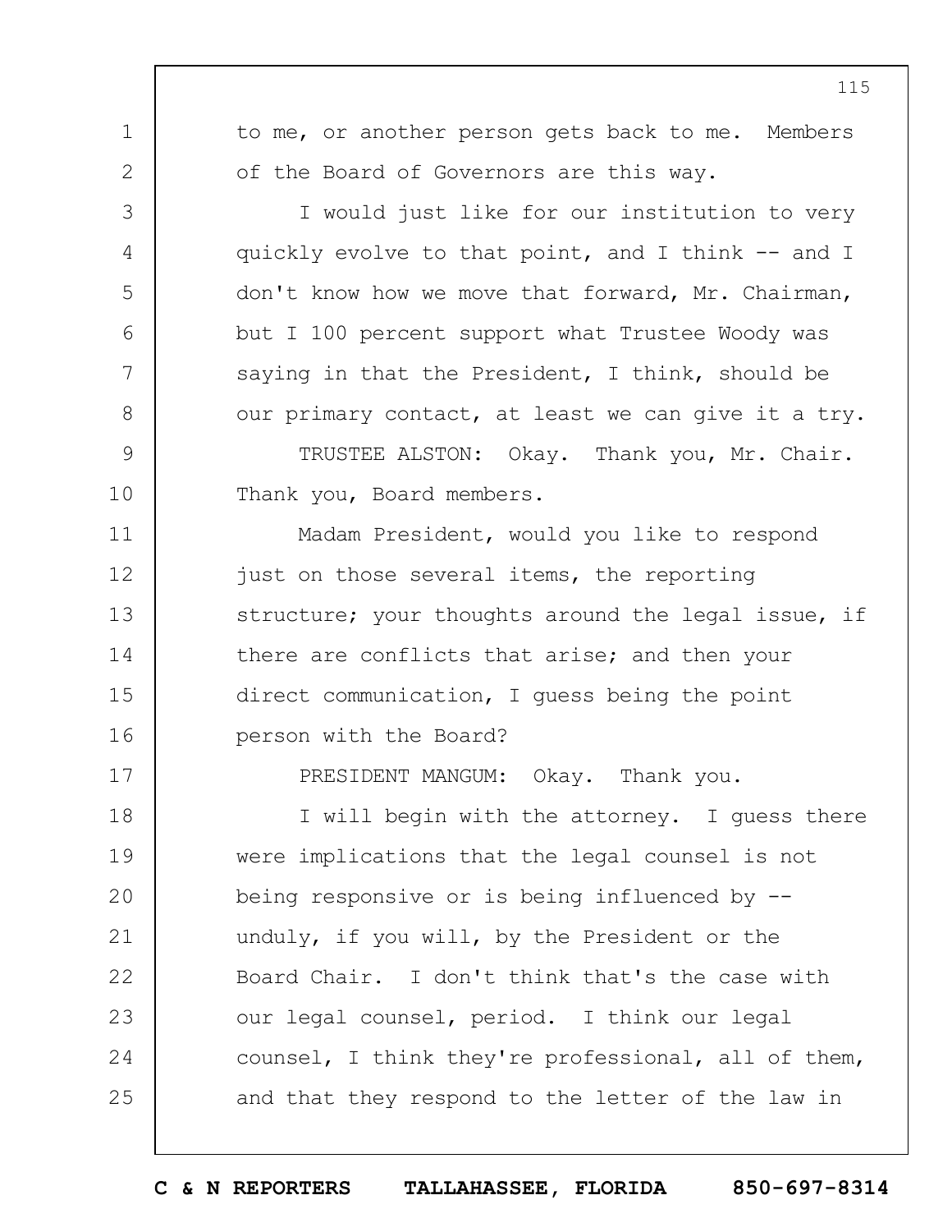to me, or another person gets back to me. Members of the Board of Governors are this way.

I would just like for our institution to very quickly evolve to that point, and I think -- and I don't know how we move that forward, Mr. Chairman, but I 100 percent support what Trustee Woody was saying in that the President, I think, should be our primary contact, at least we can give it a try.

TRUSTEE ALSTON: Okay. Thank you, Mr. Chair. Thank you, Board members.

Madam President, would you like to respond just on those several items, the reporting structure; your thoughts around the legal issue, if there are conflicts that arise; and then your direct communication, I guess being the point person with the Board?

PRESIDENT MANGUM: Okay. Thank you.

I will begin with the attorney. I guess there were implications that the legal counsel is not being responsive or is being influenced by -- unduly, if you will, by the President or the Board Chair. I don't think that's the case with our legal counsel, period. I think our legal counsel, I think they're professional, all of them, and that they respond to the letter of the law in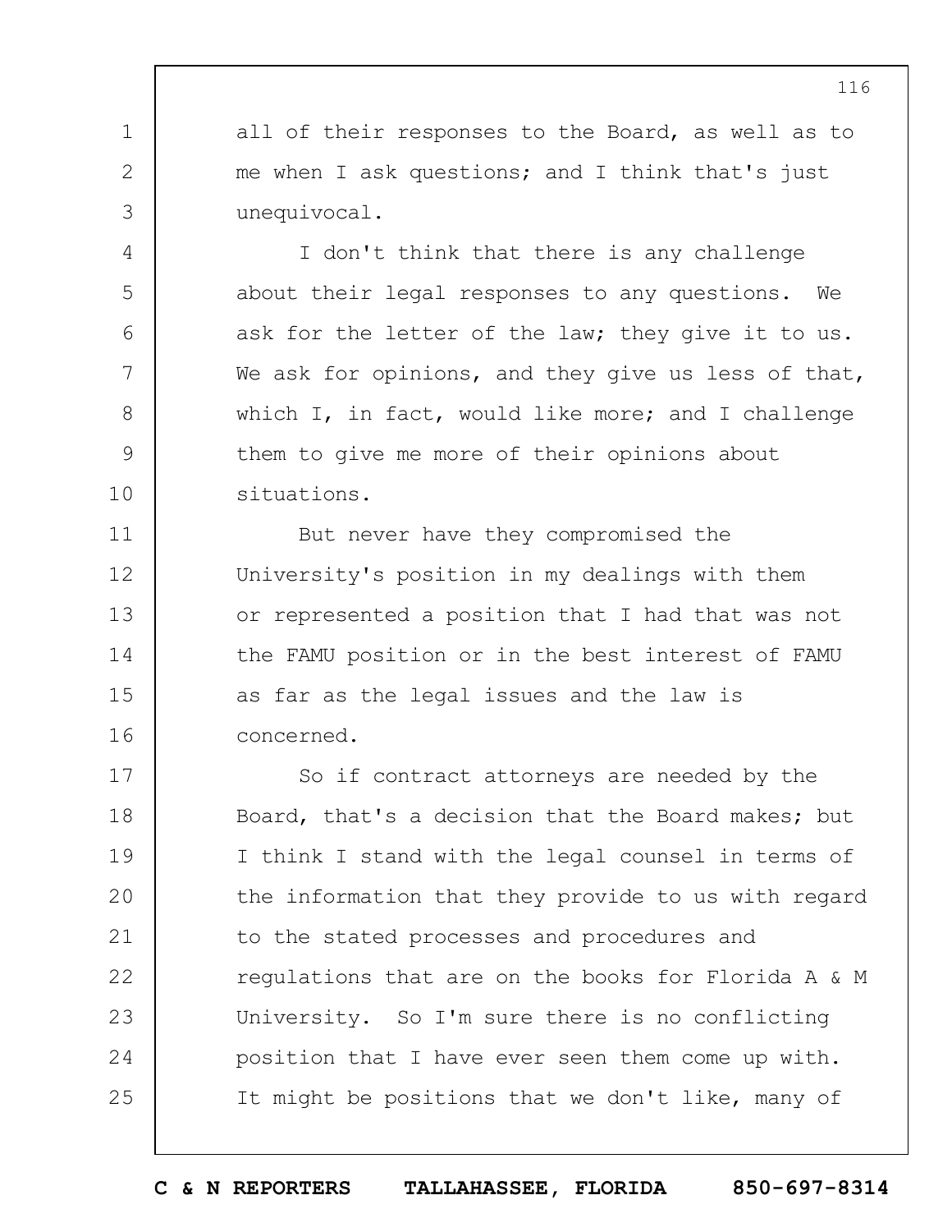all of their responses to the Board, as well as to me when I ask questions; and I think that's just unequivocal.

I don't think that there is any challenge about their legal responses to any questions. We ask for the letter of the law; they give it to us. We ask for opinions, and they give us less of that, which I, in fact, would like more; and I challenge them to give me more of their opinions about situations.

But never have they compromised the University's position in my dealings with them or represented a position that I had that was not the FAMU position or in the best interest of FAMU as far as the legal issues and the law is concerned.

So if contract attorneys are needed by the Board, that's a decision that the Board makes; but I think I stand with the legal counsel in terms of the information that they provide to us with regard to the stated processes and procedures and regulations that are on the books for Florida A & M University. So I'm sure there is no conflicting position that I have ever seen them come up with. It might be positions that we don't like, many of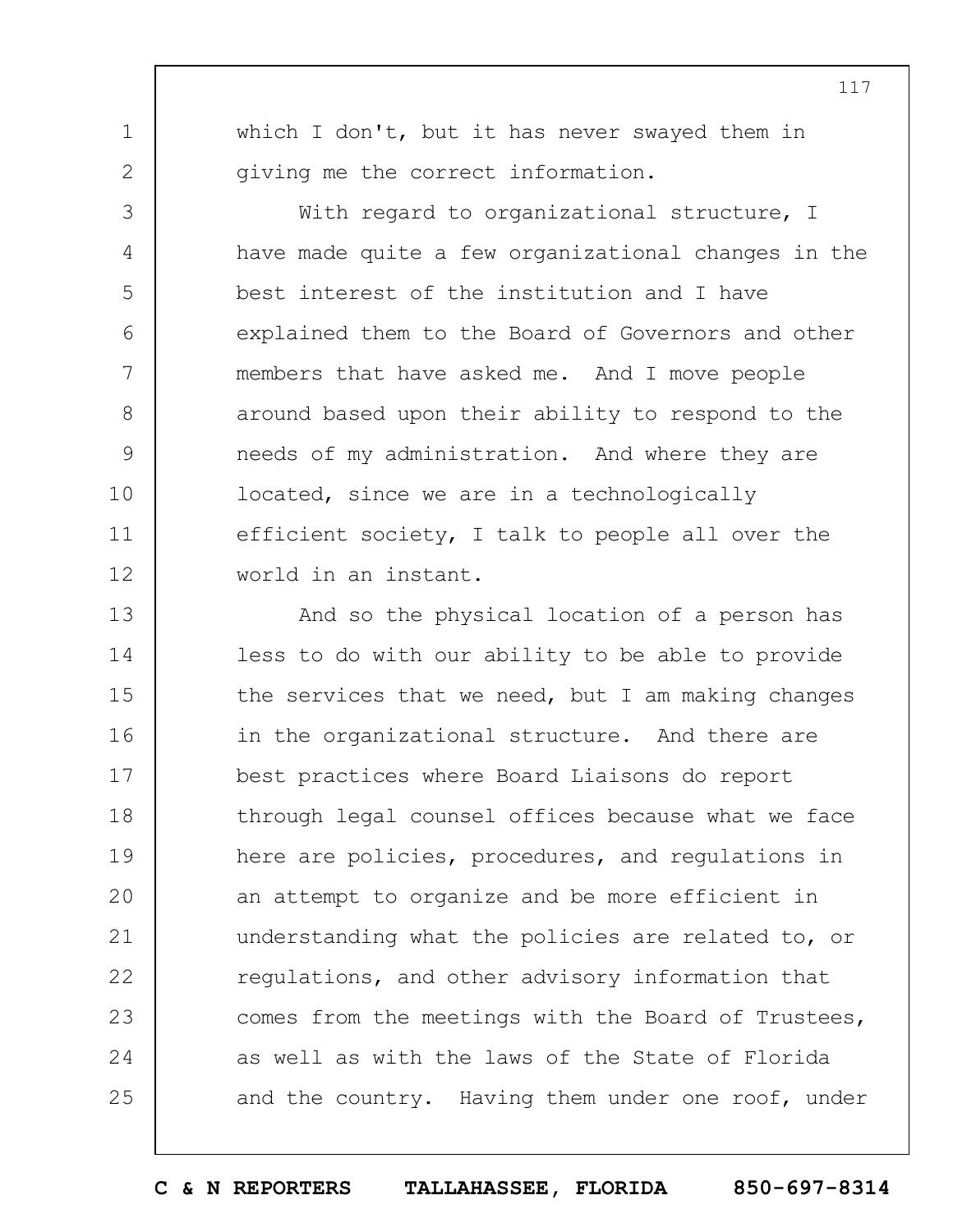which I don't, but it has never swayed them in giving me the correct information.

With regard to organizational structure, I have made quite a few organizational changes in the best interest of the institution and I have explained them to the Board of Governors and other members that have asked me. And I move people around based upon their ability to respond to the needs of my administration. And where they are located, since we are in a technologically efficient society, I talk to people all over the world in an instant.

And so the physical location of a person has less to do with our ability to be able to provide the services that we need, but I am making changes in the organizational structure. And there are best practices where Board Liaisons do report through legal counsel offices because what we face here are policies, procedures, and regulations in an attempt to organize and be more efficient in understanding what the policies are related to, or regulations, and other advisory information that comes from the meetings with the Board of Trustees, as well as with the laws of the State of Florida and the country. Having them under one roof, under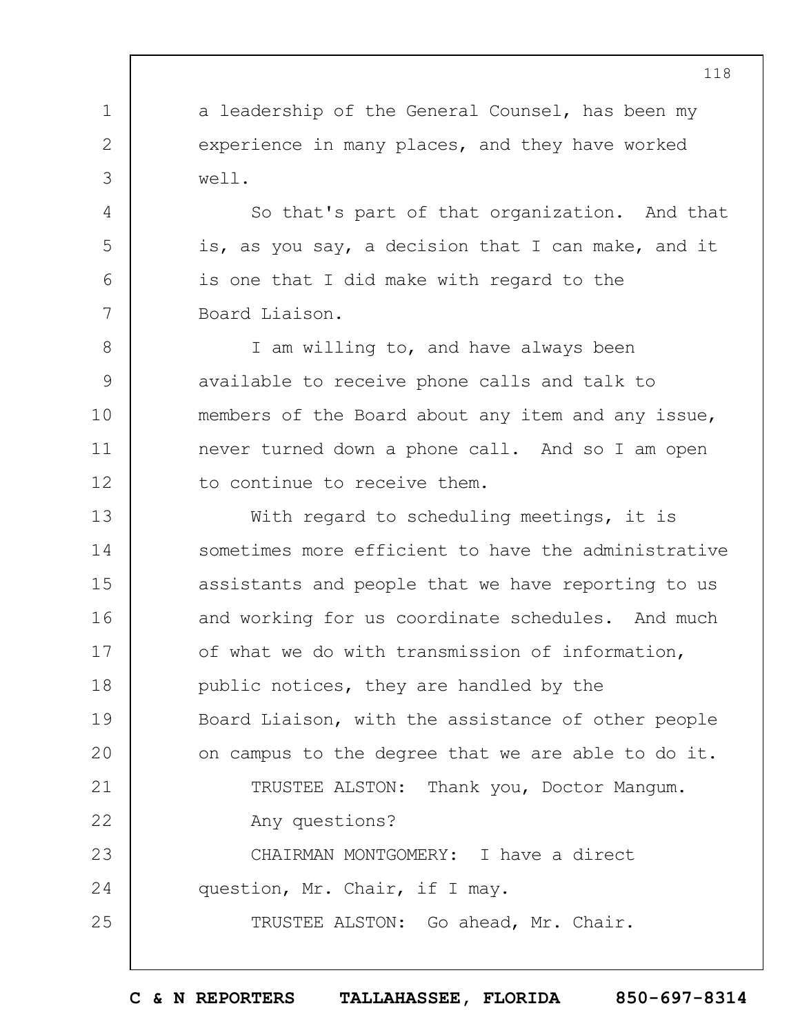a leadership of the General Counsel, has been my experience in many places, and they have worked well.

So that's part of that organization. And that is, as you say, a decision that I can make, and it is one that I did make with regard to the Board Liaison.

I am willing to, and have always been available to receive phone calls and talk to members of the Board about any item and any issue, never turned down a phone call. And so I am open to continue to receive them.

With regard to scheduling meetings, it is sometimes more efficient to have the administrative assistants and people that we have reporting to us and working for us coordinate schedules. And much of what we do with transmission of information, public notices, they are handled by the Board Liaison, with the assistance of other people on campus to the degree that we are able to do it.

TRUSTEE ALSTON: Thank you, Doctor Mangum. Any questions?

CHAIRMAN MONTGOMERY: I have a direct question, Mr. Chair, if I may.

TRUSTEE ALSTON: Go ahead, Mr. Chair.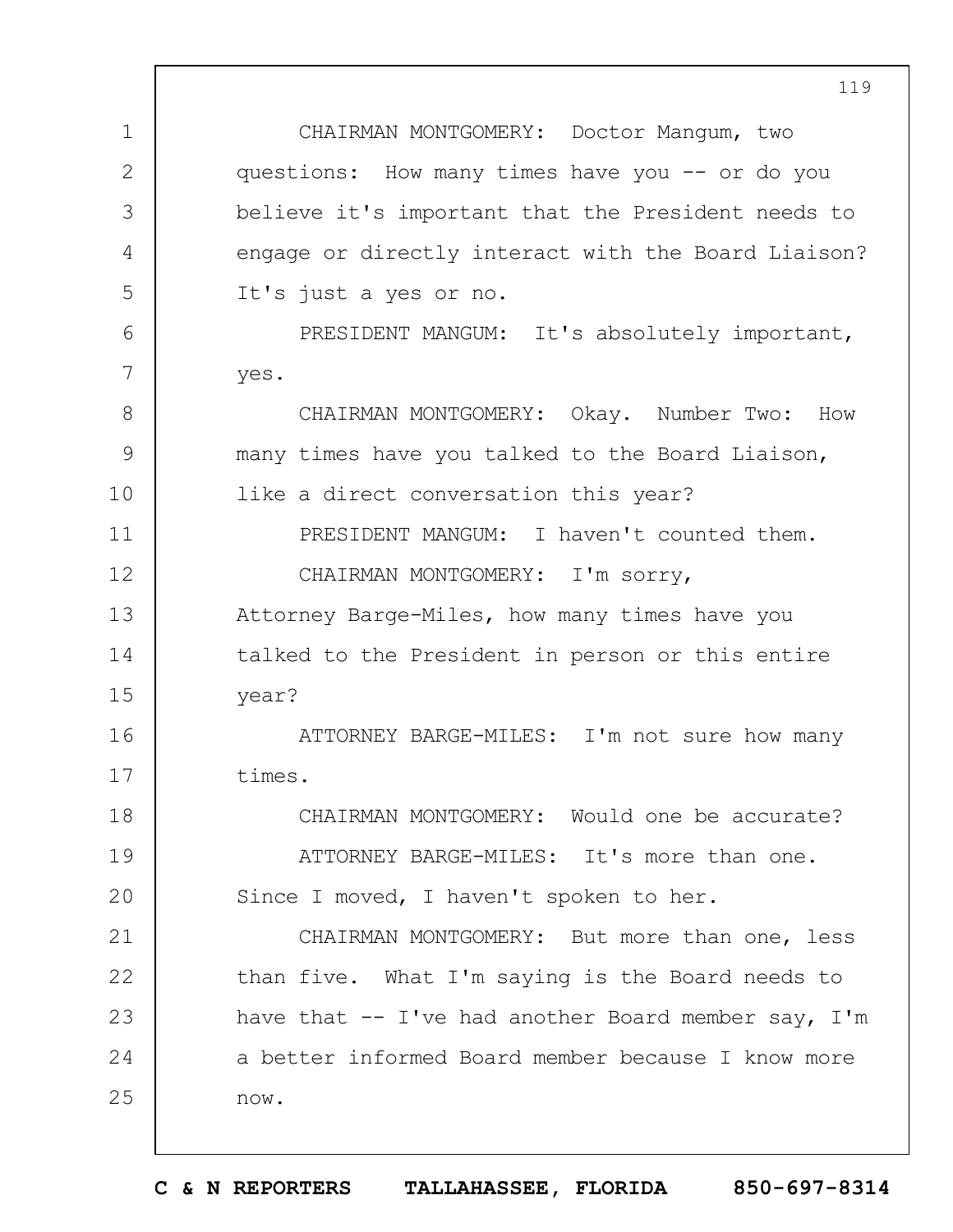CHAIRMAN MONTGOMERY: Doctor Mangum, two questions: How many times have you -- or do you believe it's important that the President needs to engage or directly interact with the Board Liaison? It's just a yes or no.

PRESIDENT MANGUM: It's absolutely important, yes.

CHAIRMAN MONTGOMERY: Okay. Number Two: How many times have you talked to the Board Liaison, like a direct conversation this year?

PRESIDENT MANGUM: I haven't counted them.

CHAIRMAN MONTGOMERY: I'm sorry, Attorney Barge-Miles, how many times have you talked to the President in person or this entire year?

ATTORNEY BARGE-MILES: I'm not sure how many times.

CHAIRMAN MONTGOMERY: Would one be accurate?

ATTORNEY BARGE-MILES: It's more than one. Since I moved, I haven't spoken to her.

CHAIRMAN MONTGOMERY: But more than one, less than five. What I'm saying is the Board needs to have that -- I've had another Board member say, I'm a better informed Board member because I know more now.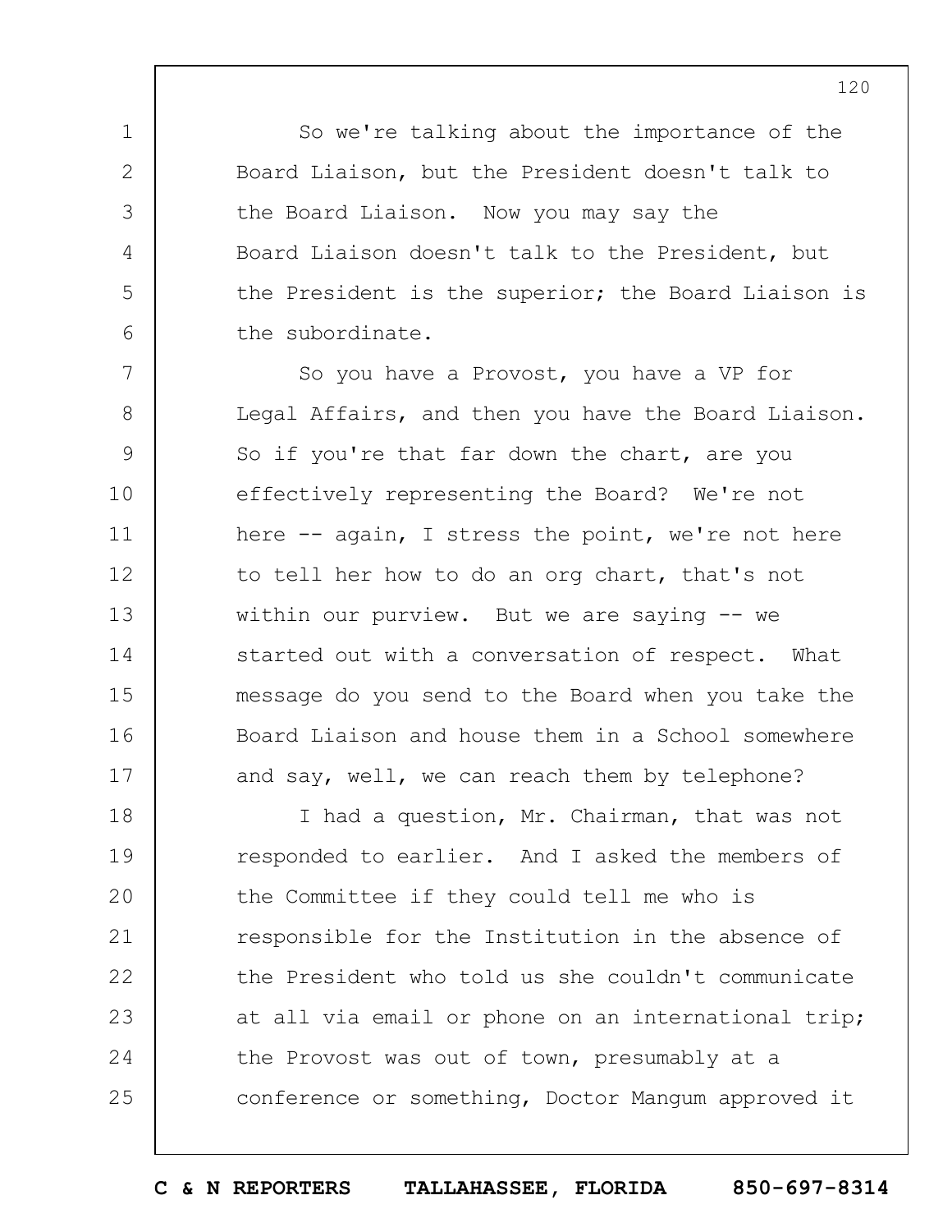So we're talking about the importance of the Board Liaison, but the President doesn't talk to the Board Liaison. Now you may say the Board Liaison doesn't talk to the President, but the President is the superior; the Board Liaison is the subordinate.

So you have a Provost, you have a VP for Legal Affairs, and then you have the Board Liaison. So if you're that far down the chart, are you effectively representing the Board? We're not here -- again, I stress the point, we're not here to tell her how to do an org chart, that's not within our purview. But we are saying -- we started out with a conversation of respect. What message do you send to the Board when you take the Board Liaison and house them in a School somewhere and say, well, we can reach them by telephone?

I had a question, Mr. Chairman, that was not responded to earlier. And I asked the members of the Committee if they could tell me who is responsible for the Institution in the absence of the President who told us she couldn't communicate at all via email or phone on an international trip; the Provost was out of town, presumably at a conference or something, Doctor Mangum approved it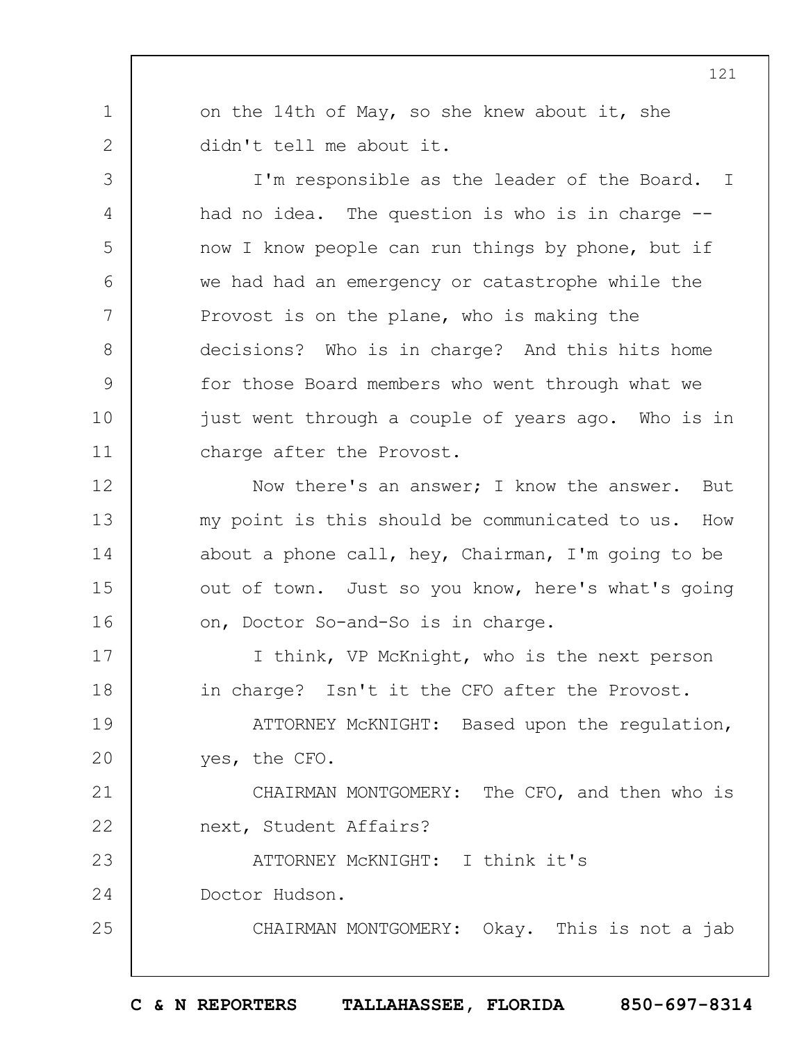on the 14th of May, so she knew about it, she didn't tell me about it.

I'm responsible as the leader of the Board. I had no idea. The question is who is in charge -- now I know people can run things by phone, but if we had had an emergency or catastrophe while the Provost is on the plane, who is making the decisions? Who is in charge? And this hits home for those Board members who went through what we just went through a couple of years ago. Who is in charge after the Provost.

Now there's an answer; I know the answer. But my point is this should be communicated to us. How about a phone call, hey, Chairman, I'm going to be out of town. Just so you know, here's what's going on, Doctor So-and-So is in charge.

I think, VP McKnight, who is the next person in charge? Isn't it the CFO after the Provost.

ATTORNEY McKNIGHT: Based upon the regulation, yes, the CFO.

CHAIRMAN MONTGOMERY: The CFO, and then who is next, Student Affairs?

ATTORNEY McKNIGHT: I think it's Doctor Hudson.

CHAIRMAN MONTGOMERY: Okay. This is not a jab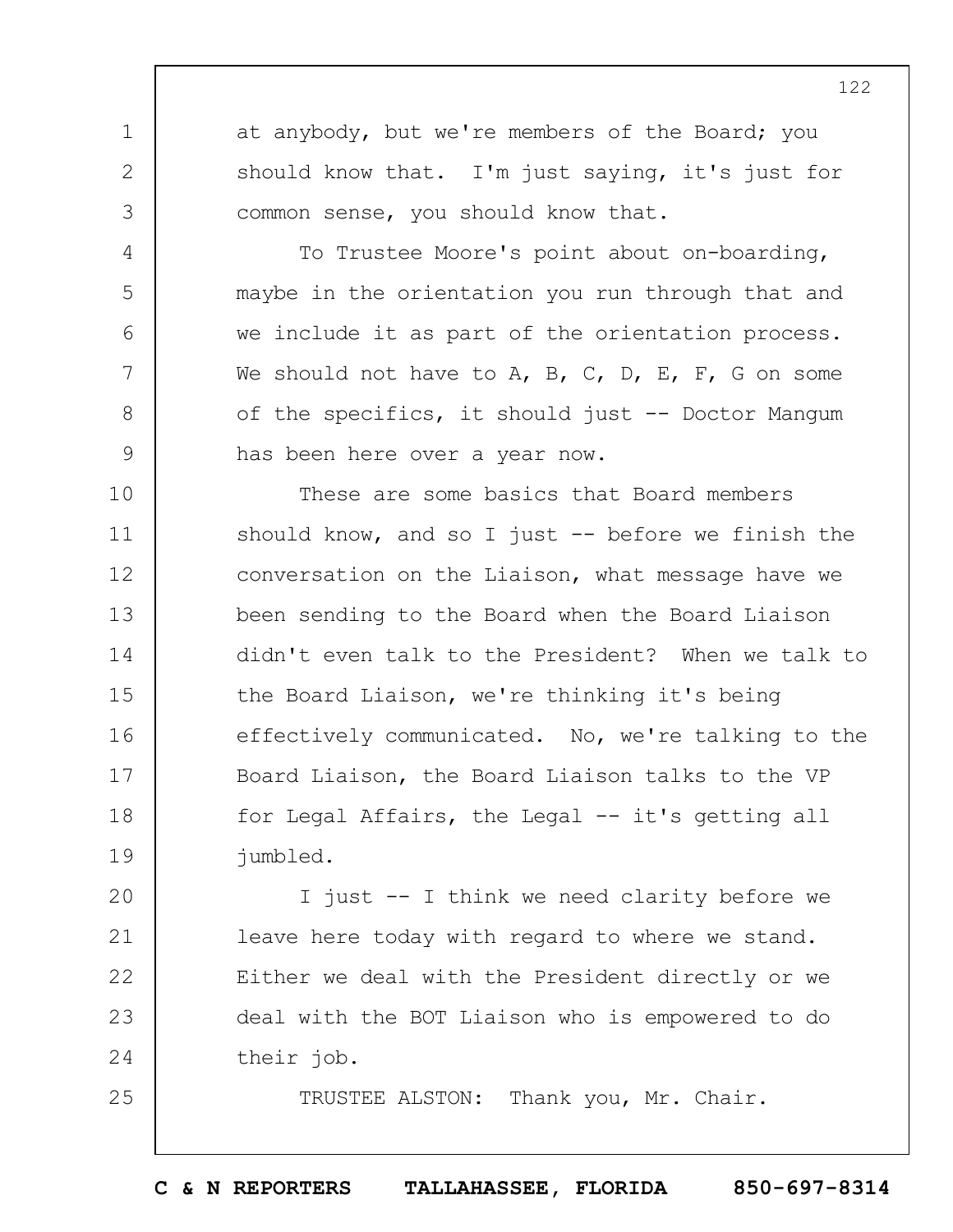at anybody, but we're members of the Board; you should know that. I'm just saying, it's just for common sense, you should know that.

To Trustee Moore's point about on-boarding, maybe in the orientation you run through that and we include it as part of the orientation process. We should not have to A, B, C, D, E, F, G on some of the specifics, it should just -- Doctor Mangum has been here over a year now.

These are some basics that Board members should know, and so I just -- before we finish the conversation on the Liaison, what message have we been sending to the Board when the Board Liaison didn't even talk to the President? When we talk to the Board Liaison, we're thinking it's being effectively communicated. No, we're talking to the Board Liaison, the Board Liaison talks to the VP for Legal Affairs, the Legal -- it's getting all jumbled.

I just -- I think we need clarity before we leave here today with regard to where we stand. Either we deal with the President directly or we deal with the BOT Liaison who is empowered to do their job.

TRUSTEE ALSTON: Thank you, Mr. Chair.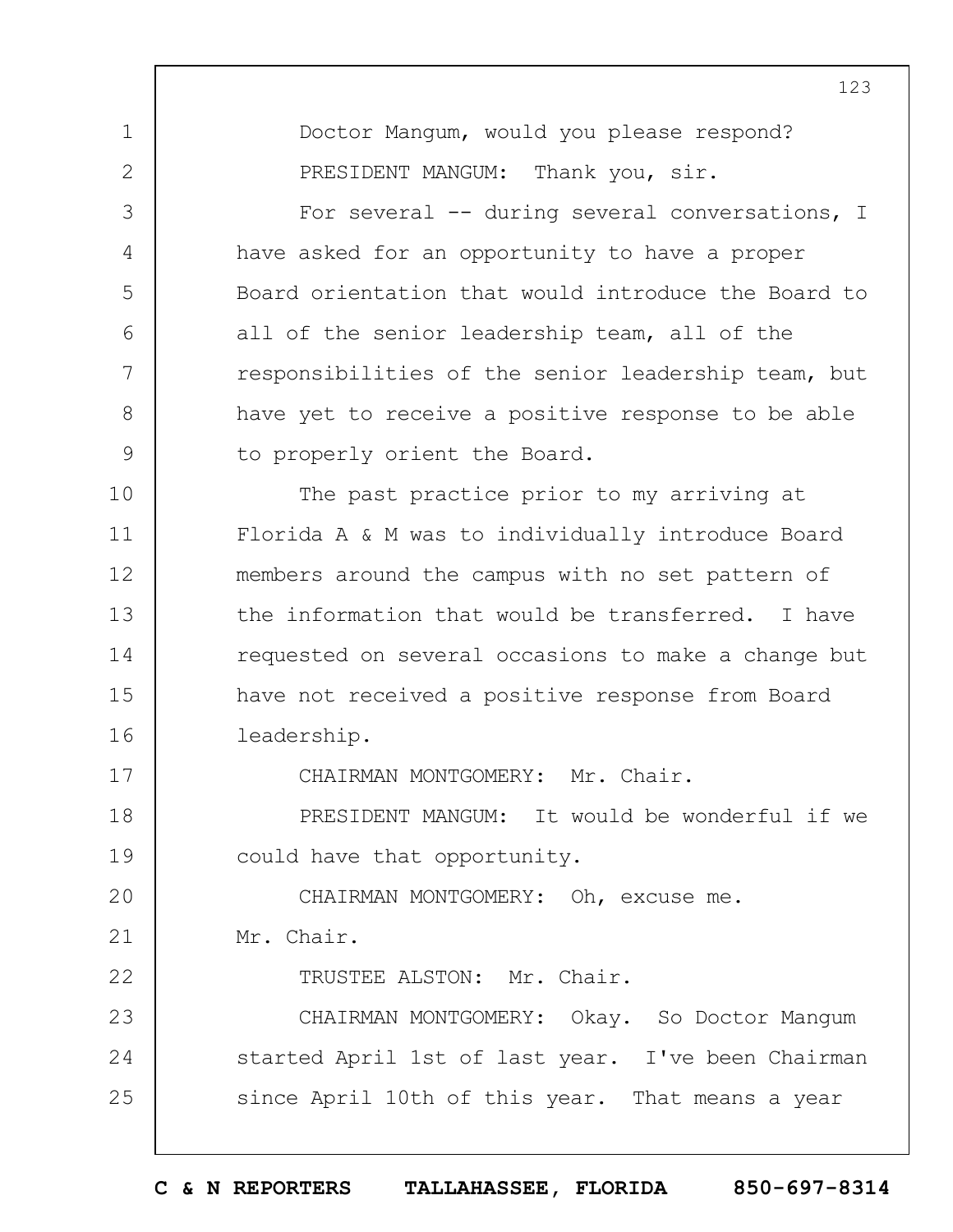Doctor Mangum, would you please respond?

PRESIDENT MANGUM: Thank you, sir.

For several -- during several conversations, I have asked for an opportunity to have a proper Board orientation that would introduce the Board to all of the senior leadership team, all of the responsibilities of the senior leadership team, but have yet to receive a positive response to be able to properly orient the Board.

The past practice prior to my arriving at Florida A & M was to individually introduce Board members around the campus with no set pattern of the information that would be transferred. I have requested on several occasions to make a change but have not received a positive response from Board leadership.

CHAIRMAN MONTGOMERY: Mr. Chair.

PRESIDENT MANGUM: It would be wonderful if we could have that opportunity.

CHAIRMAN MONTGOMERY: Oh, excuse me. Mr. Chair.

TRUSTEE ALSTON: Mr. Chair.

CHAIRMAN MONTGOMERY: Okay. So Doctor Mangum started April 1st of last year. I've been Chairman since April 10th of this year. That means a year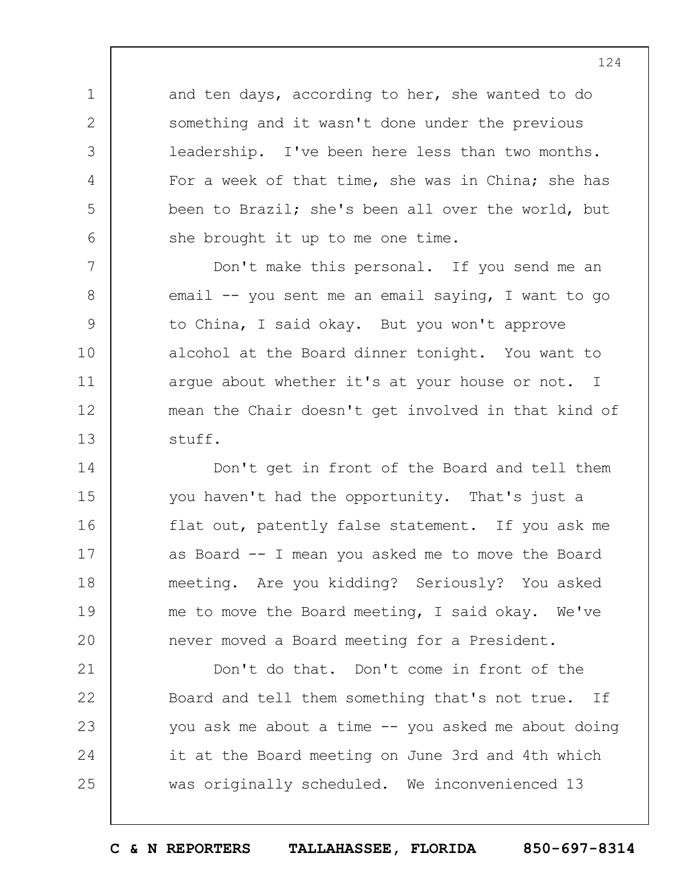and ten days, according to her, she wanted to do something and it wasn't done under the previous leadership. I've been here less than two months. For a week of that time, she was in China; she has been to Brazil; she's been all over the world, but she brought it up to me one time.

Don't make this personal. If you send me an email -- you sent me an email saying, I want to go to China, I said okay. But you won't approve alcohol at the Board dinner tonight. You want to argue about whether it's at your house or not. I mean the Chair doesn't get involved in that kind of stuff.

Don't get in front of the Board and tell them you haven't had the opportunity. That's just a flat out, patently false statement. If you ask me as Board -- I mean you asked me to move the Board meeting. Are you kidding? Seriously? You asked me to move the Board meeting, I said okay. We've never moved a Board meeting for a President.

Don't do that. Don't come in front of the Board and tell them something that's not true. If you ask me about a time -- you asked me about doing it at the Board meeting on June 3rd and 4th which was originally scheduled. We inconvenienced 13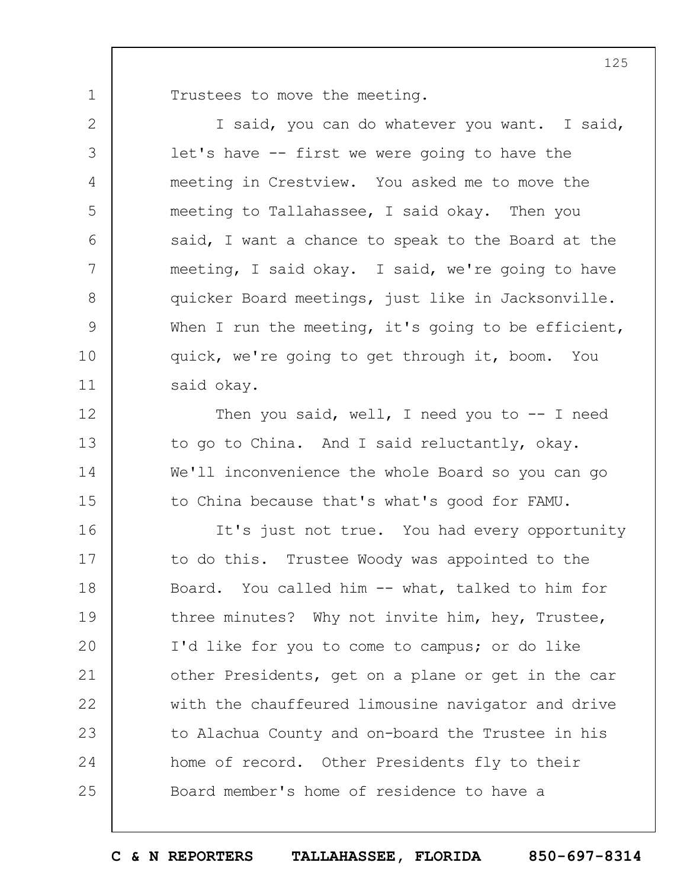Trustees to move the meeting.

I said, you can do whatever you want. I said, let's have -- first we were going to have the meeting in Crestview. You asked me to move the meeting to Tallahassee, I said okay. Then you said, I want a chance to speak to the Board at the meeting, I said okay. I said, we're going to have quicker Board meetings, just like in Jacksonville. When I run the meeting, it's going to be efficient, quick, we're going to get through it, boom. You said okay.

Then you said, well, I need you to -- I need to go to China. And I said reluctantly, okay. We'll inconvenience the whole Board so you can go to China because that's what's good for FAMU.

It's just not true. You had every opportunity to do this. Trustee Woody was appointed to the Board. You called him -- what, talked to him for three minutes? Why not invite him, hey, Trustee, I'd like for you to come to campus; or do like other Presidents, get on a plane or get in the car with the chauffeured limousine navigator and drive to Alachua County and on-board the Trustee in his home of record. Other Presidents fly to their Board member's home of residence to have a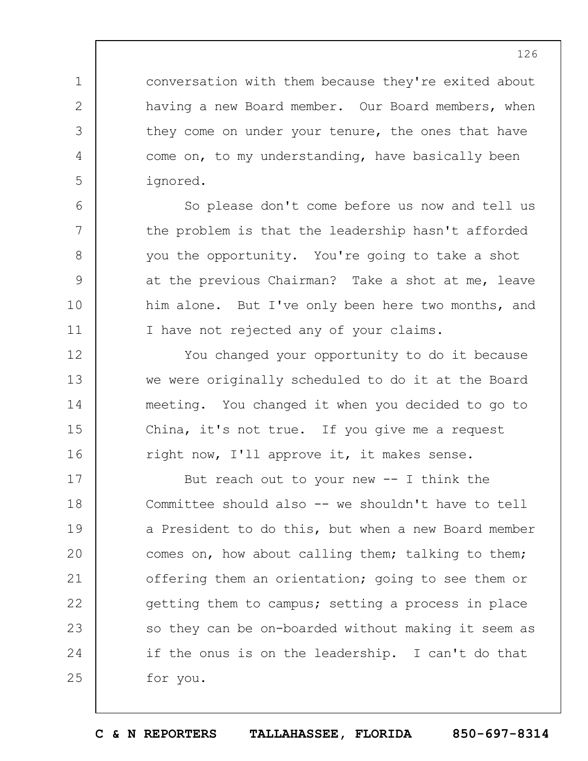conversation with them because they're exited about having a new Board member. Our Board members, when they come on under your tenure, the ones that have come on, to my understanding, have basically been ignored.

So please don't come before us now and tell us the problem is that the leadership hasn't afforded you the opportunity. You're going to take a shot at the previous Chairman? Take a shot at me, leave him alone. But I've only been here two months, and I have not rejected any of your claims.

You changed your opportunity to do it because we were originally scheduled to do it at the Board meeting. You changed it when you decided to go to China, it's not true. If you give me a request right now, I'll approve it, it makes sense.

But reach out to your new -- I think the Committee should also -- we shouldn't have to tell a President to do this, but when a new Board member comes on, how about calling them; talking to them; offering them an orientation; going to see them or getting them to campus; setting a process in place so they can be on-boarded without making it seem as if the onus is on the leadership. I can't do that for you.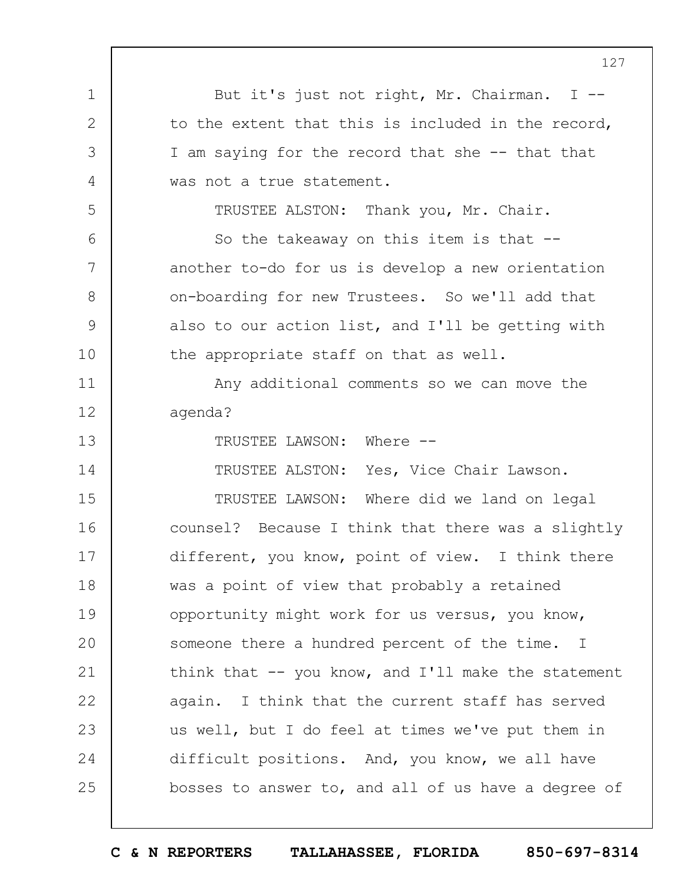But it's just not right, Mr. Chairman. I -- to the extent that this is included in the record, I am saying for the record that she -- that that was not a true statement.

TRUSTEE ALSTON: Thank you, Mr. Chair.

So the takeaway on this item is that -- another to-do for us is develop a new orientation on-boarding for new Trustees. So we'll add that also to our action list, and I'll be getting with the appropriate staff on that as well.

Any additional comments so we can move the agenda?

TRUSTEE LAWSON: Where --

TRUSTEE ALSTON: Yes, Vice Chair Lawson.

TRUSTEE LAWSON: Where did we land on legal counsel? Because I think that there was a slightly different, you know, point of view. I think there was a point of view that probably a retained opportunity might work for us versus, you know, someone there a hundred percent of the time. I think that -- you know, and I'll make the statement again. I think that the current staff has served us well, but I do feel at times we've put them in difficult positions. And, you know, we all have bosses to answer to, and all of us have a degree of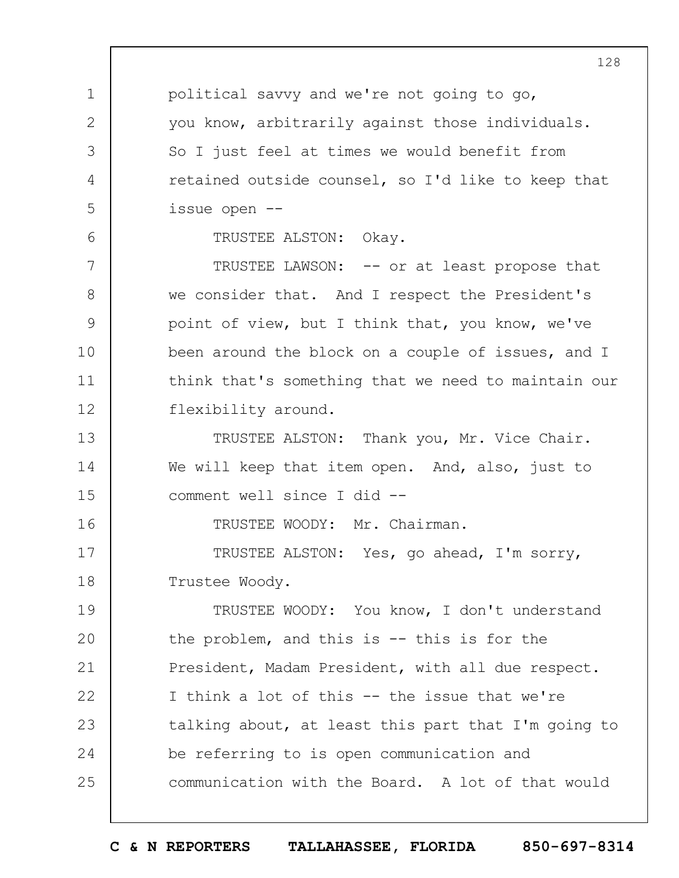political savvy and we're not going to go, you know, arbitrarily against those individuals. So I just feel at times we would benefit from retained outside counsel, so I'd like to keep that issue open --

TRUSTEE ALSTON: Okay.

TRUSTEE LAWSON: -- or at least propose that we consider that. And I respect the President's point of view, but I think that, you know, we've been around the block on a couple of issues, and I think that's something that we need to maintain our flexibility around.

TRUSTEE ALSTON: Thank you, Mr. Vice Chair. We will keep that item open. And, also, just to comment well since I did --

TRUSTEE WOODY: Mr. Chairman.

TRUSTEE ALSTON: Yes, go ahead, I'm sorry, Trustee Woody.

TRUSTEE WOODY: You know, I don't understand the problem, and this is -- this is for the President, Madam President, with all due respect. I think a lot of this -- the issue that we're talking about, at least this part that I'm going to be referring to is open communication and communication with the Board. A lot of that would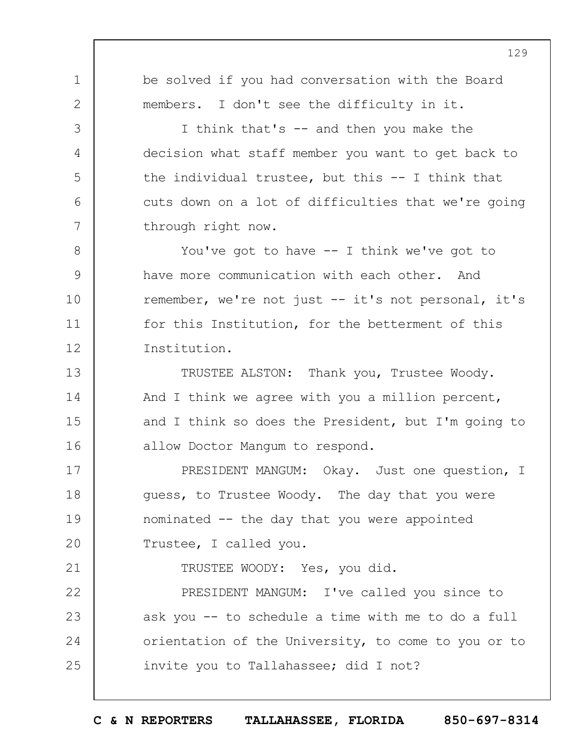be solved if you had conversation with the Board members. I don't see the difficulty in it.

I think that's -- and then you make the decision what staff member you want to get back to the individual trustee, but this -- I think that cuts down on a lot of difficulties that we're going through right now.

You've got to have -- I think we've got to have more communication with each other. And remember, we're not just -- it's not personal, it's for this Institution, for the betterment of this Institution.

TRUSTEE ALSTON: Thank you, Trustee Woody. And I think we agree with you a million percent, and I think so does the President, but I'm going to allow Doctor Mangum to respond.

PRESIDENT MANGUM: Okay. Just one question, I guess, to Trustee Woody. The day that you were nominated -- the day that you were appointed Trustee, I called you.

TRUSTEE WOODY: Yes, you did.

PRESIDENT MANGUM: I've called you since to ask you -- to schedule a time with me to do a full orientation of the University, to come to you or to invite you to Tallahassee; did I not?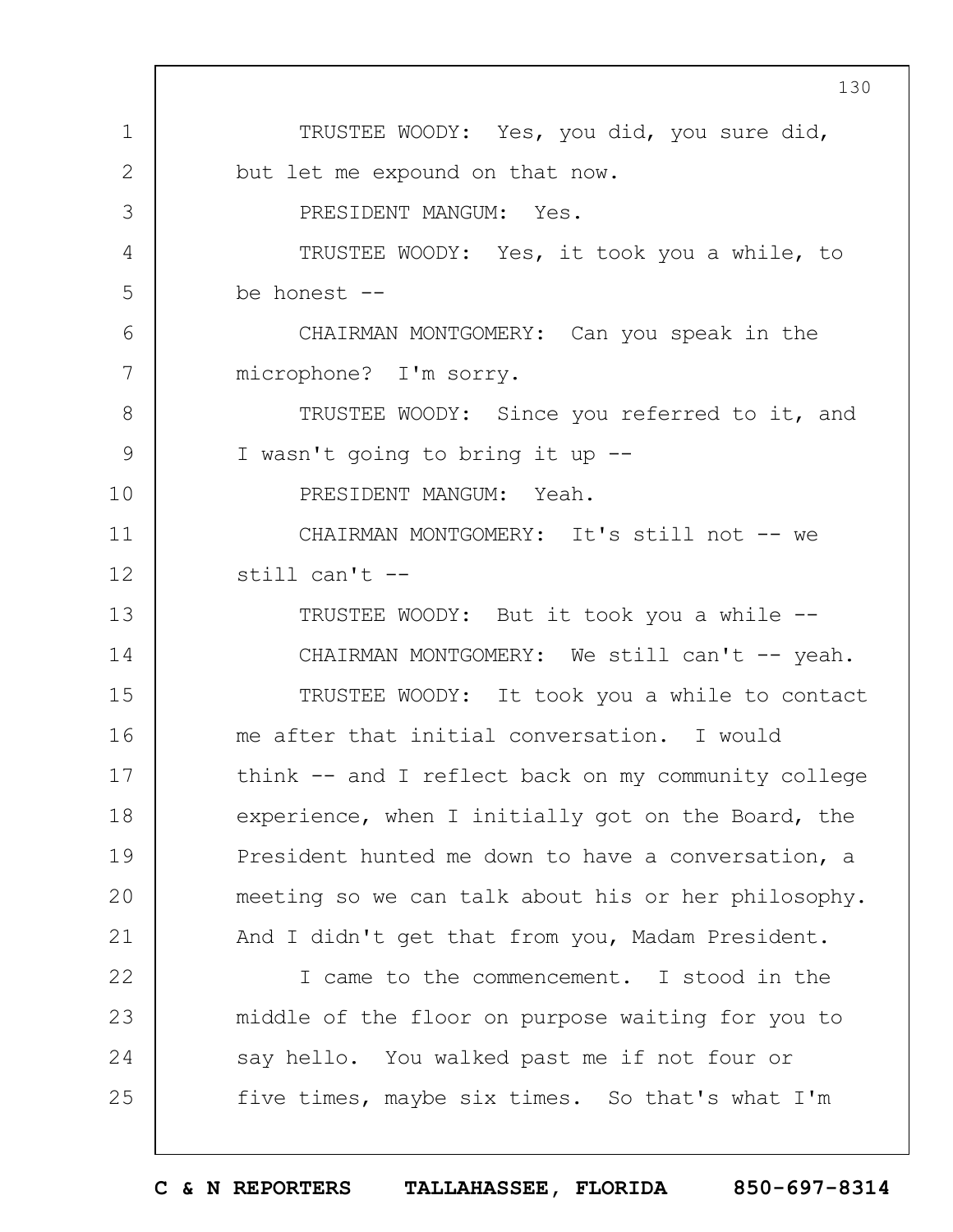TRUSTEE WOODY: Yes, you did, you sure did, but let me expound on that now.

PRESIDENT MANGUM: Yes.

TRUSTEE WOODY: Yes, it took you a while, to be honest --

CHAIRMAN MONTGOMERY: Can you speak in the microphone? I'm sorry.

TRUSTEE WOODY: Since you referred to it, and I wasn't going to bring it up --

PRESIDENT MANGUM: Yeah.

CHAIRMAN MONTGOMERY: It's still not -- we still can't --

TRUSTEE WOODY: But it took you a while --

CHAIRMAN MONTGOMERY: We still can't -- yeah.

TRUSTEE WOODY: It took you a while to contact me after that initial conversation. I would think -- and I reflect back on my community college experience, when I initially got on the Board, the President hunted me down to have a conversation, a meeting so we can talk about his or her philosophy. And I didn't get that from you, Madam President.

I came to the commencement. I stood in the middle of the floor on purpose waiting for you to say hello. You walked past me if not four or five times, maybe six times. So that's what I'm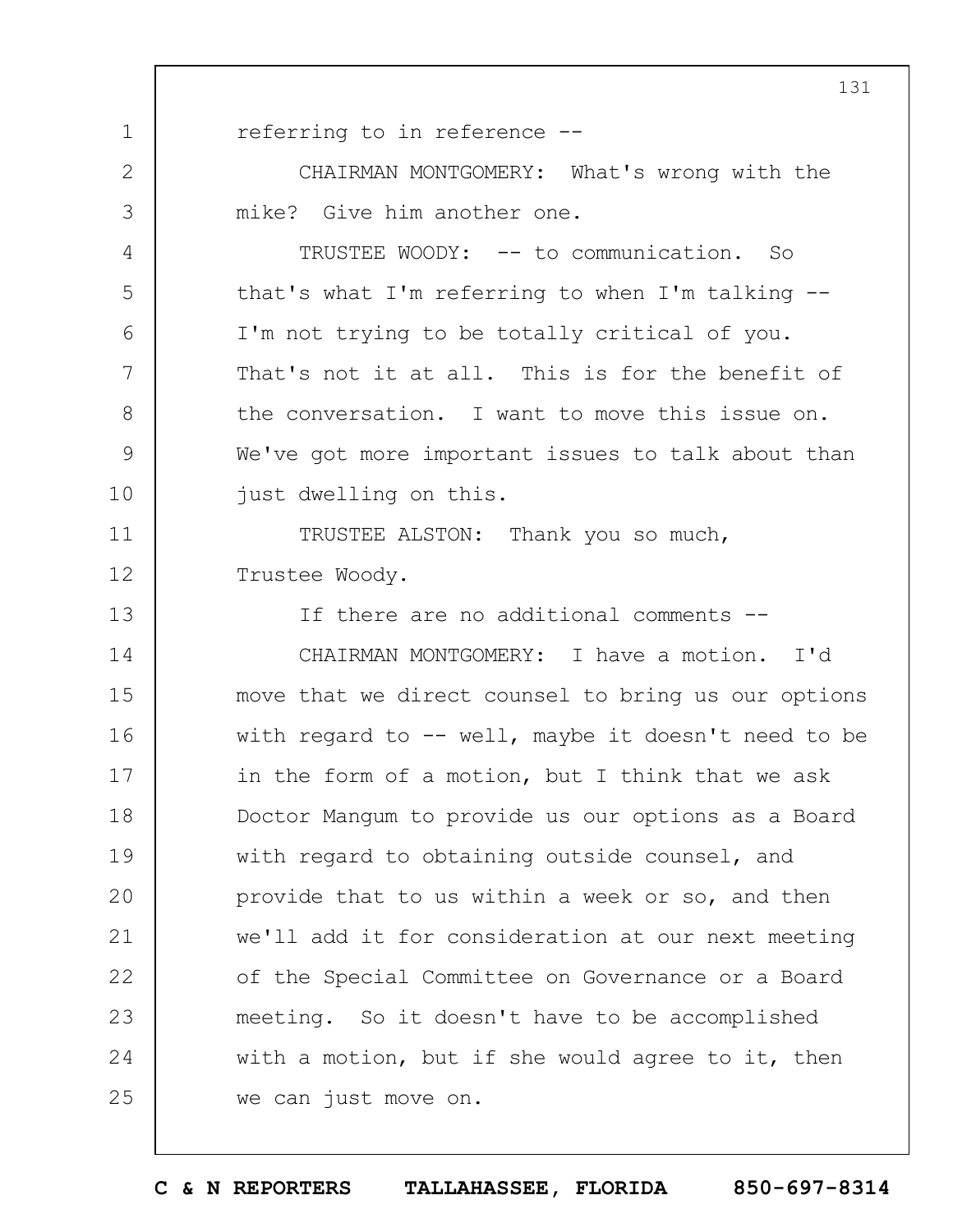referring to in reference --

CHAIRMAN MONTGOMERY: What's wrong with the mike? Give him another one.

TRUSTEE WOODY: -- to communication. So that's what I'm referring to when I'm talking -- I'm not trying to be totally critical of you. That's not it at all. This is for the benefit of the conversation. I want to move this issue on. We've got more important issues to talk about than just dwelling on this.

TRUSTEE ALSTON: Thank you so much, Trustee Woody.

If there are no additional comments --

CHAIRMAN MONTGOMERY: I have a motion. I'd move that we direct counsel to bring us our options with regard to -- well, maybe it doesn't need to be in the form of a motion, but I think that we ask Doctor Mangum to provide us our options as a Board with regard to obtaining outside counsel, and provide that to us within a week or so, and then we'll add it for consideration at our next meeting of the Special Committee on Governance or a Board meeting. So it doesn't have to be accomplished with a motion, but if she would agree to it, then we can just move on.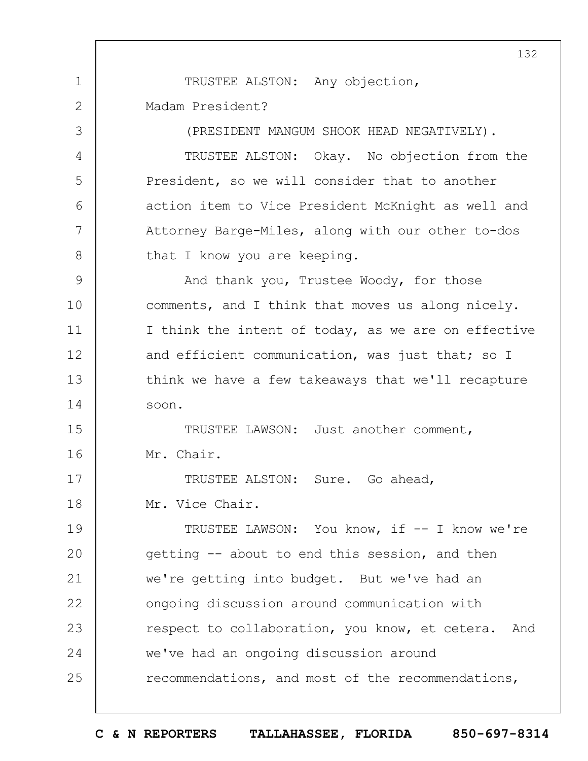TRUSTEE ALSTON: Any objection, Madam President?

(PRESIDENT MANGUM SHOOK HEAD NEGATIVELY).

TRUSTEE ALSTON: Okay. No objection from the President, so we will consider that to another action item to Vice President McKnight as well and Attorney Barge-Miles, along with our other to-dos that I know you are keeping.

And thank you, Trustee Woody, for those comments, and I think that moves us along nicely. I think the intent of today, as we are on effective and efficient communication, was just that; so I think we have a few takeaways that we'll recapture soon.

TRUSTEE LAWSON: Just another comment, Mr. Chair.

TRUSTEE ALSTON: Sure. Go ahead, Mr. Vice Chair.

TRUSTEE LAWSON: You know, if -- I know we're getting -- about to end this session, and then we're getting into budget. But we've had an ongoing discussion around communication with respect to collaboration, you know, et cetera. And we've had an ongoing discussion around recommendations, and most of the recommendations,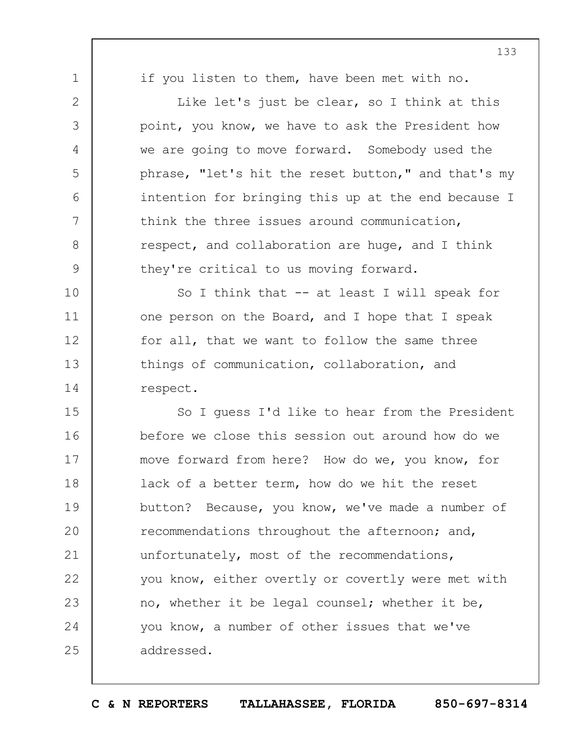if you listen to them, have been met with no.

Like let's just be clear, so I think at this point, you know, we have to ask the President how we are going to move forward. Somebody used the phrase, "let's hit the reset button," and that's my intention for bringing this up at the end because I think the three issues around communication, respect, and collaboration are huge, and I think they're critical to us moving forward.

So I think that -- at least I will speak for one person on the Board, and I hope that I speak for all, that we want to follow the same three things of communication, collaboration, and respect.

So I guess I'd like to hear from the President before we close this session out around how do we move forward from here? How do we, you know, for lack of a better term, how do we hit the reset button? Because, you know, we've made a number of recommendations throughout the afternoon; and, unfortunately, most of the recommendations, you know, either overtly or covertly were met with no, whether it be legal counsel; whether it be, you know, a number of other issues that we've addressed.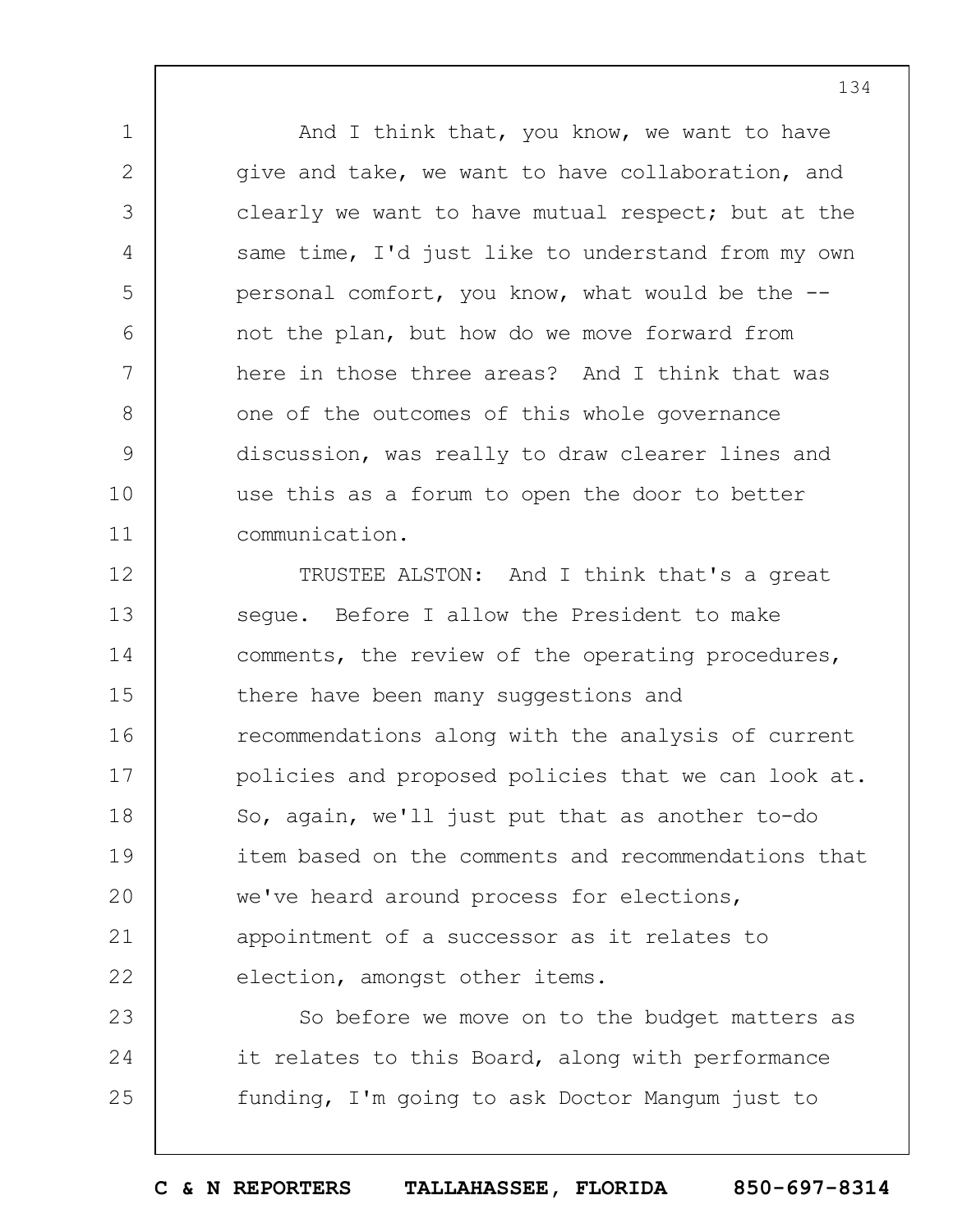And I think that, you know, we want to have give and take, we want to have collaboration, and clearly we want to have mutual respect; but at the same time, I'd just like to understand from my own personal comfort, you know, what would be the -- not the plan, but how do we move forward from here in those three areas? And I think that was one of the outcomes of this whole governance discussion, was really to draw clearer lines and use this as a forum to open the door to better communication.

TRUSTEE ALSTON: And I think that's a great segue. Before I allow the President to make comments, the review of the operating procedures, there have been many suggestions and recommendations along with the analysis of current policies and proposed policies that we can look at. So, again, we'll just put that as another to-do item based on the comments and recommendations that we've heard around process for elections, appointment of a successor as it relates to election, amongst other items.

So before we move on to the budget matters as it relates to this Board, along with performance funding, I'm going to ask Doctor Mangum just to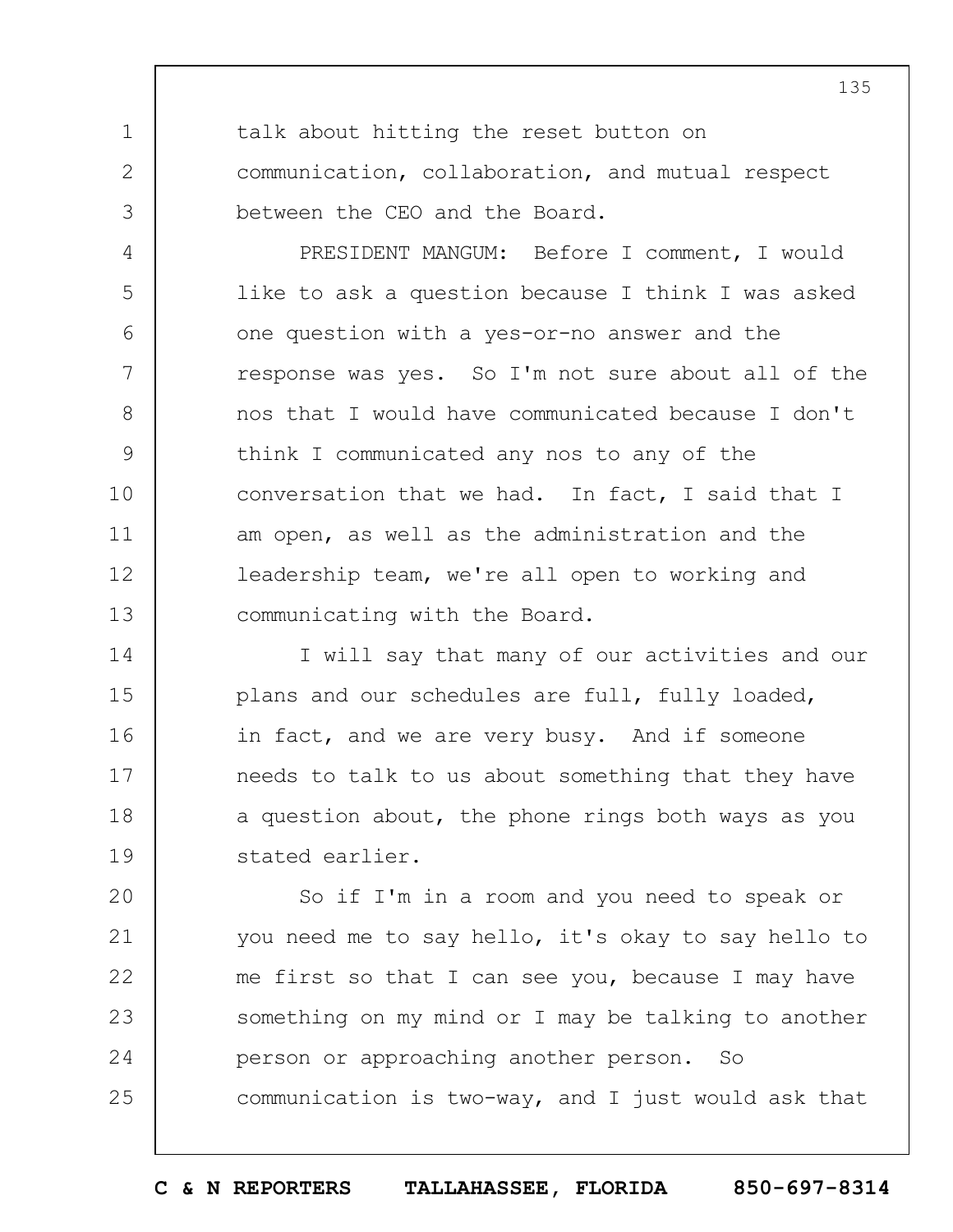talk about hitting the reset button on communication, collaboration, and mutual respect between the CEO and the Board.

PRESIDENT MANGUM: Before I comment, I would like to ask a question because I think I was asked one question with a yes-or-no answer and the response was yes. So I'm not sure about all of the nos that I would have communicated because I don't think I communicated any nos to any of the conversation that we had. In fact, I said that I am open, as well as the administration and the leadership team, we're all open to working and communicating with the Board.

I will say that many of our activities and our plans and our schedules are full, fully loaded, in fact, and we are very busy. And if someone needs to talk to us about something that they have a question about, the phone rings both ways as you stated earlier.

So if I'm in a room and you need to speak or you need me to say hello, it's okay to say hello to me first so that I can see you, because I may have something on my mind or I may be talking to another person or approaching another person. So communication is two-way, and I just would ask that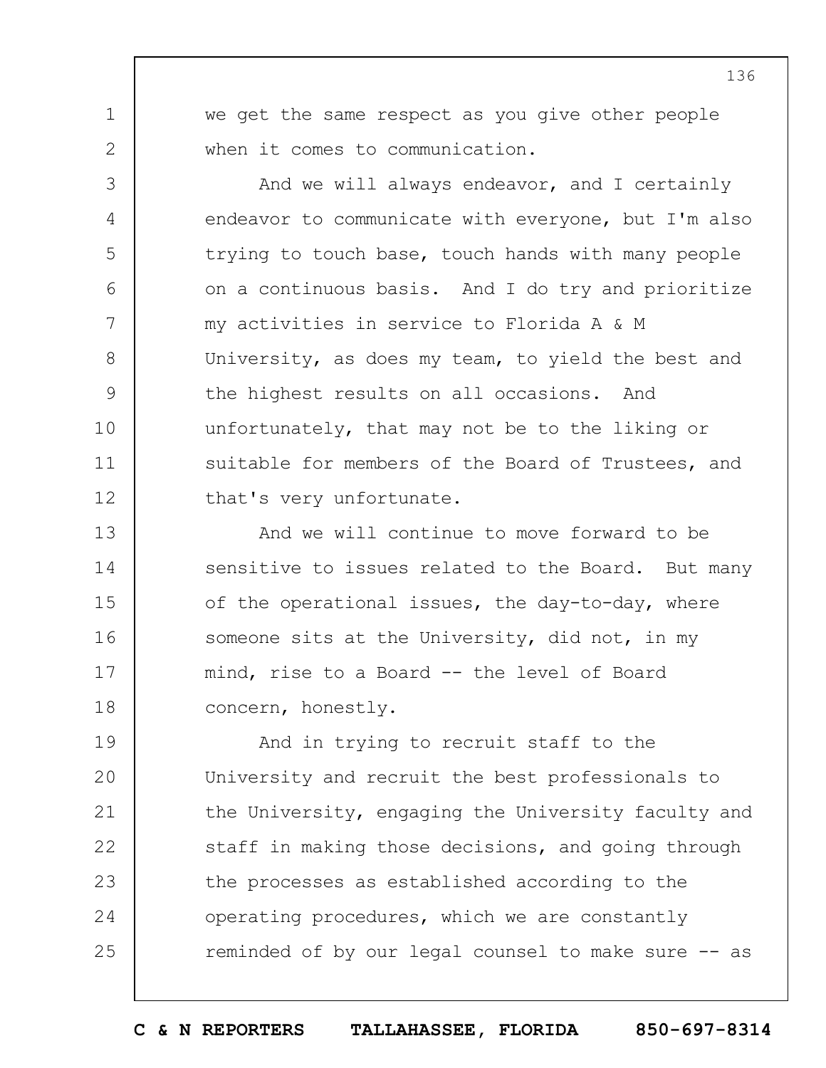we get the same respect as you give other people when it comes to communication.

And we will always endeavor, and I certainly endeavor to communicate with everyone, but I'm also trying to touch base, touch hands with many people on a continuous basis. And I do try and prioritize my activities in service to Florida A & M University, as does my team, to yield the best and the highest results on all occasions. And unfortunately, that may not be to the liking or suitable for members of the Board of Trustees, and that's very unfortunate.

And we will continue to move forward to be sensitive to issues related to the Board. But many of the operational issues, the day-to-day, where someone sits at the University, did not, in my mind, rise to a Board -- the level of Board concern, honestly.

And in trying to recruit staff to the University and recruit the best professionals to the University, engaging the University faculty and staff in making those decisions, and going through the processes as established according to the operating procedures, which we are constantly reminded of by our legal counsel to make sure -- as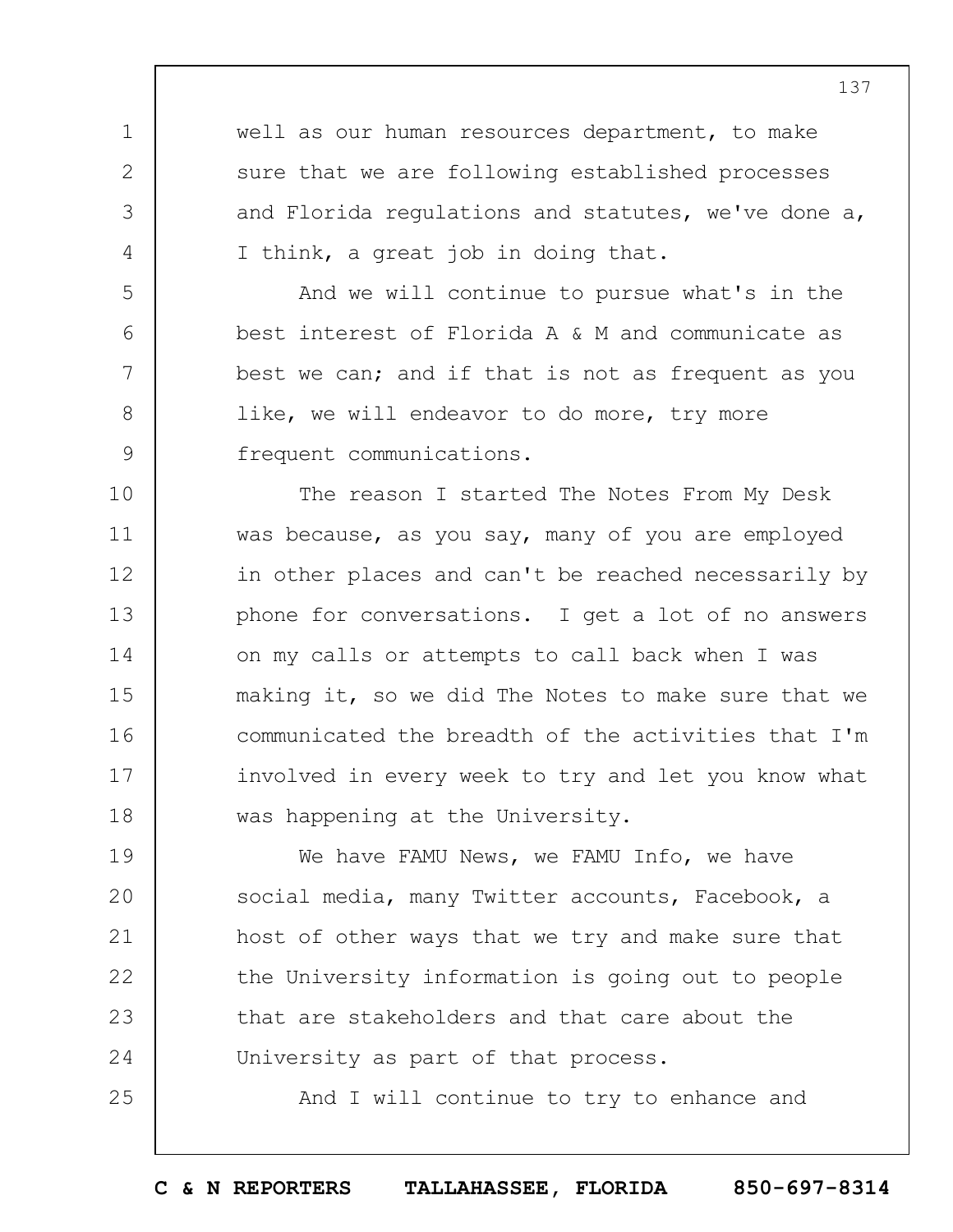well as our human resources department, to make sure that we are following established processes and Florida regulations and statutes, we've done a, I think, a great job in doing that.

And we will continue to pursue what's in the best interest of Florida A & M and communicate as best we can; and if that is not as frequent as you like, we will endeavor to do more, try more frequent communications.

The reason I started The Notes From My Desk was because, as you say, many of you are employed in other places and can't be reached necessarily by phone for conversations. I get a lot of no answers on my calls or attempts to call back when I was making it, so we did The Notes to make sure that we communicated the breadth of the activities that I'm involved in every week to try and let you know what was happening at the University.

We have FAMU News, we FAMU Info, we have social media, many Twitter accounts, Facebook, a host of other ways that we try and make sure that the University information is going out to people that are stakeholders and that care about the University as part of that process.

And I will continue to try to enhance and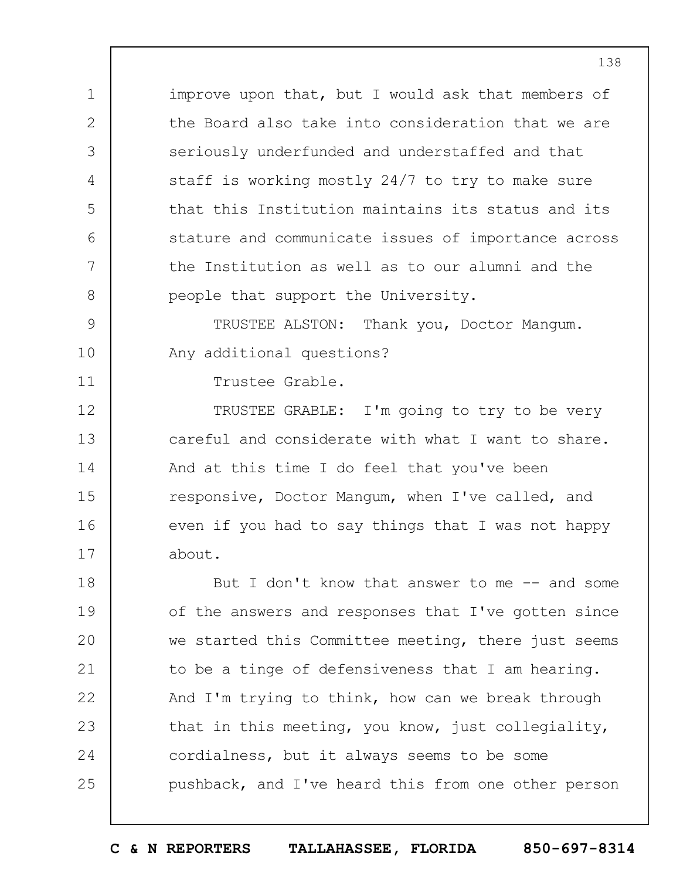improve upon that, but I would ask that members of the Board also take into consideration that we are seriously underfunded and understaffed and that staff is working mostly 24/7 to try to make sure that this Institution maintains its status and its stature and communicate issues of importance across the Institution as well as to our alumni and the people that support the University.

TRUSTEE ALSTON: Thank you, Doctor Mangum. Any additional questions?

Trustee Grable.

TRUSTEE GRABLE: I'm going to try to be very careful and considerate with what I want to share. And at this time I do feel that you've been responsive, Doctor Mangum, when I've called, and even if you had to say things that I was not happy about.

But I don't know that answer to me -- and some of the answers and responses that I've gotten since we started this Committee meeting, there just seems to be a tinge of defensiveness that I am hearing. And I'm trying to think, how can we break through that in this meeting, you know, just collegiality, cordialness, but it always seems to be some pushback, and I've heard this from one other person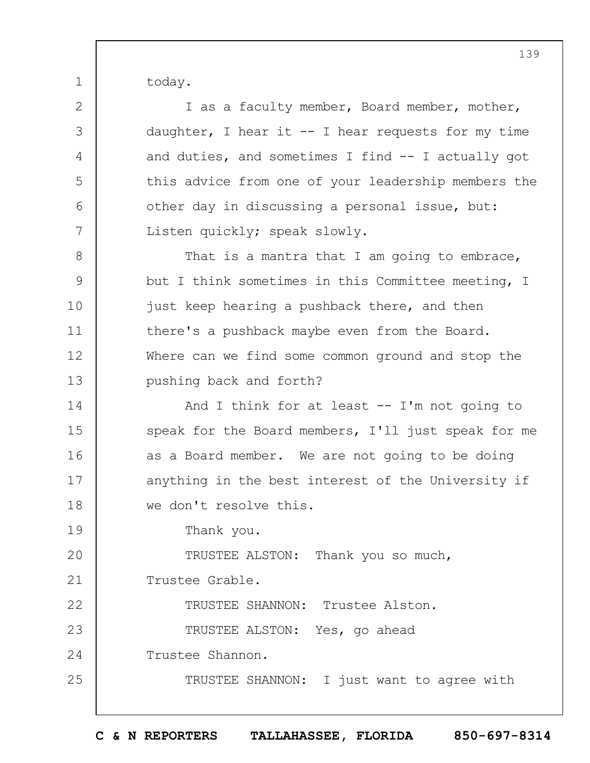today.

I as a faculty member, Board member, mother, daughter, I hear it -- I hear requests for my time and duties, and sometimes I find -- I actually got this advice from one of your leadership members the other day in discussing a personal issue, but: Listen quickly; speak slowly.

That is a mantra that I am going to embrace, but I think sometimes in this Committee meeting, I just keep hearing a pushback there, and then there's a pushback maybe even from the Board. Where can we find some common ground and stop the pushing back and forth?

And I think for at least -- I'm not going to speak for the Board members, I'll just speak for me as a Board member. We are not going to be doing anything in the best interest of the University if we don't resolve this.

Thank you.

TRUSTEE ALSTON: Thank you so much, Trustee Grable.

TRUSTEE SHANNON: Trustee Alston.

TRUSTEE ALSTON: Yes, go ahead Trustee Shannon.

TRUSTEE SHANNON: I just want to agree with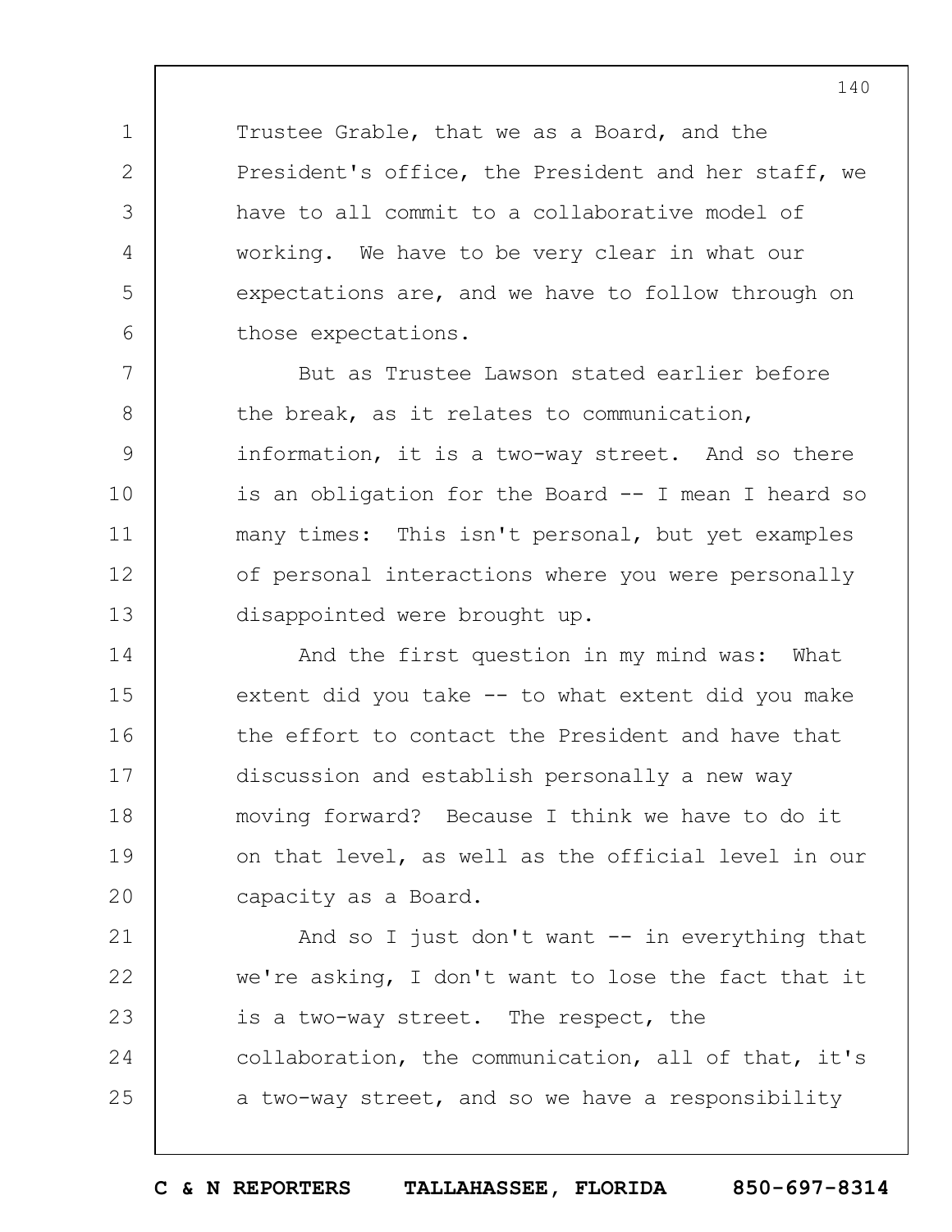Trustee Grable, that we as a Board, and the President's office, the President and her staff, we have to all commit to a collaborative model of working. We have to be very clear in what our expectations are, and we have to follow through on those expectations.

But as Trustee Lawson stated earlier before the break, as it relates to communication, information, it is a two-way street. And so there is an obligation for the Board -- I mean I heard so many times: This isn't personal, but yet examples of personal interactions where you were personally disappointed were brought up.

And the first question in my mind was: What extent did you take -- to what extent did you make the effort to contact the President and have that discussion and establish personally a new way moving forward? Because I think we have to do it on that level, as well as the official level in our capacity as a Board.

And so I just don't want -- in everything that we're asking, I don't want to lose the fact that it is a two-way street. The respect, the collaboration, the communication, all of that, it's a two-way street, and so we have a responsibility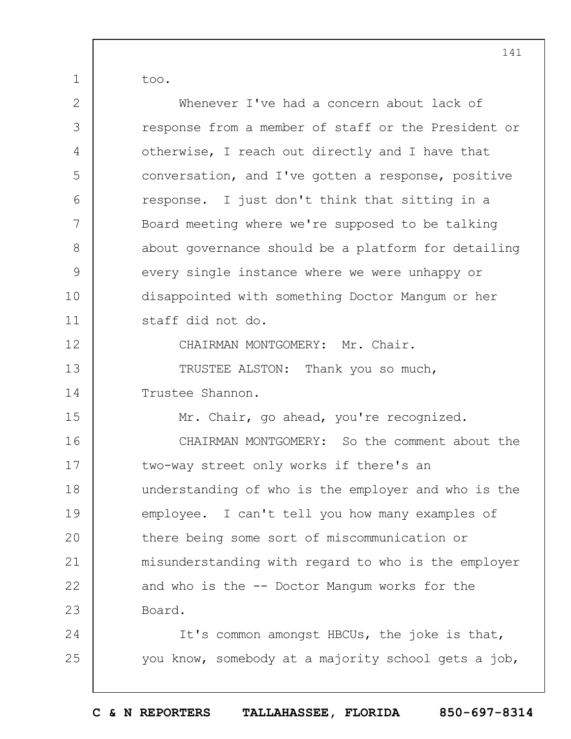too.

Whenever I've had a concern about lack of response from a member of staff or the President or otherwise, I reach out directly and I have that conversation, and I've gotten a response, positive response. I just don't think that sitting in a Board meeting where we're supposed to be talking about governance should be a platform for detailing every single instance where we were unhappy or disappointed with something Doctor Mangum or her staff did not do.

CHAIRMAN MONTGOMERY: Mr. Chair.

TRUSTEE ALSTON: Thank you so much, Trustee Shannon.

Mr. Chair, go ahead, you're recognized.

CHAIRMAN MONTGOMERY: So the comment about the two-way street only works if there's an understanding of who is the employer and who is the employee. I can't tell you how many examples of there being some sort of miscommunication or misunderstanding with regard to who is the employer and who is the -- Doctor Mangum works for the Board.

It's common amongst HBCUs, the joke is that, you know, somebody at a majority school gets a job,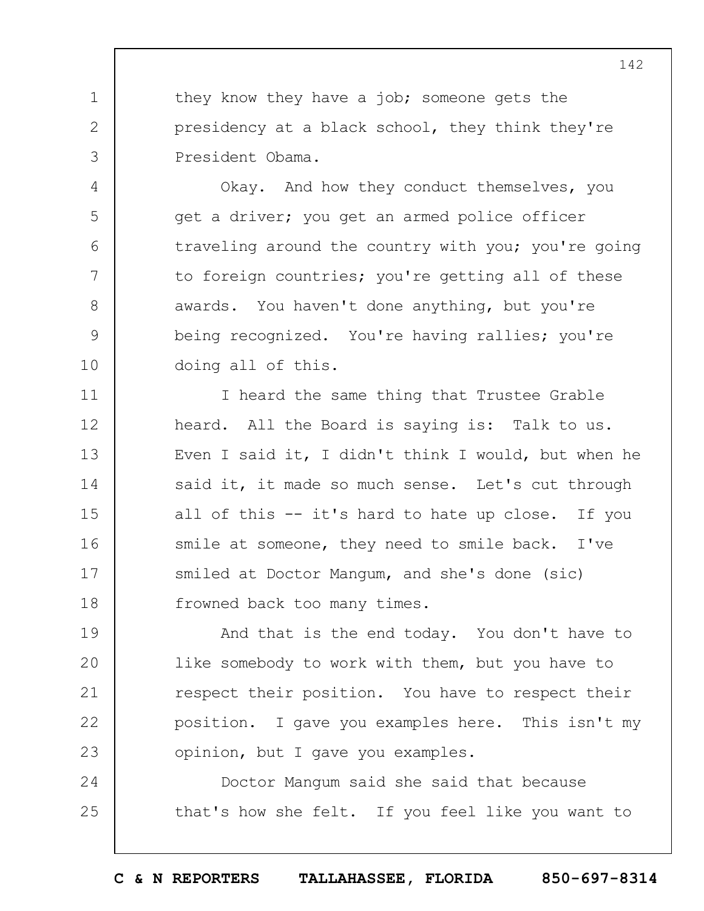they know they have a job; someone gets the presidency at a black school, they think they're President Obama.

Okay. And how they conduct themselves, you get a driver; you get an armed police officer traveling around the country with you; you're going to foreign countries; you're getting all of these awards. You haven't done anything, but you're being recognized. You're having rallies; you're doing all of this.

I heard the same thing that Trustee Grable heard. All the Board is saying is: Talk to us. Even I said it, I didn't think I would, but when he said it, it made so much sense. Let's cut through all of this -- it's hard to hate up close. If you smile at someone, they need to smile back. I've smiled at Doctor Mangum, and she's done (sic) frowned back too many times.

And that is the end today. You don't have to like somebody to work with them, but you have to respect their position. You have to respect their position. I gave you examples here. This isn't my opinion, but I gave you examples.

Doctor Mangum said she said that because that's how she felt. If you feel like you want to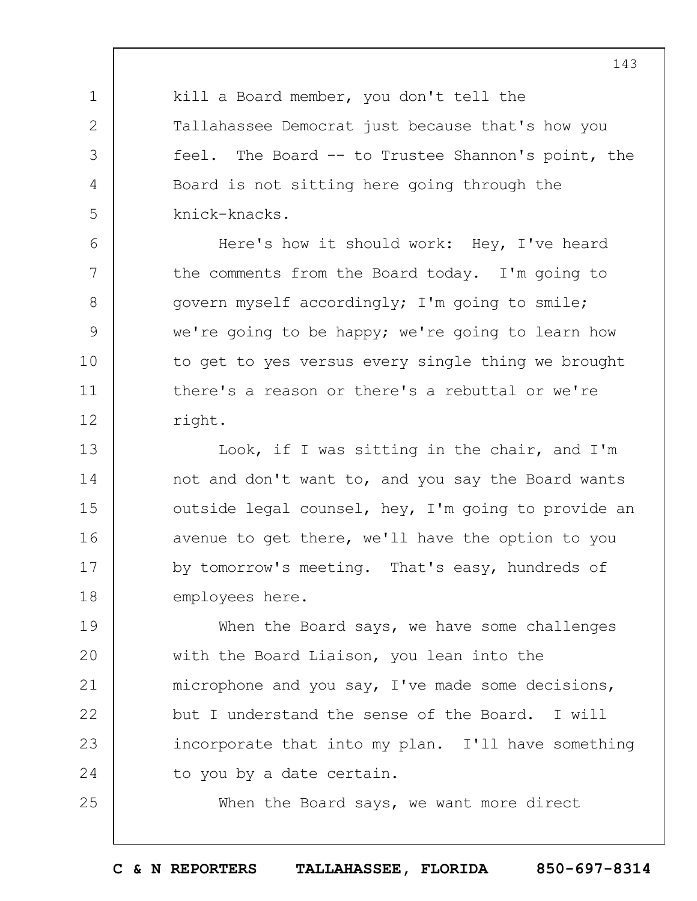kill a Board member, you don't tell the Tallahassee Democrat just because that's how you feel. The Board -- to Trustee Shannon's point, the Board is not sitting here going through the knick-knacks.

Here's how it should work: Hey, I've heard the comments from the Board today. I'm going to govern myself accordingly; I'm going to smile; we're going to be happy; we're going to learn how to get to yes versus every single thing we brought there's a reason or there's a rebuttal or we're right.

Look, if I was sitting in the chair, and I'm not and don't want to, and you say the Board wants outside legal counsel, hey, I'm going to provide an avenue to get there, we'll have the option to you by tomorrow's meeting. That's easy, hundreds of employees here.

When the Board says, we have some challenges with the Board Liaison, you lean into the microphone and you say, I've made some decisions, but I understand the sense of the Board. I will incorporate that into my plan. I'll have something to you by a date certain.

When the Board says, we want more direct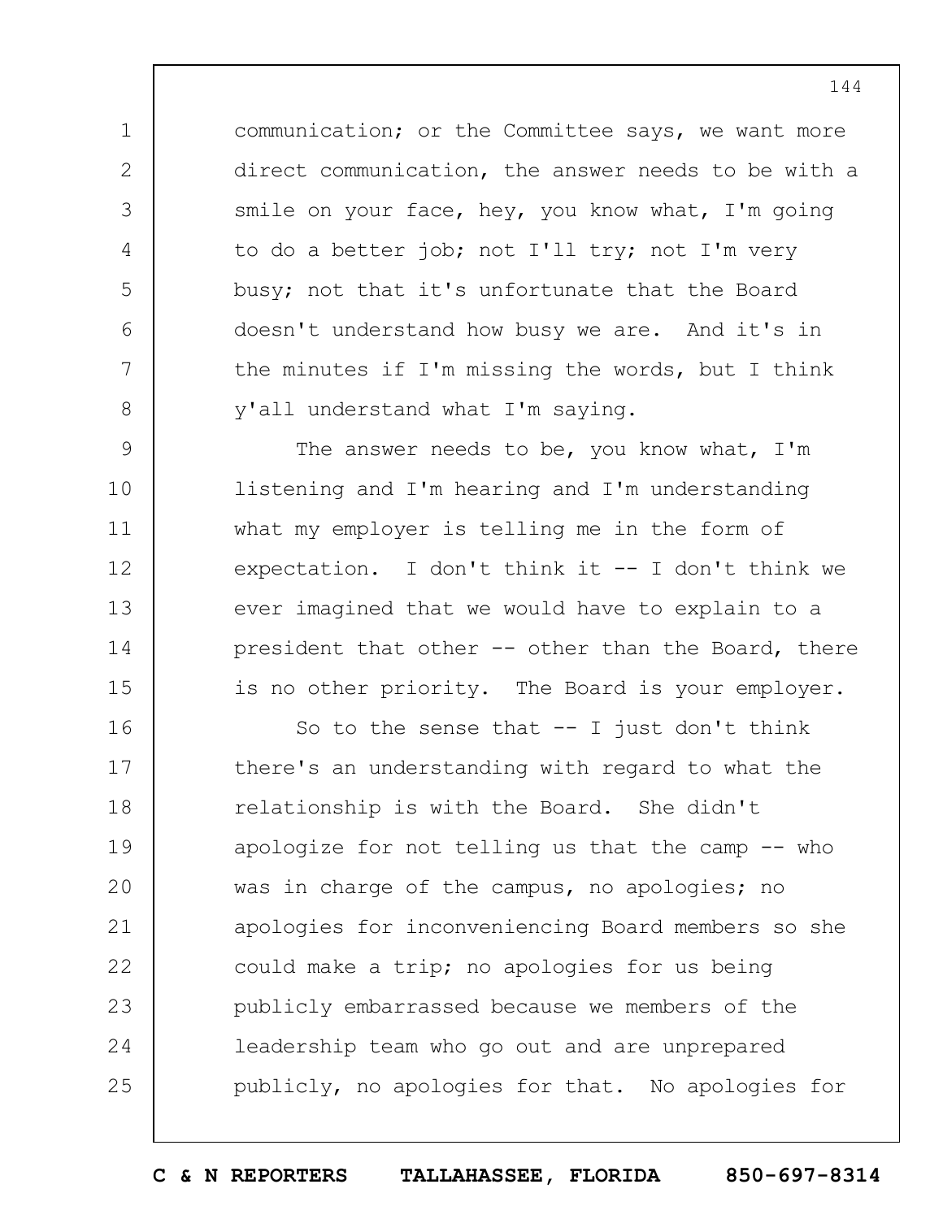communication; or the Committee says, we want more direct communication, the answer needs to be with a smile on your face, hey, you know what, I'm going to do a better job; not I'll try; not I'm very busy; not that it's unfortunate that the Board doesn't understand how busy we are. And it's in the minutes if I'm missing the words, but I think y'all understand what I'm saying.

The answer needs to be, you know what, I'm listening and I'm hearing and I'm understanding what my employer is telling me in the form of expectation. I don't think it -- I don't think we ever imagined that we would have to explain to a president that other -- other than the Board, there is no other priority. The Board is your employer.

So to the sense that -- I just don't think there's an understanding with regard to what the relationship is with the Board. She didn't apologize for not telling us that the camp -- who was in charge of the campus, no apologies; no apologies for inconveniencing Board members so she could make a trip; no apologies for us being publicly embarrassed because we members of the leadership team who go out and are unprepared publicly, no apologies for that. No apologies for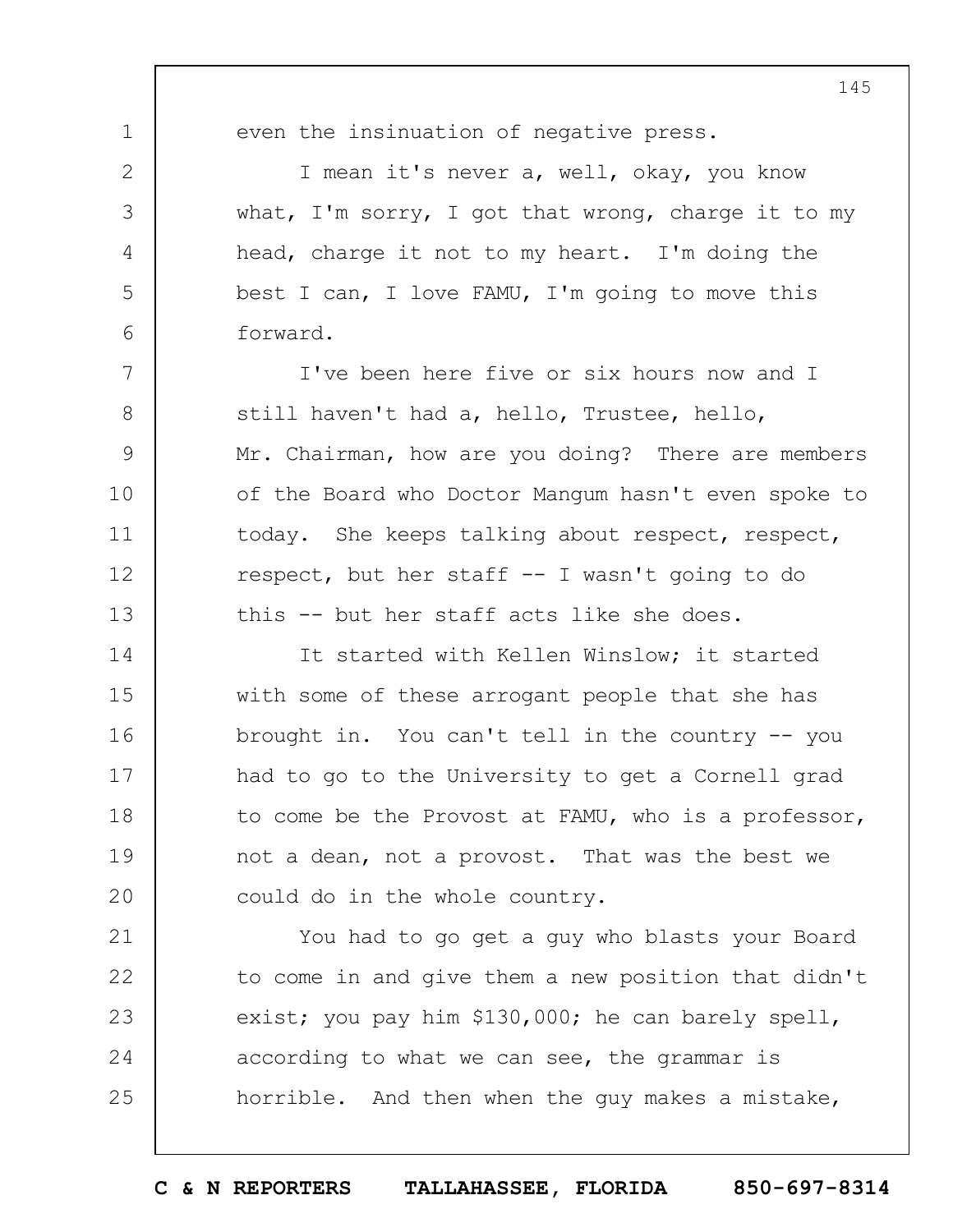even the insinuation of negative press.

I mean it's never a, well, okay, you know what, I'm sorry, I got that wrong, charge it to my head, charge it not to my heart. I'm doing the best I can, I love FAMU, I'm going to move this forward.

I've been here five or six hours now and I still haven't had a, hello, Trustee, hello, Mr. Chairman, how are you doing? There are members of the Board who Doctor Mangum hasn't even spoke to today. She keeps talking about respect, respect, respect, but her staff -- I wasn't going to do this -- but her staff acts like she does.

It started with Kellen Winslow; it started with some of these arrogant people that she has brought in. You can't tell in the country -- you had to go to the University to get a Cornell grad to come be the Provost at FAMU, who is a professor, not a dean, not a provost. That was the best we could do in the whole country.

You had to go get a guy who blasts your Board to come in and give them a new position that didn't exist; you pay him $130,000; he can barely spell, according to what we can see, the grammar is horrible. And then when the guy makes a mistake,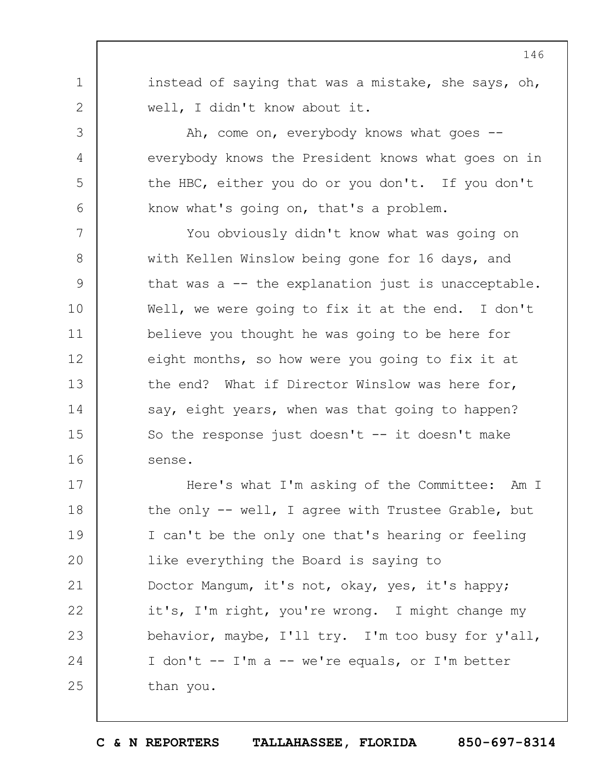instead of saying that was a mistake, she says, oh, well, I didn't know about it.

Ah, come on, everybody knows what goes -- everybody knows the President knows what goes on in the HBC, either you do or you don't. If you don't know what's going on, that's a problem.

You obviously didn't know what was going on with Kellen Winslow being gone for 16 days, and that was a -- the explanation just is unacceptable. Well, we were going to fix it at the end. I don't believe you thought he was going to be here for eight months, so how were you going to fix it at the end? What if Director Winslow was here for, say, eight years, when was that going to happen? So the response just doesn't -- it doesn't make sense.

Here's what I'm asking of the Committee: Am I the only -- well, I agree with Trustee Grable, but I can't be the only one that's hearing or feeling like everything the Board is saying to Doctor Mangum, it's not, okay, yes, it's happy; it's, I'm right, you're wrong. I might change my behavior, maybe, I'll try. I'm too busy for y'all, I don't -- I'm a -- we're equals, or I'm better than you.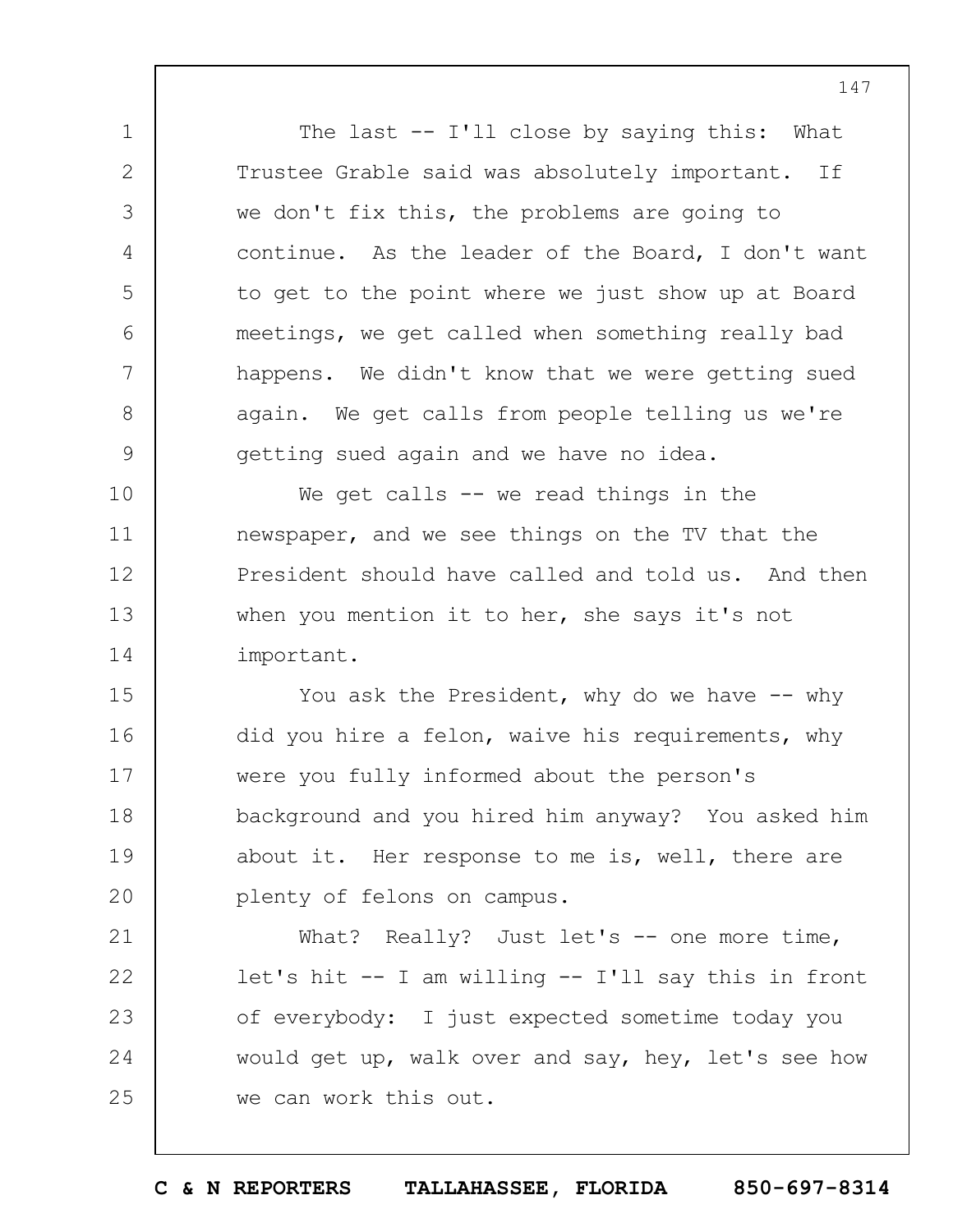The last -- I'll close by saying this: What Trustee Grable said was absolutely important. If we don't fix this, the problems are going to continue. As the leader of the Board, I don't want to get to the point where we just show up at Board meetings, we get called when something really bad happens. We didn't know that we were getting sued again. We get calls from people telling us we're getting sued again and we have no idea.

We get calls -- we read things in the newspaper, and we see things on the TV that the President should have called and told us. And then when you mention it to her, she says it's not important.

You ask the President, why do we have -- why did you hire a felon, waive his requirements, why were you fully informed about the person's background and you hired him anyway? You asked him about it. Her response to me is, well, there are plenty of felons on campus.

What? Really? Just let's -- one more time, let's hit -- I am willing -- I'll say this in front of everybody: I just expected sometime today you would get up, walk over and say, hey, let's see how we can work this out.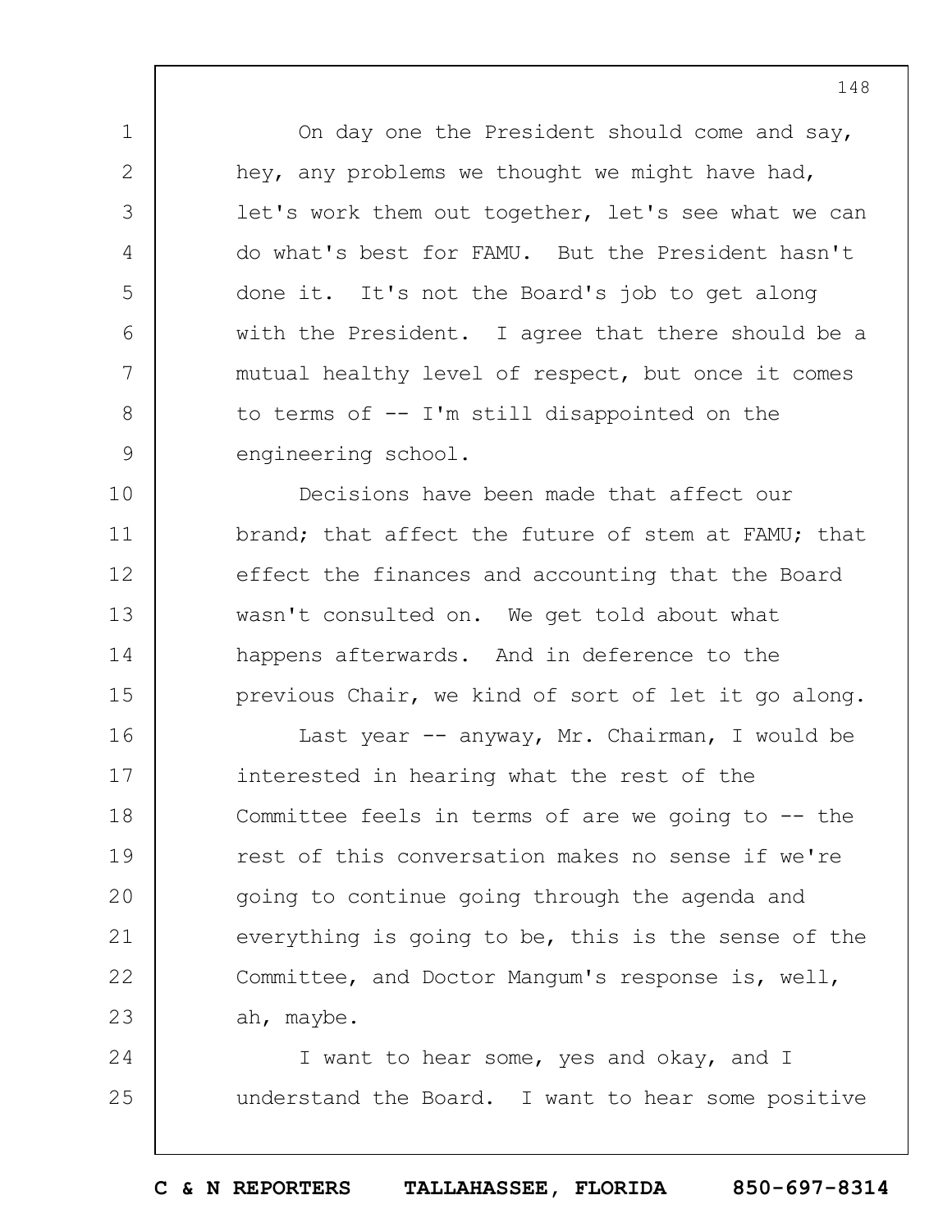On day one the President should come and say, hey, any problems we thought we might have had, let's work them out together, let's see what we can do what's best for FAMU. But the President hasn't done it. It's not the Board's job to get along with the President. I agree that there should be a mutual healthy level of respect, but once it comes to terms of -- I'm still disappointed on the engineering school.

Decisions have been made that affect our brand; that affect the future of stem at FAMU; that effect the finances and accounting that the Board wasn't consulted on. We get told about what happens afterwards. And in deference to the previous Chair, we kind of sort of let it go along.

Last year -- anyway, Mr. Chairman, I would be interested in hearing what the rest of the Committee feels in terms of are we going to -- the rest of this conversation makes no sense if we're going to continue going through the agenda and everything is going to be, this is the sense of the Committee, and Doctor Mangum's response is, well, ah, maybe.

I want to hear some, yes and okay, and I understand the Board. I want to hear some positive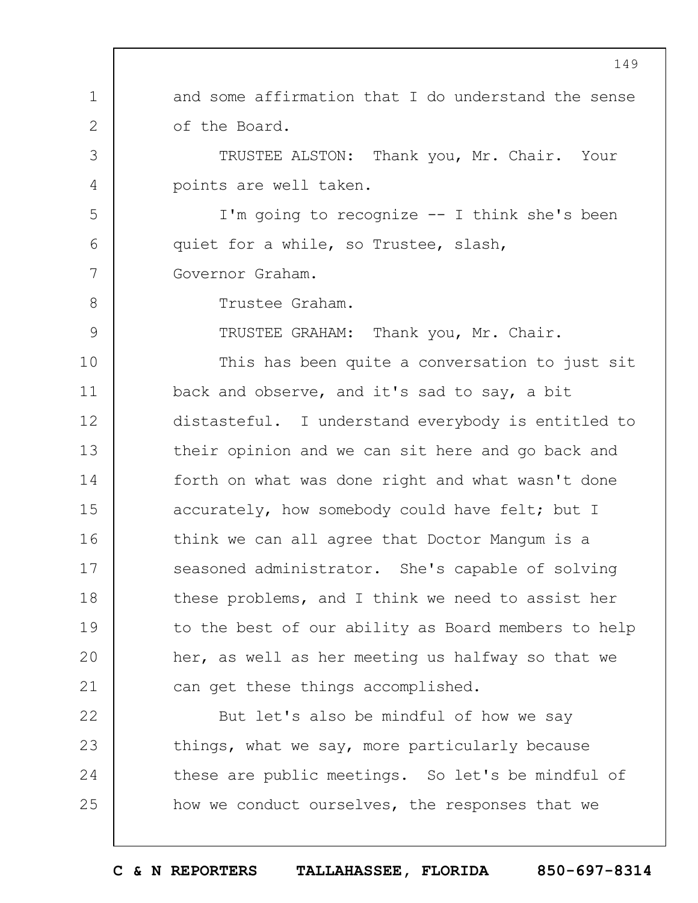and some affirmation that I do understand the sense of the Board.

TRUSTEE ALSTON: Thank you, Mr. Chair. Your points are well taken.

I'm going to recognize -- I think she's been quiet for a while, so Trustee, slash, Governor Graham.

Trustee Graham.

TRUSTEE GRAHAM: Thank you, Mr. Chair.

This has been quite a conversation to just sit back and observe, and it's sad to say, a bit distasteful. I understand everybody is entitled to their opinion and we can sit here and go back and forth on what was done right and what wasn't done accurately, how somebody could have felt; but I think we can all agree that Doctor Mangum is a seasoned administrator. She's capable of solving these problems, and I think we need to assist her to the best of our ability as Board members to help her, as well as her meeting us halfway so that we can get these things accomplished.

But let's also be mindful of how we say things, what we say, more particularly because these are public meetings. So let's be mindful of how we conduct ourselves, the responses that we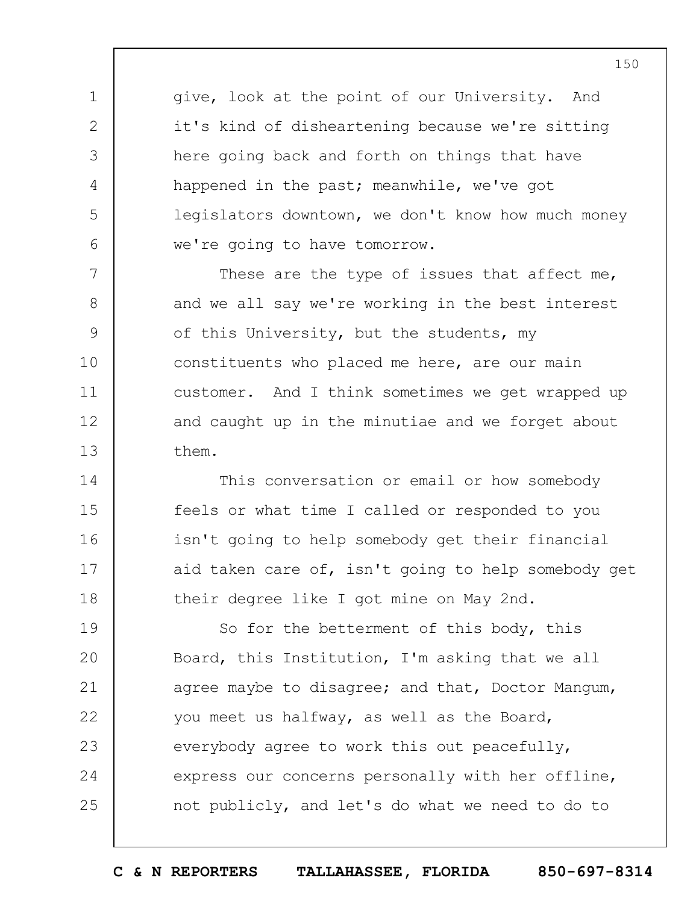give, look at the point of our University. And it's kind of disheartening because we're sitting here going back and forth on things that have happened in the past; meanwhile, we've got legislators downtown, we don't know how much money we're going to have tomorrow.

These are the type of issues that affect me, and we all say we're working in the best interest of this University, but the students, my constituents who placed me here, are our main customer. And I think sometimes we get wrapped up and caught up in the minutiae and we forget about them.

This conversation or email or how somebody feels or what time I called or responded to you isn't going to help somebody get their financial aid taken care of, isn't going to help somebody get their degree like I got mine on May 2nd.

So for the betterment of this body, this Board, this Institution, I'm asking that we all agree maybe to disagree; and that, Doctor Mangum, you meet us halfway, as well as the Board, everybody agree to work this out peacefully, express our concerns personally with her offline, not publicly, and let's do what we need to do to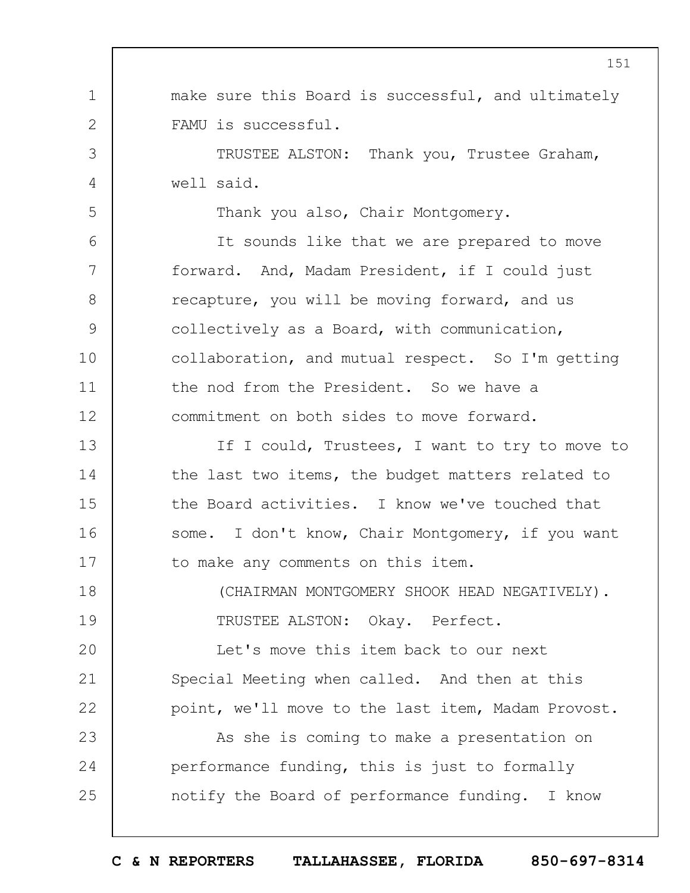make sure this Board is successful, and ultimately FAMU is successful.

TRUSTEE ALSTON: Thank you, Trustee Graham, well said.

Thank you also, Chair Montgomery.

It sounds like that we are prepared to move forward. And, Madam President, if I could just recapture, you will be moving forward, and us collectively as a Board, with communication, collaboration, and mutual respect. So I'm getting the nod from the President. So we have a commitment on both sides to move forward.

If I could, Trustees, I want to try to move to the last two items, the budget matters related to the Board activities. I know we've touched that some. I don't know, Chair Montgomery, if you want to make any comments on this item.

(CHAIRMAN MONTGOMERY SHOOK HEAD NEGATIVELY).

TRUSTEE ALSTON: Okay. Perfect.

Let's move this item back to our next Special Meeting when called. And then at this point, we'll move to the last item, Madam Provost.

As she is coming to make a presentation on performance funding, this is just to formally notify the Board of performance funding. I know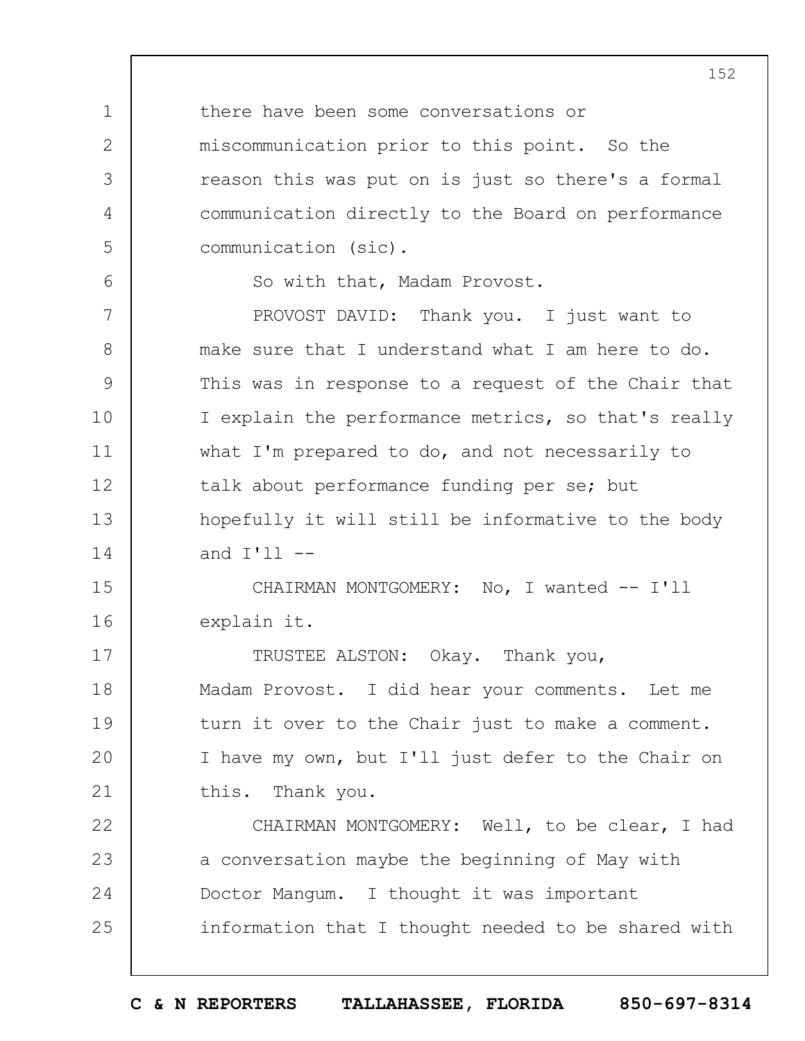there have been some conversations or miscommunication prior to this point. So the reason this was put on is just so there's a formal communication directly to the Board on performance communication (sic).

So with that, Madam Provost.

PROVOST DAVID: Thank you. I just want to make sure that I understand what I am here to do. This was in response to a request of the Chair that I explain the performance metrics, so that's really what I'm prepared to do, and not necessarily to talk about performance funding per se; but hopefully it will still be informative to the body and I'll --

CHAIRMAN MONTGOMERY: No, I wanted -- I'll explain it.

TRUSTEE ALSTON: Okay. Thank you, Madam Provost. I did hear your comments. Let me turn it over to the Chair just to make a comment. I have my own, but I'll just defer to the Chair on this. Thank you.

CHAIRMAN MONTGOMERY: Well, to be clear, I had a conversation maybe the beginning of May with Doctor Mangum. I thought it was important information that I thought needed to be shared with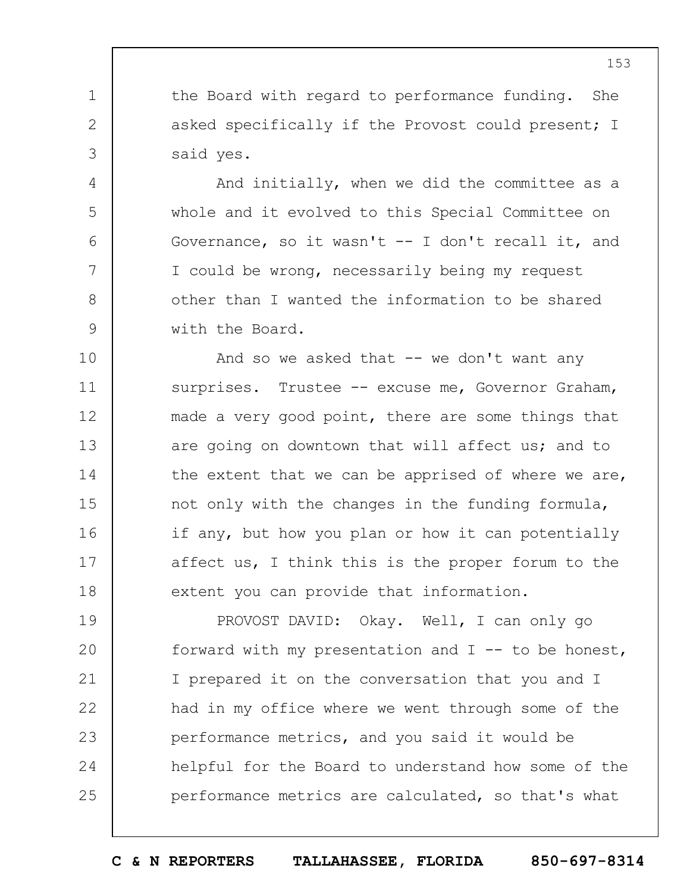the Board with regard to performance funding. She asked specifically if the Provost could present; I said yes.

And initially, when we did the committee as a whole and it evolved to this Special Committee on Governance, so it wasn't -- I don't recall it, and I could be wrong, necessarily being my request other than I wanted the information to be shared with the Board.

And so we asked that -- we don't want any surprises. Trustee -- excuse me, Governor Graham, made a very good point, there are some things that are going on downtown that will affect us; and to the extent that we can be apprised of where we are, not only with the changes in the funding formula, if any, but how you plan or how it can potentially affect us, I think this is the proper forum to the extent you can provide that information.

PROVOST DAVID: Okay. Well, I can only go forward with my presentation and I -- to be honest, I prepared it on the conversation that you and I had in my office where we went through some of the performance metrics, and you said it would be helpful for the Board to understand how some of the performance metrics are calculated, so that's what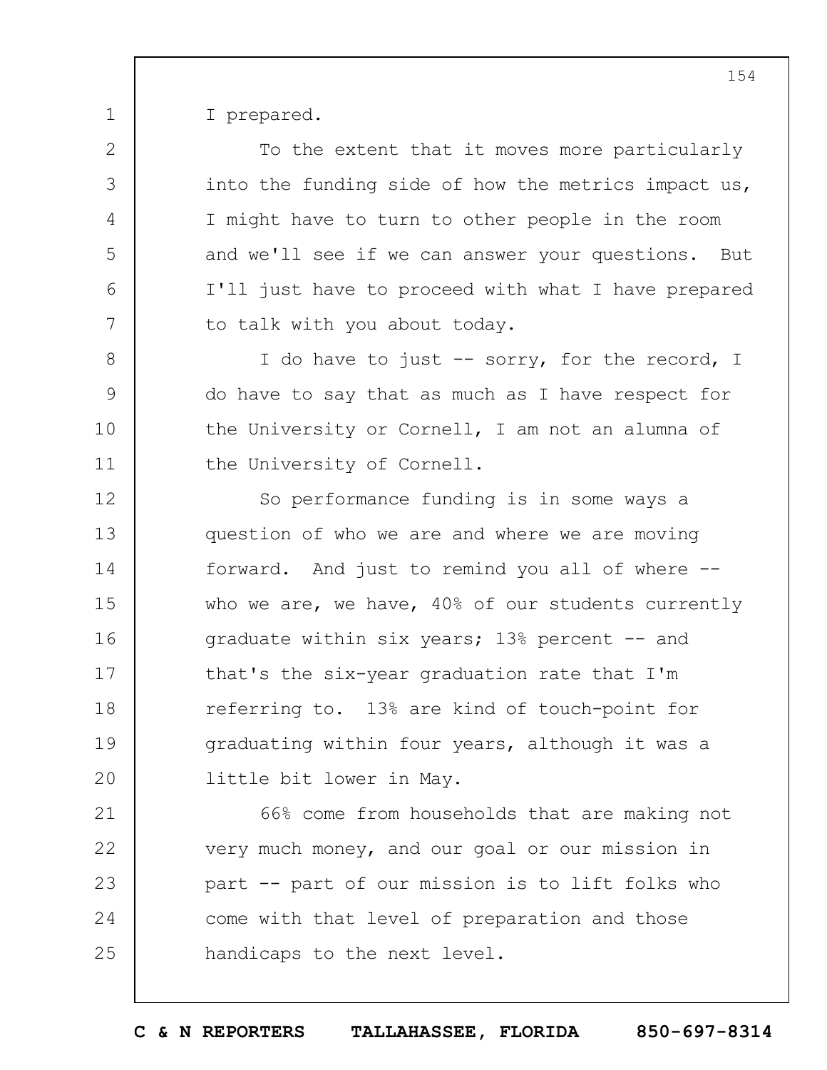I prepared.

To the extent that it moves more particularly into the funding side of how the metrics impact us, I might have to turn to other people in the room and we'll see if we can answer your questions. But I'll just have to proceed with what I have prepared to talk with you about today.

I do have to just -- sorry, for the record, I do have to say that as much as I have respect for the University or Cornell, I am not an alumna of the University of Cornell.

So performance funding is in some ways a question of who we are and where we are moving forward. And just to remind you all of where -- who we are, we have, 40% of our students currently graduate within six years; 13% percent -- and that's the six-year graduation rate that I'm referring to. 13% are kind of touch-point for graduating within four years, although it was a little bit lower in May.

66% come from households that are making not very much money, and our goal or our mission in part -- part of our mission is to lift folks who come with that level of preparation and those handicaps to the next level.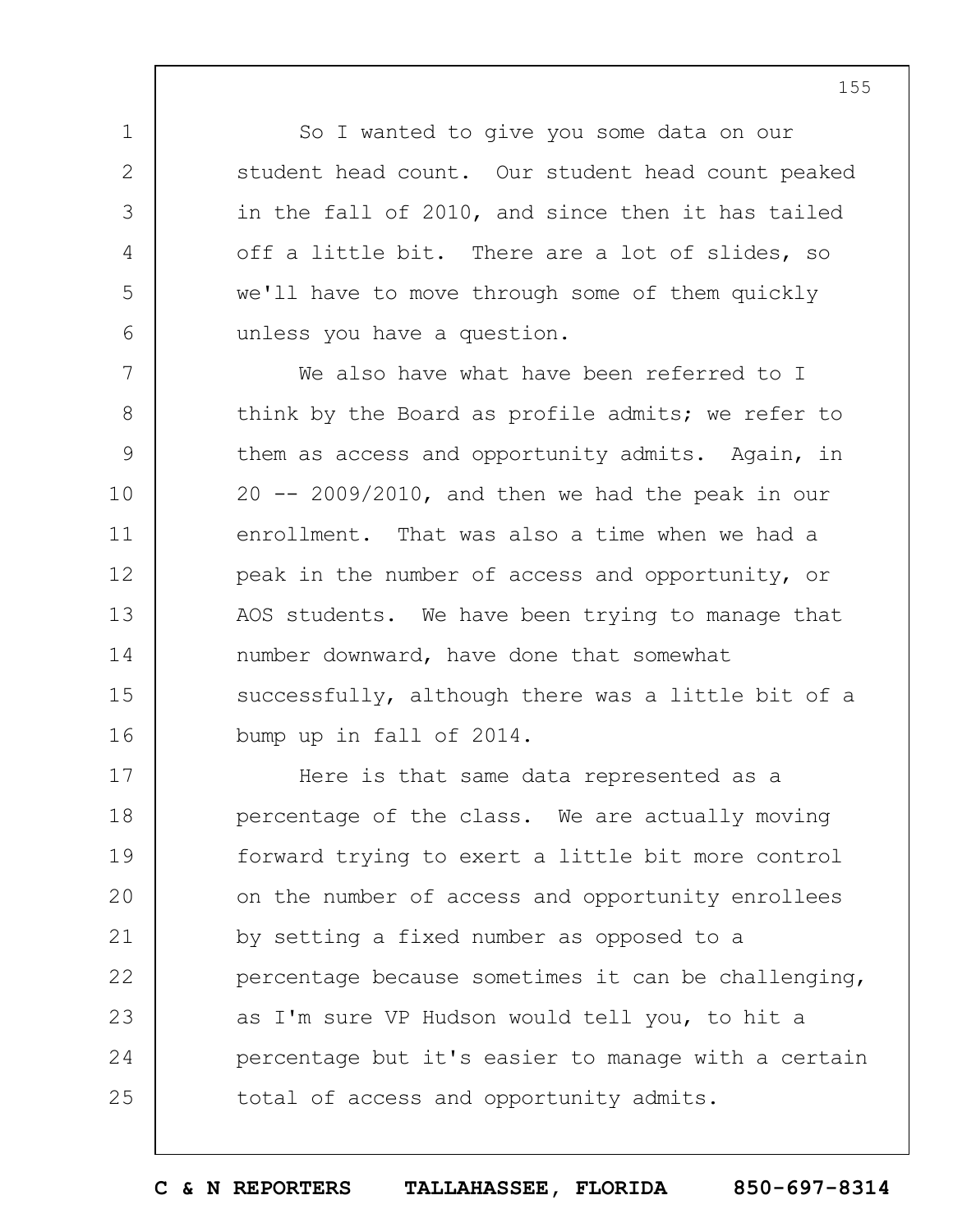So I wanted to give you some data on our student head count. Our student head count peaked in the fall of 2010, and since then it has tailed off a little bit. There are a lot of slides, so we'll have to move through some of them quickly unless you have a question.

We also have what have been referred to I think by the Board as profile admits; we refer to them as access and opportunity admits. Again, in 20 -- 2009/2010, and then we had the peak in our enrollment. That was also a time when we had a peak in the number of access and opportunity, or AOS students. We have been trying to manage that number downward, have done that somewhat successfully, although there was a little bit of a bump up in fall of 2014.

Here is that same data represented as a percentage of the class. We are actually moving forward trying to exert a little bit more control on the number of access and opportunity enrollees by setting a fixed number as opposed to a percentage because sometimes it can be challenging, as I'm sure VP Hudson would tell you, to hit a percentage but it's easier to manage with a certain total of access and opportunity admits.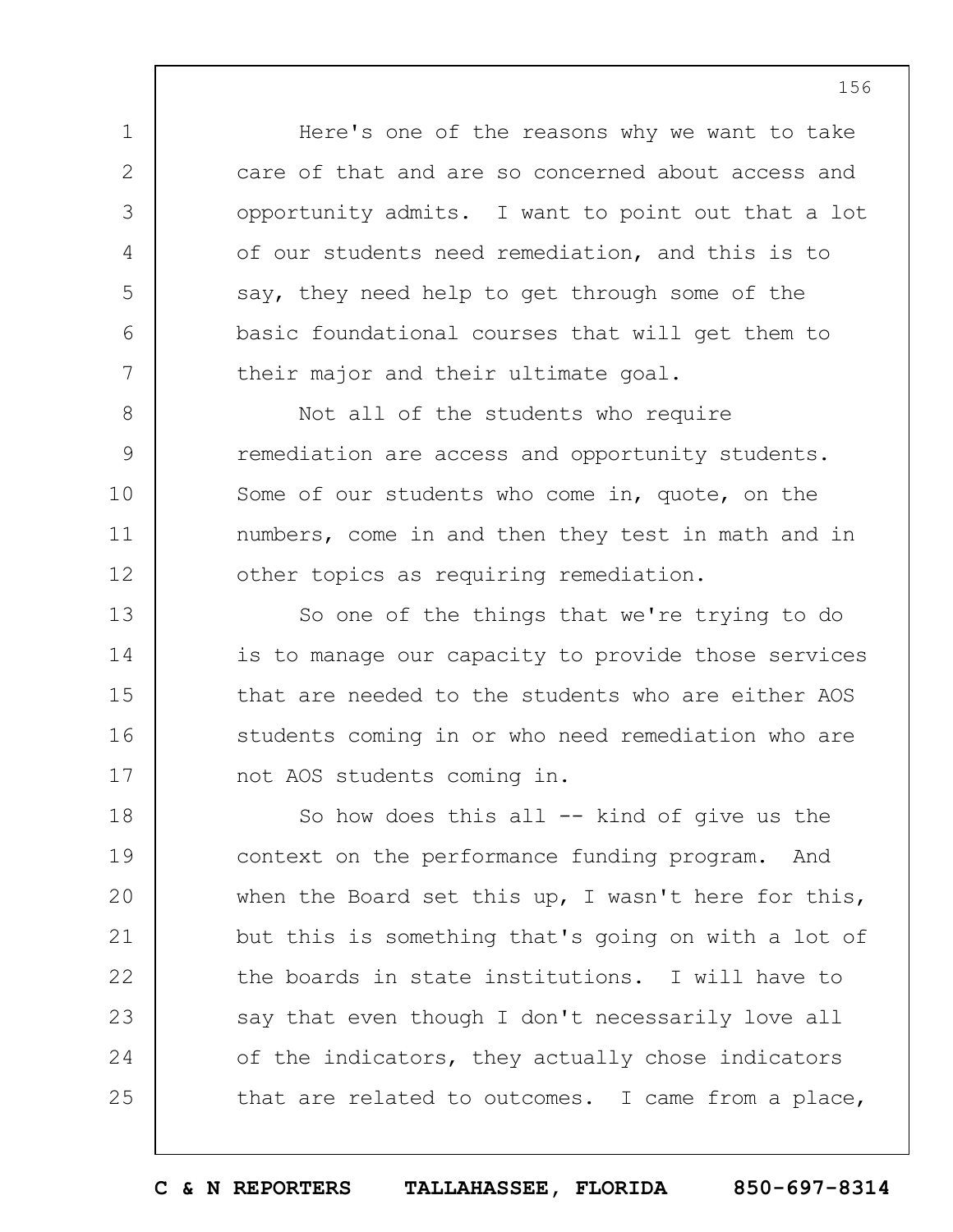Here's one of the reasons why we want to take care of that and are so concerned about access and opportunity admits. I want to point out that a lot of our students need remediation, and this is to say, they need help to get through some of the basic foundational courses that will get them to their major and their ultimate goal.

Not all of the students who require remediation are access and opportunity students. Some of our students who come in, quote, on the numbers, come in and then they test in math and in other topics as requiring remediation.

So one of the things that we're trying to do is to manage our capacity to provide those services that are needed to the students who are either AOS students coming in or who need remediation who are not AOS students coming in.

So how does this all -- kind of give us the context on the performance funding program. And when the Board set this up, I wasn't here for this, but this is something that's going on with a lot of the boards in state institutions. I will have to say that even though I don't necessarily love all of the indicators, they actually chose indicators that are related to outcomes. I came from a place,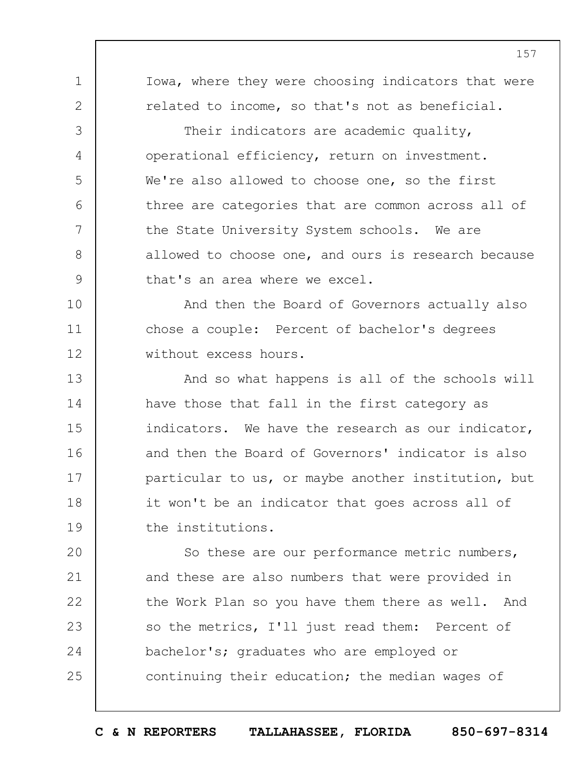Iowa, where they were choosing indicators that were related to income, so that's not as beneficial.

Their indicators are academic quality, operational efficiency, return on investment. We're also allowed to choose one, so the first three are categories that are common across all of the State University System schools. We are allowed to choose one, and ours is research because that's an area where we excel.

And then the Board of Governors actually also chose a couple: Percent of bachelor's degrees without excess hours.

And so what happens is all of the schools will have those that fall in the first category as indicators. We have the research as our indicator, and then the Board of Governors' indicator is also particular to us, or maybe another institution, but it won't be an indicator that goes across all of the institutions.

So these are our performance metric numbers, and these are also numbers that were provided in the Work Plan so you have them there as well. And so the metrics, I'll just read them: Percent of bachelor's; graduates who are employed or continuing their education; the median wages of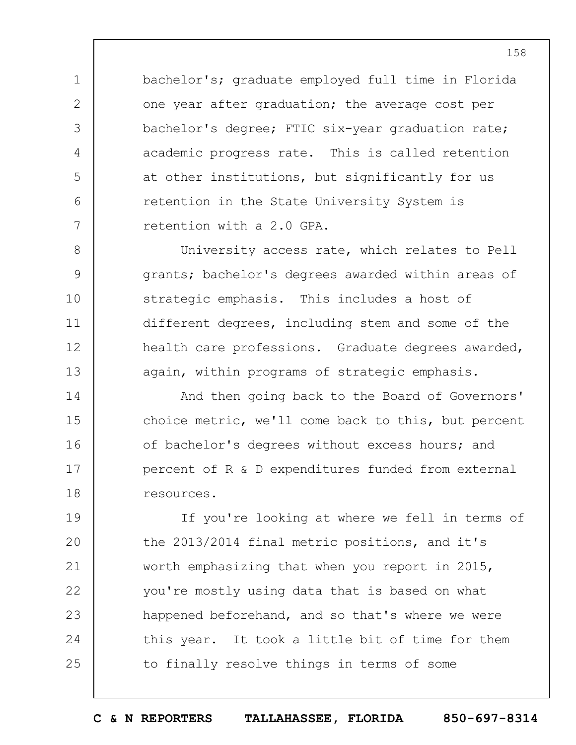bachelor's; graduate employed full time in Florida one year after graduation; the average cost per bachelor's degree; FTIC six-year graduation rate; academic progress rate. This is called retention at other institutions, but significantly for us retention in the State University System is retention with a 2.0 GPA.

University access rate, which relates to Pell grants; bachelor's degrees awarded within areas of strategic emphasis. This includes a host of different degrees, including stem and some of the health care professions. Graduate degrees awarded, again, within programs of strategic emphasis.

And then going back to the Board of Governors' choice metric, we'll come back to this, but percent of bachelor's degrees without excess hours; and percent of R & D expenditures funded from external resources.

If you're looking at where we fell in terms of the 2013/2014 final metric positions, and it's worth emphasizing that when you report in 2015, you're mostly using data that is based on what happened beforehand, and so that's where we were this year. It took a little bit of time for them to finally resolve things in terms of some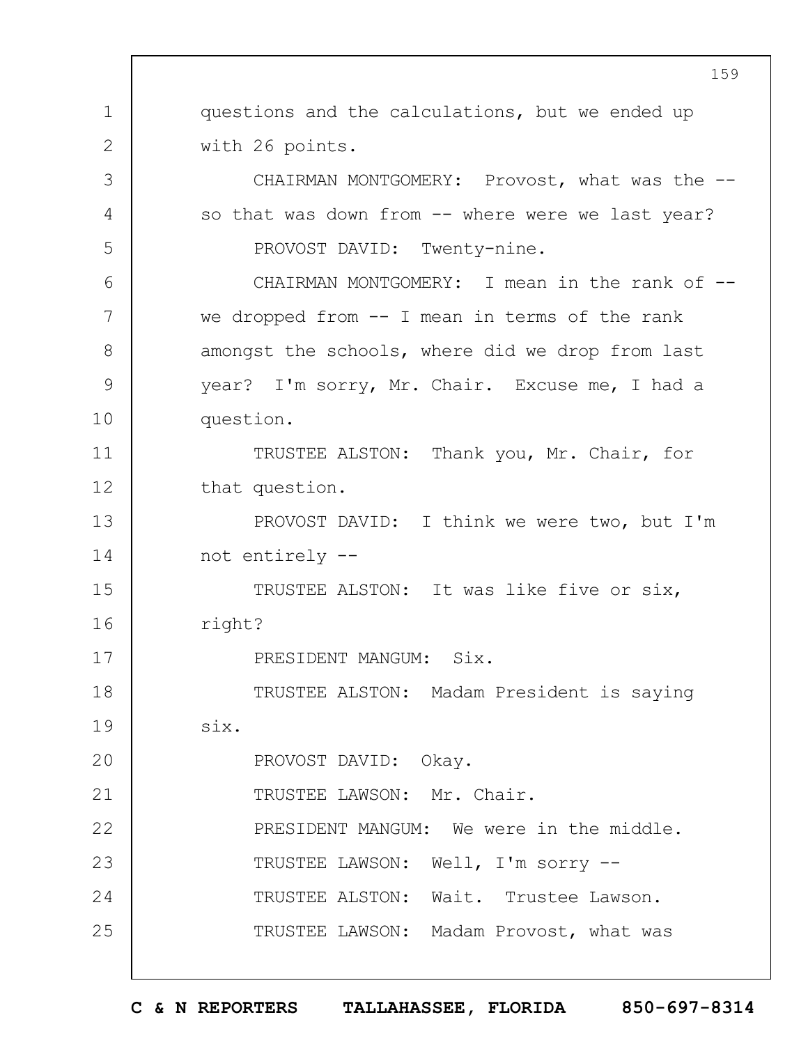questions and the calculations, but we ended up with 26 points.

CHAIRMAN MONTGOMERY: Provost, what was the -- so that was down from -- where were we last year?

PROVOST DAVID: Twenty-nine.

CHAIRMAN MONTGOMERY: I mean in the rank of -- we dropped from -- I mean in terms of the rank amongst the schools, where did we drop from last year? I'm sorry, Mr. Chair. Excuse me, I had a question.

TRUSTEE ALSTON: Thank you, Mr. Chair, for that question.

PROVOST DAVID: I think we were two, but I'm not entirely --

TRUSTEE ALSTON: It was like five or six, right?

PRESIDENT MANGUM: Six.

TRUSTEE ALSTON: Madam President is saying six.

PROVOST DAVID: Okay.

TRUSTEE LAWSON: Mr. Chair.

PRESIDENT MANGUM: We were in the middle.

TRUSTEE LAWSON: Well, I'm sorry --

TRUSTEE ALSTON: Wait. Trustee Lawson.

TRUSTEE LAWSON: Madam Provost, what was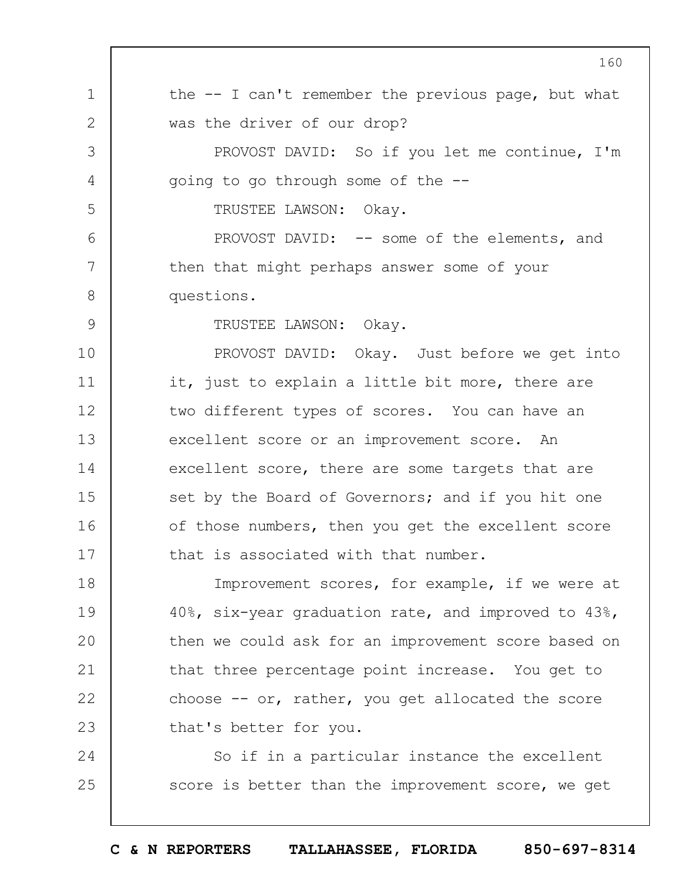the -- I can't remember the previous page, but what was the driver of our drop?

PROVOST DAVID: So if you let me continue, I'm going to go through some of the --

TRUSTEE LAWSON: Okay.

PROVOST DAVID: -- some of the elements, and then that might perhaps answer some of your questions.

TRUSTEE LAWSON: Okay.

PROVOST DAVID: Okay. Just before we get into it, just to explain a little bit more, there are two different types of scores. You can have an excellent score or an improvement score. An excellent score, there are some targets that are set by the Board of Governors; and if you hit one of those numbers, then you get the excellent score that is associated with that number.

Improvement scores, for example, if we were at 40%, six-year graduation rate, and improved to 43%, then we could ask for an improvement score based on that three percentage point increase. You get to choose -- or, rather, you get allocated the score that's better for you.

So if in a particular instance the excellent score is better than the improvement score, we get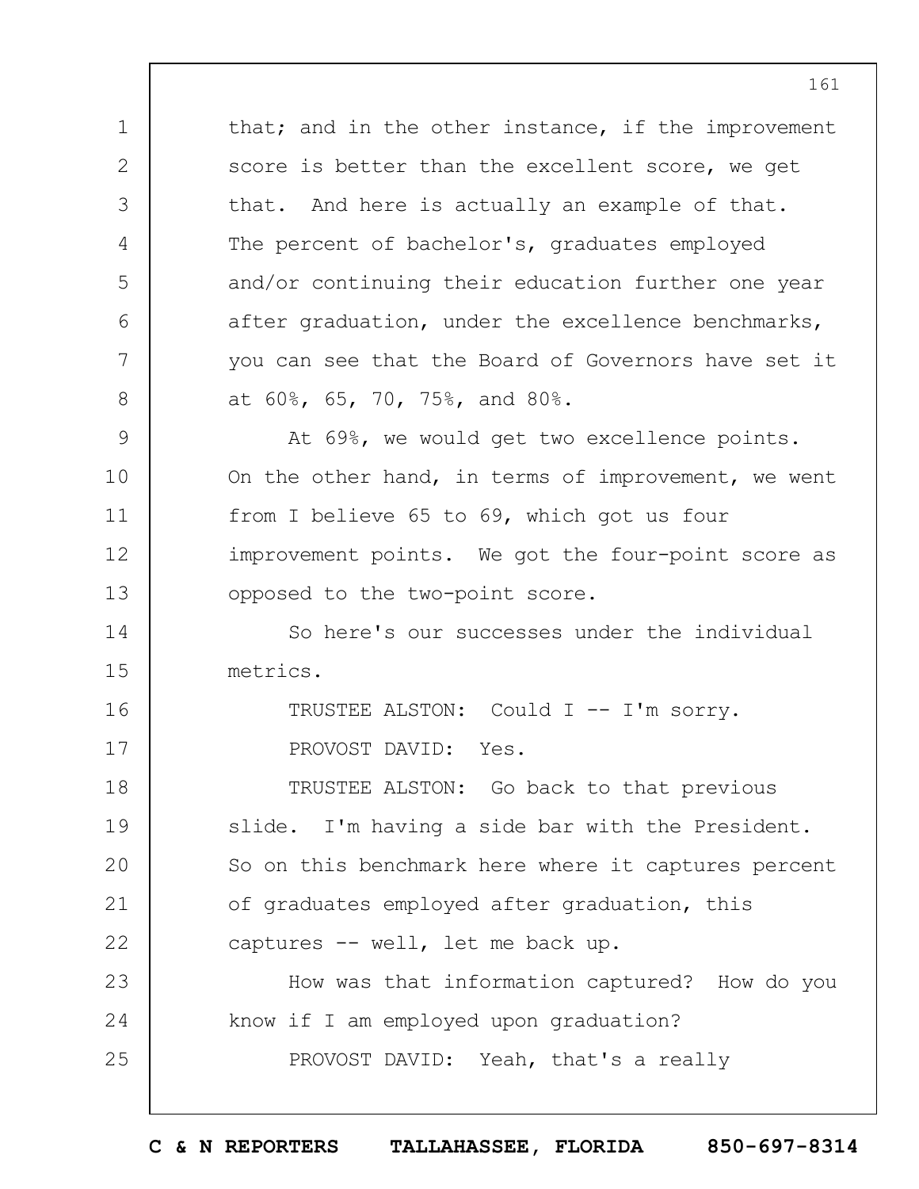that; and in the other instance, if the improvement score is better than the excellent score, we get that. And here is actually an example of that. The percent of bachelor's, graduates employed and/or continuing their education further one year after graduation, under the excellence benchmarks, you can see that the Board of Governors have set it at 60%, 65, 70, 75%, and 80%.

At 69%, we would get two excellence points. On the other hand, in terms of improvement, we went from I believe 65 to 69, which got us four improvement points. We got the four-point score as opposed to the two-point score.

So here's our successes under the individual metrics.

TRUSTEE ALSTON: Could I -- I'm sorry.

PROVOST DAVID: Yes.

TRUSTEE ALSTON: Go back to that previous slide. I'm having a side bar with the President. So on this benchmark here where it captures percent of graduates employed after graduation, this captures -- well, let me back up.

How was that information captured? How do you know if I am employed upon graduation?

PROVOST DAVID: Yeah, that's a really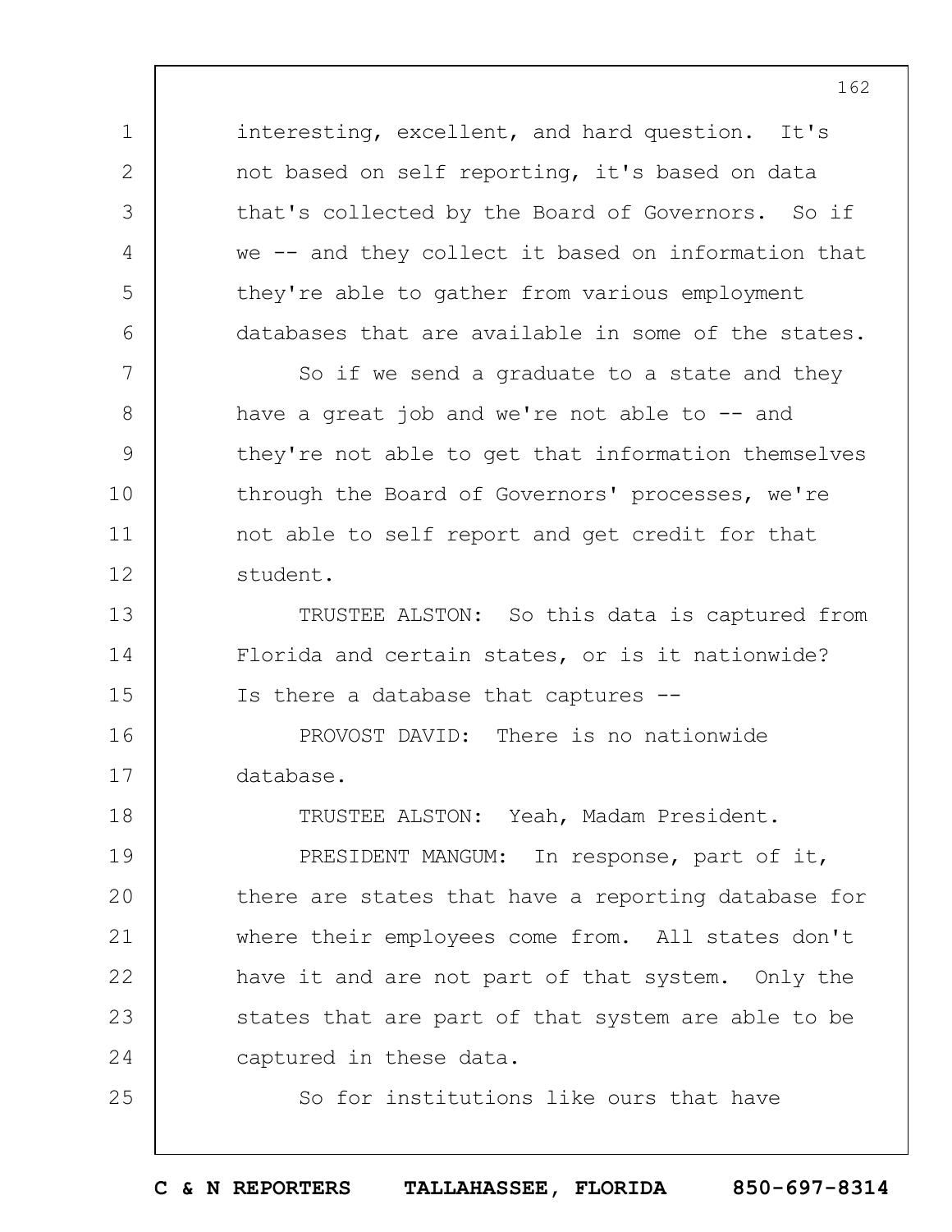interesting, excellent, and hard question. It's not based on self reporting, it's based on data that's collected by the Board of Governors. So if we -- and they collect it based on information that they're able to gather from various employment databases that are available in some of the states.

So if we send a graduate to a state and they have a great job and we're not able to -- and they're not able to get that information themselves through the Board of Governors' processes, we're not able to self report and get credit for that student.

TRUSTEE ALSTON: So this data is captured from Florida and certain states, or is it nationwide? Is there a database that captures --

PROVOST DAVID: There is no nationwide database.

TRUSTEE ALSTON: Yeah, Madam President.

PRESIDENT MANGUM: In response, part of it, there are states that have a reporting database for where their employees come from. All states don't have it and are not part of that system. Only the states that are part of that system are able to be captured in these data.

So for institutions like ours that have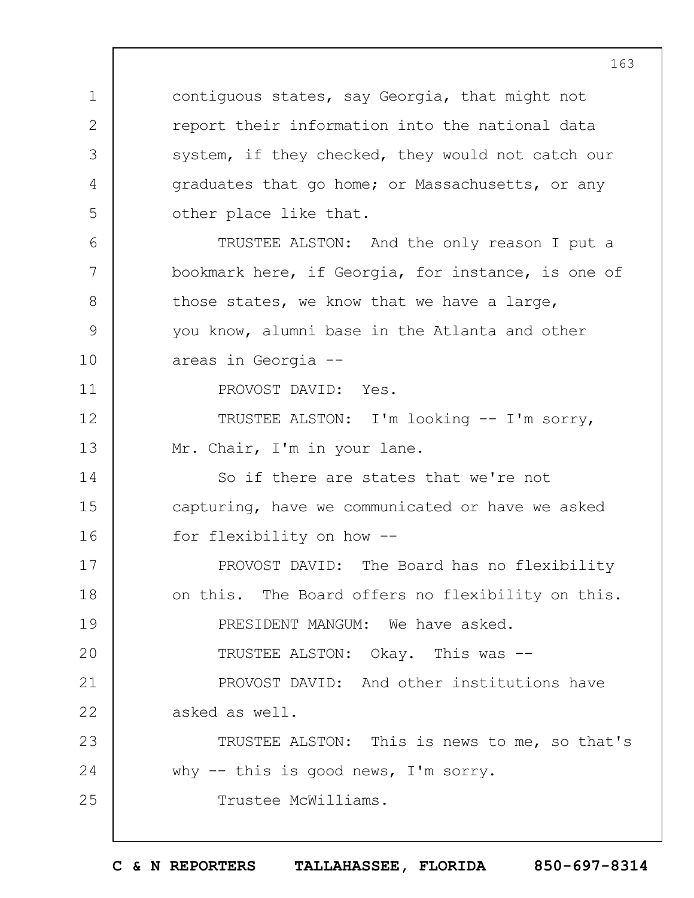contiguous states, say Georgia, that might not report their information into the national data system, if they checked, they would not catch our graduates that go home; or Massachusetts, or any other place like that.

TRUSTEE ALSTON: And the only reason I put a bookmark here, if Georgia, for instance, is one of those states, we know that we have a large, you know, alumni base in the Atlanta and other areas in Georgia --

PROVOST DAVID: Yes.

TRUSTEE ALSTON: I'm looking -- I'm sorry, Mr. Chair, I'm in your lane.

So if there are states that we're not capturing, have we communicated or have we asked for flexibility on how --

PROVOST DAVID: The Board has no flexibility on this. The Board offers no flexibility on this.

PRESIDENT MANGUM: We have asked.

TRUSTEE ALSTON: Okay. This was --

PROVOST DAVID: And other institutions have asked as well.

TRUSTEE ALSTON: This is news to me, so that's why -- this is good news, I'm sorry.

Trustee McWilliams.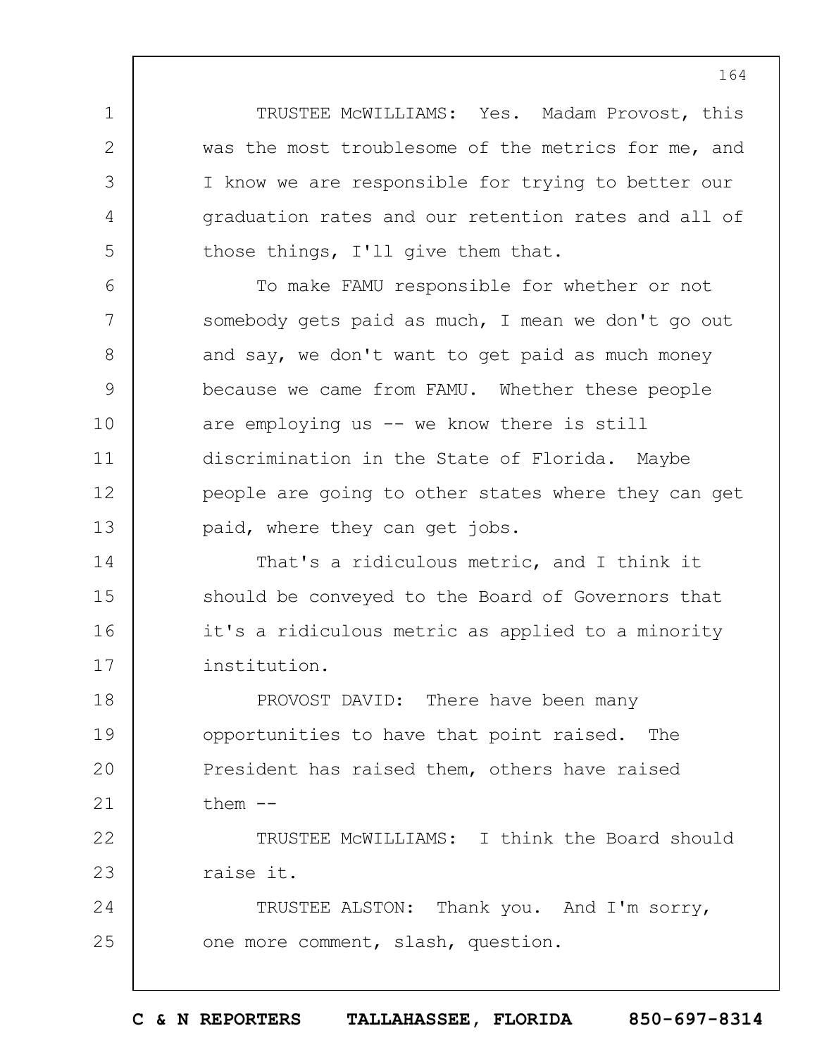TRUSTEE McWILLIAMS: Yes. Madam Provost, this was the most troublesome of the metrics for me, and I know we are responsible for trying to better our graduation rates and our retention rates and all of those things, I'll give them that.

To make FAMU responsible for whether or not somebody gets paid as much, I mean we don't go out and say, we don't want to get paid as much money because we came from FAMU. Whether these people are employing us -- we know there is still discrimination in the State of Florida. Maybe people are going to other states where they can get paid, where they can get jobs.

That's a ridiculous metric, and I think it should be conveyed to the Board of Governors that it's a ridiculous metric as applied to a minority institution.

PROVOST DAVID: There have been many opportunities to have that point raised. The President has raised them, others have raised them --

TRUSTEE McWILLIAMS: I think the Board should raise it.

TRUSTEE ALSTON: Thank you. And I'm sorry, one more comment, slash, question.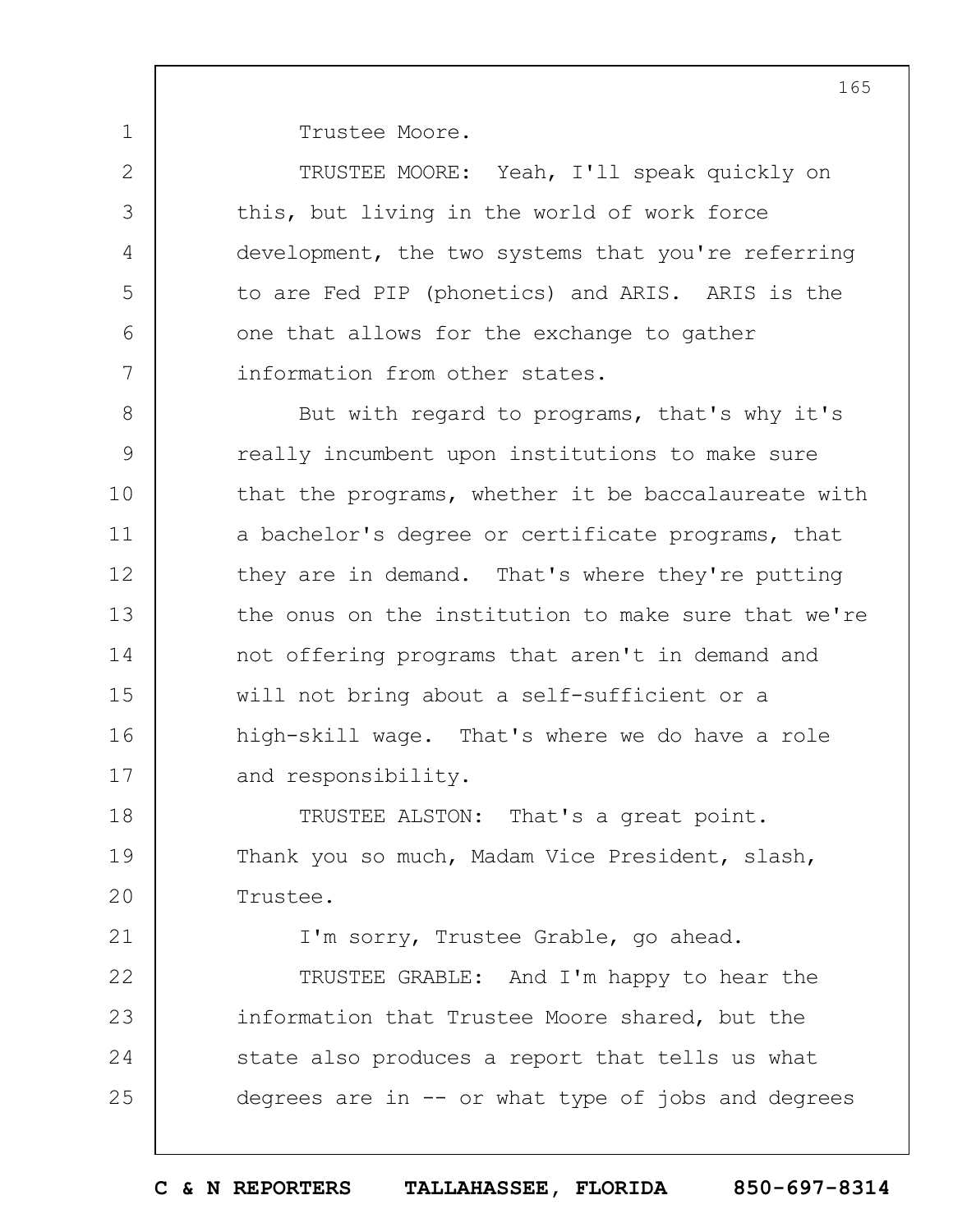Trustee Moore.

TRUSTEE MOORE: Yeah, I'll speak quickly on this, but living in the world of work force development, the two systems that you're referring to are Fed PIP (phonetics) and ARIS. ARIS is the one that allows for the exchange to gather information from other states.

But with regard to programs, that's why it's really incumbent upon institutions to make sure that the programs, whether it be baccalaureate with a bachelor's degree or certificate programs, that they are in demand. That's where they're putting the onus on the institution to make sure that we're not offering programs that aren't in demand and will not bring about a self-sufficient or a high-skill wage. That's where we do have a role and responsibility.

TRUSTEE ALSTON: That's a great point. Thank you so much, Madam Vice President, slash, Trustee.

I'm sorry, Trustee Grable, go ahead.

TRUSTEE GRABLE: And I'm happy to hear the information that Trustee Moore shared, but the state also produces a report that tells us what degrees are in -- or what type of jobs and degrees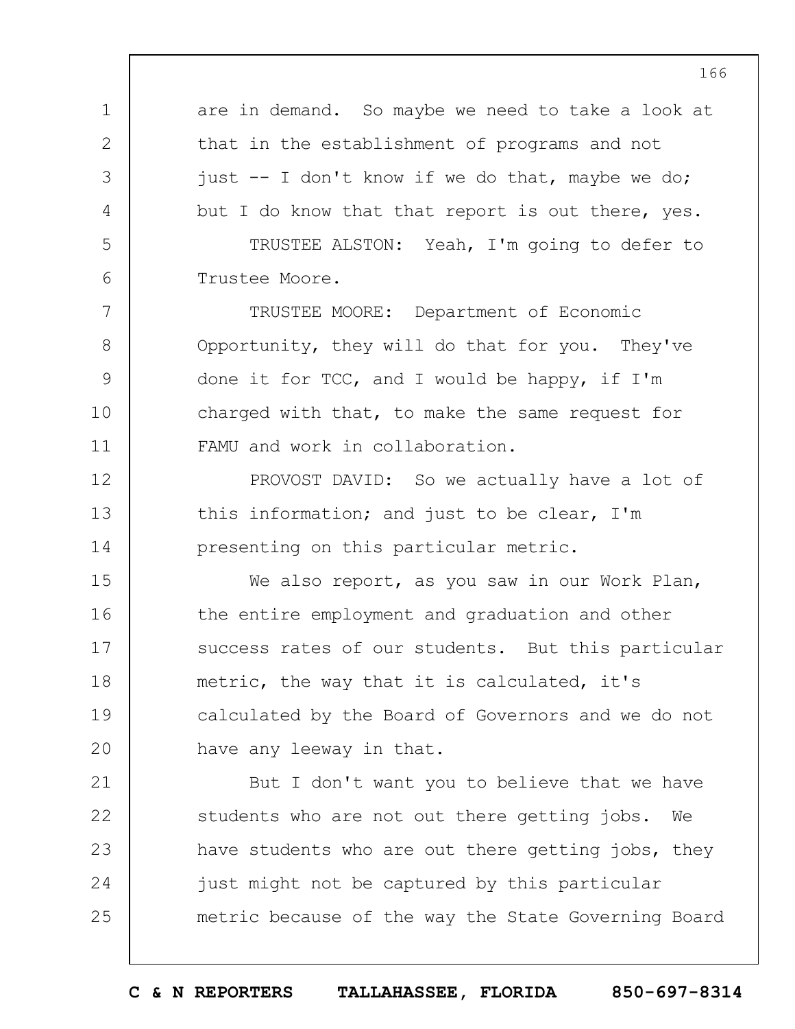are in demand. So maybe we need to take a look at that in the establishment of programs and not just -- I don't know if we do that, maybe we do; but I do know that that report is out there, yes.

TRUSTEE ALSTON: Yeah, I'm going to defer to Trustee Moore.

TRUSTEE MOORE: Department of Economic Opportunity, they will do that for you. They've done it for TCC, and I would be happy, if I'm charged with that, to make the same request for FAMU and work in collaboration.

PROVOST DAVID: So we actually have a lot of this information; and just to be clear, I'm presenting on this particular metric.

We also report, as you saw in our Work Plan, the entire employment and graduation and other success rates of our students. But this particular metric, the way that it is calculated, it's calculated by the Board of Governors and we do not have any leeway in that.

But I don't want you to believe that we have students who are not out there getting jobs. We have students who are out there getting jobs, they just might not be captured by this particular metric because of the way the State Governing Board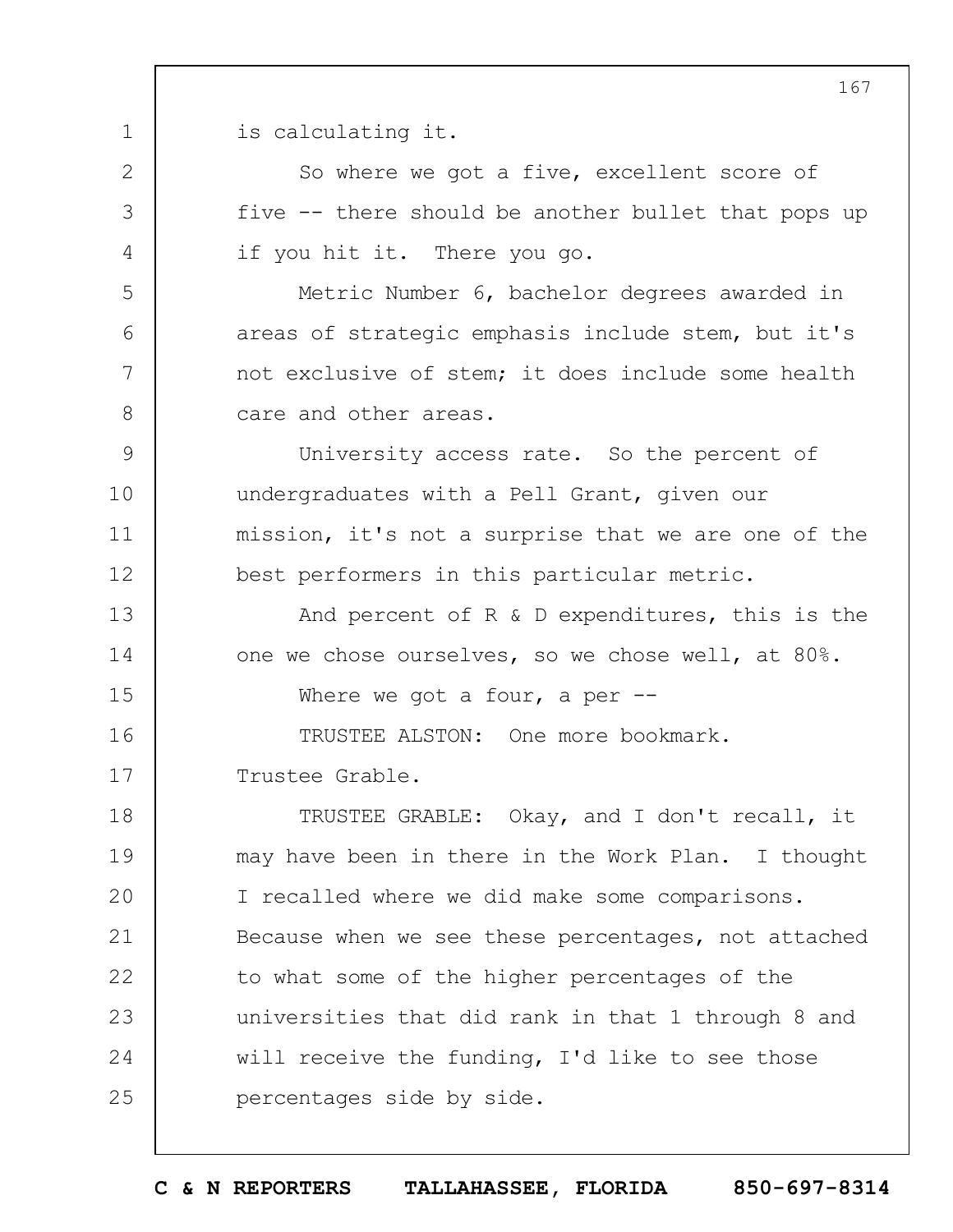is calculating it.

So where we got a five, excellent score of five -- there should be another bullet that pops up if you hit it. There you go.

Metric Number 6, bachelor degrees awarded in areas of strategic emphasis include stem, but it's not exclusive of stem; it does include some health care and other areas.

University access rate. So the percent of undergraduates with a Pell Grant, given our mission, it's not a surprise that we are one of the best performers in this particular metric.

And percent of R & D expenditures, this is the one we chose ourselves, so we chose well, at 80%.

Where we got a four, a per --

TRUSTEE ALSTON: One more bookmark. Trustee Grable.

TRUSTEE GRABLE: Okay, and I don't recall, it may have been in there in the Work Plan. I thought I recalled where we did make some comparisons. Because when we see these percentages, not attached to what some of the higher percentages of the universities that did rank in that 1 through 8 and will receive the funding, I'd like to see those percentages side by side.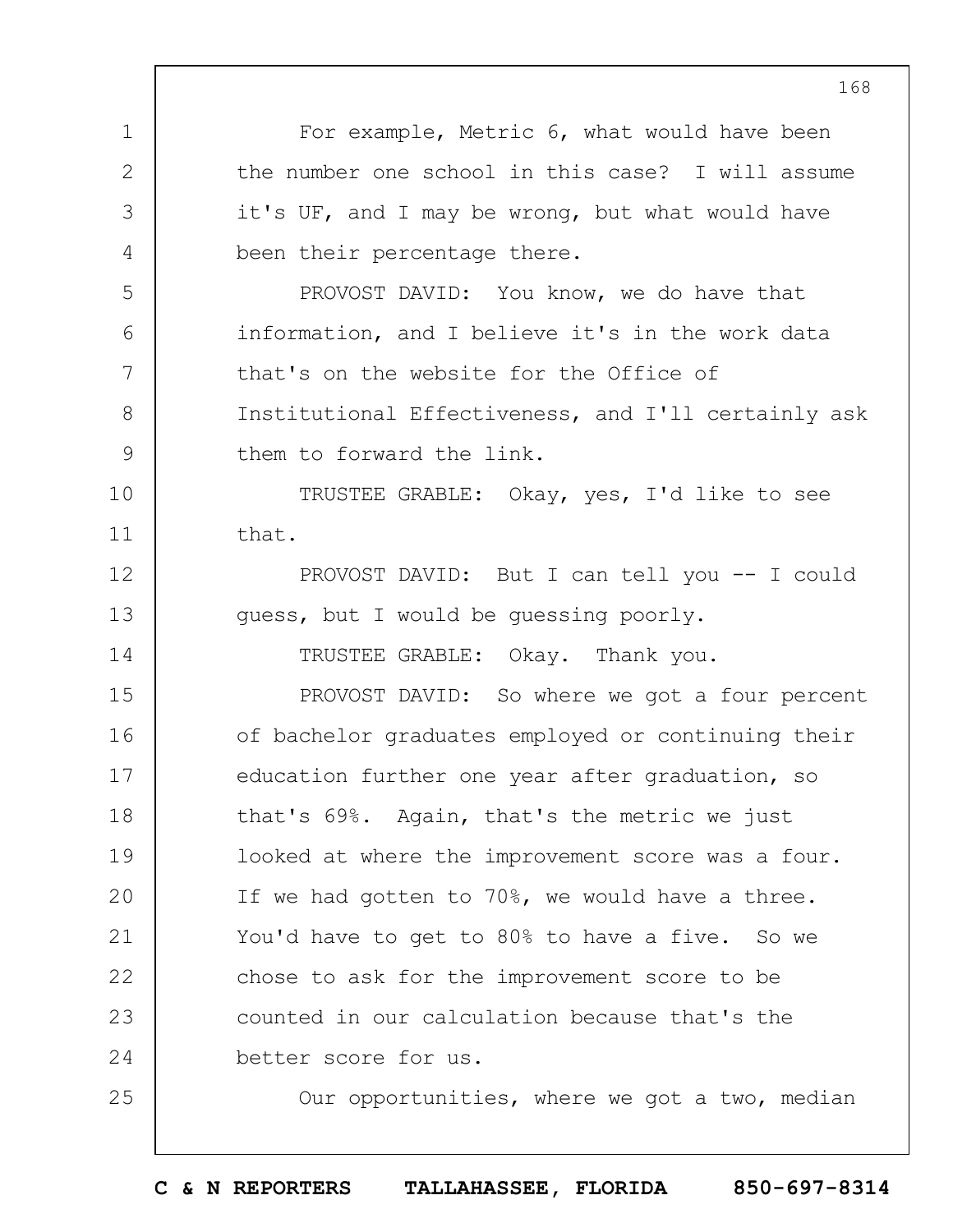For example, Metric 6, what would have been the number one school in this case? I will assume it's UF, and I may be wrong, but what would have been their percentage there.

PROVOST DAVID: You know, we do have that information, and I believe it's in the work data that's on the website for the Office of Institutional Effectiveness, and I'll certainly ask them to forward the link.

TRUSTEE GRABLE: Okay, yes, I'd like to see that.

PROVOST DAVID: But I can tell you -- I could guess, but I would be guessing poorly.

TRUSTEE GRABLE: Okay. Thank you.

PROVOST DAVID: So where we got a four percent of bachelor graduates employed or continuing their education further one year after graduation, so that's 69%. Again, that's the metric we just looked at where the improvement score was a four. If we had gotten to 70%, we would have a three. You'd have to get to 80% to have a five. So we chose to ask for the improvement score to be counted in our calculation because that's the better score for us.

Our opportunities, where we got a two, median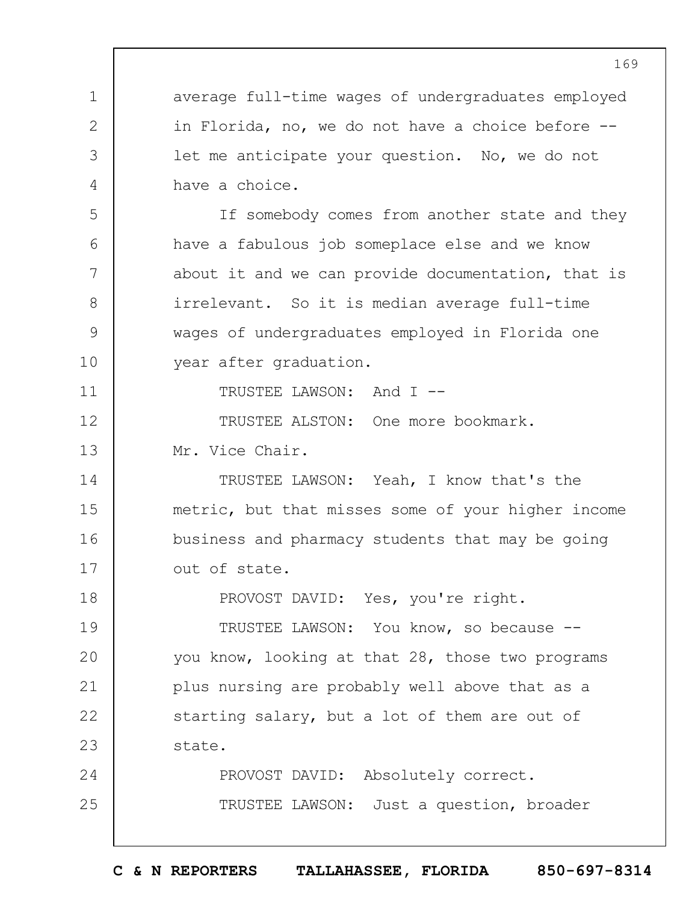average full-time wages of undergraduates employed in Florida, no, we do not have a choice before -- let me anticipate your question. No, we do not have a choice.

If somebody comes from another state and they have a fabulous job someplace else and we know about it and we can provide documentation, that is irrelevant. So it is median average full-time wages of undergraduates employed in Florida one year after graduation.

TRUSTEE LAWSON: And I --

TRUSTEE ALSTON: One more bookmark. Mr. Vice Chair.

TRUSTEE LAWSON: Yeah, I know that's the metric, but that misses some of your higher income business and pharmacy students that may be going out of state.

PROVOST DAVID: Yes, you're right.

TRUSTEE LAWSON: You know, so because -- you know, looking at that 28, those two programs plus nursing are probably well above that as a starting salary, but a lot of them are out of state.

PROVOST DAVID: Absolutely correct.

TRUSTEE LAWSON: Just a question, broader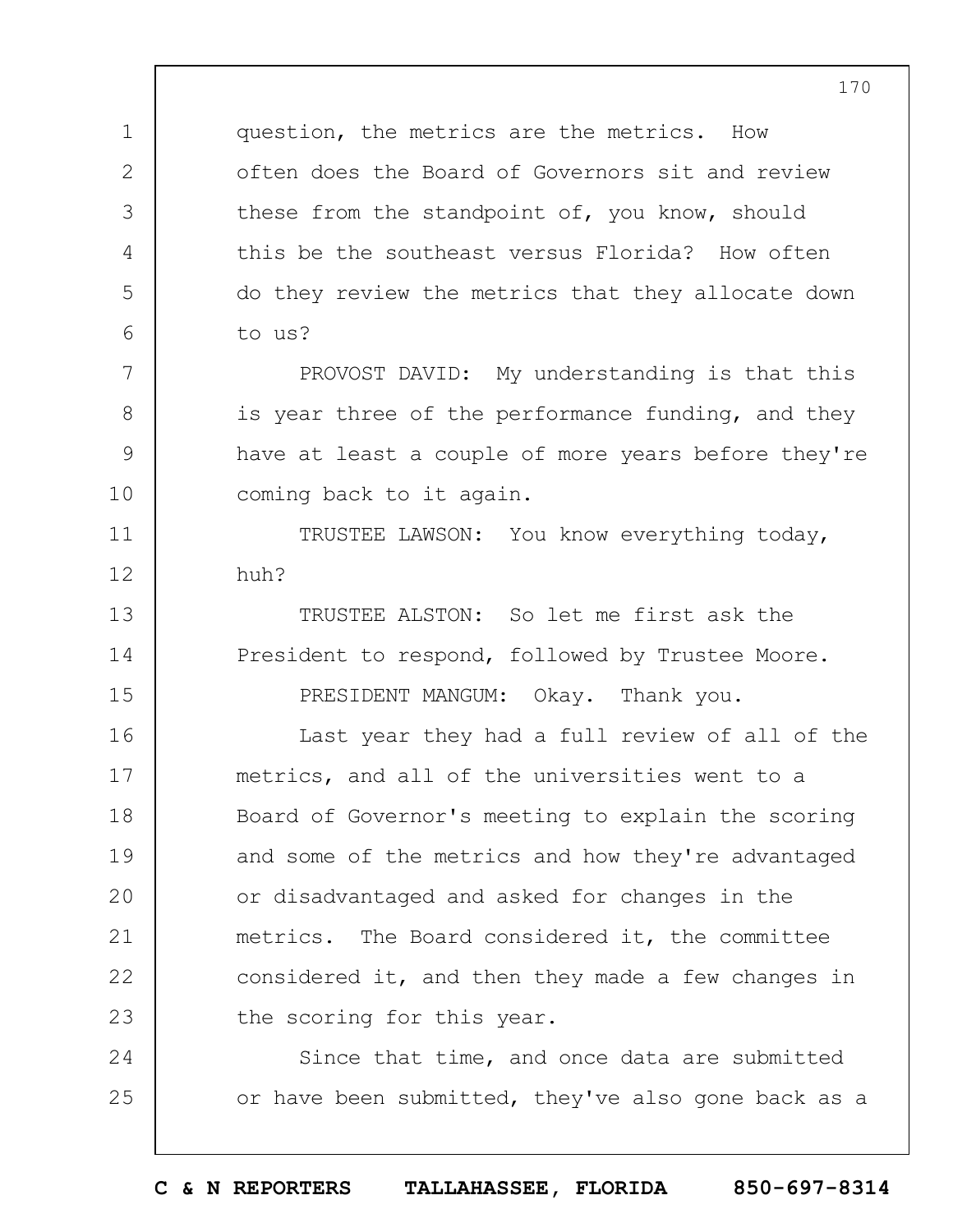question, the metrics are the metrics. How often does the Board of Governors sit and review these from the standpoint of, you know, should this be the southeast versus Florida? How often do they review the metrics that they allocate down to us?

PROVOST DAVID: My understanding is that this is year three of the performance funding, and they have at least a couple of more years before they're coming back to it again.

TRUSTEE LAWSON: You know everything today, huh?

TRUSTEE ALSTON: So let me first ask the President to respond, followed by Trustee Moore.

PRESIDENT MANGUM: Okay. Thank you.

Last year they had a full review of all of the metrics, and all of the universities went to a Board of Governor's meeting to explain the scoring and some of the metrics and how they're advantaged or disadvantaged and asked for changes in the metrics. The Board considered it, the committee considered it, and then they made a few changes in the scoring for this year.

Since that time, and once data are submitted or have been submitted, they've also gone back as a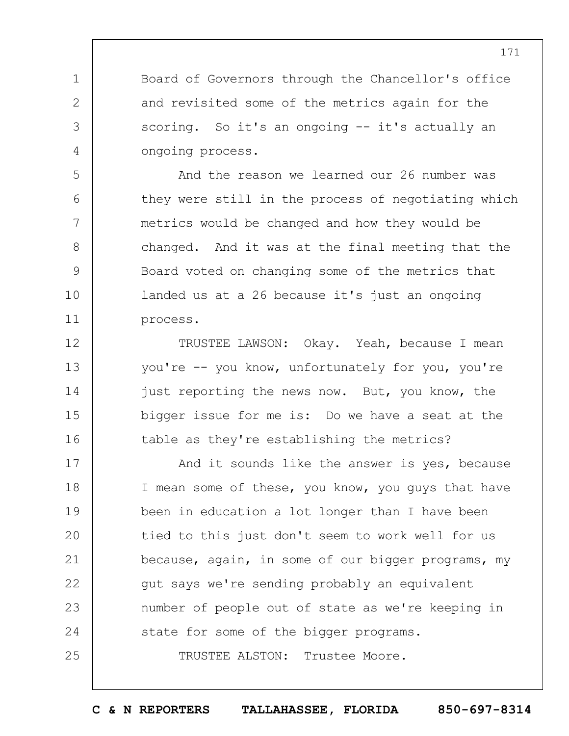Board of Governors through the Chancellor's office and revisited some of the metrics again for the scoring. So it's an ongoing -- it's actually an ongoing process.

And the reason we learned our 26 number was they were still in the process of negotiating which metrics would be changed and how they would be changed. And it was at the final meeting that the Board voted on changing some of the metrics that landed us at a 26 because it's just an ongoing process.

TRUSTEE LAWSON: Okay. Yeah, because I mean you're -- you know, unfortunately for you, you're just reporting the news now. But, you know, the bigger issue for me is: Do we have a seat at the table as they're establishing the metrics?

And it sounds like the answer is yes, because I mean some of these, you know, you guys that have been in education a lot longer than I have been tied to this just don't seem to work well for us because, again, in some of our bigger programs, my gut says we're sending probably an equivalent number of people out of state as we're keeping in state for some of the bigger programs.

TRUSTEE ALSTON: Trustee Moore.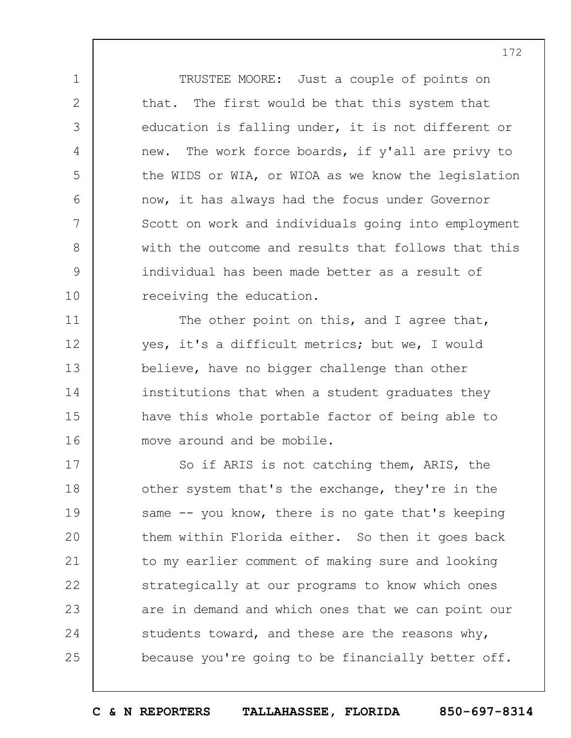TRUSTEE MOORE: Just a couple of points on that. The first would be that this system that education is falling under, it is not different or new. The work force boards, if y'all are privy to the WIDS or WIA, or WIOA as we know the legislation now, it has always had the focus under Governor Scott on work and individuals going into employment with the outcome and results that follows that this individual has been made better as a result of receiving the education.

The other point on this, and I agree that, yes, it's a difficult metrics; but we, I would believe, have no bigger challenge than other institutions that when a student graduates they have this whole portable factor of being able to move around and be mobile.

So if ARIS is not catching them, ARIS, the other system that's the exchange, they're in the same -- you know, there is no gate that's keeping them within Florida either. So then it goes back to my earlier comment of making sure and looking strategically at our programs to know which ones are in demand and which ones that we can point our students toward, and these are the reasons why, because you're going to be financially better off.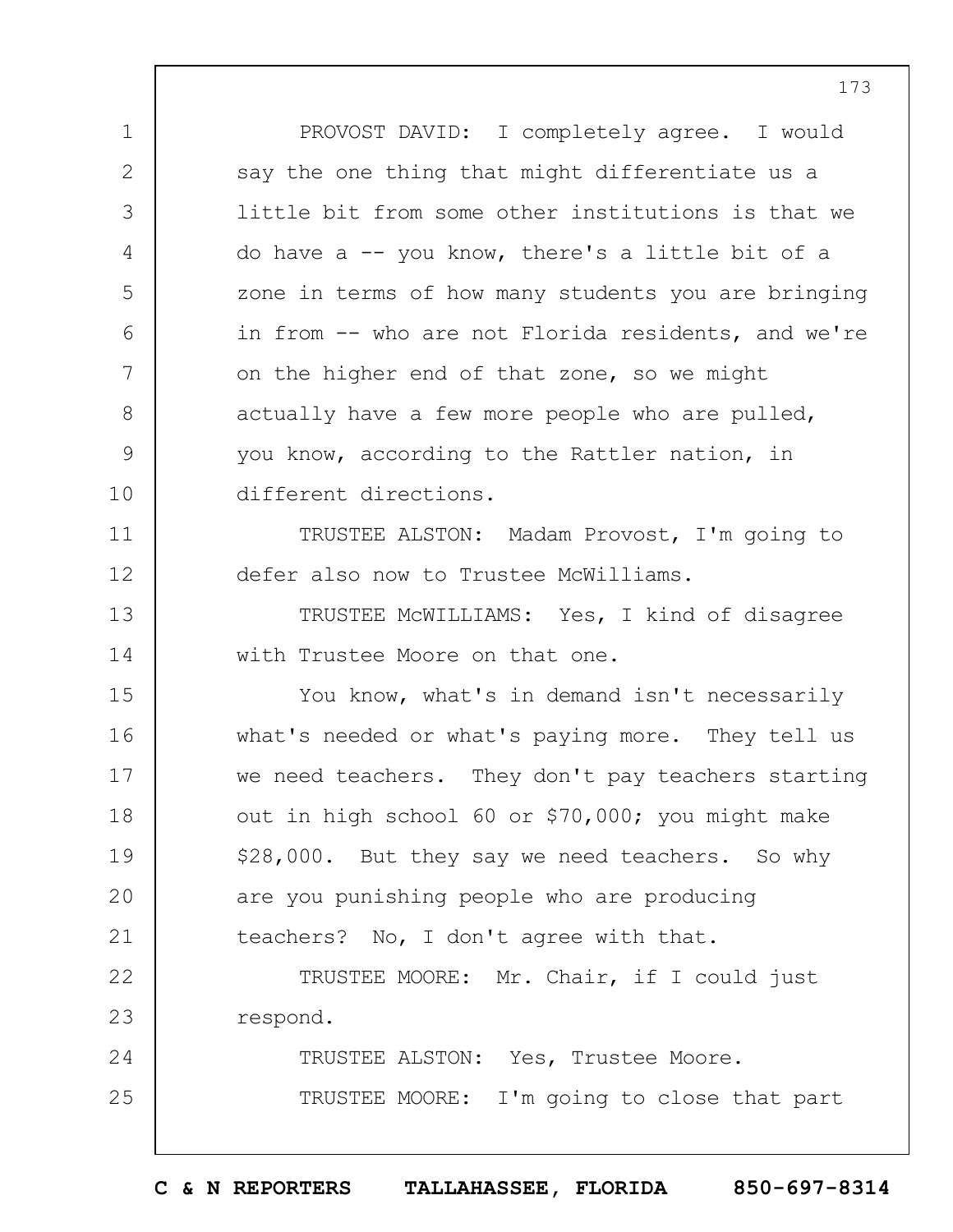PROVOST DAVID: I completely agree. I would say the one thing that might differentiate us a little bit from some other institutions is that we do have a -- you know, there's a little bit of a zone in terms of how many students you are bringing in from -- who are not Florida residents, and we're on the higher end of that zone, so we might actually have a few more people who are pulled, you know, according to the Rattler nation, in different directions.

TRUSTEE ALSTON: Madam Provost, I'm going to defer also now to Trustee McWilliams.

TRUSTEE McWILLIAMS: Yes, I kind of disagree with Trustee Moore on that one.

You know, what's in demand isn't necessarily what's needed or what's paying more. They tell us we need teachers. They don't pay teachers starting out in high school 60 or $70,000; you might make $28,000. But they say we need teachers. So why are you punishing people who are producing teachers? No, I don't agree with that.

TRUSTEE MOORE: Mr. Chair, if I could just respond.

TRUSTEE ALSTON: Yes, Trustee Moore.

TRUSTEE MOORE: I'm going to close that part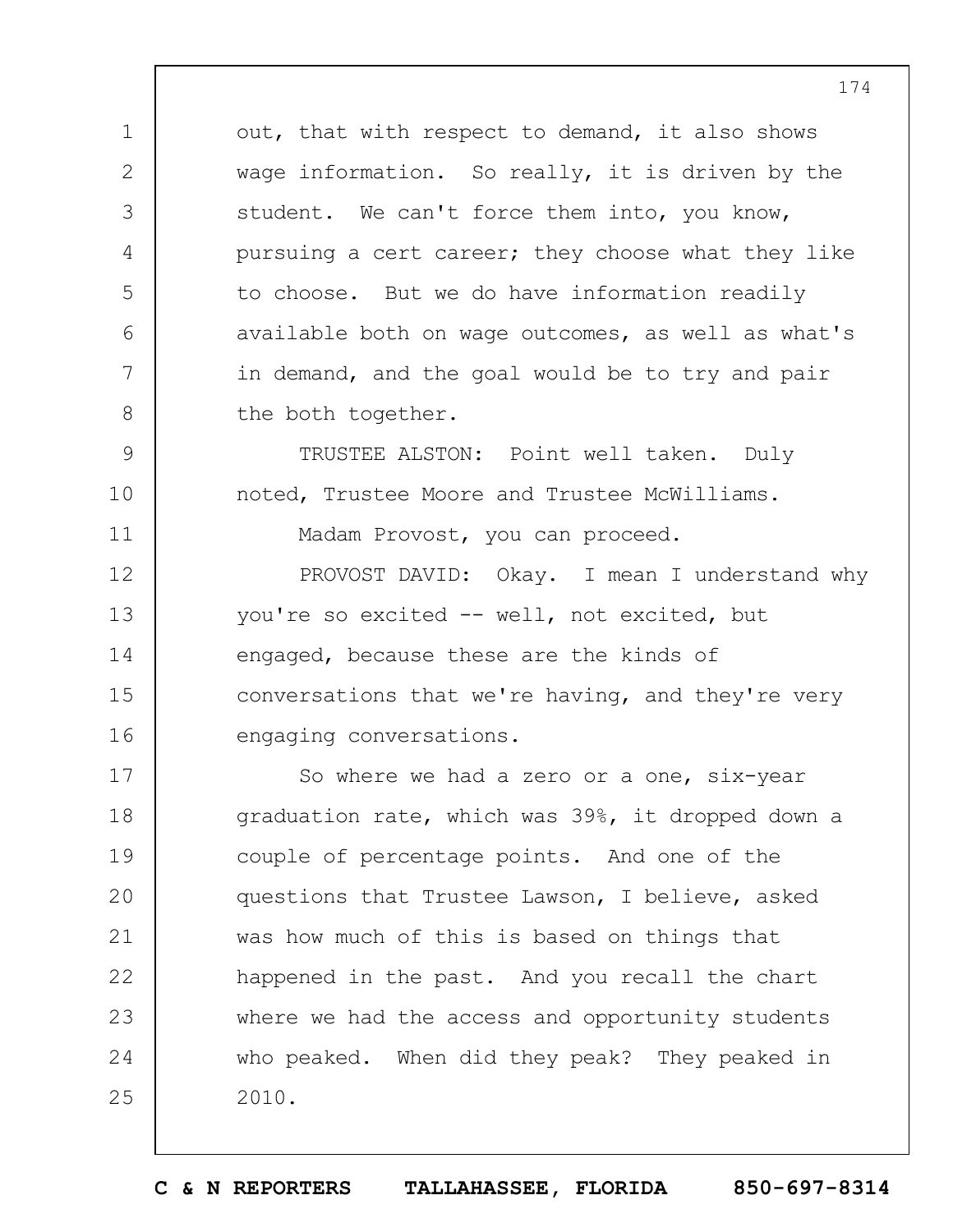out, that with respect to demand, it also shows wage information. So really, it is driven by the student. We can't force them into, you know, pursuing a cert career; they choose what they like to choose. But we do have information readily available both on wage outcomes, as well as what's in demand, and the goal would be to try and pair the both together.

TRUSTEE ALSTON: Point well taken. Duly noted, Trustee Moore and Trustee McWilliams.

Madam Provost, you can proceed.

PROVOST DAVID: Okay. I mean I understand why you're so excited -- well, not excited, but engaged, because these are the kinds of conversations that we're having, and they're very engaging conversations.

So where we had a zero or a one, six-year graduation rate, which was 39%, it dropped down a couple of percentage points. And one of the questions that Trustee Lawson, I believe, asked was how much of this is based on things that happened in the past. And you recall the chart where we had the access and opportunity students who peaked. When did they peak? They peaked in 2010.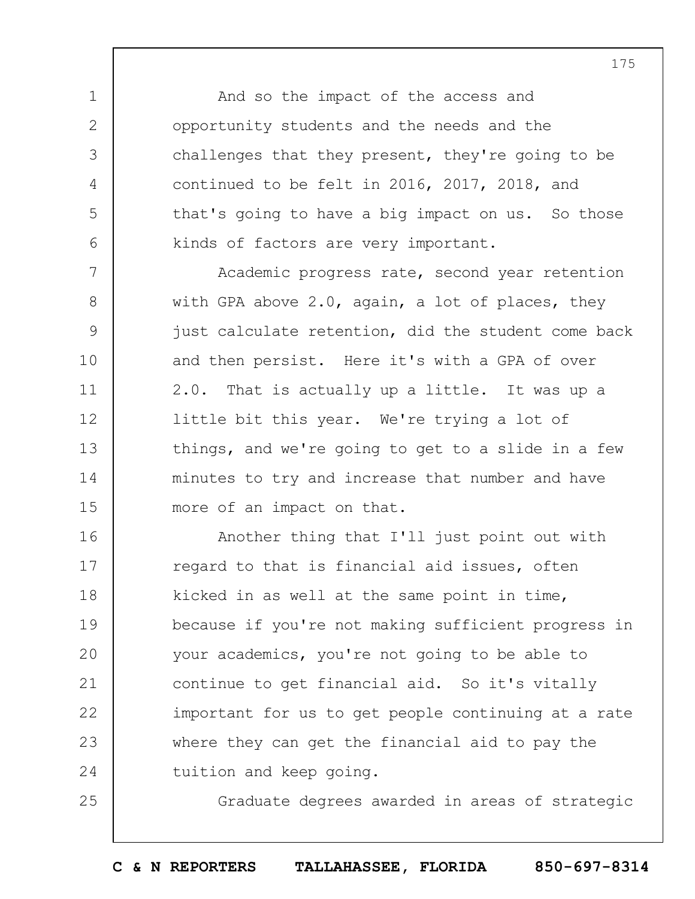And so the impact of the access and opportunity students and the needs and the challenges that they present, they're going to be continued to be felt in 2016, 2017, 2018, and that's going to have a big impact on us. So those kinds of factors are very important.

Academic progress rate, second year retention with GPA above 2.0, again, a lot of places, they just calculate retention, did the student come back and then persist. Here it's with a GPA of over 2.0. That is actually up a little. It was up a little bit this year. We're trying a lot of things, and we're going to get to a slide in a few minutes to try and increase that number and have more of an impact on that.

Another thing that I'll just point out with regard to that is financial aid issues, often kicked in as well at the same point in time, because if you're not making sufficient progress in your academics, you're not going to be able to continue to get financial aid. So it's vitally important for us to get people continuing at a rate where they can get the financial aid to pay the tuition and keep going.

Graduate degrees awarded in areas of strategic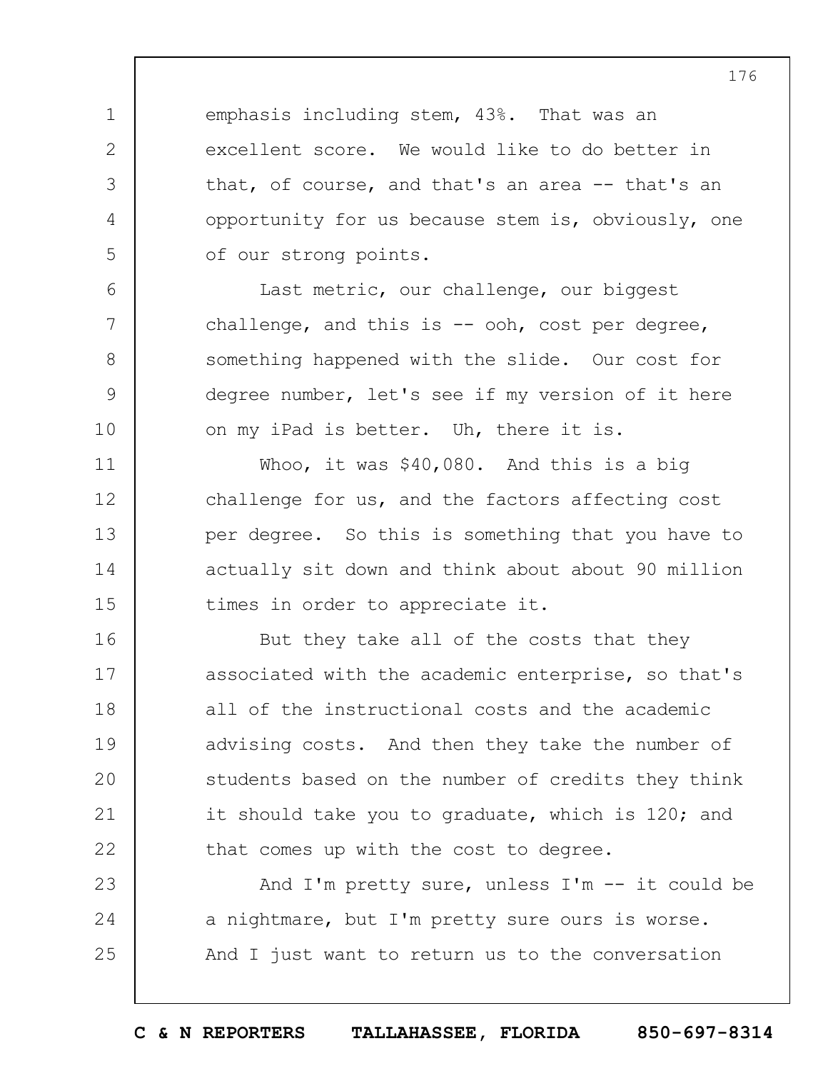emphasis including stem, 43%. That was an excellent score. We would like to do better in that, of course, and that's an area -- that's an opportunity for us because stem is, obviously, one of our strong points.

Last metric, our challenge, our biggest challenge, and this is -- ooh, cost per degree, something happened with the slide. Our cost for degree number, let's see if my version of it here on my iPad is better. Uh, there it is.

Whoo, it was $40,080. And this is a big challenge for us, and the factors affecting cost per degree. So this is something that you have to actually sit down and think about about 90 million times in order to appreciate it.

But they take all of the costs that they associated with the academic enterprise, so that's all of the instructional costs and the academic advising costs. And then they take the number of students based on the number of credits they think it should take you to graduate, which is 120; and that comes up with the cost to degree.

And I'm pretty sure, unless I'm -- it could be a nightmare, but I'm pretty sure ours is worse. And I just want to return us to the conversation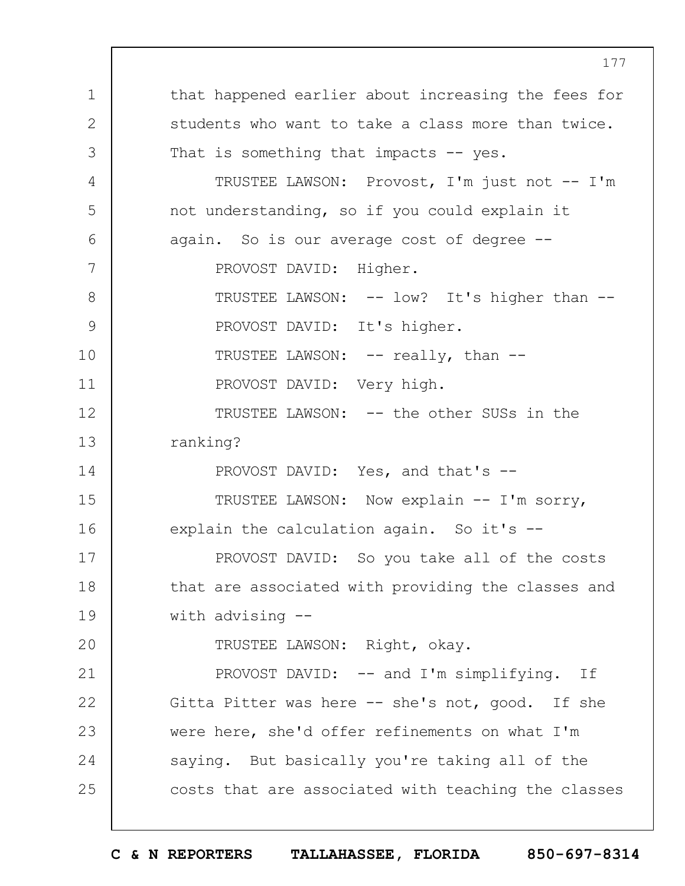that happened earlier about increasing the fees for students who want to take a class more than twice. That is something that impacts -- yes.

TRUSTEE LAWSON: Provost, I'm just not -- I'm not understanding, so if you could explain it again. So is our average cost of degree --

PROVOST DAVID: Higher.

TRUSTEE LAWSON: -- low? It's higher than --

PROVOST DAVID: It's higher.

TRUSTEE LAWSON: -- really, than --

PROVOST DAVID: Very high.

TRUSTEE LAWSON: -- the other SUSs in the ranking?

PROVOST DAVID: Yes, and that's --

TRUSTEE LAWSON: Now explain -- I'm sorry, explain the calculation again. So it's --

PROVOST DAVID: So you take all of the costs that are associated with providing the classes and with advising --

TRUSTEE LAWSON: Right, okay.

PROVOST DAVID: -- and I'm simplifying. If Gitta Pitter was here -- she's not, good. If she were here, she'd offer refinements on what I'm saying. But basically you're taking all of the costs that are associated with teaching the classes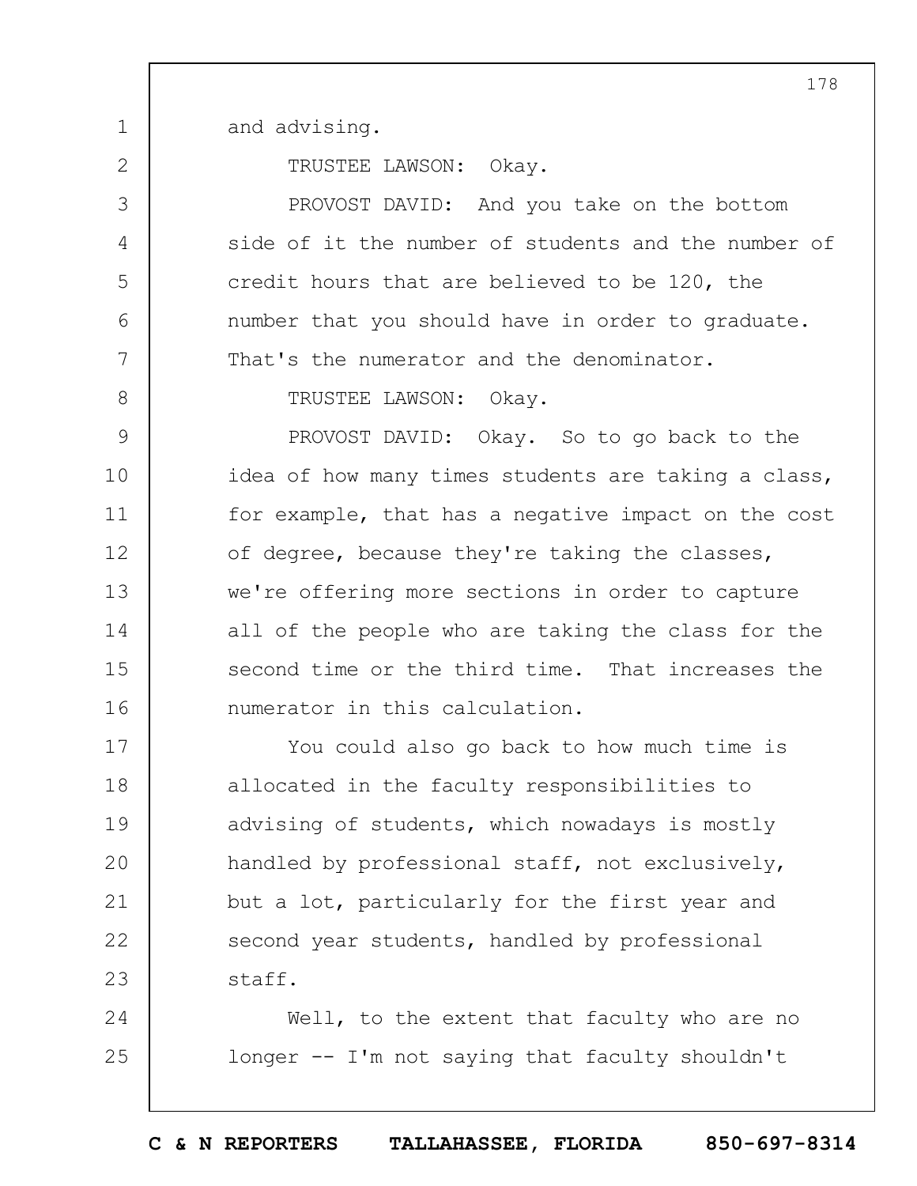and advising.

TRUSTEE LAWSON: Okay.

PROVOST DAVID: And you take on the bottom side of it the number of students and the number of credit hours that are believed to be 120, the number that you should have in order to graduate. That's the numerator and the denominator.

TRUSTEE LAWSON: Okay.

PROVOST DAVID: Okay. So to go back to the idea of how many times students are taking a class, for example, that has a negative impact on the cost of degree, because they're taking the classes, we're offering more sections in order to capture all of the people who are taking the class for the second time or the third time. That increases the numerator in this calculation.

You could also go back to how much time is allocated in the faculty responsibilities to advising of students, which nowadays is mostly handled by professional staff, not exclusively, but a lot, particularly for the first year and second year students, handled by professional staff.

Well, to the extent that faculty who are no longer -- I'm not saying that faculty shouldn't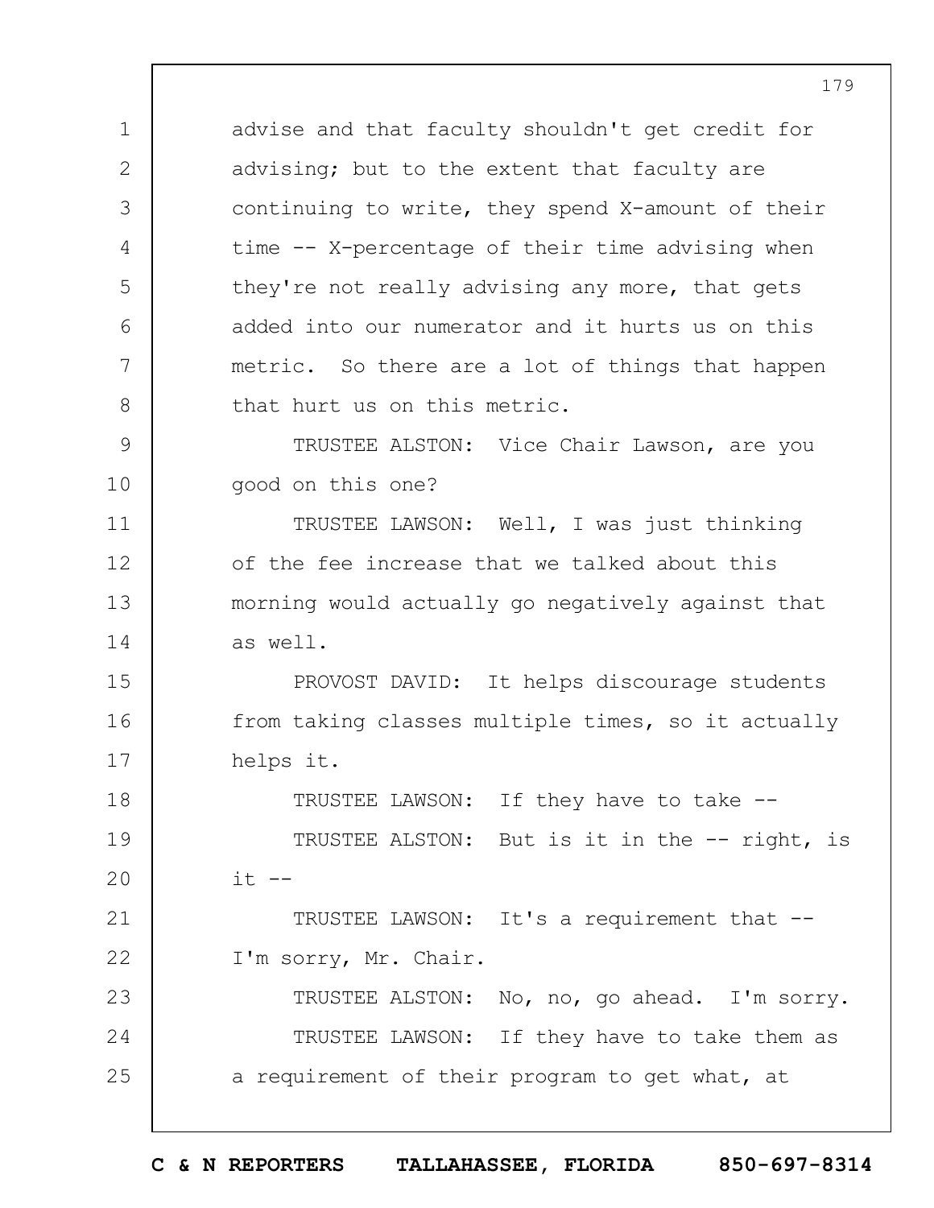advise and that faculty shouldn't get credit for advising; but to the extent that faculty are continuing to write, they spend X-amount of their time -- X-percentage of their time advising when they're not really advising any more, that gets added into our numerator and it hurts us on this metric. So there are a lot of things that happen that hurt us on this metric.

TRUSTEE ALSTON: Vice Chair Lawson, are you good on this one?

TRUSTEE LAWSON: Well, I was just thinking of the fee increase that we talked about this morning would actually go negatively against that as well.

PROVOST DAVID: It helps discourage students from taking classes multiple times, so it actually helps it.

TRUSTEE LAWSON: If they have to take --

TRUSTEE ALSTON: But is it in the -- right, is it --

TRUSTEE LAWSON: It's a requirement that -- I'm sorry, Mr. Chair.

TRUSTEE ALSTON: No, no, go ahead. I'm sorry.

TRUSTEE LAWSON: If they have to take them as a requirement of their program to get what, at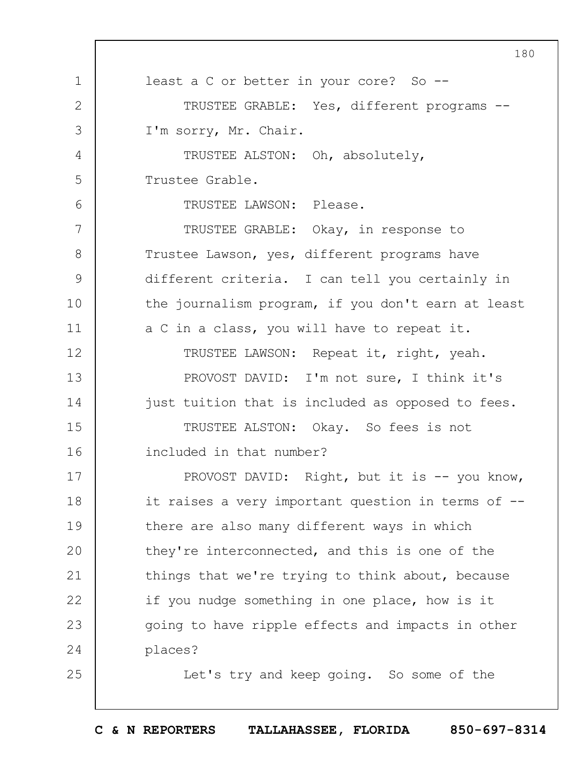least a C or better in your core? So --

TRUSTEE GRABLE: Yes, different programs -- I'm sorry, Mr. Chair.

TRUSTEE ALSTON: Oh, absolutely, Trustee Grable.

TRUSTEE LAWSON: Please.

TRUSTEE GRABLE: Okay, in response to Trustee Lawson, yes, different programs have different criteria. I can tell you certainly in the journalism program, if you don't earn at least a C in a class, you will have to repeat it.

TRUSTEE LAWSON: Repeat it, right, yeah.

PROVOST DAVID: I'm not sure, I think it's just tuition that is included as opposed to fees.

TRUSTEE ALSTON: Okay. So fees is not included in that number?

PROVOST DAVID: Right, but it is -- you know, it raises a very important question in terms of -- there are also many different ways in which they're interconnected, and this is one of the things that we're trying to think about, because if you nudge something in one place, how is it going to have ripple effects and impacts in other places?

Let's try and keep going. So some of the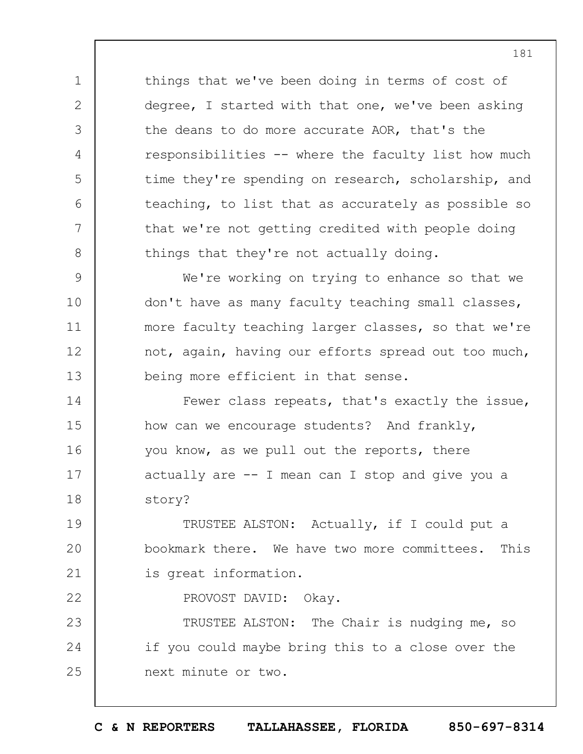things that we've been doing in terms of cost of degree, I started with that one, we've been asking the deans to do more accurate AOR, that's the responsibilities -- where the faculty list how much time they're spending on research, scholarship, and teaching, to list that as accurately as possible so that we're not getting credited with people doing things that they're not actually doing.

We're working on trying to enhance so that we don't have as many faculty teaching small classes, more faculty teaching larger classes, so that we're not, again, having our efforts spread out too much, being more efficient in that sense.

Fewer class repeats, that's exactly the issue, how can we encourage students? And frankly, you know, as we pull out the reports, there actually are -- I mean can I stop and give you a story?

TRUSTEE ALSTON: Actually, if I could put a bookmark there. We have two more committees. This is great information.

PROVOST DAVID: Okay.

TRUSTEE ALSTON: The Chair is nudging me, so if you could maybe bring this to a close over the next minute or two.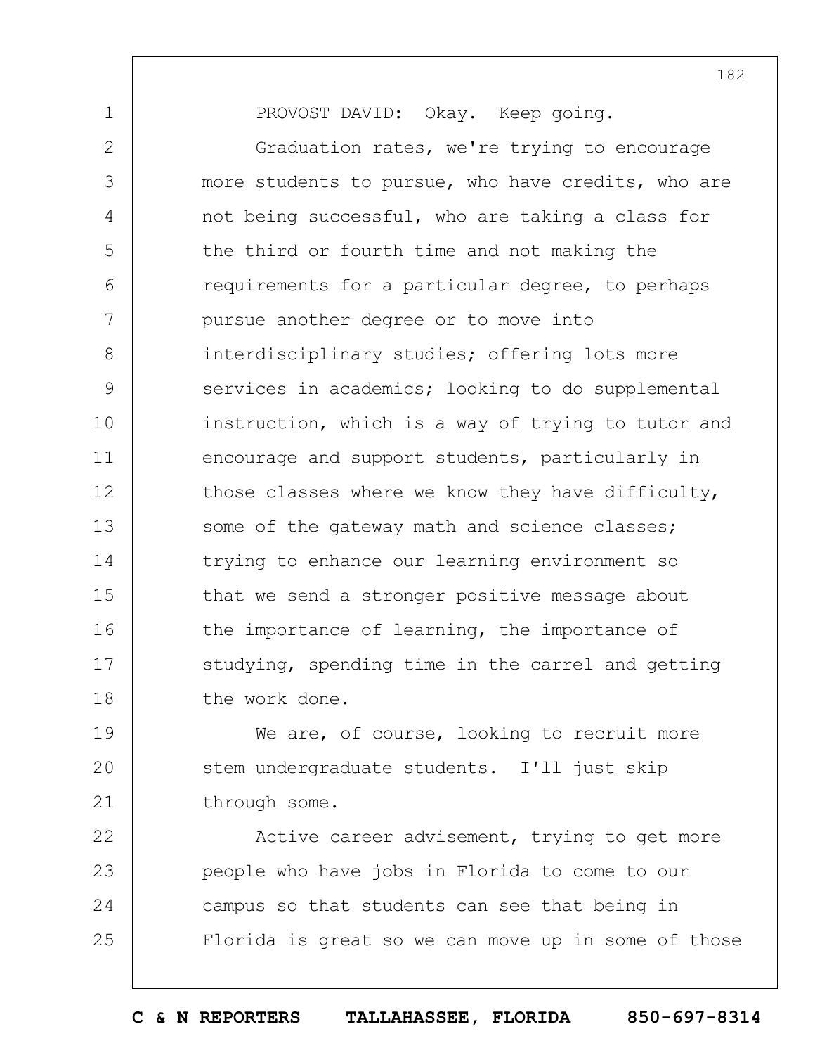PROVOST DAVID: Okay. Keep going.

Graduation rates, we're trying to encourage more students to pursue, who have credits, who are not being successful, who are taking a class for the third or fourth time and not making the requirements for a particular degree, to perhaps pursue another degree or to move into interdisciplinary studies; offering lots more services in academics; looking to do supplemental instruction, which is a way of trying to tutor and encourage and support students, particularly in those classes where we know they have difficulty, some of the gateway math and science classes; trying to enhance our learning environment so that we send a stronger positive message about the importance of learning, the importance of studying, spending time in the carrel and getting the work done.

We are, of course, looking to recruit more stem undergraduate students. I'll just skip through some.

Active career advisement, trying to get more people who have jobs in Florida to come to our campus so that students can see that being in Florida is great so we can move up in some of those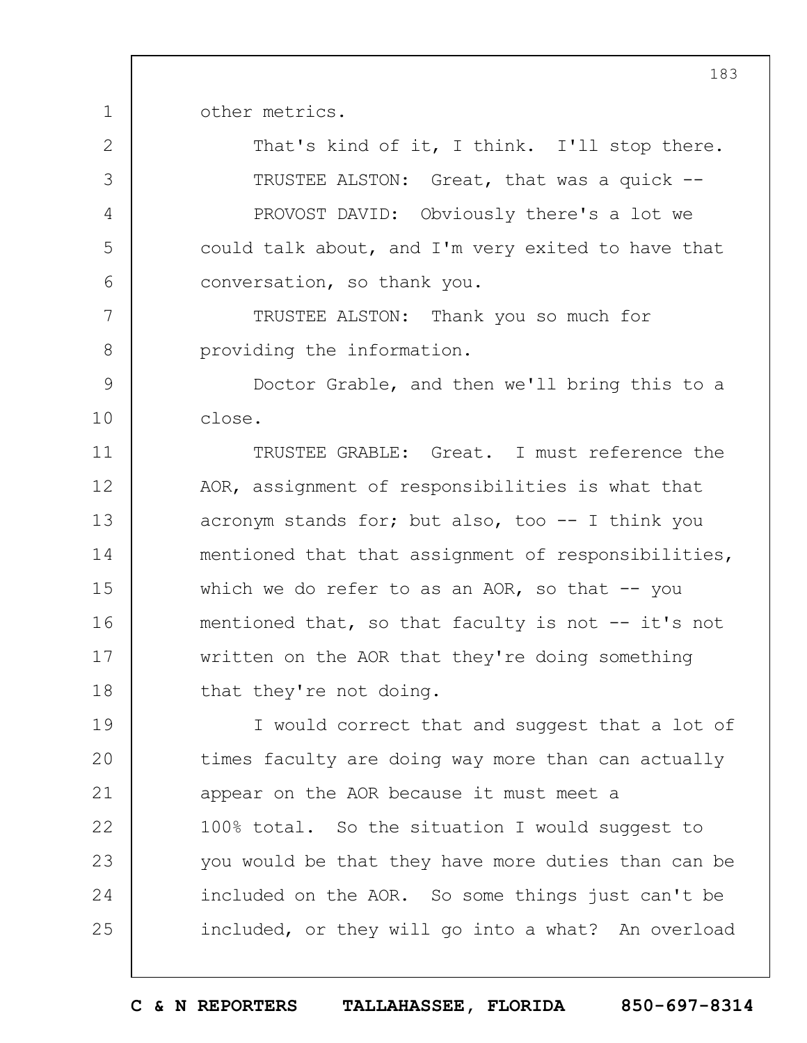other metrics.

That's kind of it, I think. I'll stop there.

TRUSTEE ALSTON: Great, that was a quick --

PROVOST DAVID: Obviously there's a lot we could talk about, and I'm very exited to have that conversation, so thank you.

TRUSTEE ALSTON: Thank you so much for providing the information.

Doctor Grable, and then we'll bring this to a close.

TRUSTEE GRABLE: Great. I must reference the AOR, assignment of responsibilities is what that acronym stands for; but also, too -- I think you mentioned that that assignment of responsibilities, which we do refer to as an AOR, so that -- you mentioned that, so that faculty is not -- it's not written on the AOR that they're doing something that they're not doing.

I would correct that and suggest that a lot of times faculty are doing way more than can actually appear on the AOR because it must meet a 100% total. So the situation I would suggest to you would be that they have more duties than can be included on the AOR. So some things just can't be included, or they will go into a what? An overload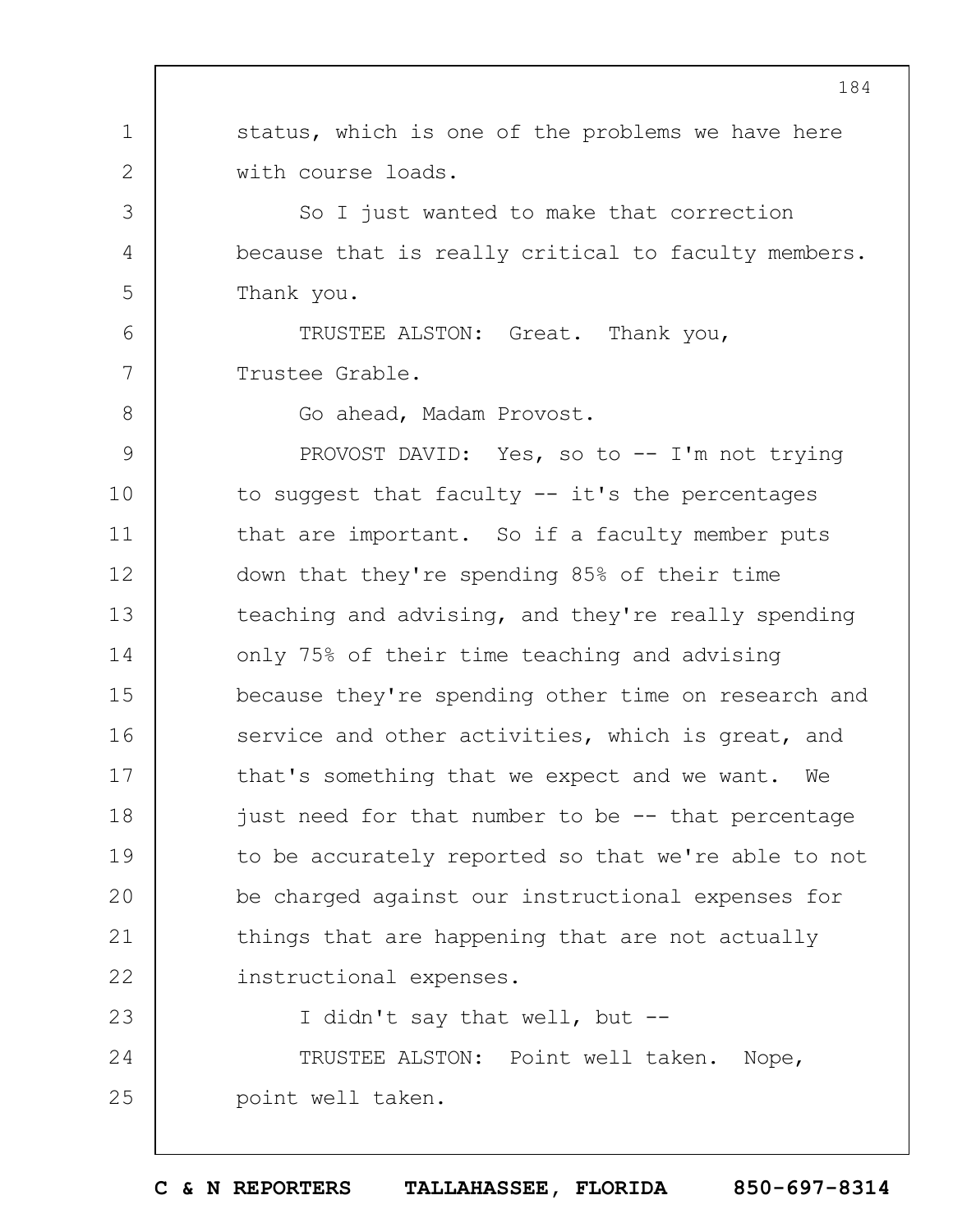status, which is one of the problems we have here with course loads.

So I just wanted to make that correction because that is really critical to faculty members. Thank you.

TRUSTEE ALSTON: Great. Thank you, Trustee Grable.

Go ahead, Madam Provost.

PROVOST DAVID: Yes, so to -- I'm not trying to suggest that faculty -- it's the percentages that are important. So if a faculty member puts down that they're spending 85% of their time teaching and advising, and they're really spending only 75% of their time teaching and advising because they're spending other time on research and service and other activities, which is great, and that's something that we expect and we want. We just need for that number to be -- that percentage to be accurately reported so that we're able to not be charged against our instructional expenses for things that are happening that are not actually instructional expenses.

I didn't say that well, but --

TRUSTEE ALSTON: Point well taken. Nope, point well taken.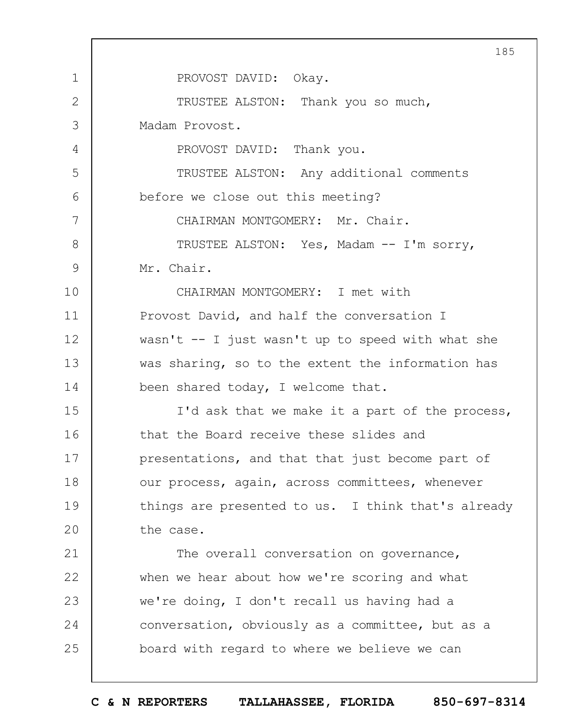PROVOST DAVID: Okay.

TRUSTEE ALSTON: Thank you so much, Madam Provost.

PROVOST DAVID: Thank you.

TRUSTEE ALSTON: Any additional comments before we close out this meeting?

CHAIRMAN MONTGOMERY: Mr. Chair.

TRUSTEE ALSTON: Yes, Madam -- I'm sorry, Mr. Chair.

CHAIRMAN MONTGOMERY: I met with Provost David, and half the conversation I wasn't -- I just wasn't up to speed with what she was sharing, so to the extent the information has been shared today, I welcome that.

I'd ask that we make it a part of the process, that the Board receive these slides and presentations, and that that just become part of our process, again, across committees, whenever things are presented to us. I think that's already the case.

The overall conversation on governance, when we hear about how we're scoring and what we're doing, I don't recall us having had a conversation, obviously as a committee, but as a board with regard to where we believe we can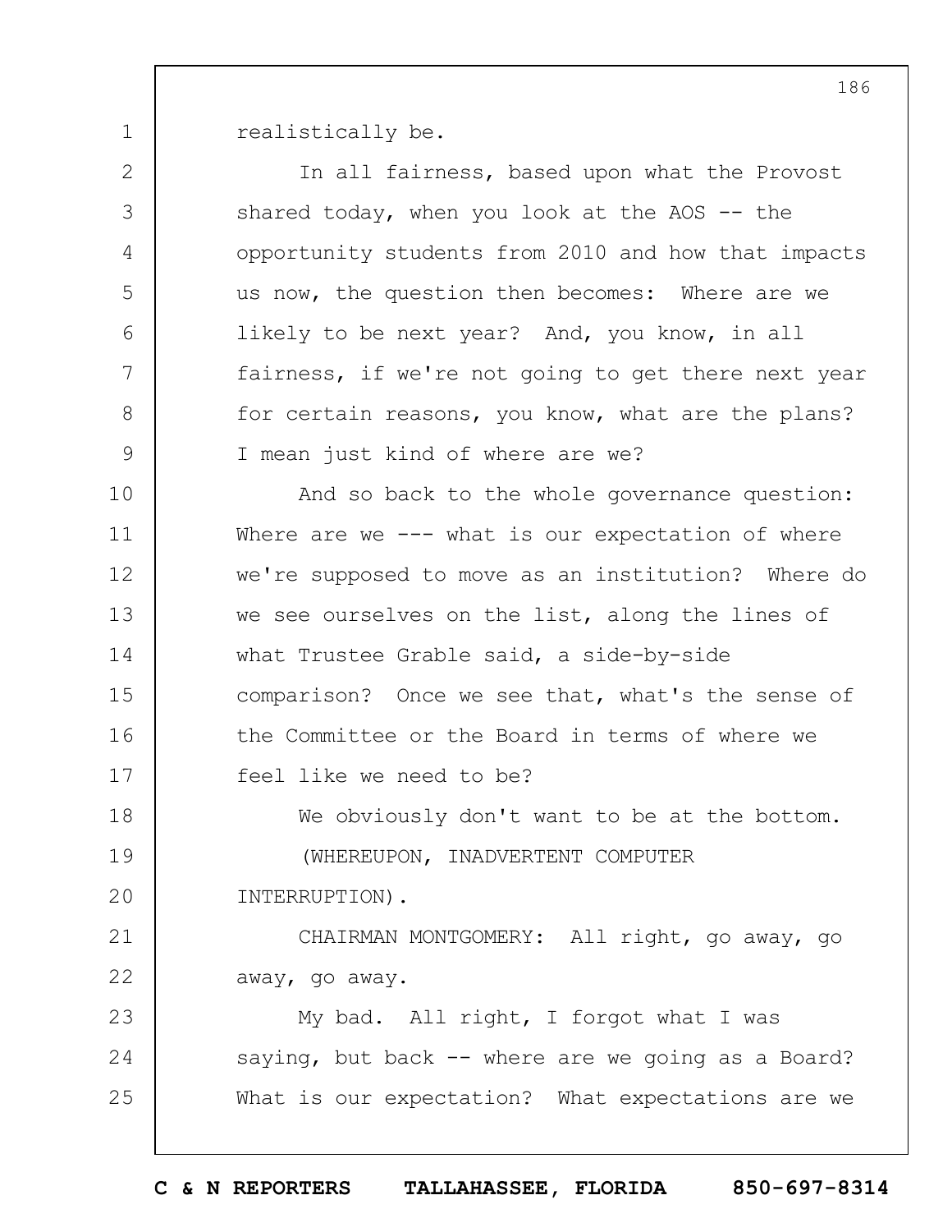realistically be.

In all fairness, based upon what the Provost shared today, when you look at the AOS -- the opportunity students from 2010 and how that impacts us now, the question then becomes: Where are we likely to be next year? And, you know, in all fairness, if we're not going to get there next year for certain reasons, you know, what are the plans? I mean just kind of where are we?

And so back to the whole governance question: Where are we --- what is our expectation of where we're supposed to move as an institution? Where do we see ourselves on the list, along the lines of what Trustee Grable said, a side-by-side comparison? Once we see that, what's the sense of the Committee or the Board in terms of where we feel like we need to be?

We obviously don't want to be at the bottom.

(WHEREUPON, INADVERTENT COMPUTER INTERRUPTION).

CHAIRMAN MONTGOMERY: All right, go away, go away, go away.

My bad. All right, I forgot what I was saying, but back -- where are we going as a Board? What is our expectation? What expectations are we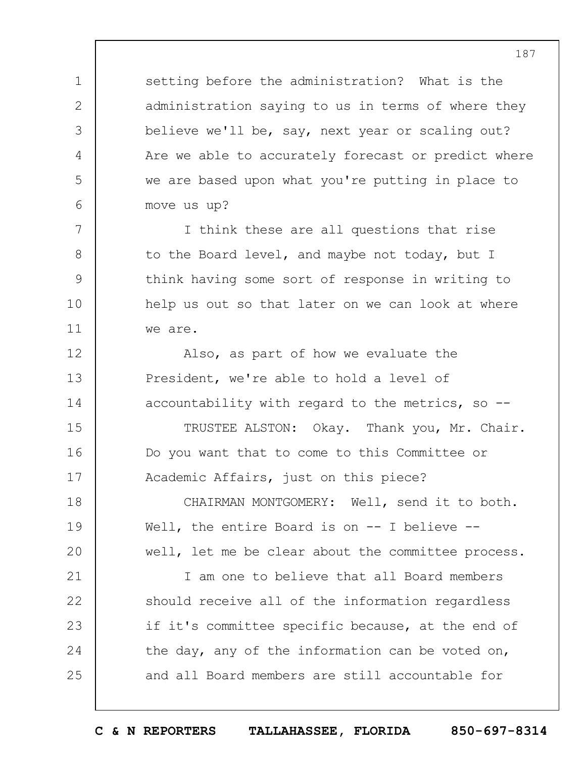setting before the administration? What is the administration saying to us in terms of where they believe we'll be, say, next year or scaling out? Are we able to accurately forecast or predict where we are based upon what you're putting in place to move us up?

I think these are all questions that rise to the Board level, and maybe not today, but I think having some sort of response in writing to help us out so that later on we can look at where we are.

Also, as part of how we evaluate the President, we're able to hold a level of accountability with regard to the metrics, so --

TRUSTEE ALSTON: Okay. Thank you, Mr. Chair. Do you want that to come to this Committee or Academic Affairs, just on this piece?

CHAIRMAN MONTGOMERY: Well, send it to both. Well, the entire Board is on -- I believe -- well, let me be clear about the committee process.

I am one to believe that all Board members should receive all of the information regardless if it's committee specific because, at the end of the day, any of the information can be voted on, and all Board members are still accountable for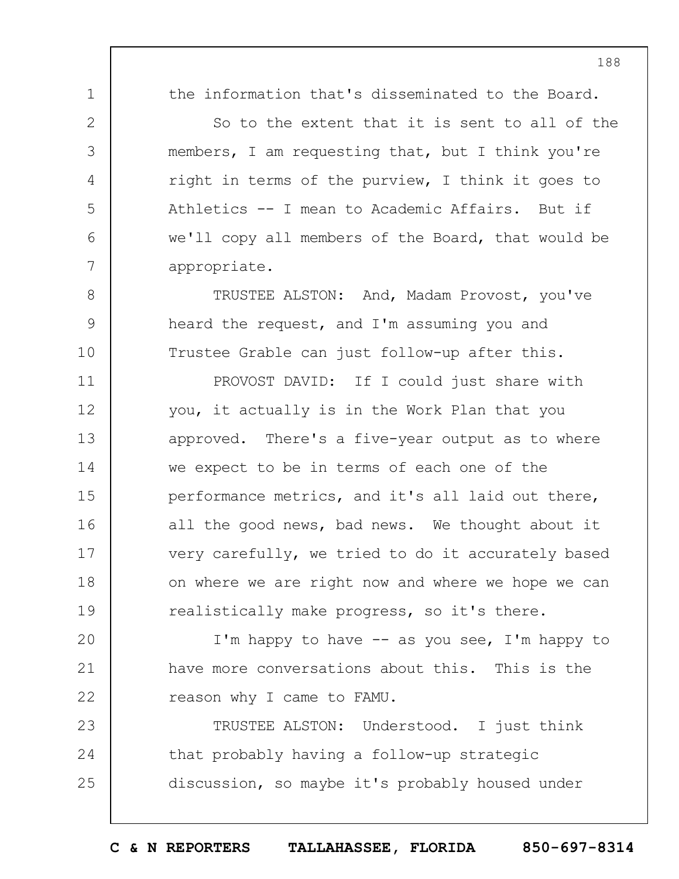the information that's disseminated to the Board.

So to the extent that it is sent to all of the members, I am requesting that, but I think you're right in terms of the purview, I think it goes to Athletics -- I mean to Academic Affairs. But if we'll copy all members of the Board, that would be appropriate.

TRUSTEE ALSTON: And, Madam Provost, you've heard the request, and I'm assuming you and Trustee Grable can just follow-up after this.

PROVOST DAVID: If I could just share with you, it actually is in the Work Plan that you approved. There's a five-year output as to where we expect to be in terms of each one of the performance metrics, and it's all laid out there, all the good news, bad news. We thought about it very carefully, we tried to do it accurately based on where we are right now and where we hope we can realistically make progress, so it's there.

I'm happy to have -- as you see, I'm happy to have more conversations about this. This is the reason why I came to FAMU.

TRUSTEE ALSTON: Understood. I just think that probably having a follow-up strategic discussion, so maybe it's probably housed under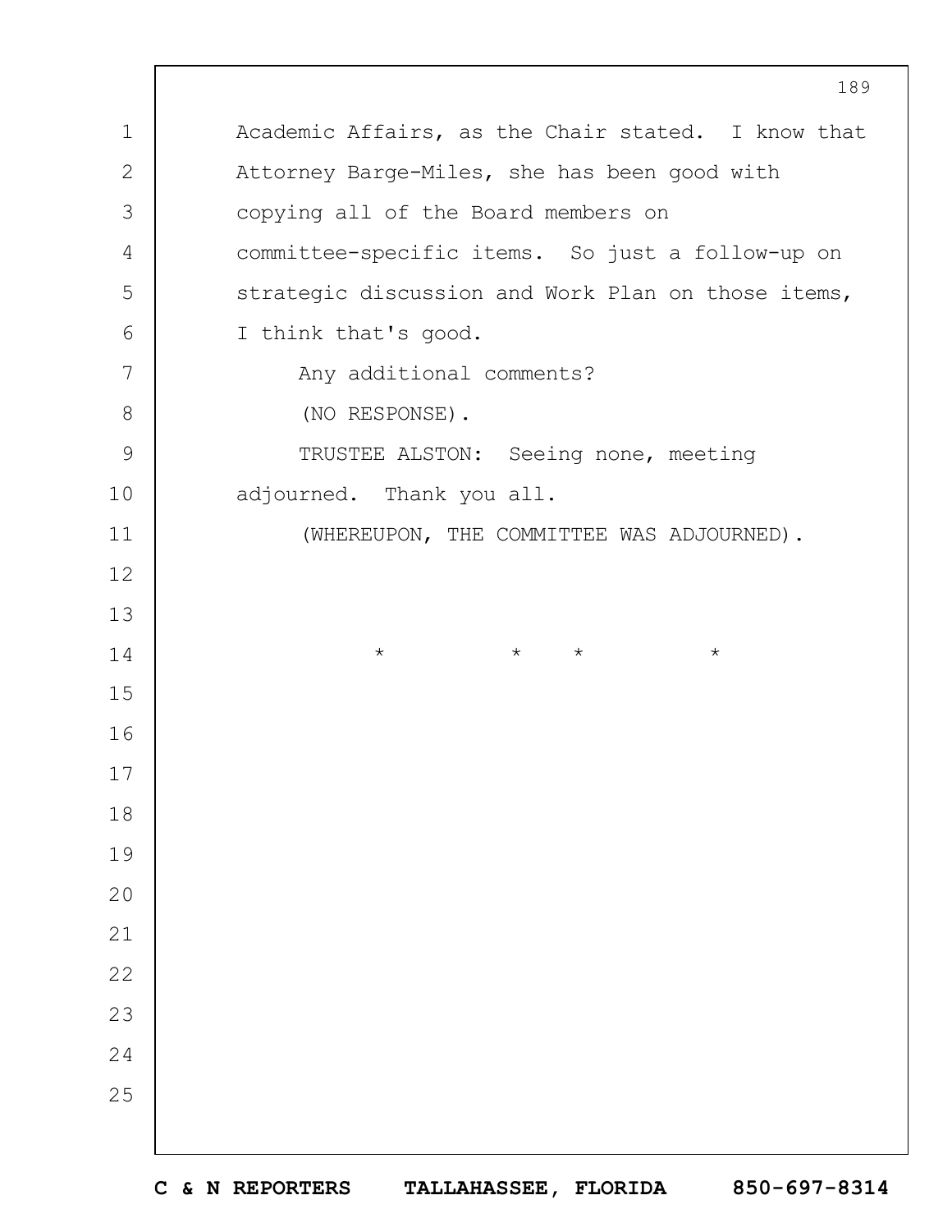Academic Affairs, as the Chair stated. I know that Attorney Barge-Miles, she has been good with copying all of the Board members on committee-specific items. So just a follow-up on strategic discussion and Work Plan on those items, I think that's good.

Any additional comments?

(NO RESPONSE).

TRUSTEE ALSTON: Seeing none, meeting adjourned. Thank you all.

(WHEREUPON, THE COMMITTEE WAS ADJOURNED).

\* \* \* \*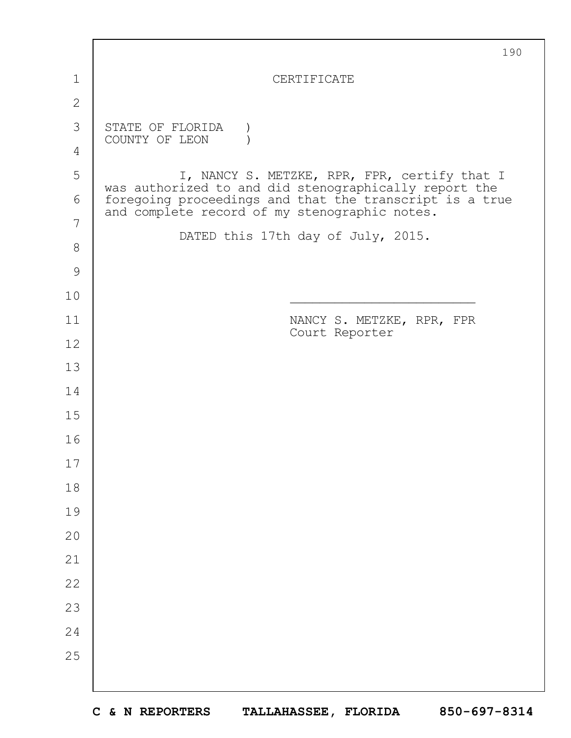# CERTIFICATE

STATE OF FLORIDA )
COUNTY OF LEON )

I, NANCY S. METZKE, RPR, FPR, certify that I was authorized to and did stenographically report the foregoing proceedings and that the transcript is a true and complete record of my stenographic notes.

DATED this 17th day of July, 2015.

______________________________
NANCY S. METZKE, RPR, FPR
Court Reporter